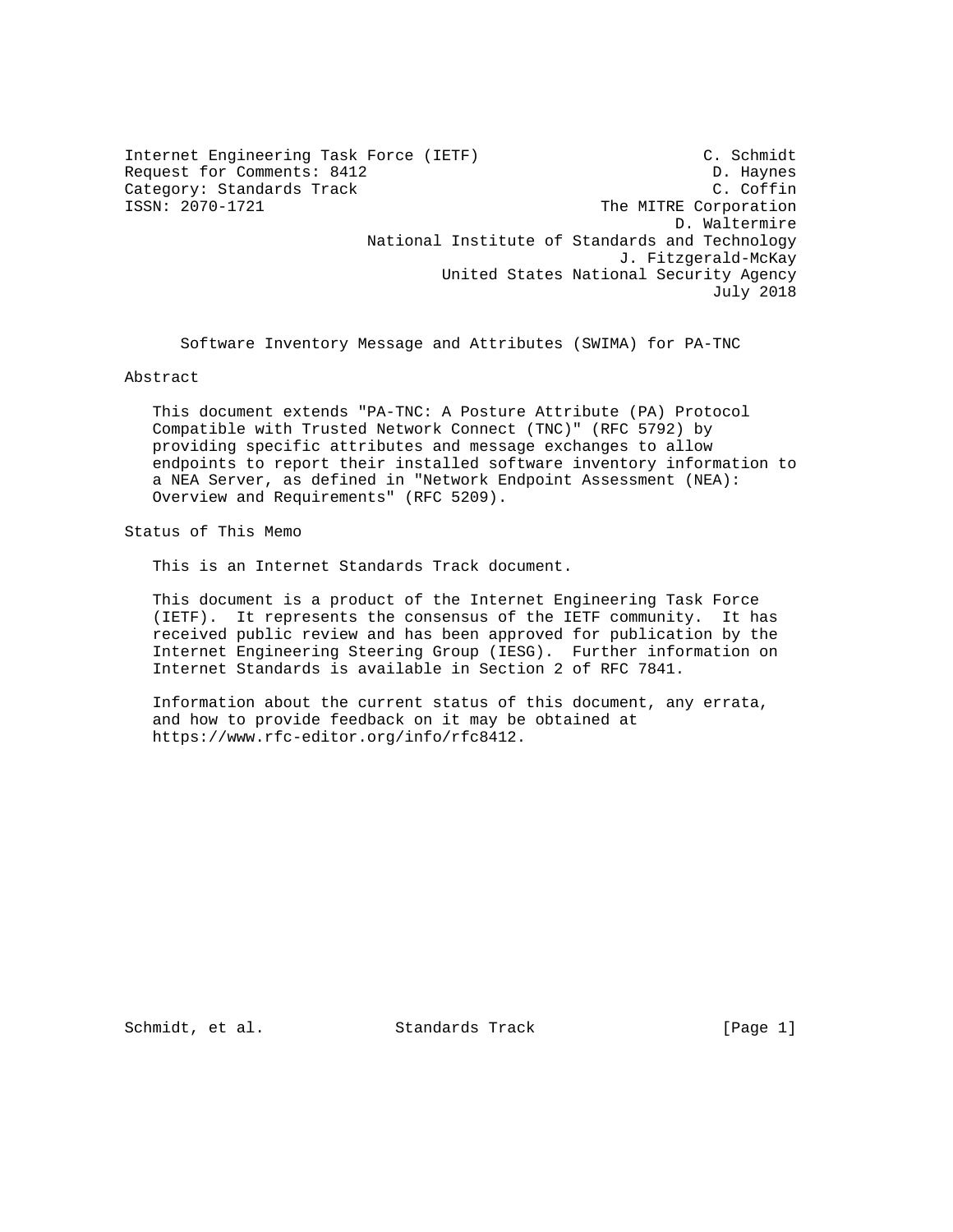Internet Engineering Task Force (IETF)                        C. Schmidt
Request for Comments: 8412                                     D. Haynes
Category: Standards Track                                      C. Coffin
ISSN: 2070-1721                                    The MITRE Corporation
                                                           D. Waltermire
                          National Institute of Standards and Technology
                                                      J. Fitzgerald-McKay
                                    United States National Security Agency
                                                               July 2018

# Software Inventory Message and Attributes (SWIMA) for PA-TNC

## Abstract

This document extends "PA-TNC: A Posture Attribute (PA) Protocol Compatible with Trusted Network Connect (TNC)" (RFC 5792) by providing specific attributes and message exchanges to allow endpoints to report their installed software inventory information to a NEA Server, as defined in "Network Endpoint Assessment (NEA): Overview and Requirements" (RFC 5209).

## Status of This Memo

This is an Internet Standards Track document.

This document is a product of the Internet Engineering Task Force (IETF). It represents the consensus of the IETF community. It has received public review and has been approved for publication by the Internet Engineering Steering Group (IESG). Further information on Internet Standards is available in Section 2 of RFC 7841.

Information about the current status of this document, any errata, and how to provide feedback on it may be obtained at https://www.rfc-editor.org/info/rfc8412.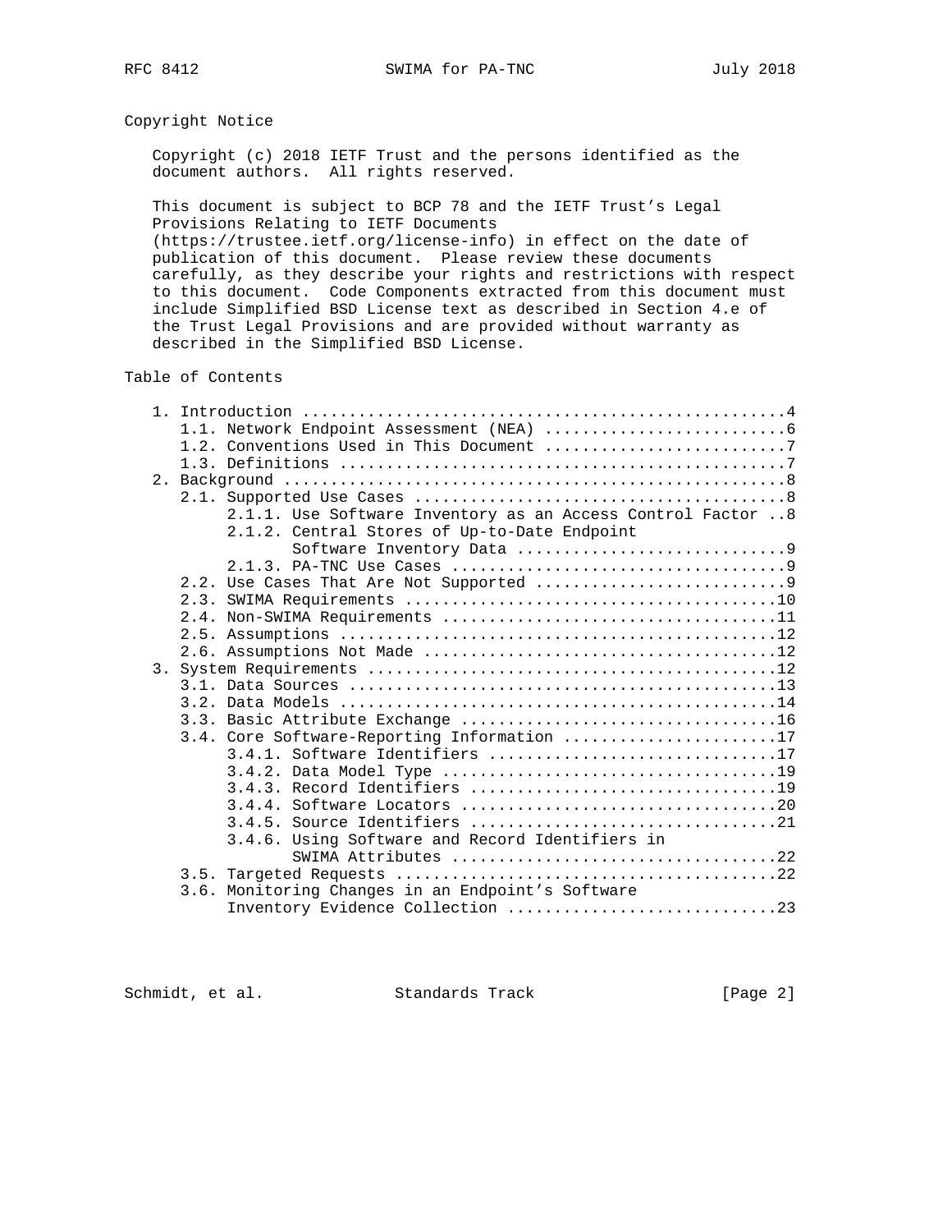## Copyright Notice

Copyright (c) 2018 IETF Trust and the persons identified as the document authors. All rights reserved.

This document is subject to BCP 78 and the IETF Trust's Legal Provisions Relating to IETF Documents (https://trustee.ietf.org/license-info) in effect on the date of publication of this document. Please review these documents carefully, as they describe your rights and restrictions with respect to this document. Code Components extracted from this document must include Simplified BSD License text as described in Section 4.e of the Trust Legal Provisions and are provided without warranty as described in the Simplified BSD License.

## Table of Contents

```
   1. Introduction ....................................................4
      1.1. Network Endpoint Assessment (NEA) ..........................6
      1.2. Conventions Used in This Document ..........................7
      1.3. Definitions ................................................7
   2. Background ......................................................8
      2.1. Supported Use Cases ........................................8
           2.1.1. Use Software Inventory as an Access Control Factor ..8
           2.1.2. Central Stores of Up-to-Date Endpoint
                  Software Inventory Data .............................9
           2.1.3. PA-TNC Use Cases ....................................9
      2.2. Use Cases That Are Not Supported ...........................9
      2.3. SWIMA Requirements ........................................10
      2.4. Non-SWIMA Requirements ....................................11
      2.5. Assumptions ...............................................12
      2.6. Assumptions Not Made ......................................12
   3. System Requirements ............................................12
      3.1. Data Sources ..............................................13
      3.2. Data Models ...............................................14
      3.3. Basic Attribute Exchange ..................................16
      3.4. Core Software-Reporting Information .......................17
           3.4.1. Software Identifiers ...............................17
           3.4.2. Data Model Type ....................................19
           3.4.3. Record Identifiers .................................19
           3.4.4. Software Locators ..................................20
           3.4.5. Source Identifiers .................................21
           3.4.6. Using Software and Record Identifiers in
                  SWIMA Attributes ...................................22
      3.5. Targeted Requests .........................................22
      3.6. Monitoring Changes in an Endpoint's Software
           Inventory Evidence Collection .............................23
```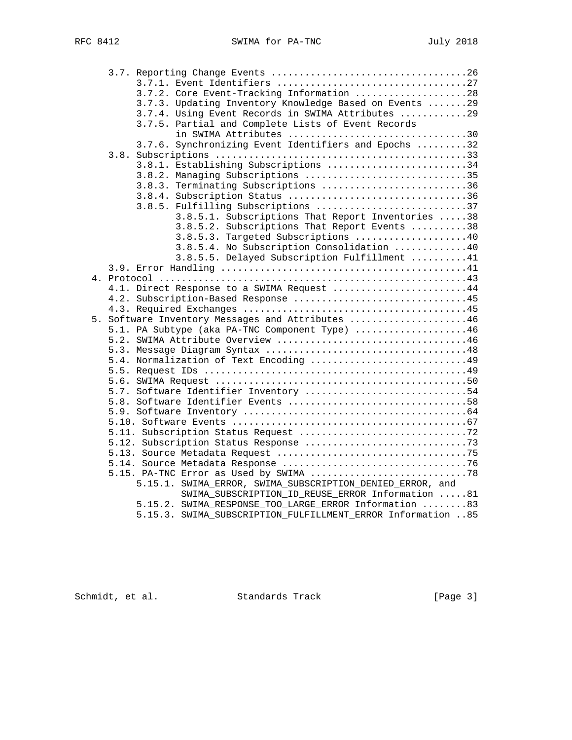```
      3.7. Reporting Change Events ..................................26
           3.7.1. Event Identifiers .................................27
           3.7.2. Core Event-Tracking Information ....................28
           3.7.3. Updating Inventory Knowledge Based on Events .......29
           3.7.4. Using Event Records in SWIMA Attributes ............29
           3.7.5. Partial and Complete Lists of Event Records
                  in SWIMA Attributes ...............................30
           3.7.6. Synchronizing Event Identifiers and Epochs .........32
      3.8. Subscriptions ............................................33
           3.8.1. Establishing Subscriptions .........................34
           3.8.2. Managing Subscriptions .............................35
           3.8.3. Terminating Subscriptions ..........................36
           3.8.4. Subscription Status ................................36
           3.8.5. Fulfilling Subscriptions ...........................37
                  3.8.5.1. Subscriptions That Report Inventories .....38
                  3.8.5.2. Subscriptions That Report Events ..........38
                  3.8.5.3. Targeted Subscriptions ....................40
                  3.8.5.4. No Subscription Consolidation .............40
                  3.8.5.5. Delayed Subscription Fulfillment ..........41
      3.9. Error Handling ...........................................41
   4. Protocol ......................................................43
      4.1. Direct Response to a SWIMA Request ........................44
      4.2. Subscription-Based Response ...............................45
      4.3. Required Exchanges ........................................45
   5. Software Inventory Messages and Attributes .....................46
      5.1. PA Subtype (aka PA-TNC Component Type) ....................46
      5.2. SWIMA Attribute Overview ..................................46
      5.3. Message Diagram Syntax ....................................48
      5.4. Normalization of Text Encoding ............................49
      5.5. Request IDs ...............................................49
      5.6. SWIMA Request .............................................50
      5.7. Software Identifier Inventory .............................54
      5.8. Software Identifier Events ................................58
      5.9. Software Inventory ........................................64
      5.10. Software Events ..........................................67
      5.11. Subscription Status Request ..............................72
      5.12. Subscription Status Response .............................73
      5.13. Source Metadata Request ..................................75
      5.14. Source Metadata Response .................................76
      5.15. PA-TNC Error as Used by SWIMA ............................78
           5.15.1. SWIMA_ERROR, SWIMA_SUBSCRIPTION_DENIED_ERROR, and
                   SWIMA_SUBSCRIPTION_ID_REUSE_ERROR Information .....81
           5.15.2. SWIMA_RESPONSE_TOO_LARGE_ERROR Information ........83
           5.15.3. SWIMA_SUBSCRIPTION_FULFILLMENT_ERROR Information ..85
```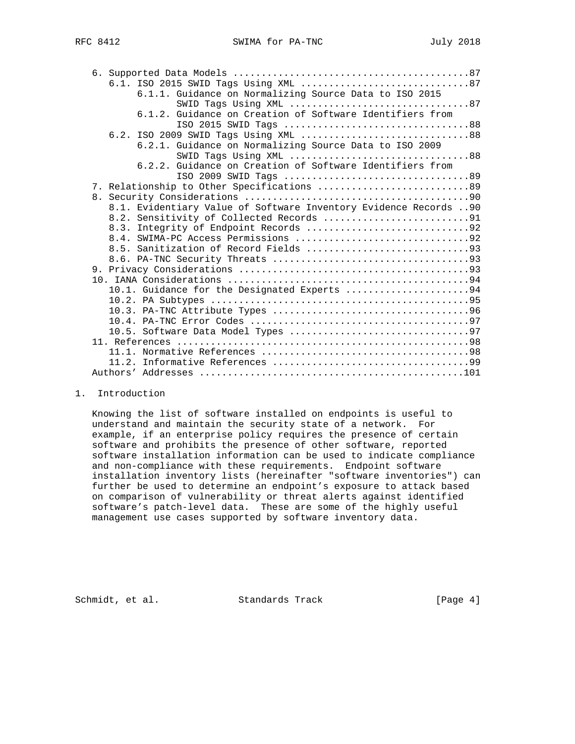6. Supported Data Models .........................................87
   6.1. ISO 2015 SWID Tags Using XML .............................87
        6.1.1. Guidance on Normalizing Source Data to ISO 2015
               SWID Tags Using XML ...............................87
        6.1.2. Guidance on Creation of Software Identifiers from
               ISO 2015 SWID Tags ................................88
   6.2. ISO 2009 SWID Tags Using XML .............................88
        6.2.1. Guidance on Normalizing Source Data to ISO 2009
               SWID Tags Using XML ...............................88
        6.2.2. Guidance on Creation of Software Identifiers from
               ISO 2009 SWID Tags ................................89
7. Relationship to Other Specifications ..........................89
8. Security Considerations .......................................90
   8.1. Evidentiary Value of Software Inventory Evidence Records ..90
   8.2. Sensitivity of Collected Records .........................91
   8.3. Integrity of Endpoint Records ............................92
   8.4. SWIMA-PC Access Permissions ..............................92
   8.5. Sanitization of Record Fields ............................93
   8.6. PA-TNC Security Threats ..................................93
9. Privacy Considerations ........................................93
10. IANA Considerations ..........................................94
   10.1. Guidance for the Designated Experts .....................94
   10.2. PA Subtypes .............................................95
   10.3. PA-TNC Attribute Types ..................................96
   10.4. PA-TNC Error Codes ......................................97
   10.5. Software Data Model Types ...............................97
11. References ...................................................98
   11.1. Normative References ....................................98
   11.2. Informative References ..................................99
Authors' Addresses ..............................................101

## 1. Introduction

Knowing the list of software installed on endpoints is useful to understand and maintain the security state of a network. For example, if an enterprise policy requires the presence of certain software and prohibits the presence of other software, reported software installation information can be used to indicate compliance and non-compliance with these requirements. Endpoint software installation inventory lists (hereinafter "software inventories") can further be used to determine an endpoint's exposure to attack based on comparison of vulnerability or threat alerts against identified software's patch-level data. These are some of the highly useful management use cases supported by software inventory data.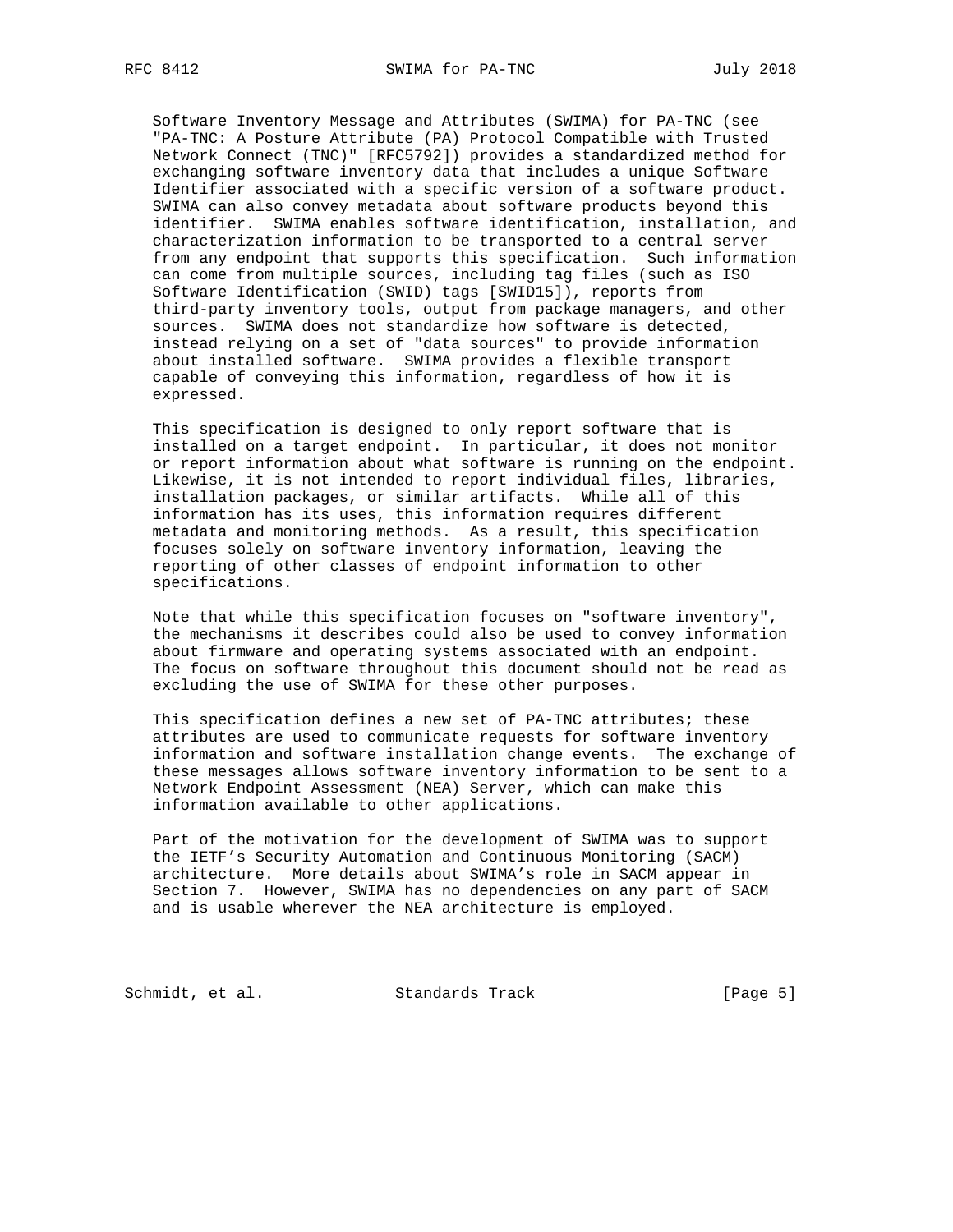Software Inventory Message and Attributes (SWIMA) for PA-TNC (see "PA-TNC: A Posture Attribute (PA) Protocol Compatible with Trusted Network Connect (TNC)" [RFC5792]) provides a standardized method for exchanging software inventory data that includes a unique Software Identifier associated with a specific version of a software product. SWIMA can also convey metadata about software products beyond this identifier. SWIMA enables software identification, installation, and characterization information to be transported to a central server from any endpoint that supports this specification. Such information can come from multiple sources, including tag files (such as ISO Software Identification (SWID) tags [SWID15]), reports from third-party inventory tools, output from package managers, and other sources. SWIMA does not standardize how software is detected, instead relying on a set of "data sources" to provide information about installed software. SWIMA provides a flexible transport capable of conveying this information, regardless of how it is expressed.

This specification is designed to only report software that is installed on a target endpoint. In particular, it does not monitor or report information about what software is running on the endpoint. Likewise, it is not intended to report individual files, libraries, installation packages, or similar artifacts. While all of this information has its uses, this information requires different metadata and monitoring methods. As a result, this specification focuses solely on software inventory information, leaving the reporting of other classes of endpoint information to other specifications.

Note that while this specification focuses on "software inventory", the mechanisms it describes could also be used to convey information about firmware and operating systems associated with an endpoint. The focus on software throughout this document should not be read as excluding the use of SWIMA for these other purposes.

This specification defines a new set of PA-TNC attributes; these attributes are used to communicate requests for software inventory information and software installation change events. The exchange of these messages allows software inventory information to be sent to a Network Endpoint Assessment (NEA) Server, which can make this information available to other applications.

Part of the motivation for the development of SWIMA was to support the IETF's Security Automation and Continuous Monitoring (SACM) architecture. More details about SWIMA's role in SACM appear in Section 7. However, SWIMA has no dependencies on any part of SACM and is usable wherever the NEA architecture is employed.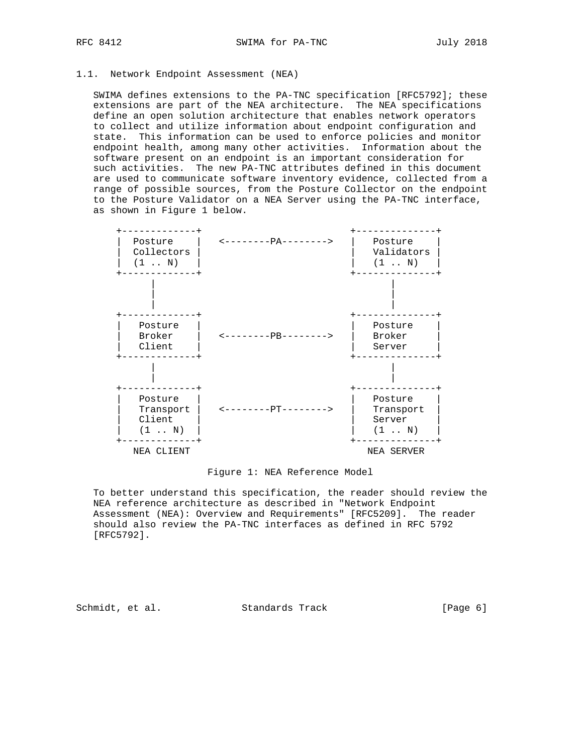### 1.1. Network Endpoint Assessment (NEA)

SWIMA defines extensions to the PA-TNC specification [RFC5792]; these extensions are part of the NEA architecture. The NEA specifications define an open solution architecture that enables network operators to collect and utilize information about endpoint configuration and state. This information can be used to enforce policies and monitor endpoint health, among many other activities. Information about the software present on an endpoint is an important consideration for such activities. The new PA-TNC attributes defined in this document are used to communicate software inventory evidence, collected from a range of possible sources, from the Posture Collector on the endpoint to the Posture Validator on a NEA Server using the PA-TNC interface, as shown in Figure 1 below.

```
     +-------------+                          +--------------+
     |  Posture    |   <--------PA-------->   |   Posture    |
     |  Collectors |                          |   Validators |
     |  (1 .. N)   |                          |   (1 .. N)   |
     +-------------+                          +--------------+
           |                                         |
           |                                         |
           |                                         |
     +-------------+                          +--------------+
     |   Posture   |                          |   Posture    |
     |   Broker    |   <--------PB-------->   |   Broker     |
     |   Client    |                          |   Server     |
     +-------------+                          +--------------+
           |                                         |
           |                                         |
     +-------------+                          +--------------+
     |   Posture   |                          |   Posture    |
     |   Transport |   <--------PT-------->   |   Transport  |
     |   Client    |                          |   Server     |
     |   (1 .. N)  |                          |   (1 .. N)   |
     +-------------+                          +--------------+
        NEA CLIENT                               NEA SERVER
```

Figure 1: NEA Reference Model

To better understand this specification, the reader should review the NEA reference architecture as described in "Network Endpoint Assessment (NEA): Overview and Requirements" [RFC5209]. The reader should also review the PA-TNC interfaces as defined in RFC 5792 [RFC5792].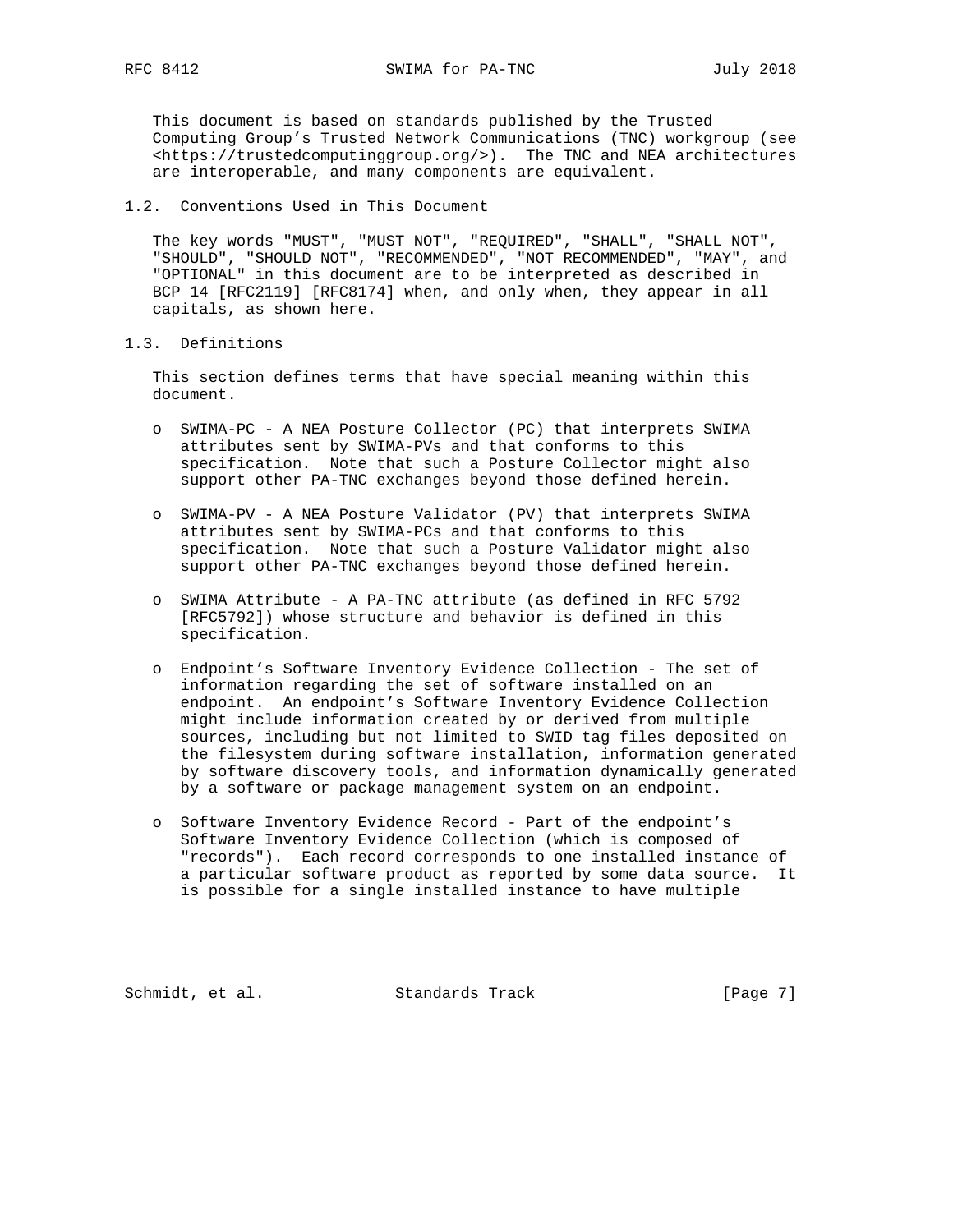This document is based on standards published by the Trusted Computing Group's Trusted Network Communications (TNC) workgroup (see <https://trustedcomputinggroup.org/>). The TNC and NEA architectures are interoperable, and many components are equivalent.

## 1.2. Conventions Used in This Document

The key words "MUST", "MUST NOT", "REQUIRED", "SHALL", "SHALL NOT", "SHOULD", "SHOULD NOT", "RECOMMENDED", "NOT RECOMMENDED", "MAY", and "OPTIONAL" in this document are to be interpreted as described in BCP 14 [RFC2119] [RFC8174] when, and only when, they appear in all capitals, as shown here.

## 1.3. Definitions

This section defines terms that have special meaning within this document.

- SWIMA-PC - A NEA Posture Collector (PC) that interprets SWIMA attributes sent by SWIMA-PVs and that conforms to this specification. Note that such a Posture Collector might also support other PA-TNC exchanges beyond those defined herein.

- SWIMA-PV - A NEA Posture Validator (PV) that interprets SWIMA attributes sent by SWIMA-PCs and that conforms to this specification. Note that such a Posture Validator might also support other PA-TNC exchanges beyond those defined herein.

- SWIMA Attribute - A PA-TNC attribute (as defined in RFC 5792 [RFC5792]) whose structure and behavior is defined in this specification.

- Endpoint's Software Inventory Evidence Collection - The set of information regarding the set of software installed on an endpoint. An endpoint's Software Inventory Evidence Collection might include information created by or derived from multiple sources, including but not limited to SWID tag files deposited on the filesystem during software installation, information generated by software discovery tools, and information dynamically generated by a software or package management system on an endpoint.

- Software Inventory Evidence Record - Part of the endpoint's Software Inventory Evidence Collection (which is composed of "records"). Each record corresponds to one installed instance of a particular software product as reported by some data source. It is possible for a single installed instance to have multiple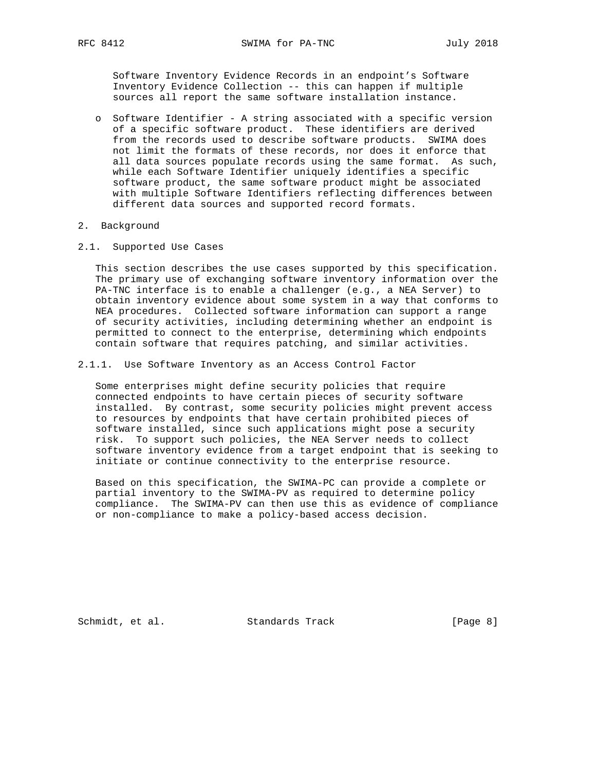Software Inventory Evidence Records in an endpoint's Software Inventory Evidence Collection -- this can happen if multiple sources all report the same software installation instance.

- Software Identifier - A string associated with a specific version of a specific software product. These identifiers are derived from the records used to describe software products. SWIMA does not limit the formats of these records, nor does it enforce that all data sources populate records using the same format. As such, while each Software Identifier uniquely identifies a specific software product, the same software product might be associated with multiple Software Identifiers reflecting differences between different data sources and supported record formats.

# 2. Background

## 2.1. Supported Use Cases

This section describes the use cases supported by this specification. The primary use of exchanging software inventory information over the PA-TNC interface is to enable a challenger (e.g., a NEA Server) to obtain inventory evidence about some system in a way that conforms to NEA procedures. Collected software information can support a range of security activities, including determining whether an endpoint is permitted to connect to the enterprise, determining which endpoints contain software that requires patching, and similar activities.

### 2.1.1. Use Software Inventory as an Access Control Factor

Some enterprises might define security policies that require connected endpoints to have certain pieces of security software installed. By contrast, some security policies might prevent access to resources by endpoints that have certain prohibited pieces of software installed, since such applications might pose a security risk. To support such policies, the NEA Server needs to collect software inventory evidence from a target endpoint that is seeking to initiate or continue connectivity to the enterprise resource.

Based on this specification, the SWIMA-PC can provide a complete or partial inventory to the SWIMA-PV as required to determine policy compliance. The SWIMA-PV can then use this as evidence of compliance or non-compliance to make a policy-based access decision.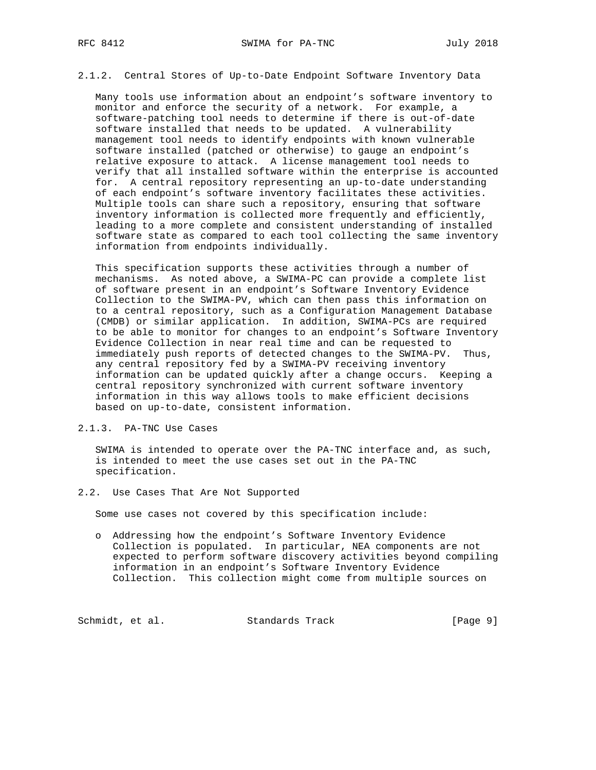#### 2.1.2. Central Stores of Up-to-Date Endpoint Software Inventory Data

Many tools use information about an endpoint's software inventory to monitor and enforce the security of a network. For example, a software-patching tool needs to determine if there is out-of-date software installed that needs to be updated. A vulnerability management tool needs to identify endpoints with known vulnerable software installed (patched or otherwise) to gauge an endpoint's relative exposure to attack. A license management tool needs to verify that all installed software within the enterprise is accounted for. A central repository representing an up-to-date understanding of each endpoint's software inventory facilitates these activities. Multiple tools can share such a repository, ensuring that software inventory information is collected more frequently and efficiently, leading to a more complete and consistent understanding of installed software state as compared to each tool collecting the same inventory information from endpoints individually.

This specification supports these activities through a number of mechanisms. As noted above, a SWIMA-PC can provide a complete list of software present in an endpoint's Software Inventory Evidence Collection to the SWIMA-PV, which can then pass this information on to a central repository, such as a Configuration Management Database (CMDB) or similar application. In addition, SWIMA-PCs are required to be able to monitor for changes to an endpoint's Software Inventory Evidence Collection in near real time and can be requested to immediately push reports of detected changes to the SWIMA-PV. Thus, any central repository fed by a SWIMA-PV receiving inventory information can be updated quickly after a change occurs. Keeping a central repository synchronized with current software inventory information in this way allows tools to make efficient decisions based on up-to-date, consistent information.

#### 2.1.3. PA-TNC Use Cases

SWIMA is intended to operate over the PA-TNC interface and, as such, is intended to meet the use cases set out in the PA-TNC specification.

### 2.2. Use Cases That Are Not Supported

Some use cases not covered by this specification include:

- Addressing how the endpoint's Software Inventory Evidence Collection is populated. In particular, NEA components are not expected to perform software discovery activities beyond compiling information in an endpoint's Software Inventory Evidence Collection. This collection might come from multiple sources on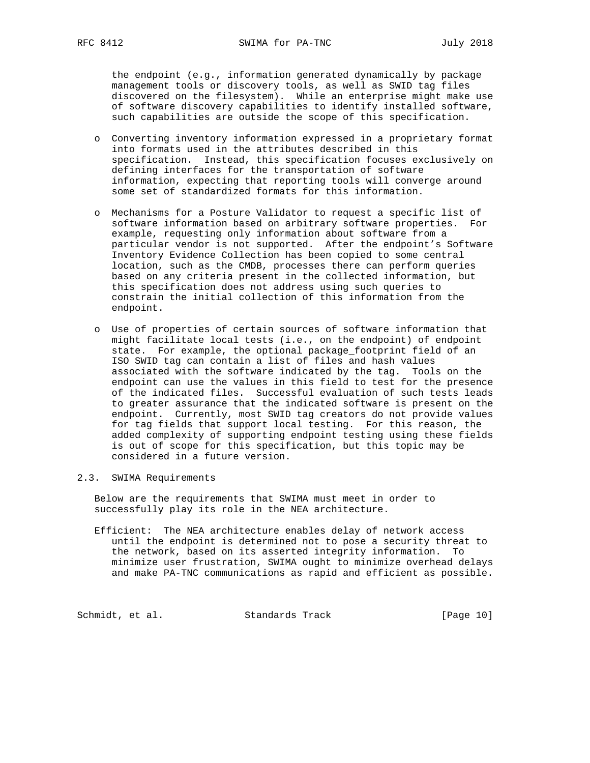the endpoint (e.g., information generated dynamically by package management tools or discovery tools, as well as SWID tag files discovered on the filesystem). While an enterprise might make use of software discovery capabilities to identify installed software, such capabilities are outside the scope of this specification.

- Converting inventory information expressed in a proprietary format into formats used in the attributes described in this specification. Instead, this specification focuses exclusively on defining interfaces for the transportation of software information, expecting that reporting tools will converge around some set of standardized formats for this information.

- Mechanisms for a Posture Validator to request a specific list of software information based on arbitrary software properties. For example, requesting only information about software from a particular vendor is not supported. After the endpoint's Software Inventory Evidence Collection has been copied to some central location, such as the CMDB, processes there can perform queries based on any criteria present in the collected information, but this specification does not address using such queries to constrain the initial collection of this information from the endpoint.

- Use of properties of certain sources of software information that might facilitate local tests (i.e., on the endpoint) of endpoint state. For example, the optional package_footprint field of an ISO SWID tag can contain a list of files and hash values associated with the software indicated by the tag. Tools on the endpoint can use the values in this field to test for the presence of the indicated files. Successful evaluation of such tests leads to greater assurance that the indicated software is present on the endpoint. Currently, most SWID tag creators do not provide values for tag fields that support local testing. For this reason, the added complexity of supporting endpoint testing using these fields is out of scope for this specification, but this topic may be considered in a future version.

## 2.3. SWIMA Requirements

Below are the requirements that SWIMA must meet in order to successfully play its role in the NEA architecture.

Efficient: The NEA architecture enables delay of network access until the endpoint is determined not to pose a security threat to the network, based on its asserted integrity information. To minimize user frustration, SWIMA ought to minimize overhead delays and make PA-TNC communications as rapid and efficient as possible.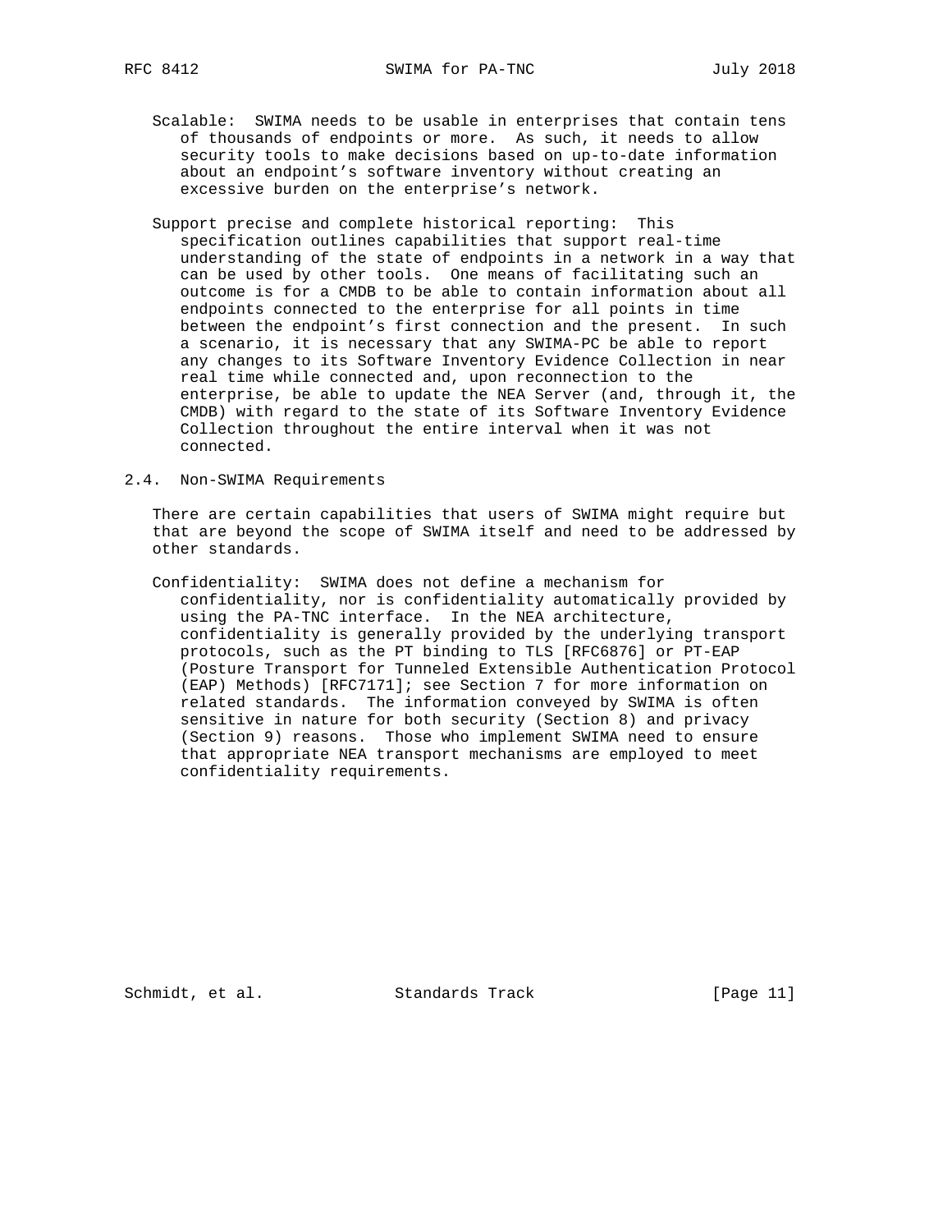Scalable: SWIMA needs to be usable in enterprises that contain tens of thousands of endpoints or more. As such, it needs to allow security tools to make decisions based on up-to-date information about an endpoint's software inventory without creating an excessive burden on the enterprise's network.

Support precise and complete historical reporting: This specification outlines capabilities that support real-time understanding of the state of endpoints in a network in a way that can be used by other tools. One means of facilitating such an outcome is for a CMDB to be able to contain information about all endpoints connected to the enterprise for all points in time between the endpoint's first connection and the present. In such a scenario, it is necessary that any SWIMA-PC be able to report any changes to its Software Inventory Evidence Collection in near real time while connected and, upon reconnection to the enterprise, be able to update the NEA Server (and, through it, the CMDB) with regard to the state of its Software Inventory Evidence Collection throughout the entire interval when it was not connected.

## 2.4. Non-SWIMA Requirements

There are certain capabilities that users of SWIMA might require but that are beyond the scope of SWIMA itself and need to be addressed by other standards.

Confidentiality: SWIMA does not define a mechanism for confidentiality, nor is confidentiality automatically provided by using the PA-TNC interface. In the NEA architecture, confidentiality is generally provided by the underlying transport protocols, such as the PT binding to TLS [RFC6876] or PT-EAP (Posture Transport for Tunneled Extensible Authentication Protocol (EAP) Methods) [RFC7171]; see Section 7 for more information on related standards. The information conveyed by SWIMA is often sensitive in nature for both security (Section 8) and privacy (Section 9) reasons. Those who implement SWIMA need to ensure that appropriate NEA transport mechanisms are employed to meet confidentiality requirements.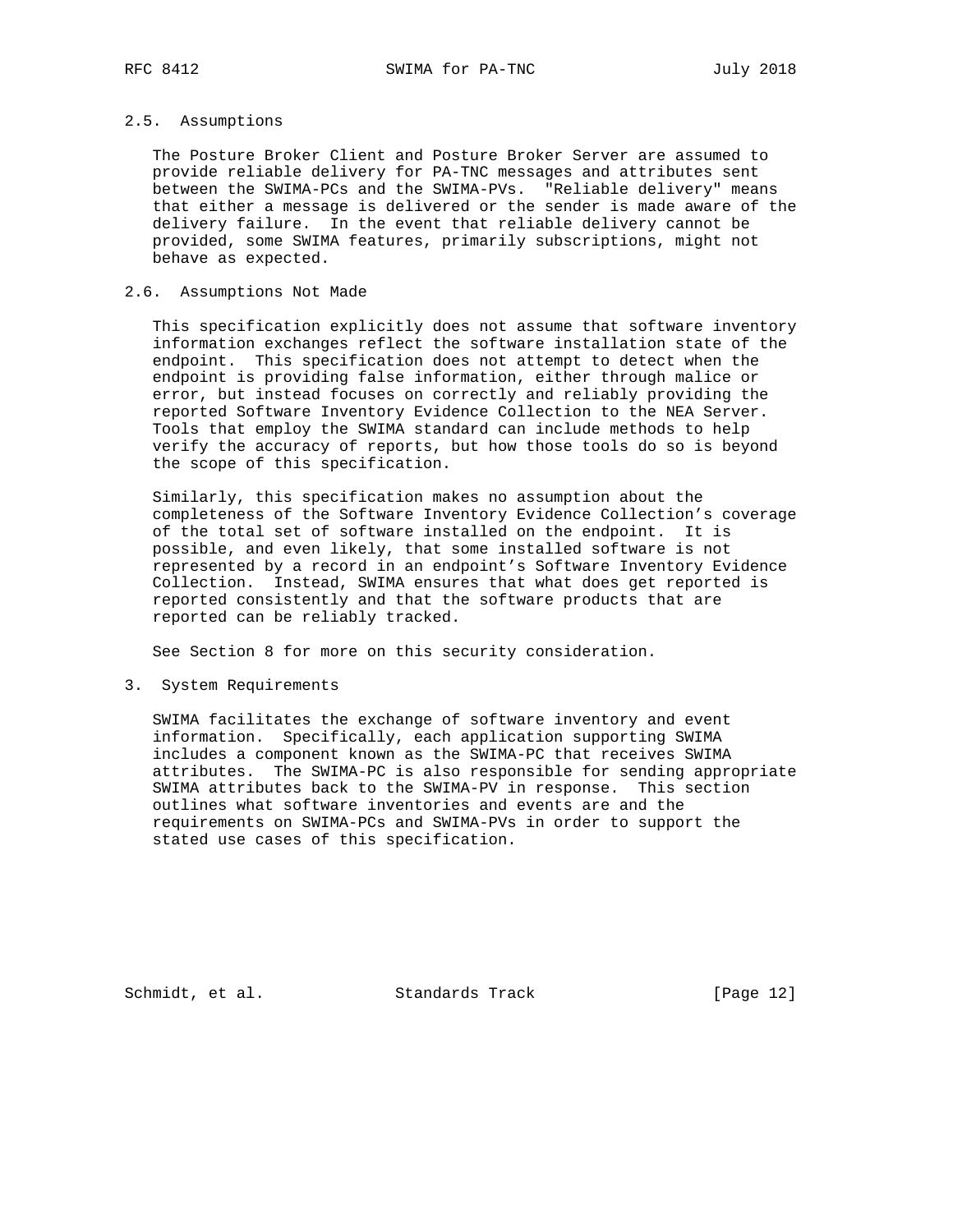### 2.5. Assumptions

The Posture Broker Client and Posture Broker Server are assumed to provide reliable delivery for PA-TNC messages and attributes sent between the SWIMA-PCs and the SWIMA-PVs. "Reliable delivery" means that either a message is delivered or the sender is made aware of the delivery failure. In the event that reliable delivery cannot be provided, some SWIMA features, primarily subscriptions, might not behave as expected.

### 2.6. Assumptions Not Made

This specification explicitly does not assume that software inventory information exchanges reflect the software installation state of the endpoint. This specification does not attempt to detect when the endpoint is providing false information, either through malice or error, but instead focuses on correctly and reliably providing the reported Software Inventory Evidence Collection to the NEA Server. Tools that employ the SWIMA standard can include methods to help verify the accuracy of reports, but how those tools do so is beyond the scope of this specification.

Similarly, this specification makes no assumption about the completeness of the Software Inventory Evidence Collection's coverage of the total set of software installed on the endpoint. It is possible, and even likely, that some installed software is not represented by a record in an endpoint's Software Inventory Evidence Collection. Instead, SWIMA ensures that what does get reported is reported consistently and that the software products that are reported can be reliably tracked.

See Section 8 for more on this security consideration.

## 3. System Requirements

SWIMA facilitates the exchange of software inventory and event information. Specifically, each application supporting SWIMA includes a component known as the SWIMA-PC that receives SWIMA attributes. The SWIMA-PC is also responsible for sending appropriate SWIMA attributes back to the SWIMA-PV in response. This section outlines what software inventories and events are and the requirements on SWIMA-PCs and SWIMA-PVs in order to support the stated use cases of this specification.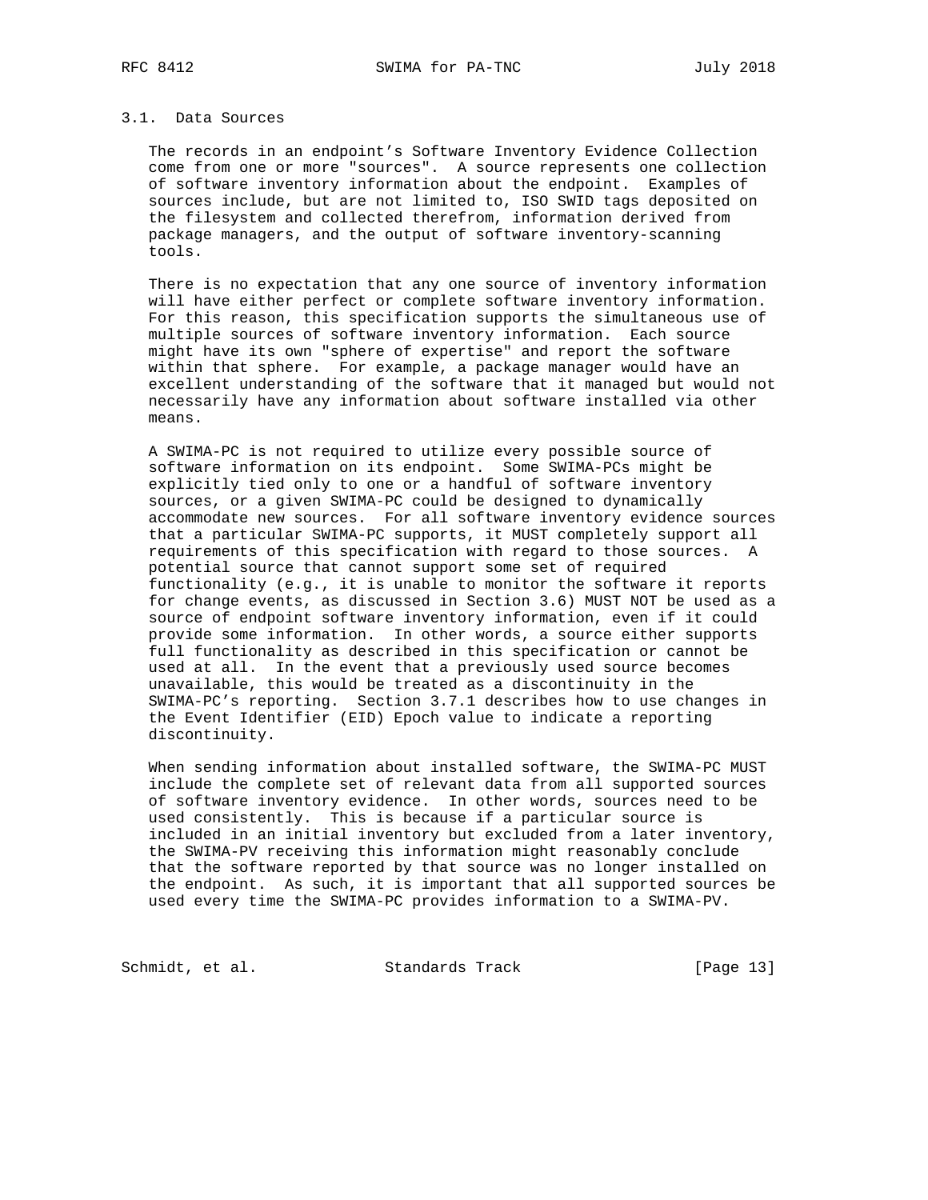### 3.1. Data Sources

The records in an endpoint's Software Inventory Evidence Collection come from one or more "sources". A source represents one collection of software inventory information about the endpoint. Examples of sources include, but are not limited to, ISO SWID tags deposited on the filesystem and collected therefrom, information derived from package managers, and the output of software inventory-scanning tools.

There is no expectation that any one source of inventory information will have either perfect or complete software inventory information. For this reason, this specification supports the simultaneous use of multiple sources of software inventory information. Each source might have its own "sphere of expertise" and report the software within that sphere. For example, a package manager would have an excellent understanding of the software that it managed but would not necessarily have any information about software installed via other means.

A SWIMA-PC is not required to utilize every possible source of software information on its endpoint. Some SWIMA-PCs might be explicitly tied only to one or a handful of software inventory sources, or a given SWIMA-PC could be designed to dynamically accommodate new sources. For all software inventory evidence sources that a particular SWIMA-PC supports, it MUST completely support all requirements of this specification with regard to those sources. A potential source that cannot support some set of required functionality (e.g., it is unable to monitor the software it reports for change events, as discussed in Section 3.6) MUST NOT be used as a source of endpoint software inventory information, even if it could provide some information. In other words, a source either supports full functionality as described in this specification or cannot be used at all. In the event that a previously used source becomes unavailable, this would be treated as a discontinuity in the SWIMA-PC's reporting. Section 3.7.1 describes how to use changes in the Event Identifier (EID) Epoch value to indicate a reporting discontinuity.

When sending information about installed software, the SWIMA-PC MUST include the complete set of relevant data from all supported sources of software inventory evidence. In other words, sources need to be used consistently. This is because if a particular source is included in an initial inventory but excluded from a later inventory, the SWIMA-PV receiving this information might reasonably conclude that the software reported by that source was no longer installed on the endpoint. As such, it is important that all supported sources be used every time the SWIMA-PC provides information to a SWIMA-PV.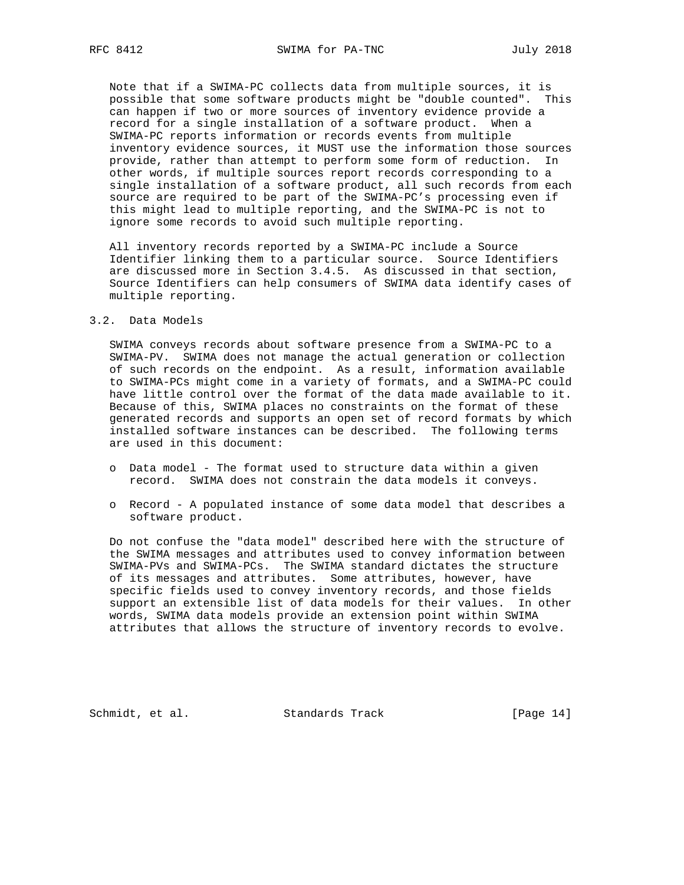Note that if a SWIMA-PC collects data from multiple sources, it is possible that some software products might be "double counted". This can happen if two or more sources of inventory evidence provide a record for a single installation of a software product. When a SWIMA-PC reports information or records events from multiple inventory evidence sources, it MUST use the information those sources provide, rather than attempt to perform some form of reduction. In other words, if multiple sources report records corresponding to a single installation of a software product, all such records from each source are required to be part of the SWIMA-PC's processing even if this might lead to multiple reporting, and the SWIMA-PC is not to ignore some records to avoid such multiple reporting.

All inventory records reported by a SWIMA-PC include a Source Identifier linking them to a particular source. Source Identifiers are discussed more in Section 3.4.5. As discussed in that section, Source Identifiers can help consumers of SWIMA data identify cases of multiple reporting.

## 3.2. Data Models

SWIMA conveys records about software presence from a SWIMA-PC to a SWIMA-PV. SWIMA does not manage the actual generation or collection of such records on the endpoint. As a result, information available to SWIMA-PCs might come in a variety of formats, and a SWIMA-PC could have little control over the format of the data made available to it. Because of this, SWIMA places no constraints on the format of these generated records and supports an open set of record formats by which installed software instances can be described. The following terms are used in this document:

- Data model - The format used to structure data within a given record. SWIMA does not constrain the data models it conveys.
- Record - A populated instance of some data model that describes a software product.

Do not confuse the "data model" described here with the structure of the SWIMA messages and attributes used to convey information between SWIMA-PVs and SWIMA-PCs. The SWIMA standard dictates the structure of its messages and attributes. Some attributes, however, have specific fields used to convey inventory records, and those fields support an extensible list of data models for their values. In other words, SWIMA data models provide an extension point within SWIMA attributes that allows the structure of inventory records to evolve.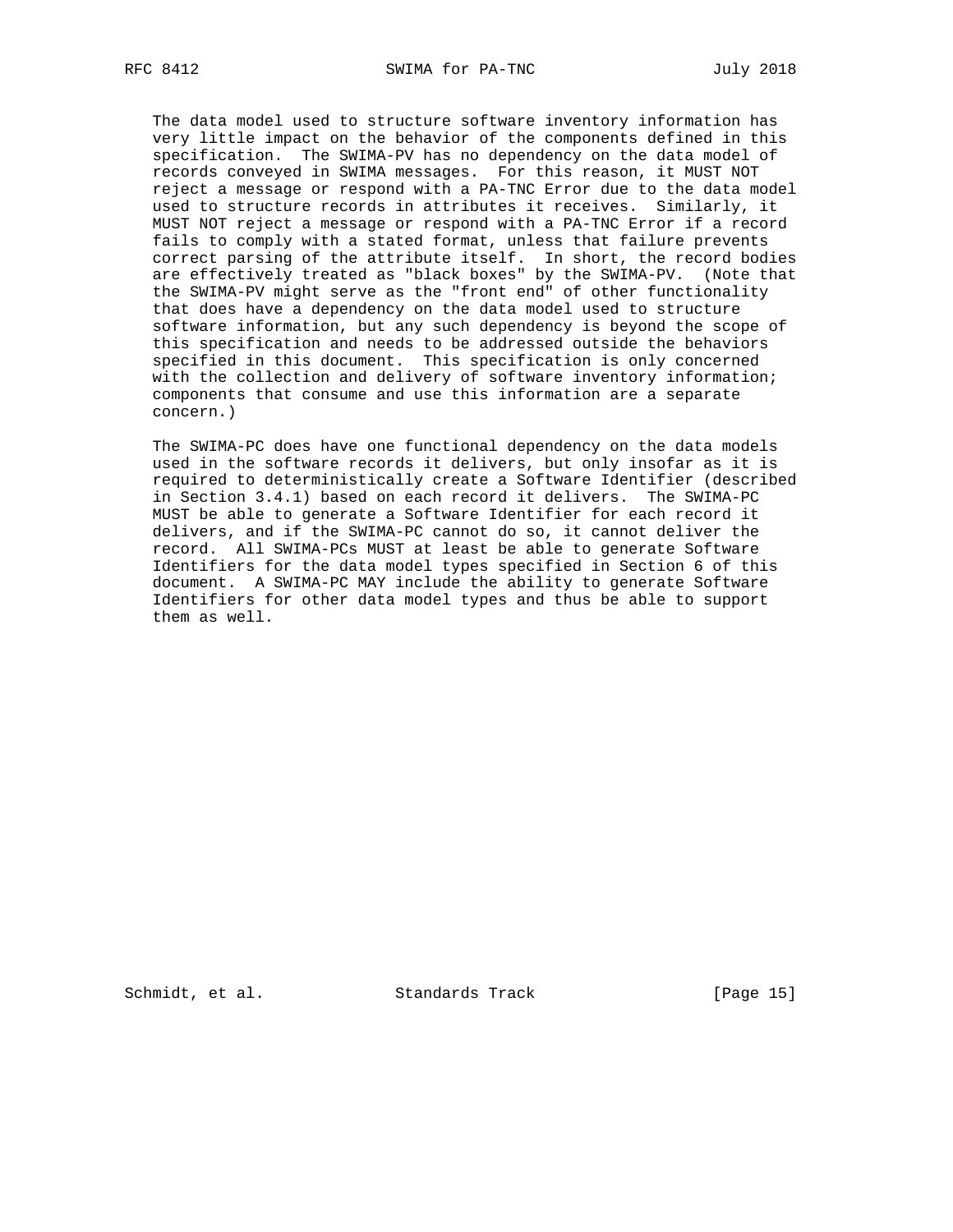The data model used to structure software inventory information has very little impact on the behavior of the components defined in this specification. The SWIMA-PV has no dependency on the data model of records conveyed in SWIMA messages. For this reason, it MUST NOT reject a message or respond with a PA-TNC Error due to the data model used to structure records in attributes it receives. Similarly, it MUST NOT reject a message or respond with a PA-TNC Error if a record fails to comply with a stated format, unless that failure prevents correct parsing of the attribute itself. In short, the record bodies are effectively treated as "black boxes" by the SWIMA-PV. (Note that the SWIMA-PV might serve as the "front end" of other functionality that does have a dependency on the data model used to structure software information, but any such dependency is beyond the scope of this specification and needs to be addressed outside the behaviors specified in this document. This specification is only concerned with the collection and delivery of software inventory information; components that consume and use this information are a separate concern.)

The SWIMA-PC does have one functional dependency on the data models used in the software records it delivers, but only insofar as it is required to deterministically create a Software Identifier (described in Section 3.4.1) based on each record it delivers. The SWIMA-PC MUST be able to generate a Software Identifier for each record it delivers, and if the SWIMA-PC cannot do so, it cannot deliver the record. All SWIMA-PCs MUST at least be able to generate Software Identifiers for the data model types specified in Section 6 of this document. A SWIMA-PC MAY include the ability to generate Software Identifiers for other data model types and thus be able to support them as well.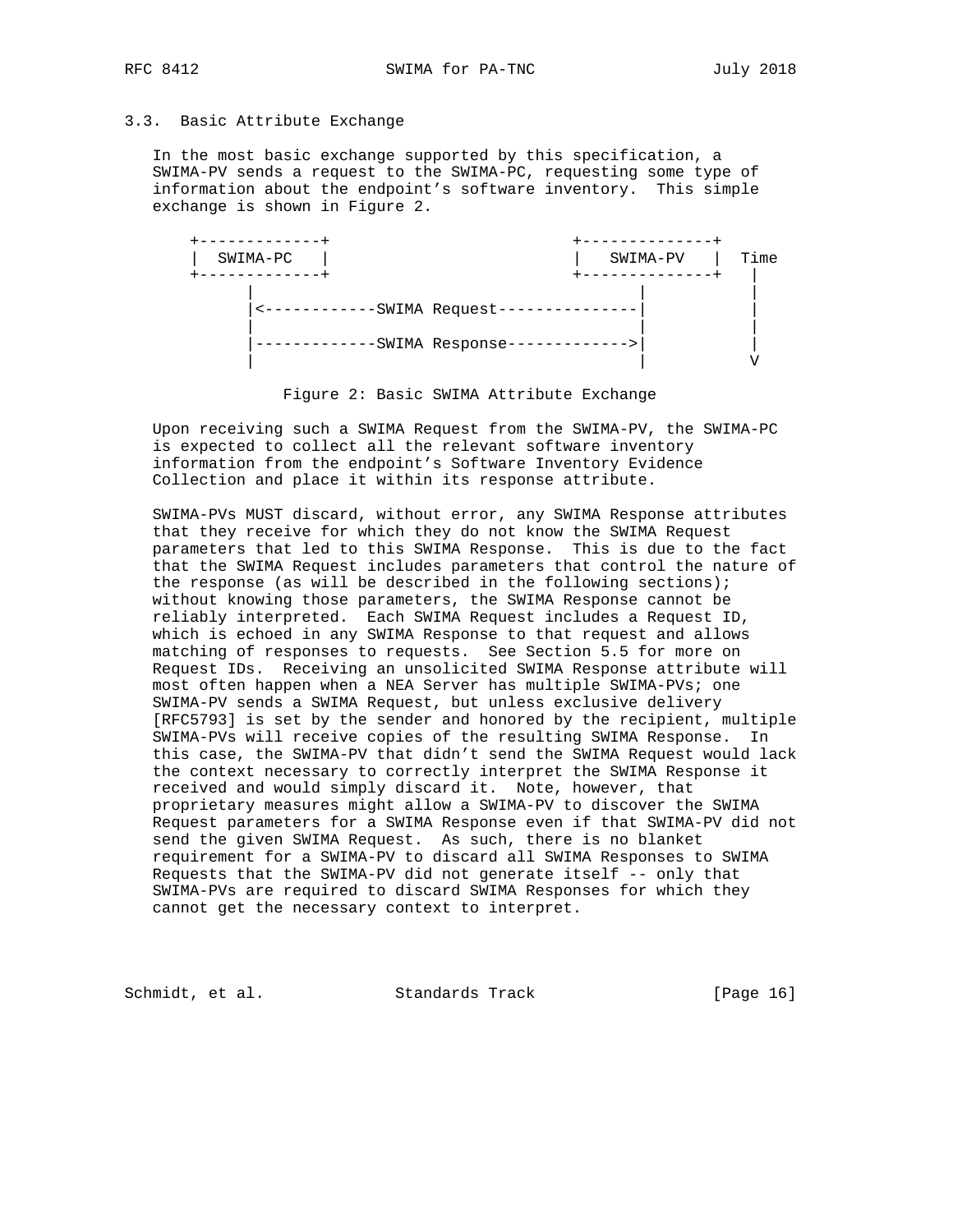### 3.3. Basic Attribute Exchange

In the most basic exchange supported by this specification, a SWIMA-PV sends a request to the SWIMA-PC, requesting some type of information about the endpoint's software inventory. This simple exchange is shown in Figure 2.

```
 +-------------+                               +--------------+
 |  SWIMA-PC   |                               |   SWIMA-PV   |  Time
 +-------------+                               +--------------+   |
        |                                             |           |
        |<------------SWIMA Request---------------|           |
        |                                             |           |
        |-------------SWIMA Response------------->|           |
        |                                             |           V
```

Figure 2: Basic SWIMA Attribute Exchange

Upon receiving such a SWIMA Request from the SWIMA-PV, the SWIMA-PC is expected to collect all the relevant software inventory information from the endpoint's Software Inventory Evidence Collection and place it within its response attribute.

SWIMA-PVs MUST discard, without error, any SWIMA Response attributes that they receive for which they do not know the SWIMA Request parameters that led to this SWIMA Response. This is due to the fact that the SWIMA Request includes parameters that control the nature of the response (as will be described in the following sections); without knowing those parameters, the SWIMA Response cannot be reliably interpreted. Each SWIMA Request includes a Request ID, which is echoed in any SWIMA Response to that request and allows matching of responses to requests. See Section 5.5 for more on Request IDs. Receiving an unsolicited SWIMA Response attribute will most often happen when a NEA Server has multiple SWIMA-PVs; one SWIMA-PV sends a SWIMA Request, but unless exclusive delivery [RFC5793] is set by the sender and honored by the recipient, multiple SWIMA-PVs will receive copies of the resulting SWIMA Response. In this case, the SWIMA-PV that didn't send the SWIMA Request would lack the context necessary to correctly interpret the SWIMA Response it received and would simply discard it. Note, however, that proprietary measures might allow a SWIMA-PV to discover the SWIMA Request parameters for a SWIMA Response even if that SWIMA-PV did not send the given SWIMA Request. As such, there is no blanket requirement for a SWIMA-PV to discard all SWIMA Responses to SWIMA Requests that the SWIMA-PV did not generate itself -- only that SWIMA-PVs are required to discard SWIMA Responses for which they cannot get the necessary context to interpret.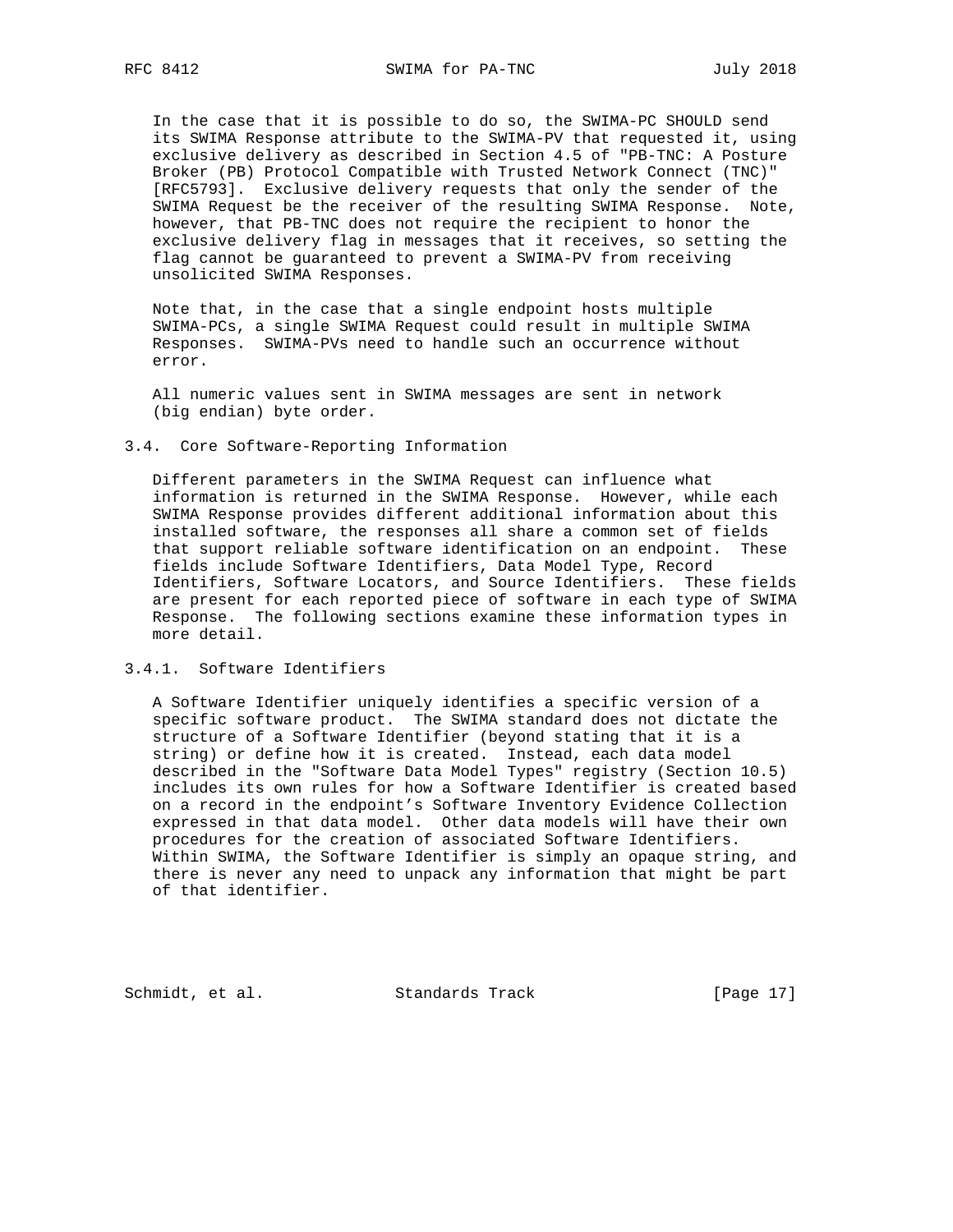In the case that it is possible to do so, the SWIMA-PC SHOULD send its SWIMA Response attribute to the SWIMA-PV that requested it, using exclusive delivery as described in Section 4.5 of "PB-TNC: A Posture Broker (PB) Protocol Compatible with Trusted Network Connect (TNC)" [RFC5793]. Exclusive delivery requests that only the sender of the SWIMA Request be the receiver of the resulting SWIMA Response. Note, however, that PB-TNC does not require the recipient to honor the exclusive delivery flag in messages that it receives, so setting the flag cannot be guaranteed to prevent a SWIMA-PV from receiving unsolicited SWIMA Responses.

Note that, in the case that a single endpoint hosts multiple SWIMA-PCs, a single SWIMA Request could result in multiple SWIMA Responses. SWIMA-PVs need to handle such an occurrence without error.

All numeric values sent in SWIMA messages are sent in network (big endian) byte order.

### 3.4. Core Software-Reporting Information

Different parameters in the SWIMA Request can influence what information is returned in the SWIMA Response. However, while each SWIMA Response provides different additional information about this installed software, the responses all share a common set of fields that support reliable software identification on an endpoint. These fields include Software Identifiers, Data Model Type, Record Identifiers, Software Locators, and Source Identifiers. These fields are present for each reported piece of software in each type of SWIMA Response. The following sections examine these information types in more detail.

#### 3.4.1. Software Identifiers

A Software Identifier uniquely identifies a specific version of a specific software product. The SWIMA standard does not dictate the structure of a Software Identifier (beyond stating that it is a string) or define how it is created. Instead, each data model described in the "Software Data Model Types" registry (Section 10.5) includes its own rules for how a Software Identifier is created based on a record in the endpoint's Software Inventory Evidence Collection expressed in that data model. Other data models will have their own procedures for the creation of associated Software Identifiers. Within SWIMA, the Software Identifier is simply an opaque string, and there is never any need to unpack any information that might be part of that identifier.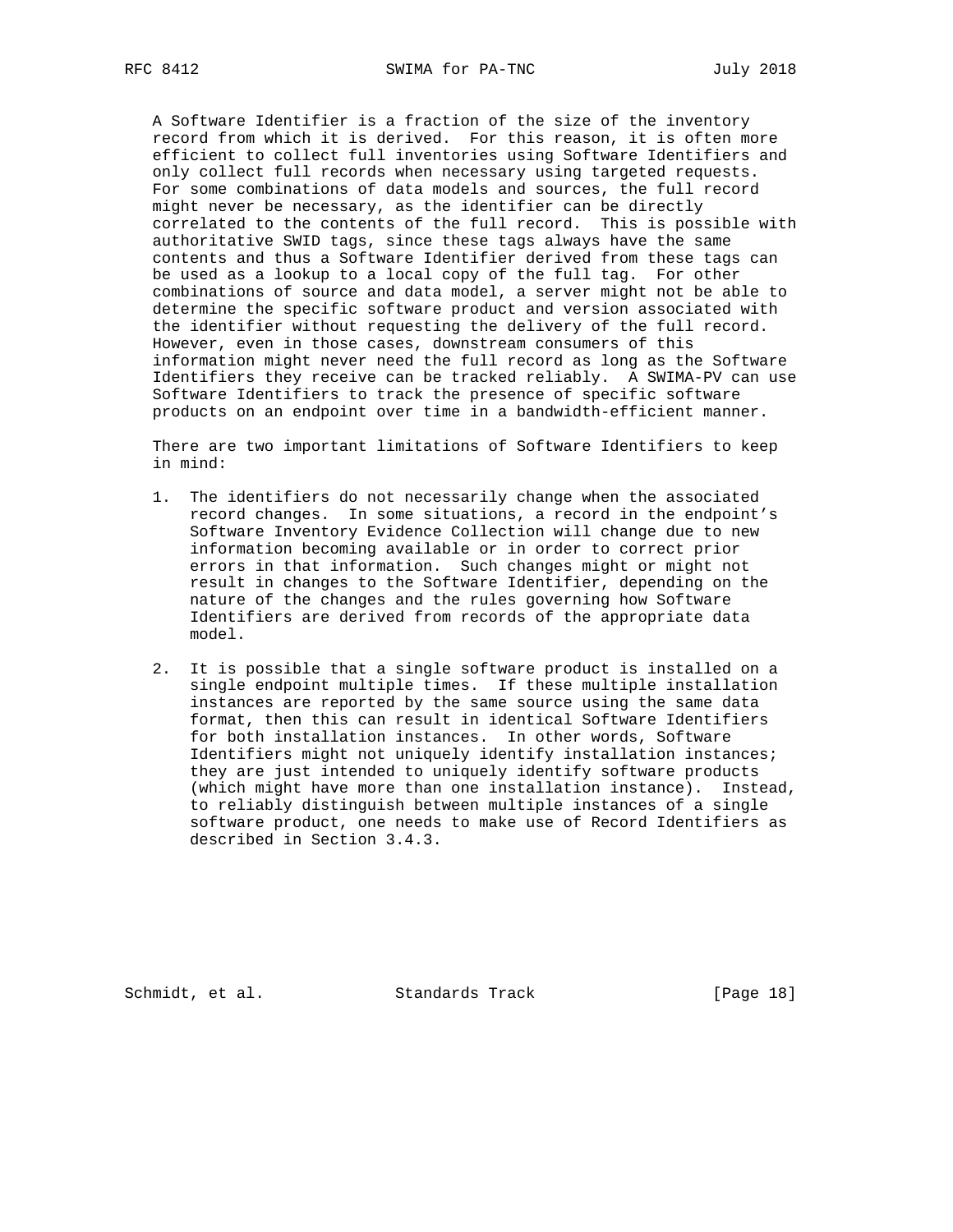A Software Identifier is a fraction of the size of the inventory record from which it is derived. For this reason, it is often more efficient to collect full inventories using Software Identifiers and only collect full records when necessary using targeted requests. For some combinations of data models and sources, the full record might never be necessary, as the identifier can be directly correlated to the contents of the full record. This is possible with authoritative SWID tags, since these tags always have the same contents and thus a Software Identifier derived from these tags can be used as a lookup to a local copy of the full tag. For other combinations of source and data model, a server might not be able to determine the specific software product and version associated with the identifier without requesting the delivery of the full record. However, even in those cases, downstream consumers of this information might never need the full record as long as the Software Identifiers they receive can be tracked reliably. A SWIMA-PV can use Software Identifiers to track the presence of specific software products on an endpoint over time in a bandwidth-efficient manner.

There are two important limitations of Software Identifiers to keep in mind:

1. The identifiers do not necessarily change when the associated record changes. In some situations, a record in the endpoint's Software Inventory Evidence Collection will change due to new information becoming available or in order to correct prior errors in that information. Such changes might or might not result in changes to the Software Identifier, depending on the nature of the changes and the rules governing how Software Identifiers are derived from records of the appropriate data model.

2. It is possible that a single software product is installed on a single endpoint multiple times. If these multiple installation instances are reported by the same source using the same data format, then this can result in identical Software Identifiers for both installation instances. In other words, Software Identifiers might not uniquely identify installation instances; they are just intended to uniquely identify software products (which might have more than one installation instance). Instead, to reliably distinguish between multiple instances of a single software product, one needs to make use of Record Identifiers as described in Section 3.4.3.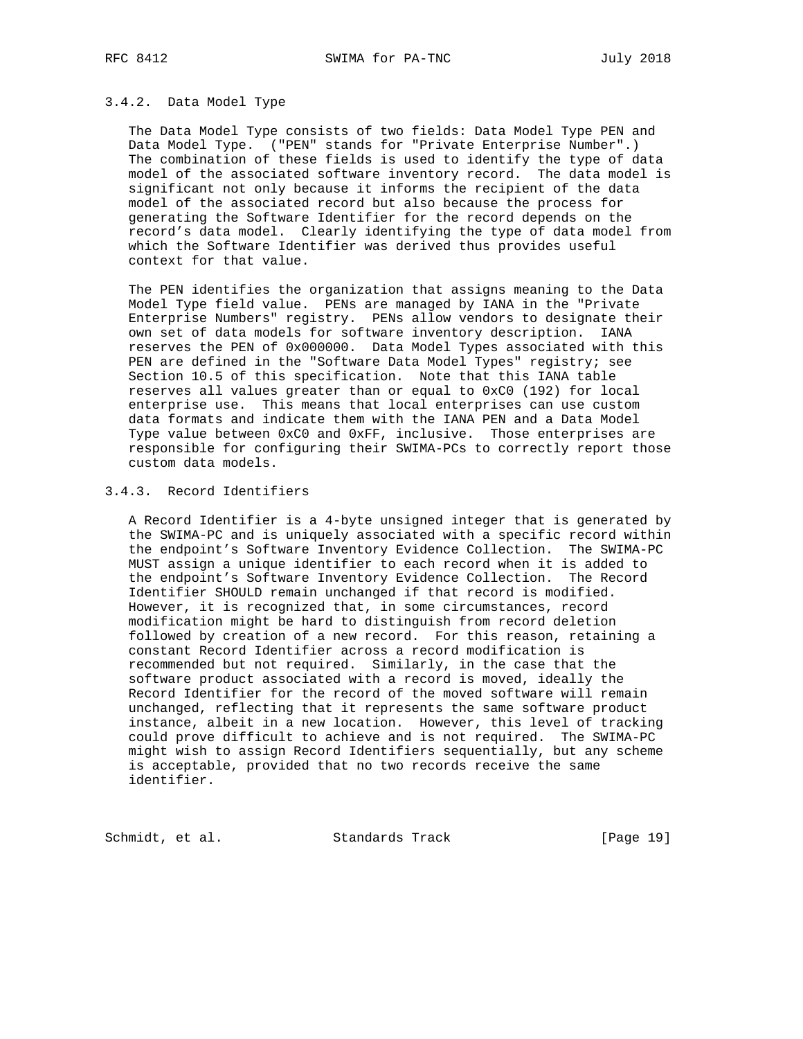### 3.4.2. Data Model Type

The Data Model Type consists of two fields: Data Model Type PEN and Data Model Type. ("PEN" stands for "Private Enterprise Number".) The combination of these fields is used to identify the type of data model of the associated software inventory record. The data model is significant not only because it informs the recipient of the data model of the associated record but also because the process for generating the Software Identifier for the record depends on the record's data model. Clearly identifying the type of data model from which the Software Identifier was derived thus provides useful context for that value.

The PEN identifies the organization that assigns meaning to the Data Model Type field value. PENs are managed by IANA in the "Private Enterprise Numbers" registry. PENs allow vendors to designate their own set of data models for software inventory description. IANA reserves the PEN of 0x000000. Data Model Types associated with this PEN are defined in the "Software Data Model Types" registry; see Section 10.5 of this specification. Note that this IANA table reserves all values greater than or equal to 0xC0 (192) for local enterprise use. This means that local enterprises can use custom data formats and indicate them with the IANA PEN and a Data Model Type value between 0xC0 and 0xFF, inclusive. Those enterprises are responsible for configuring their SWIMA-PCs to correctly report those custom data models.

### 3.4.3. Record Identifiers

A Record Identifier is a 4-byte unsigned integer that is generated by the SWIMA-PC and is uniquely associated with a specific record within the endpoint's Software Inventory Evidence Collection. The SWIMA-PC MUST assign a unique identifier to each record when it is added to the endpoint's Software Inventory Evidence Collection. The Record Identifier SHOULD remain unchanged if that record is modified. However, it is recognized that, in some circumstances, record modification might be hard to distinguish from record deletion followed by creation of a new record. For this reason, retaining a constant Record Identifier across a record modification is recommended but not required. Similarly, in the case that the software product associated with a record is moved, ideally the Record Identifier for the record of the moved software will remain unchanged, reflecting that it represents the same software product instance, albeit in a new location. However, this level of tracking could prove difficult to achieve and is not required. The SWIMA-PC might wish to assign Record Identifiers sequentially, but any scheme is acceptable, provided that no two records receive the same identifier.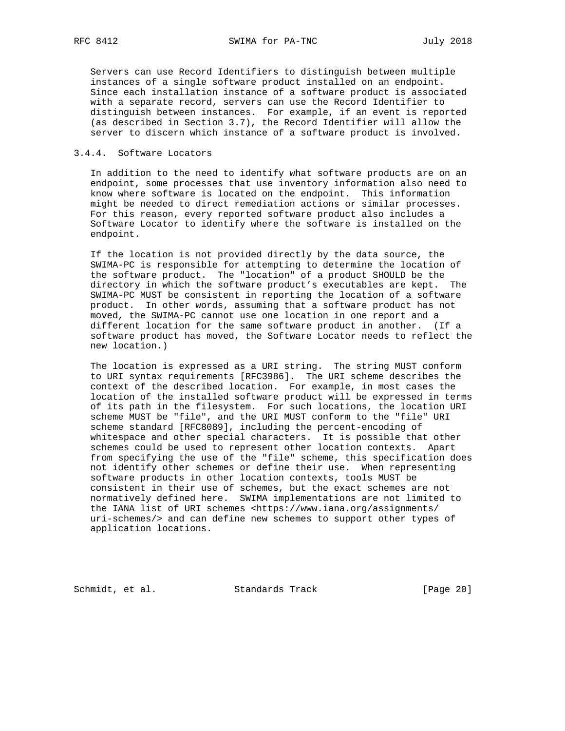Servers can use Record Identifiers to distinguish between multiple instances of a single software product installed on an endpoint. Since each installation instance of a software product is associated with a separate record, servers can use the Record Identifier to distinguish between instances. For example, if an event is reported (as described in Section 3.7), the Record Identifier will allow the server to discern which instance of a software product is involved.

### 3.4.4. Software Locators

In addition to the need to identify what software products are on an endpoint, some processes that use inventory information also need to know where software is located on the endpoint. This information might be needed to direct remediation actions or similar processes. For this reason, every reported software product also includes a Software Locator to identify where the software is installed on the endpoint.

If the location is not provided directly by the data source, the SWIMA-PC is responsible for attempting to determine the location of the software product. The "location" of a product SHOULD be the directory in which the software product’s executables are kept. The SWIMA-PC MUST be consistent in reporting the location of a software product. In other words, assuming that a software product has not moved, the SWIMA-PC cannot use one location in one report and a different location for the same software product in another. (If a software product has moved, the Software Locator needs to reflect the new location.)

The location is expressed as a URI string. The string MUST conform to URI syntax requirements [RFC3986]. The URI scheme describes the context of the described location. For example, in most cases the location of the installed software product will be expressed in terms of its path in the filesystem. For such locations, the location URI scheme MUST be "file", and the URI MUST conform to the "file" URI scheme standard [RFC8089], including the percent-encoding of whitespace and other special characters. It is possible that other schemes could be used to represent other location contexts. Apart from specifying the use of the "file" scheme, this specification does not identify other schemes or define their use. When representing software products in other location contexts, tools MUST be consistent in their use of schemes, but the exact schemes are not normatively defined here. SWIMA implementations are not limited to the IANA list of URI schemes <https://www.iana.org/assignments/uri-schemes/> and can define new schemes to support other types of application locations.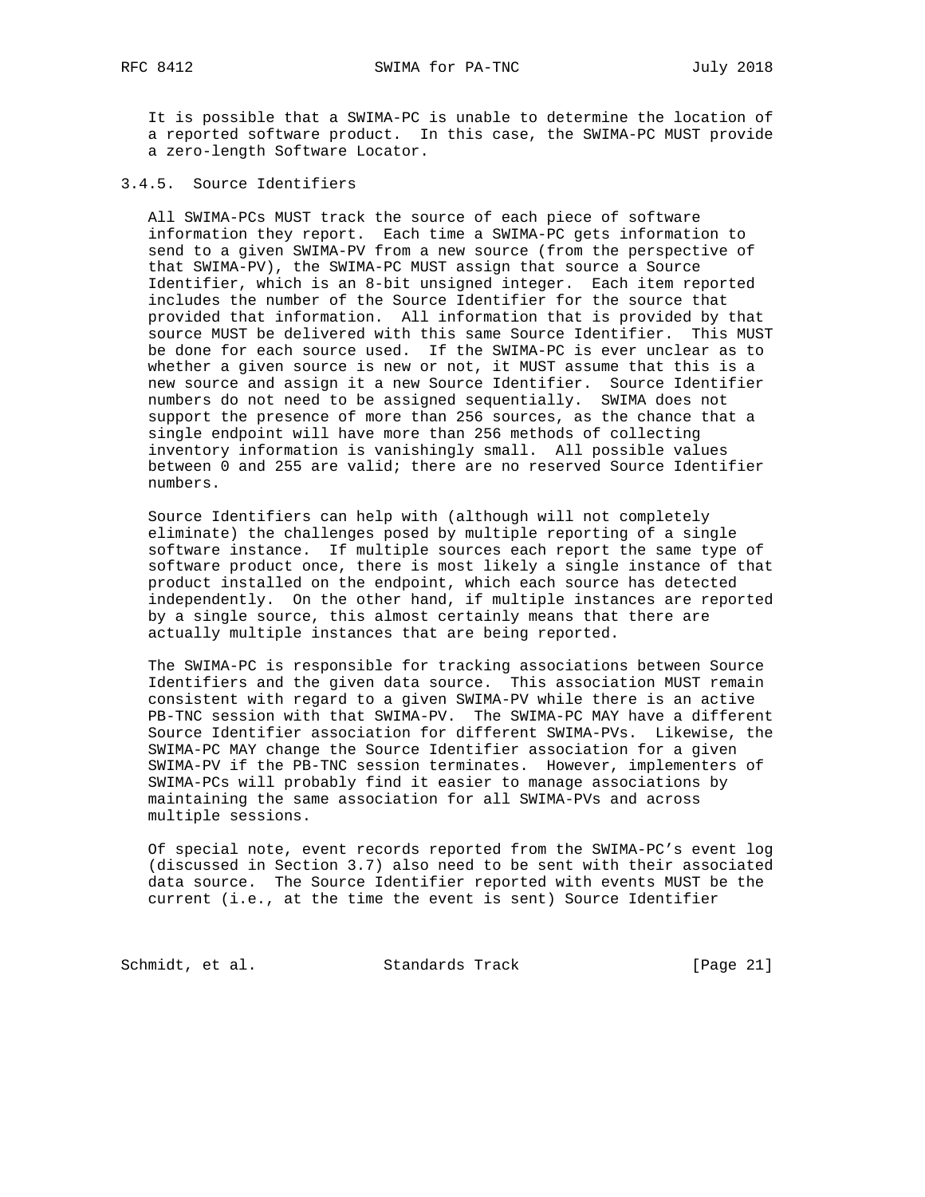It is possible that a SWIMA-PC is unable to determine the location of a reported software product. In this case, the SWIMA-PC MUST provide a zero-length Software Locator.

### 3.4.5. Source Identifiers

All SWIMA-PCs MUST track the source of each piece of software information they report. Each time a SWIMA-PC gets information to send to a given SWIMA-PV from a new source (from the perspective of that SWIMA-PV), the SWIMA-PC MUST assign that source a Source Identifier, which is an 8-bit unsigned integer. Each item reported includes the number of the Source Identifier for the source that provided that information. All information that is provided by that source MUST be delivered with this same Source Identifier. This MUST be done for each source used. If the SWIMA-PC is ever unclear as to whether a given source is new or not, it MUST assume that this is a new source and assign it a new Source Identifier. Source Identifier numbers do not need to be assigned sequentially. SWIMA does not support the presence of more than 256 sources, as the chance that a single endpoint will have more than 256 methods of collecting inventory information is vanishingly small. All possible values between 0 and 255 are valid; there are no reserved Source Identifier numbers.

Source Identifiers can help with (although will not completely eliminate) the challenges posed by multiple reporting of a single software instance. If multiple sources each report the same type of software product once, there is most likely a single instance of that product installed on the endpoint, which each source has detected independently. On the other hand, if multiple instances are reported by a single source, this almost certainly means that there are actually multiple instances that are being reported.

The SWIMA-PC is responsible for tracking associations between Source Identifiers and the given data source. This association MUST remain consistent with regard to a given SWIMA-PV while there is an active PB-TNC session with that SWIMA-PV. The SWIMA-PC MAY have a different Source Identifier association for different SWIMA-PVs. Likewise, the SWIMA-PC MAY change the Source Identifier association for a given SWIMA-PV if the PB-TNC session terminates. However, implementers of SWIMA-PCs will probably find it easier to manage associations by maintaining the same association for all SWIMA-PVs and across multiple sessions.

Of special note, event records reported from the SWIMA-PC's event log (discussed in Section 3.7) also need to be sent with their associated data source. The Source Identifier reported with events MUST be the current (i.e., at the time the event is sent) Source Identifier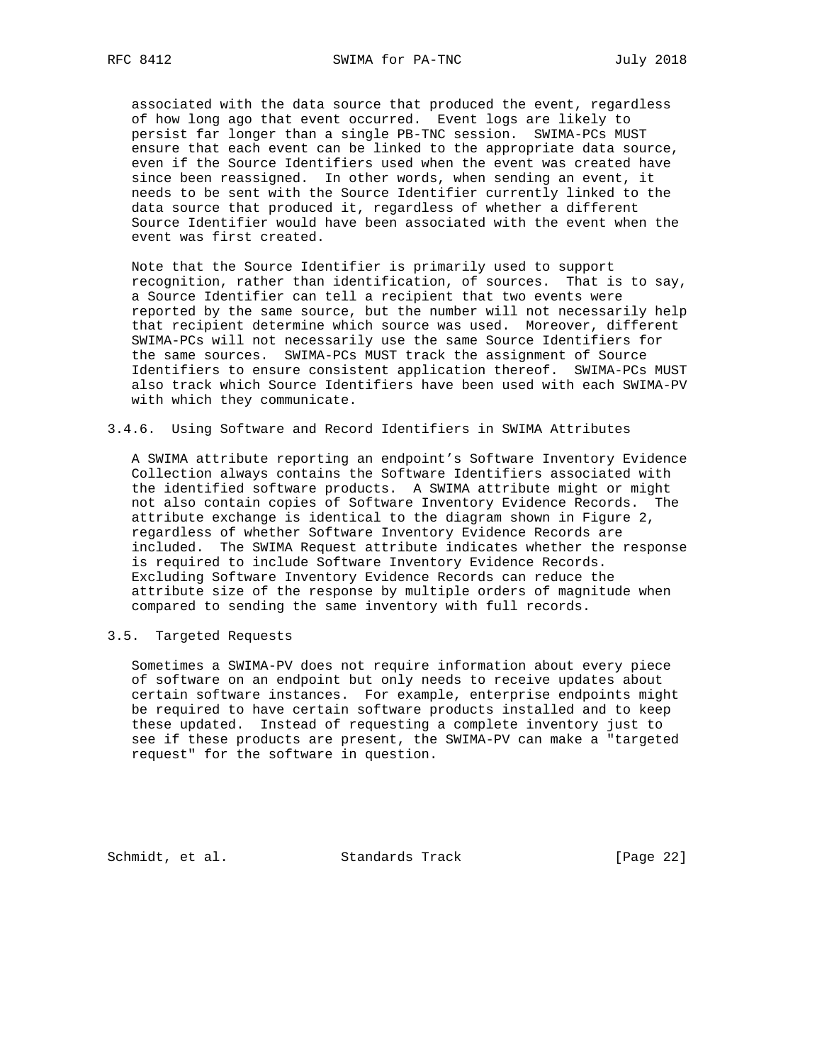associated with the data source that produced the event, regardless of how long ago that event occurred. Event logs are likely to persist far longer than a single PB-TNC session. SWIMA-PCs MUST ensure that each event can be linked to the appropriate data source, even if the Source Identifiers used when the event was created have since been reassigned. In other words, when sending an event, it needs to be sent with the Source Identifier currently linked to the data source that produced it, regardless of whether a different Source Identifier would have been associated with the event when the event was first created.

Note that the Source Identifier is primarily used to support recognition, rather than identification, of sources. That is to say, a Source Identifier can tell a recipient that two events were reported by the same source, but the number will not necessarily help that recipient determine which source was used. Moreover, different SWIMA-PCs will not necessarily use the same Source Identifiers for the same sources. SWIMA-PCs MUST track the assignment of Source Identifiers to ensure consistent application thereof. SWIMA-PCs MUST also track which Source Identifiers have been used with each SWIMA-PV with which they communicate.

### 3.4.6. Using Software and Record Identifiers in SWIMA Attributes

A SWIMA attribute reporting an endpoint's Software Inventory Evidence Collection always contains the Software Identifiers associated with the identified software products. A SWIMA attribute might or might not also contain copies of Software Inventory Evidence Records. The attribute exchange is identical to the diagram shown in Figure 2, regardless of whether Software Inventory Evidence Records are included. The SWIMA Request attribute indicates whether the response is required to include Software Inventory Evidence Records. Excluding Software Inventory Evidence Records can reduce the attribute size of the response by multiple orders of magnitude when compared to sending the same inventory with full records.

## 3.5. Targeted Requests

Sometimes a SWIMA-PV does not require information about every piece of software on an endpoint but only needs to receive updates about certain software instances. For example, enterprise endpoints might be required to have certain software products installed and to keep these updated. Instead of requesting a complete inventory just to see if these products are present, the SWIMA-PV can make a "targeted request" for the software in question.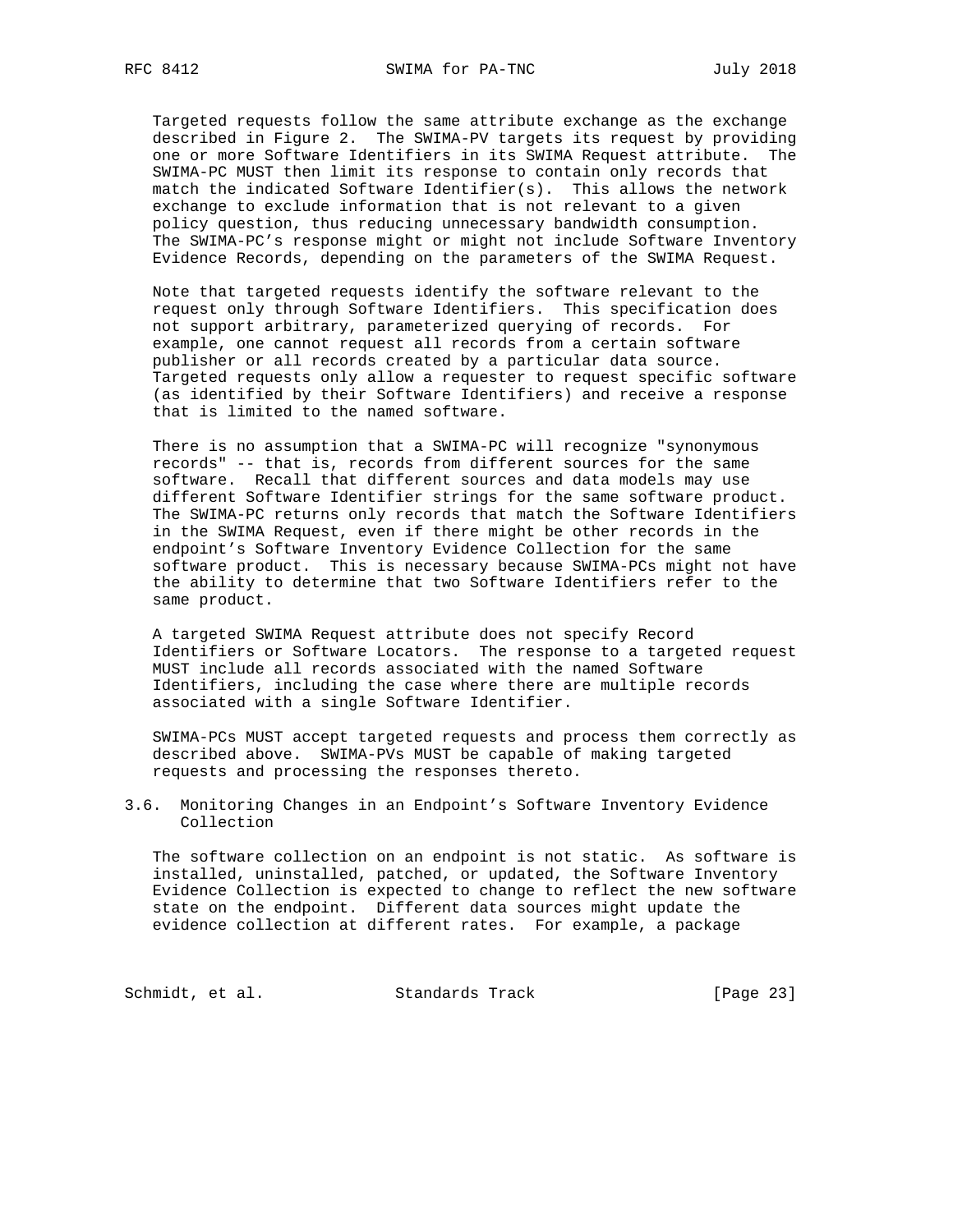Targeted requests follow the same attribute exchange as the exchange described in Figure 2. The SWIMA-PV targets its request by providing one or more Software Identifiers in its SWIMA Request attribute. The SWIMA-PC MUST then limit its response to contain only records that match the indicated Software Identifier(s). This allows the network exchange to exclude information that is not relevant to a given policy question, thus reducing unnecessary bandwidth consumption. The SWIMA-PC's response might or might not include Software Inventory Evidence Records, depending on the parameters of the SWIMA Request.

Note that targeted requests identify the software relevant to the request only through Software Identifiers. This specification does not support arbitrary, parameterized querying of records. For example, one cannot request all records from a certain software publisher or all records created by a particular data source. Targeted requests only allow a requester to request specific software (as identified by their Software Identifiers) and receive a response that is limited to the named software.

There is no assumption that a SWIMA-PC will recognize "synonymous records" -- that is, records from different sources for the same software. Recall that different sources and data models may use different Software Identifier strings for the same software product. The SWIMA-PC returns only records that match the Software Identifiers in the SWIMA Request, even if there might be other records in the endpoint's Software Inventory Evidence Collection for the same software product. This is necessary because SWIMA-PCs might not have the ability to determine that two Software Identifiers refer to the same product.

A targeted SWIMA Request attribute does not specify Record Identifiers or Software Locators. The response to a targeted request MUST include all records associated with the named Software Identifiers, including the case where there are multiple records associated with a single Software Identifier.

SWIMA-PCs MUST accept targeted requests and process them correctly as described above. SWIMA-PVs MUST be capable of making targeted requests and processing the responses thereto.

### 3.6. Monitoring Changes in an Endpoint's Software Inventory Evidence Collection

The software collection on an endpoint is not static. As software is installed, uninstalled, patched, or updated, the Software Inventory Evidence Collection is expected to change to reflect the new software state on the endpoint. Different data sources might update the evidence collection at different rates. For example, a package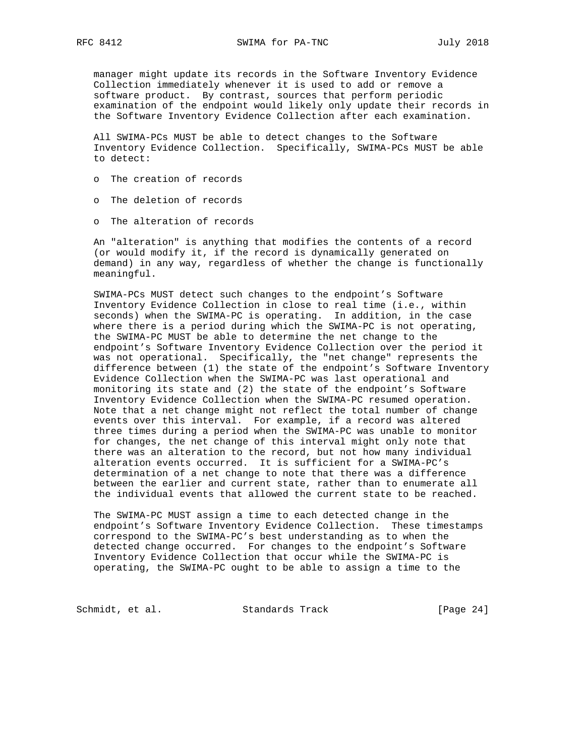manager might update its records in the Software Inventory Evidence Collection immediately whenever it is used to add or remove a software product. By contrast, sources that perform periodic examination of the endpoint would likely only update their records in the Software Inventory Evidence Collection after each examination.

All SWIMA-PCs MUST be able to detect changes to the Software Inventory Evidence Collection. Specifically, SWIMA-PCs MUST be able to detect:

- The creation of records
- The deletion of records
- The alteration of records

An "alteration" is anything that modifies the contents of a record (or would modify it, if the record is dynamically generated on demand) in any way, regardless of whether the change is functionally meaningful.

SWIMA-PCs MUST detect such changes to the endpoint's Software Inventory Evidence Collection in close to real time (i.e., within seconds) when the SWIMA-PC is operating. In addition, in the case where there is a period during which the SWIMA-PC is not operating, the SWIMA-PC MUST be able to determine the net change to the endpoint's Software Inventory Evidence Collection over the period it was not operational. Specifically, the "net change" represents the difference between (1) the state of the endpoint's Software Inventory Evidence Collection when the SWIMA-PC was last operational and monitoring its state and (2) the state of the endpoint's Software Inventory Evidence Collection when the SWIMA-PC resumed operation. Note that a net change might not reflect the total number of change events over this interval. For example, if a record was altered three times during a period when the SWIMA-PC was unable to monitor for changes, the net change of this interval might only note that there was an alteration to the record, but not how many individual alteration events occurred. It is sufficient for a SWIMA-PC's determination of a net change to note that there was a difference between the earlier and current state, rather than to enumerate all the individual events that allowed the current state to be reached.

The SWIMA-PC MUST assign a time to each detected change in the endpoint's Software Inventory Evidence Collection. These timestamps correspond to the SWIMA-PC's best understanding as to when the detected change occurred. For changes to the endpoint's Software Inventory Evidence Collection that occur while the SWIMA-PC is operating, the SWIMA-PC ought to be able to assign a time to the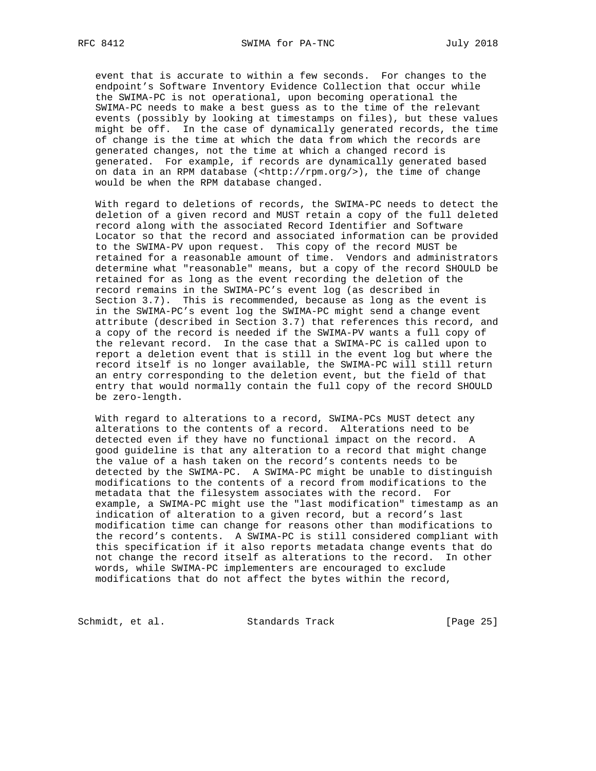event that is accurate to within a few seconds. For changes to the endpoint's Software Inventory Evidence Collection that occur while the SWIMA-PC is not operational, upon becoming operational the SWIMA-PC needs to make a best guess as to the time of the relevant events (possibly by looking at timestamps on files), but these values might be off. In the case of dynamically generated records, the time of change is the time at which the data from which the records are generated changes, not the time at which a changed record is generated. For example, if records are dynamically generated based on data in an RPM database (<http://rpm.org/>), the time of change would be when the RPM database changed.

With regard to deletions of records, the SWIMA-PC needs to detect the deletion of a given record and MUST retain a copy of the full deleted record along with the associated Record Identifier and Software Locator so that the record and associated information can be provided to the SWIMA-PV upon request. This copy of the record MUST be retained for a reasonable amount of time. Vendors and administrators determine what "reasonable" means, but a copy of the record SHOULD be retained for as long as the event recording the deletion of the record remains in the SWIMA-PC's event log (as described in Section 3.7). This is recommended, because as long as the event is in the SWIMA-PC's event log the SWIMA-PC might send a change event attribute (described in Section 3.7) that references this record, and a copy of the record is needed if the SWIMA-PV wants a full copy of the relevant record. In the case that a SWIMA-PC is called upon to report a deletion event that is still in the event log but where the record itself is no longer available, the SWIMA-PC will still return an entry corresponding to the deletion event, but the field of that entry that would normally contain the full copy of the record SHOULD be zero-length.

With regard to alterations to a record, SWIMA-PCs MUST detect any alterations to the contents of a record. Alterations need to be detected even if they have no functional impact on the record. A good guideline is that any alteration to a record that might change the value of a hash taken on the record's contents needs to be detected by the SWIMA-PC. A SWIMA-PC might be unable to distinguish modifications to the contents of a record from modifications to the metadata that the filesystem associates with the record. For example, a SWIMA-PC might use the "last modification" timestamp as an indication of alteration to a given record, but a record's last modification time can change for reasons other than modifications to the record's contents. A SWIMA-PC is still considered compliant with this specification if it also reports metadata change events that do not change the record itself as alterations to the record. In other words, while SWIMA-PC implementers are encouraged to exclude modifications that do not affect the bytes within the record,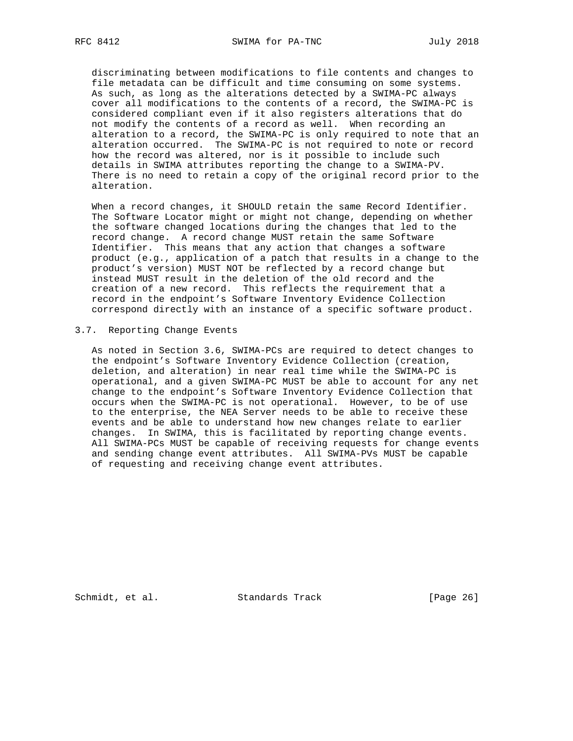discriminating between modifications to file contents and changes to file metadata can be difficult and time consuming on some systems. As such, as long as the alterations detected by a SWIMA-PC always cover all modifications to the contents of a record, the SWIMA-PC is considered compliant even if it also registers alterations that do not modify the contents of a record as well. When recording an alteration to a record, the SWIMA-PC is only required to note that an alteration occurred. The SWIMA-PC is not required to note or record how the record was altered, nor is it possible to include such details in SWIMA attributes reporting the change to a SWIMA-PV. There is no need to retain a copy of the original record prior to the alteration.

When a record changes, it SHOULD retain the same Record Identifier. The Software Locator might or might not change, depending on whether the software changed locations during the changes that led to the record change. A record change MUST retain the same Software Identifier. This means that any action that changes a software product (e.g., application of a patch that results in a change to the product's version) MUST NOT be reflected by a record change but instead MUST result in the deletion of the old record and the creation of a new record. This reflects the requirement that a record in the endpoint's Software Inventory Evidence Collection correspond directly with an instance of a specific software product.

## 3.7. Reporting Change Events

As noted in Section 3.6, SWIMA-PCs are required to detect changes to the endpoint's Software Inventory Evidence Collection (creation, deletion, and alteration) in near real time while the SWIMA-PC is operational, and a given SWIMA-PC MUST be able to account for any net change to the endpoint's Software Inventory Evidence Collection that occurs when the SWIMA-PC is not operational. However, to be of use to the enterprise, the NEA Server needs to be able to receive these events and be able to understand how new changes relate to earlier changes. In SWIMA, this is facilitated by reporting change events. All SWIMA-PCs MUST be capable of receiving requests for change events and sending change event attributes. All SWIMA-PVs MUST be capable of requesting and receiving change event attributes.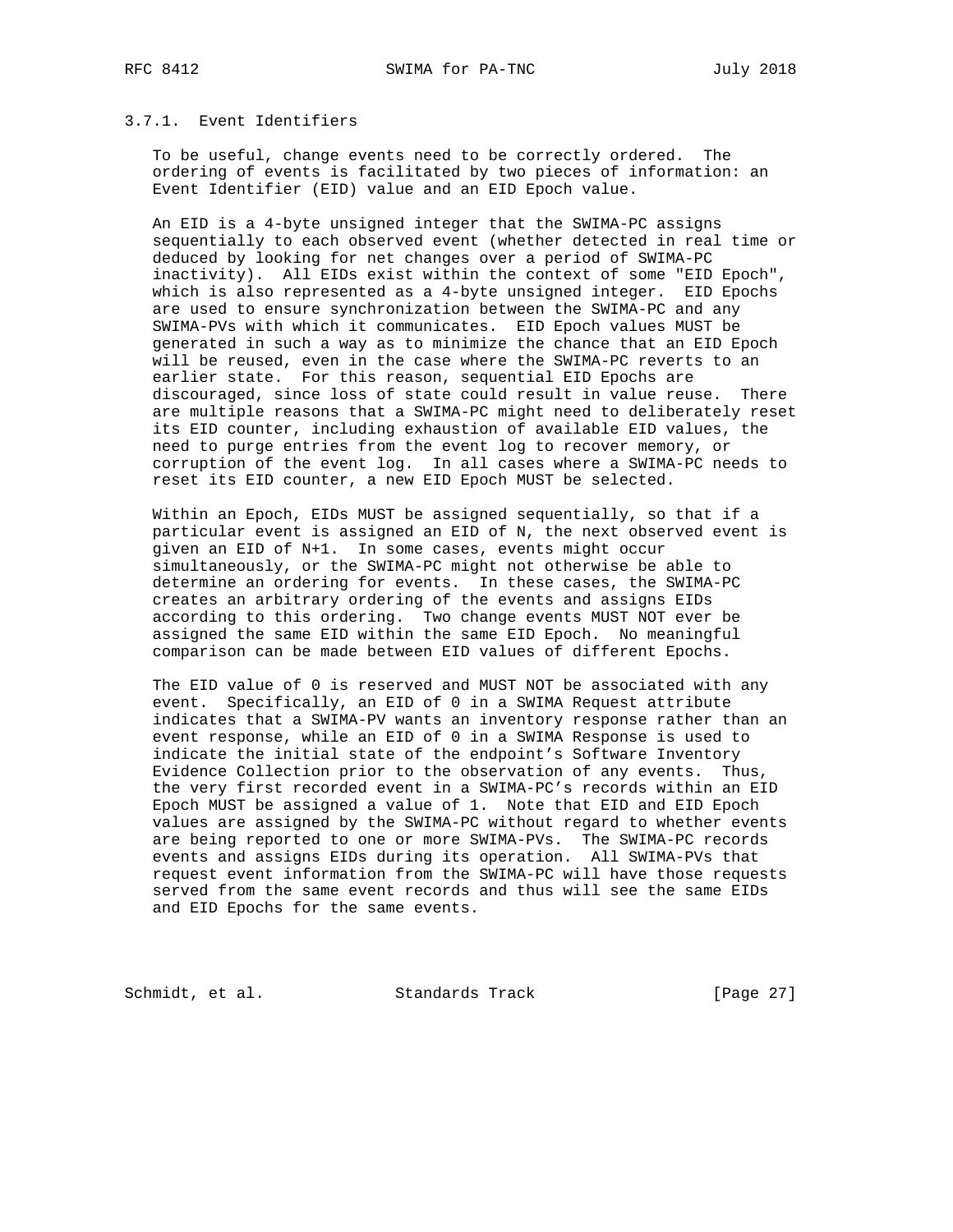### 3.7.1. Event Identifiers

To be useful, change events need to be correctly ordered. The ordering of events is facilitated by two pieces of information: an Event Identifier (EID) value and an EID Epoch value.

An EID is a 4-byte unsigned integer that the SWIMA-PC assigns sequentially to each observed event (whether detected in real time or deduced by looking for net changes over a period of SWIMA-PC inactivity). All EIDs exist within the context of some "EID Epoch", which is also represented as a 4-byte unsigned integer. EID Epochs are used to ensure synchronization between the SWIMA-PC and any SWIMA-PVs with which it communicates. EID Epoch values MUST be generated in such a way as to minimize the chance that an EID Epoch will be reused, even in the case where the SWIMA-PC reverts to an earlier state. For this reason, sequential EID Epochs are discouraged, since loss of state could result in value reuse. There are multiple reasons that a SWIMA-PC might need to deliberately reset its EID counter, including exhaustion of available EID values, the need to purge entries from the event log to recover memory, or corruption of the event log. In all cases where a SWIMA-PC needs to reset its EID counter, a new EID Epoch MUST be selected.

Within an Epoch, EIDs MUST be assigned sequentially, so that if a particular event is assigned an EID of N, the next observed event is given an EID of N+1. In some cases, events might occur simultaneously, or the SWIMA-PC might not otherwise be able to determine an ordering for events. In these cases, the SWIMA-PC creates an arbitrary ordering of the events and assigns EIDs according to this ordering. Two change events MUST NOT ever be assigned the same EID within the same EID Epoch. No meaningful comparison can be made between EID values of different Epochs.

The EID value of 0 is reserved and MUST NOT be associated with any event. Specifically, an EID of 0 in a SWIMA Request attribute indicates that a SWIMA-PV wants an inventory response rather than an event response, while an EID of 0 in a SWIMA Response is used to indicate the initial state of the endpoint's Software Inventory Evidence Collection prior to the observation of any events. Thus, the very first recorded event in a SWIMA-PC's records within an EID Epoch MUST be assigned a value of 1. Note that EID and EID Epoch values are assigned by the SWIMA-PC without regard to whether events are being reported to one or more SWIMA-PVs. The SWIMA-PC records events and assigns EIDs during its operation. All SWIMA-PVs that request event information from the SWIMA-PC will have those requests served from the same event records and thus will see the same EIDs and EID Epochs for the same events.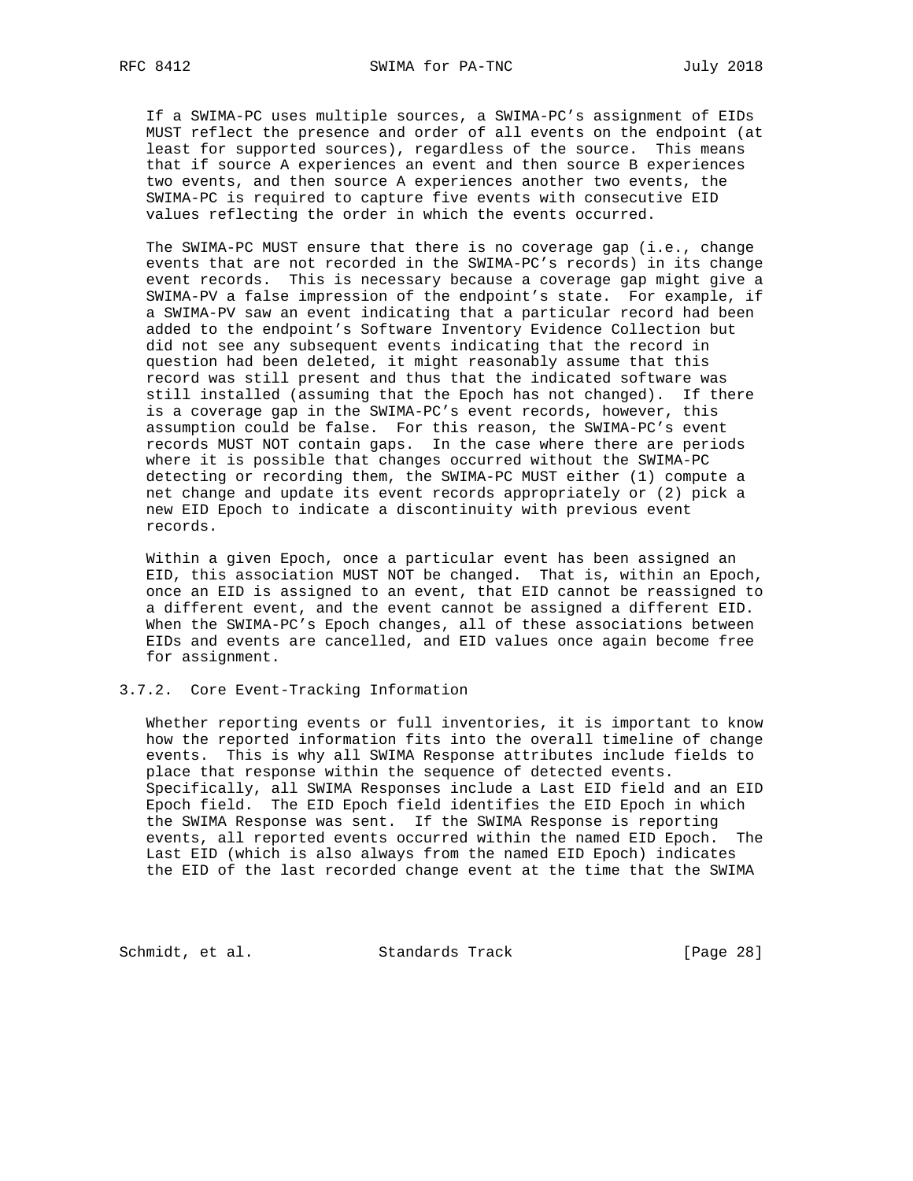If a SWIMA-PC uses multiple sources, a SWIMA-PC's assignment of EIDs MUST reflect the presence and order of all events on the endpoint (at least for supported sources), regardless of the source. This means that if source A experiences an event and then source B experiences two events, and then source A experiences another two events, the SWIMA-PC is required to capture five events with consecutive EID values reflecting the order in which the events occurred.

The SWIMA-PC MUST ensure that there is no coverage gap (i.e., change events that are not recorded in the SWIMA-PC's records) in its change event records. This is necessary because a coverage gap might give a SWIMA-PV a false impression of the endpoint's state. For example, if a SWIMA-PV saw an event indicating that a particular record had been added to the endpoint's Software Inventory Evidence Collection but did not see any subsequent events indicating that the record in question had been deleted, it might reasonably assume that this record was still present and thus that the indicated software was still installed (assuming that the Epoch has not changed). If there is a coverage gap in the SWIMA-PC's event records, however, this assumption could be false. For this reason, the SWIMA-PC's event records MUST NOT contain gaps. In the case where there are periods where it is possible that changes occurred without the SWIMA-PC detecting or recording them, the SWIMA-PC MUST either (1) compute a net change and update its event records appropriately or (2) pick a new EID Epoch to indicate a discontinuity with previous event records.

Within a given Epoch, once a particular event has been assigned an EID, this association MUST NOT be changed. That is, within an Epoch, once an EID is assigned to an event, that EID cannot be reassigned to a different event, and the event cannot be assigned a different EID. When the SWIMA-PC's Epoch changes, all of these associations between EIDs and events are cancelled, and EID values once again become free for assignment.

### 3.7.2. Core Event-Tracking Information

Whether reporting events or full inventories, it is important to know how the reported information fits into the overall timeline of change events. This is why all SWIMA Response attributes include fields to place that response within the sequence of detected events. Specifically, all SWIMA Responses include a Last EID field and an EID Epoch field. The EID Epoch field identifies the EID Epoch in which the SWIMA Response was sent. If the SWIMA Response is reporting events, all reported events occurred within the named EID Epoch. The Last EID (which is also always from the named EID Epoch) indicates the EID of the last recorded change event at the time that the SWIMA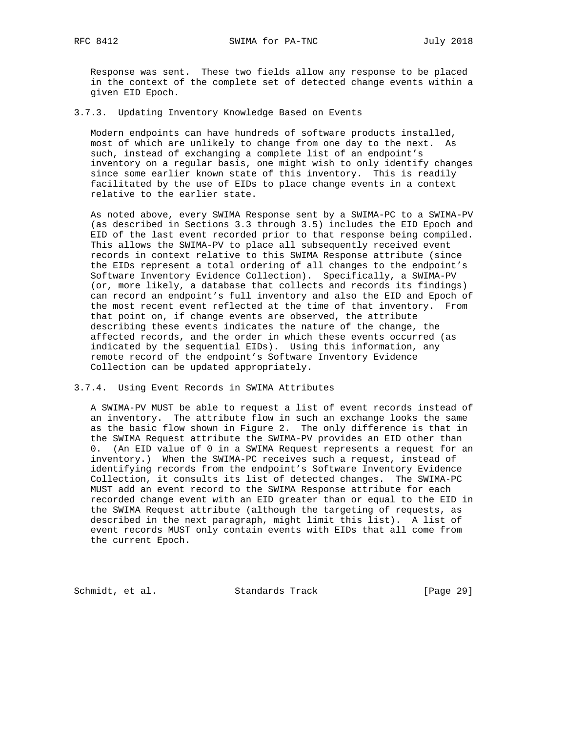Response was sent. These two fields allow any response to be placed in the context of the complete set of detected change events within a given EID Epoch.

### 3.7.3. Updating Inventory Knowledge Based on Events

Modern endpoints can have hundreds of software products installed, most of which are unlikely to change from one day to the next. As such, instead of exchanging a complete list of an endpoint's inventory on a regular basis, one might wish to only identify changes since some earlier known state of this inventory. This is readily facilitated by the use of EIDs to place change events in a context relative to the earlier state.

As noted above, every SWIMA Response sent by a SWIMA-PC to a SWIMA-PV (as described in Sections 3.3 through 3.5) includes the EID Epoch and EID of the last event recorded prior to that response being compiled. This allows the SWIMA-PV to place all subsequently received event records in context relative to this SWIMA Response attribute (since the EIDs represent a total ordering of all changes to the endpoint's Software Inventory Evidence Collection). Specifically, a SWIMA-PV (or, more likely, a database that collects and records its findings) can record an endpoint's full inventory and also the EID and Epoch of the most recent event reflected at the time of that inventory. From that point on, if change events are observed, the attribute describing these events indicates the nature of the change, the affected records, and the order in which these events occurred (as indicated by the sequential EIDs). Using this information, any remote record of the endpoint's Software Inventory Evidence Collection can be updated appropriately.

### 3.7.4. Using Event Records in SWIMA Attributes

A SWIMA-PV MUST be able to request a list of event records instead of an inventory. The attribute flow in such an exchange looks the same as the basic flow shown in Figure 2. The only difference is that in the SWIMA Request attribute the SWIMA-PV provides an EID other than 0. (An EID value of 0 in a SWIMA Request represents a request for an inventory.) When the SWIMA-PC receives such a request, instead of identifying records from the endpoint's Software Inventory Evidence Collection, it consults its list of detected changes. The SWIMA-PC MUST add an event record to the SWIMA Response attribute for each recorded change event with an EID greater than or equal to the EID in the SWIMA Request attribute (although the targeting of requests, as described in the next paragraph, might limit this list). A list of event records MUST only contain events with EIDs that all come from the current Epoch.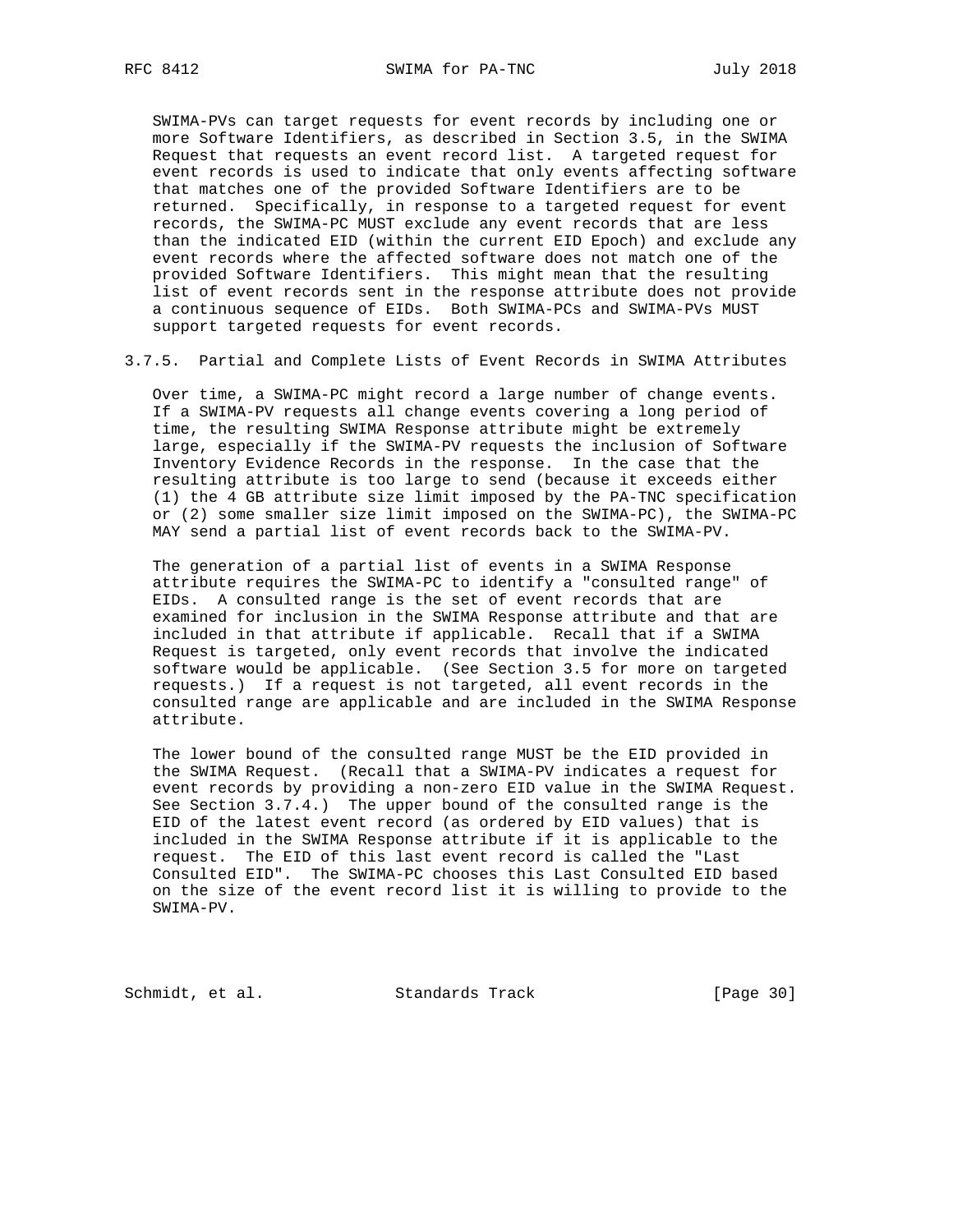SWIMA-PVs can target requests for event records by including one or more Software Identifiers, as described in Section 3.5, in the SWIMA Request that requests an event record list. A targeted request for event records is used to indicate that only events affecting software that matches one of the provided Software Identifiers are to be returned. Specifically, in response to a targeted request for event records, the SWIMA-PC MUST exclude any event records that are less than the indicated EID (within the current EID Epoch) and exclude any event records where the affected software does not match one of the provided Software Identifiers. This might mean that the resulting list of event records sent in the response attribute does not provide a continuous sequence of EIDs. Both SWIMA-PCs and SWIMA-PVs MUST support targeted requests for event records.

#### 3.7.5. Partial and Complete Lists of Event Records in SWIMA Attributes

Over time, a SWIMA-PC might record a large number of change events. If a SWIMA-PV requests all change events covering a long period of time, the resulting SWIMA Response attribute might be extremely large, especially if the SWIMA-PV requests the inclusion of Software Inventory Evidence Records in the response. In the case that the resulting attribute is too large to send (because it exceeds either (1) the 4 GB attribute size limit imposed by the PA-TNC specification or (2) some smaller size limit imposed on the SWIMA-PC), the SWIMA-PC MAY send a partial list of event records back to the SWIMA-PV.

The generation of a partial list of events in a SWIMA Response attribute requires the SWIMA-PC to identify a "consulted range" of EIDs. A consulted range is the set of event records that are examined for inclusion in the SWIMA Response attribute and that are included in that attribute if applicable. Recall that if a SWIMA Request is targeted, only event records that involve the indicated software would be applicable. (See Section 3.5 for more on targeted requests.) If a request is not targeted, all event records in the consulted range are applicable and are included in the SWIMA Response attribute.

The lower bound of the consulted range MUST be the EID provided in the SWIMA Request. (Recall that a SWIMA-PV indicates a request for event records by providing a non-zero EID value in the SWIMA Request. See Section 3.7.4.) The upper bound of the consulted range is the EID of the latest event record (as ordered by EID values) that is included in the SWIMA Response attribute if it is applicable to the request. The EID of this last event record is called the "Last Consulted EID". The SWIMA-PC chooses this Last Consulted EID based on the size of the event record list it is willing to provide to the SWIMA-PV.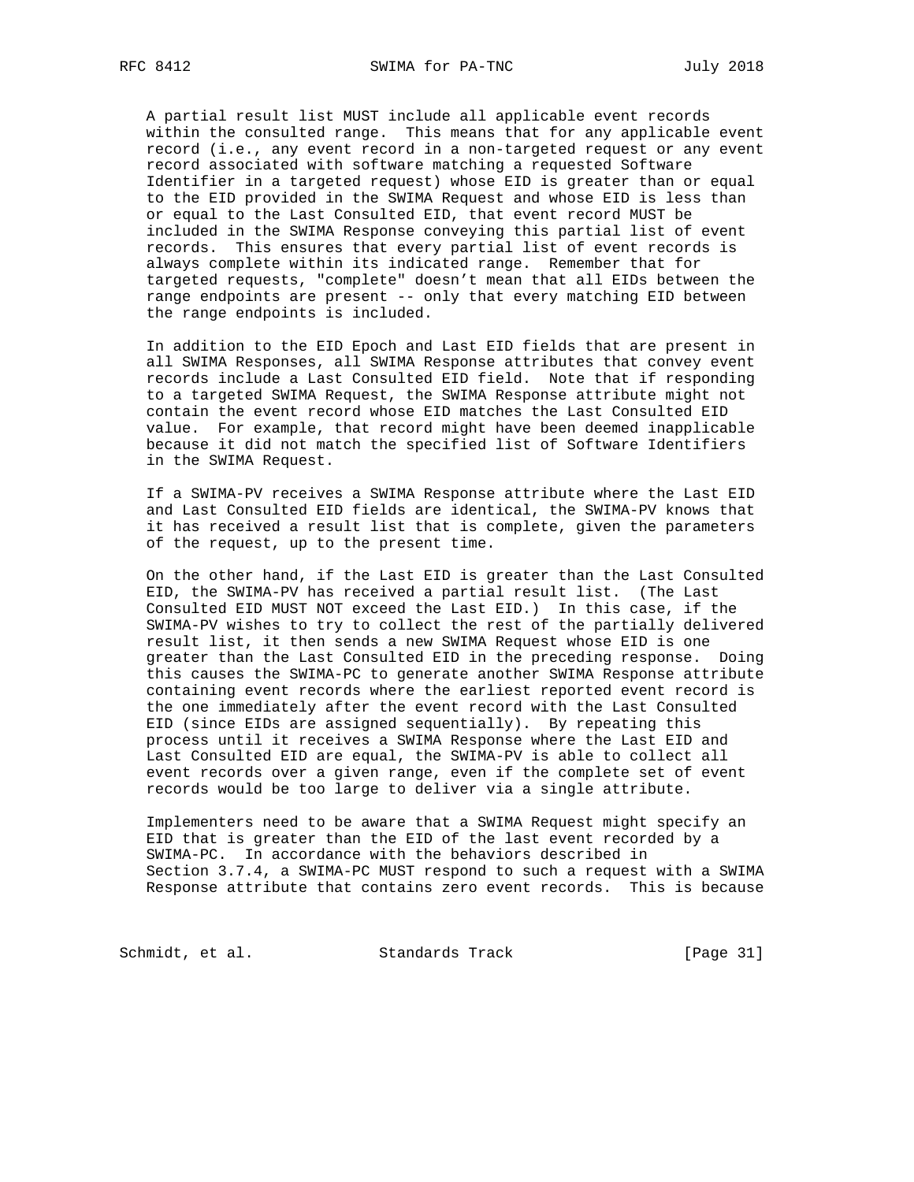A partial result list MUST include all applicable event records within the consulted range. This means that for any applicable event record (i.e., any event record in a non-targeted request or any event record associated with software matching a requested Software Identifier in a targeted request) whose EID is greater than or equal to the EID provided in the SWIMA Request and whose EID is less than or equal to the Last Consulted EID, that event record MUST be included in the SWIMA Response conveying this partial list of event records. This ensures that every partial list of event records is always complete within its indicated range. Remember that for targeted requests, "complete" doesn't mean that all EIDs between the range endpoints are present -- only that every matching EID between the range endpoints is included.

In addition to the EID Epoch and Last EID fields that are present in all SWIMA Responses, all SWIMA Response attributes that convey event records include a Last Consulted EID field. Note that if responding to a targeted SWIMA Request, the SWIMA Response attribute might not contain the event record whose EID matches the Last Consulted EID value. For example, that record might have been deemed inapplicable because it did not match the specified list of Software Identifiers in the SWIMA Request.

If a SWIMA-PV receives a SWIMA Response attribute where the Last EID and Last Consulted EID fields are identical, the SWIMA-PV knows that it has received a result list that is complete, given the parameters of the request, up to the present time.

On the other hand, if the Last EID is greater than the Last Consulted EID, the SWIMA-PV has received a partial result list. (The Last Consulted EID MUST NOT exceed the Last EID.) In this case, if the SWIMA-PV wishes to try to collect the rest of the partially delivered result list, it then sends a new SWIMA Request whose EID is one greater than the Last Consulted EID in the preceding response. Doing this causes the SWIMA-PC to generate another SWIMA Response attribute containing event records where the earliest reported event record is the one immediately after the event record with the Last Consulted EID (since EIDs are assigned sequentially). By repeating this process until it receives a SWIMA Response where the Last EID and Last Consulted EID are equal, the SWIMA-PV is able to collect all event records over a given range, even if the complete set of event records would be too large to deliver via a single attribute.

Implementers need to be aware that a SWIMA Request might specify an EID that is greater than the EID of the last event recorded by a SWIMA-PC. In accordance with the behaviors described in Section 3.7.4, a SWIMA-PC MUST respond to such a request with a SWIMA Response attribute that contains zero event records. This is because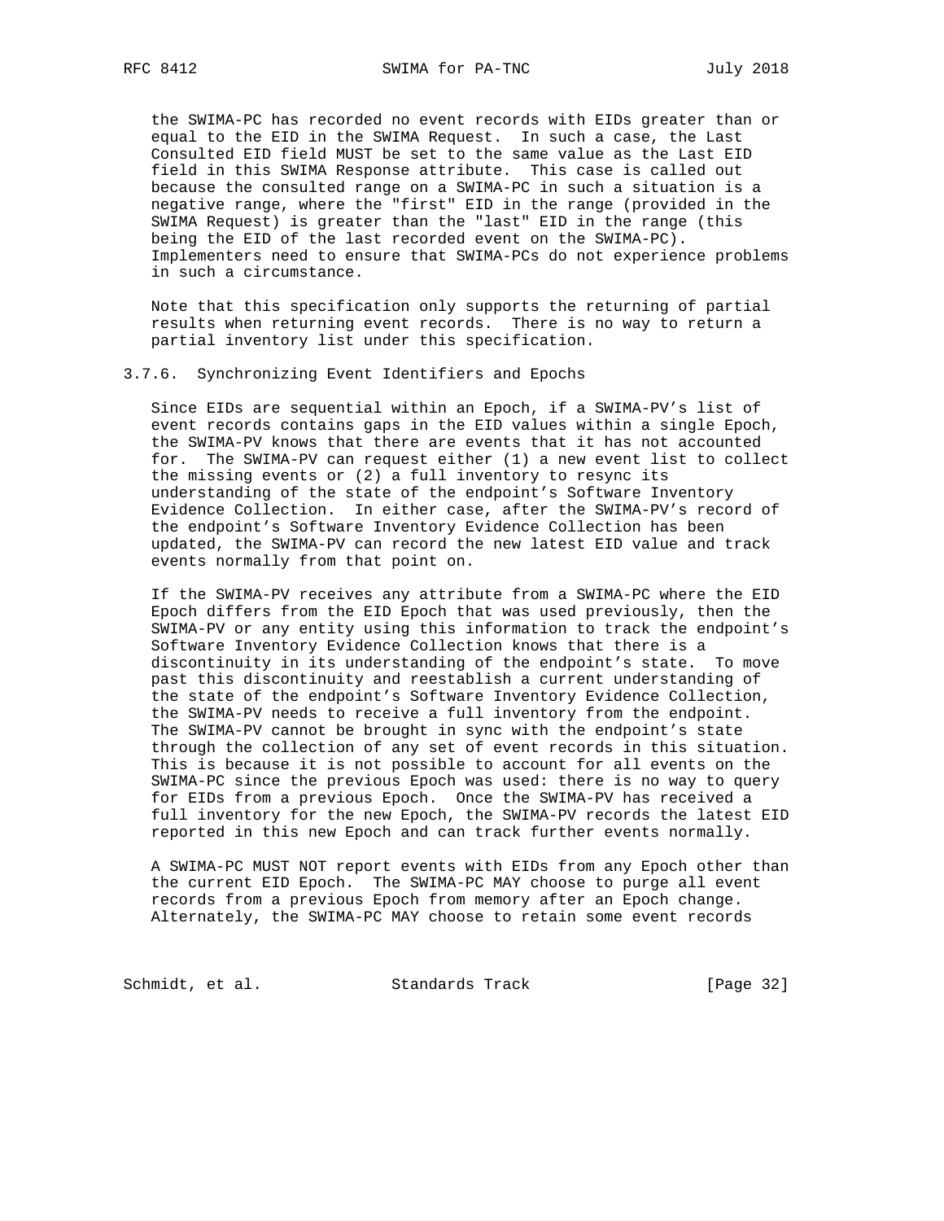the SWIMA-PC has recorded no event records with EIDs greater than or equal to the EID in the SWIMA Request. In such a case, the Last Consulted EID field MUST be set to the same value as the Last EID field in this SWIMA Response attribute. This case is called out because the consulted range on a SWIMA-PC in such a situation is a negative range, where the "first" EID in the range (provided in the SWIMA Request) is greater than the "last" EID in the range (this being the EID of the last recorded event on the SWIMA-PC). Implementers need to ensure that SWIMA-PCs do not experience problems in such a circumstance.

Note that this specification only supports the returning of partial results when returning event records. There is no way to return a partial inventory list under this specification.

### 3.7.6. Synchronizing Event Identifiers and Epochs

Since EIDs are sequential within an Epoch, if a SWIMA-PV's list of event records contains gaps in the EID values within a single Epoch, the SWIMA-PV knows that there are events that it has not accounted for. The SWIMA-PV can request either (1) a new event list to collect the missing events or (2) a full inventory to resync its understanding of the state of the endpoint's Software Inventory Evidence Collection. In either case, after the SWIMA-PV's record of the endpoint's Software Inventory Evidence Collection has been updated, the SWIMA-PV can record the new latest EID value and track events normally from that point on.

If the SWIMA-PV receives any attribute from a SWIMA-PC where the EID Epoch differs from the EID Epoch that was used previously, then the SWIMA-PV or any entity using this information to track the endpoint's Software Inventory Evidence Collection knows that there is a discontinuity in its understanding of the endpoint's state. To move past this discontinuity and reestablish a current understanding of the state of the endpoint's Software Inventory Evidence Collection, the SWIMA-PV needs to receive a full inventory from the endpoint. The SWIMA-PV cannot be brought in sync with the endpoint's state through the collection of any set of event records in this situation. This is because it is not possible to account for all events on the SWIMA-PC since the previous Epoch was used: there is no way to query for EIDs from a previous Epoch. Once the SWIMA-PV has received a full inventory for the new Epoch, the SWIMA-PV records the latest EID reported in this new Epoch and can track further events normally.

A SWIMA-PC MUST NOT report events with EIDs from any Epoch other than the current EID Epoch. The SWIMA-PC MAY choose to purge all event records from a previous Epoch from memory after an Epoch change. Alternately, the SWIMA-PC MAY choose to retain some event records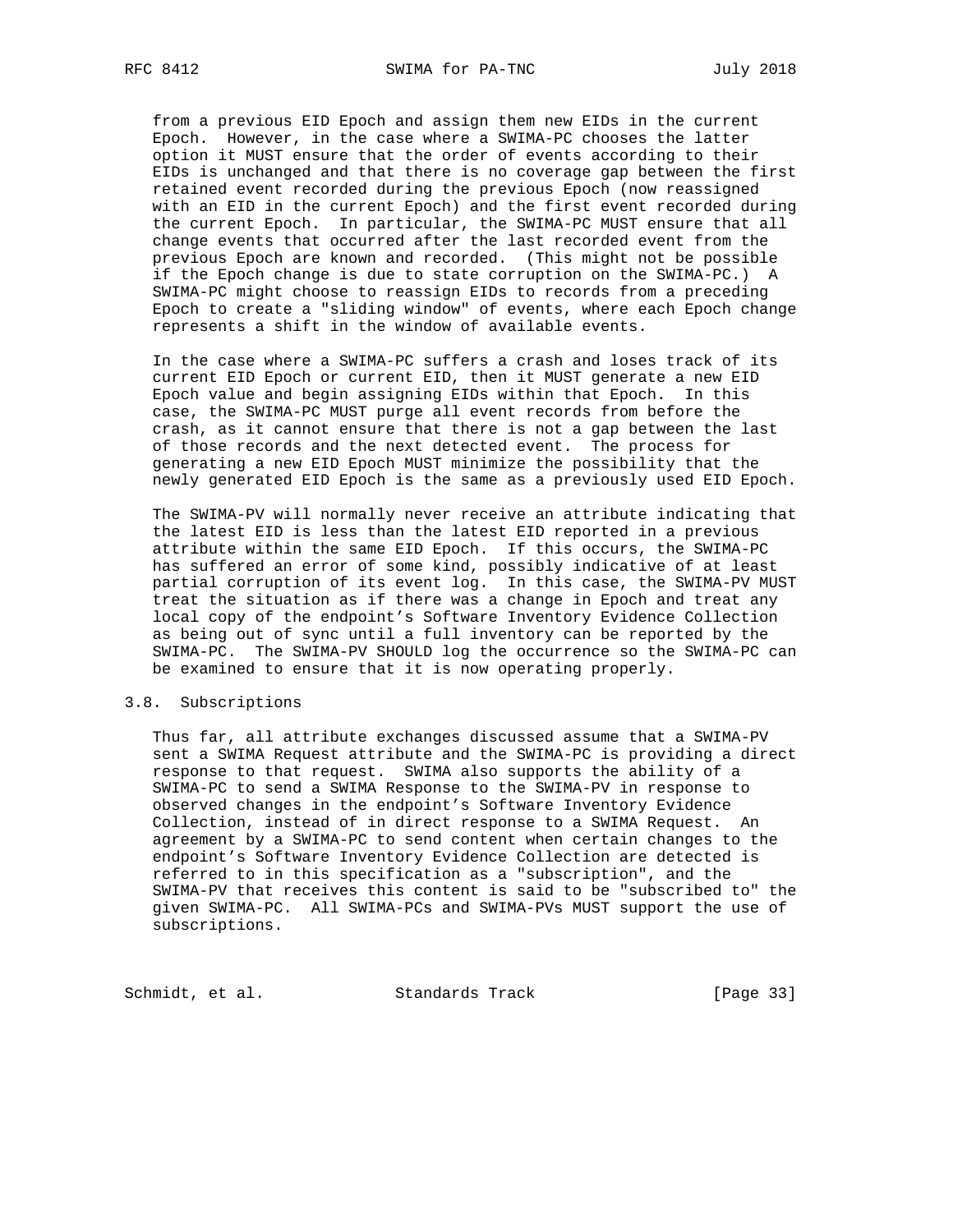from a previous EID Epoch and assign them new EIDs in the current Epoch. However, in the case where a SWIMA-PC chooses the latter option it MUST ensure that the order of events according to their EIDs is unchanged and that there is no coverage gap between the first retained event recorded during the previous Epoch (now reassigned with an EID in the current Epoch) and the first event recorded during the current Epoch. In particular, the SWIMA-PC MUST ensure that all change events that occurred after the last recorded event from the previous Epoch are known and recorded. (This might not be possible if the Epoch change is due to state corruption on the SWIMA-PC.) A SWIMA-PC might choose to reassign EIDs to records from a preceding Epoch to create a "sliding window" of events, where each Epoch change represents a shift in the window of available events.

In the case where a SWIMA-PC suffers a crash and loses track of its current EID Epoch or current EID, then it MUST generate a new EID Epoch value and begin assigning EIDs within that Epoch. In this case, the SWIMA-PC MUST purge all event records from before the crash, as it cannot ensure that there is not a gap between the last of those records and the next detected event. The process for generating a new EID Epoch MUST minimize the possibility that the newly generated EID Epoch is the same as a previously used EID Epoch.

The SWIMA-PV will normally never receive an attribute indicating that the latest EID is less than the latest EID reported in a previous attribute within the same EID Epoch. If this occurs, the SWIMA-PC has suffered an error of some kind, possibly indicative of at least partial corruption of its event log. In this case, the SWIMA-PV MUST treat the situation as if there was a change in Epoch and treat any local copy of the endpoint's Software Inventory Evidence Collection as being out of sync until a full inventory can be reported by the SWIMA-PC. The SWIMA-PV SHOULD log the occurrence so the SWIMA-PC can be examined to ensure that it is now operating properly.

## 3.8. Subscriptions

Thus far, all attribute exchanges discussed assume that a SWIMA-PV sent a SWIMA Request attribute and the SWIMA-PC is providing a direct response to that request. SWIMA also supports the ability of a SWIMA-PC to send a SWIMA Response to the SWIMA-PV in response to observed changes in the endpoint's Software Inventory Evidence Collection, instead of in direct response to a SWIMA Request. An agreement by a SWIMA-PC to send content when certain changes to the endpoint's Software Inventory Evidence Collection are detected is referred to in this specification as a "subscription", and the SWIMA-PV that receives this content is said to be "subscribed to" the given SWIMA-PC. All SWIMA-PCs and SWIMA-PVs MUST support the use of subscriptions.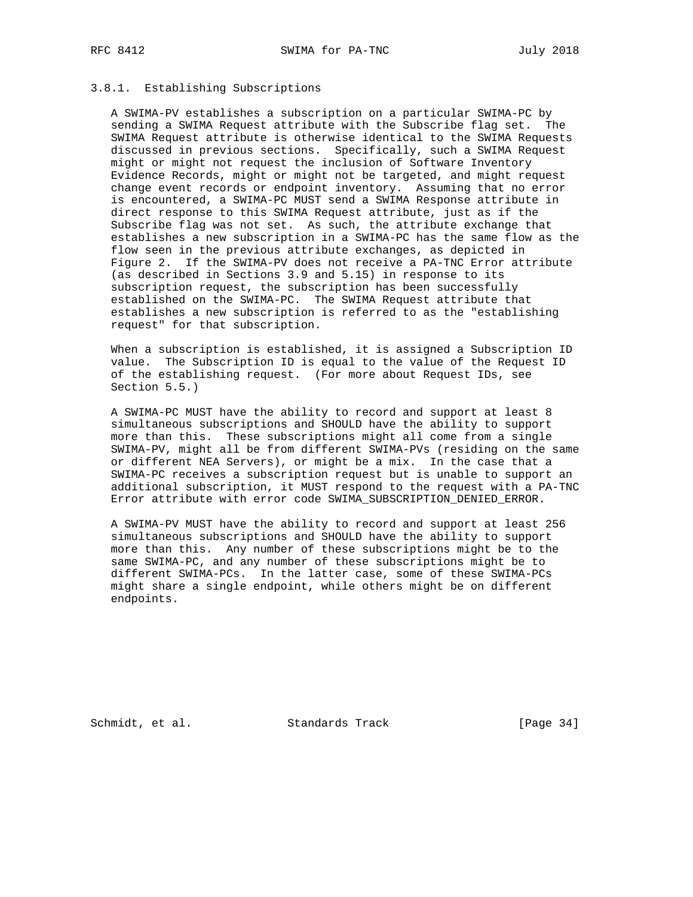### 3.8.1. Establishing Subscriptions

A SWIMA-PV establishes a subscription on a particular SWIMA-PC by sending a SWIMA Request attribute with the Subscribe flag set. The SWIMA Request attribute is otherwise identical to the SWIMA Requests discussed in previous sections. Specifically, such a SWIMA Request might or might not request the inclusion of Software Inventory Evidence Records, might or might not be targeted, and might request change event records or endpoint inventory. Assuming that no error is encountered, a SWIMA-PC MUST send a SWIMA Response attribute in direct response to this SWIMA Request attribute, just as if the Subscribe flag was not set. As such, the attribute exchange that establishes a new subscription in a SWIMA-PC has the same flow as the flow seen in the previous attribute exchanges, as depicted in Figure 2. If the SWIMA-PV does not receive a PA-TNC Error attribute (as described in Sections 3.9 and 5.15) in response to its subscription request, the subscription has been successfully established on the SWIMA-PC. The SWIMA Request attribute that establishes a new subscription is referred to as the "establishing request" for that subscription.

When a subscription is established, it is assigned a Subscription ID value. The Subscription ID is equal to the value of the Request ID of the establishing request. (For more about Request IDs, see Section 5.5.)

A SWIMA-PC MUST have the ability to record and support at least 8 simultaneous subscriptions and SHOULD have the ability to support more than this. These subscriptions might all come from a single SWIMA-PV, might all be from different SWIMA-PVs (residing on the same or different NEA Servers), or might be a mix. In the case that a SWIMA-PC receives a subscription request but is unable to support an additional subscription, it MUST respond to the request with a PA-TNC Error attribute with error code SWIMA_SUBSCRIPTION_DENIED_ERROR.

A SWIMA-PV MUST have the ability to record and support at least 256 simultaneous subscriptions and SHOULD have the ability to support more than this. Any number of these subscriptions might be to the same SWIMA-PC, and any number of these subscriptions might be to different SWIMA-PCs. In the latter case, some of these SWIMA-PCs might share a single endpoint, while others might be on different endpoints.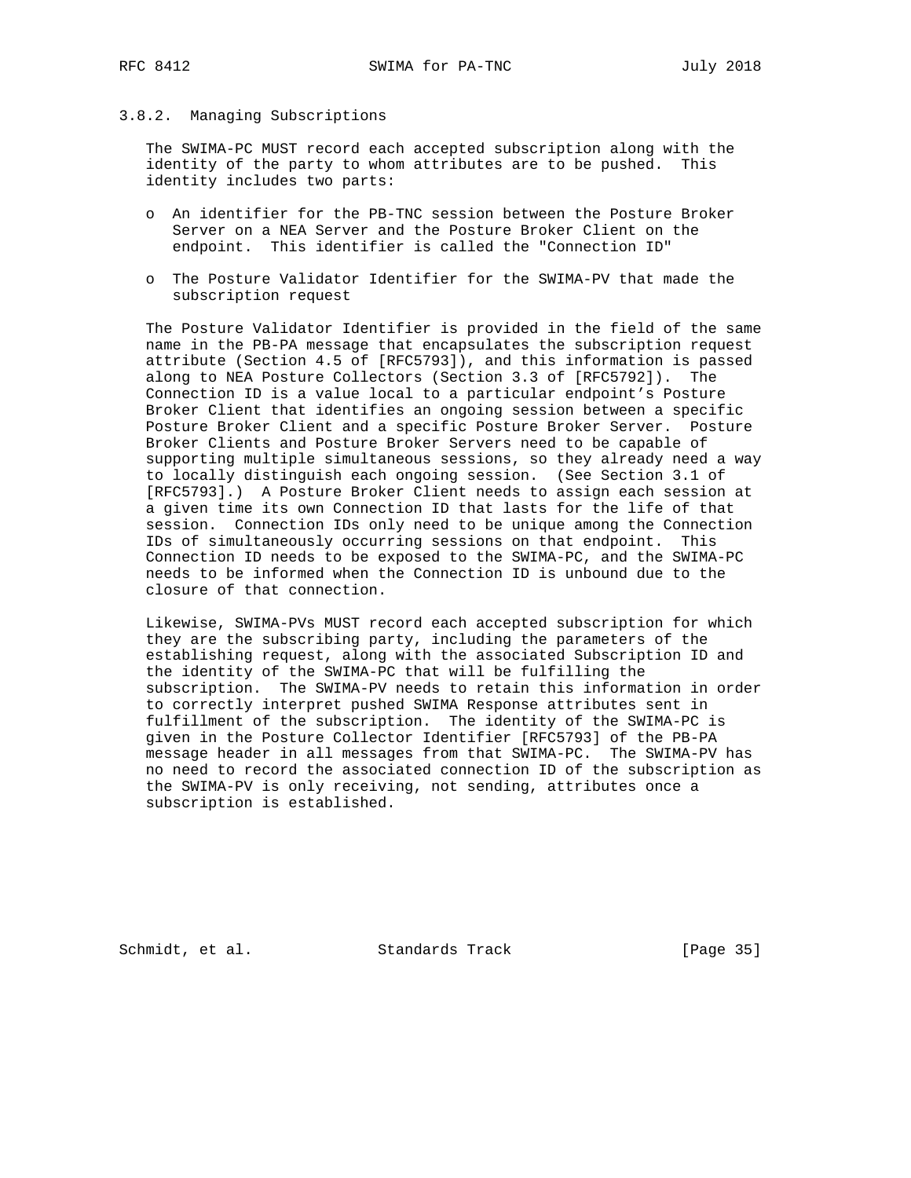### 3.8.2. Managing Subscriptions

The SWIMA-PC MUST record each accepted subscription along with the identity of the party to whom attributes are to be pushed. This identity includes two parts:

- An identifier for the PB-TNC session between the Posture Broker Server on a NEA Server and the Posture Broker Client on the endpoint. This identifier is called the "Connection ID"

- The Posture Validator Identifier for the SWIMA-PV that made the subscription request

The Posture Validator Identifier is provided in the field of the same name in the PB-PA message that encapsulates the subscription request attribute (Section 4.5 of [RFC5793]), and this information is passed along to NEA Posture Collectors (Section 3.3 of [RFC5792]). The Connection ID is a value local to a particular endpoint's Posture Broker Client that identifies an ongoing session between a specific Posture Broker Client and a specific Posture Broker Server. Posture Broker Clients and Posture Broker Servers need to be capable of supporting multiple simultaneous sessions, so they already need a way to locally distinguish each ongoing session. (See Section 3.1 of [RFC5793].) A Posture Broker Client needs to assign each session at a given time its own Connection ID that lasts for the life of that session. Connection IDs only need to be unique among the Connection IDs of simultaneously occurring sessions on that endpoint. This Connection ID needs to be exposed to the SWIMA-PC, and the SWIMA-PC needs to be informed when the Connection ID is unbound due to the closure of that connection.

Likewise, SWIMA-PVs MUST record each accepted subscription for which they are the subscribing party, including the parameters of the establishing request, along with the associated Subscription ID and the identity of the SWIMA-PC that will be fulfilling the subscription. The SWIMA-PV needs to retain this information in order to correctly interpret pushed SWIMA Response attributes sent in fulfillment of the subscription. The identity of the SWIMA-PC is given in the Posture Collector Identifier [RFC5793] of the PB-PA message header in all messages from that SWIMA-PC. The SWIMA-PV has no need to record the associated connection ID of the subscription as the SWIMA-PV is only receiving, not sending, attributes once a subscription is established.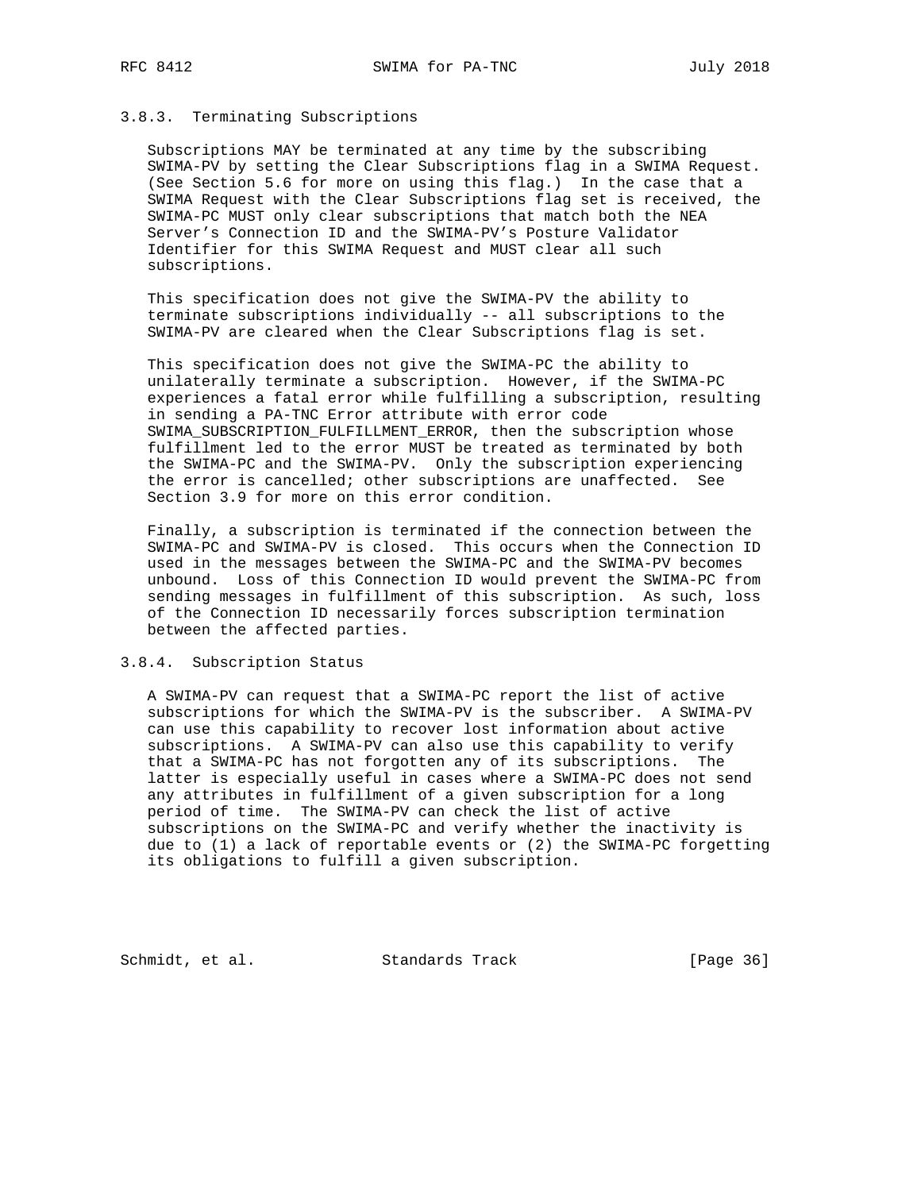### 3.8.3. Terminating Subscriptions

Subscriptions MAY be terminated at any time by the subscribing SWIMA-PV by setting the Clear Subscriptions flag in a SWIMA Request. (See Section 5.6 for more on using this flag.) In the case that a SWIMA Request with the Clear Subscriptions flag set is received, the SWIMA-PC MUST only clear subscriptions that match both the NEA Server's Connection ID and the SWIMA-PV's Posture Validator Identifier for this SWIMA Request and MUST clear all such subscriptions.

This specification does not give the SWIMA-PV the ability to terminate subscriptions individually -- all subscriptions to the SWIMA-PV are cleared when the Clear Subscriptions flag is set.

This specification does not give the SWIMA-PC the ability to unilaterally terminate a subscription. However, if the SWIMA-PC experiences a fatal error while fulfilling a subscription, resulting in sending a PA-TNC Error attribute with error code SWIMA_SUBSCRIPTION_FULFILLMENT_ERROR, then the subscription whose fulfillment led to the error MUST be treated as terminated by both the SWIMA-PC and the SWIMA-PV. Only the subscription experiencing the error is cancelled; other subscriptions are unaffected. See Section 3.9 for more on this error condition.

Finally, a subscription is terminated if the connection between the SWIMA-PC and SWIMA-PV is closed. This occurs when the Connection ID used in the messages between the SWIMA-PC and the SWIMA-PV becomes unbound. Loss of this Connection ID would prevent the SWIMA-PC from sending messages in fulfillment of this subscription. As such, loss of the Connection ID necessarily forces subscription termination between the affected parties.

### 3.8.4. Subscription Status

A SWIMA-PV can request that a SWIMA-PC report the list of active subscriptions for which the SWIMA-PV is the subscriber. A SWIMA-PV can use this capability to recover lost information about active subscriptions. A SWIMA-PV can also use this capability to verify that a SWIMA-PC has not forgotten any of its subscriptions. The latter is especially useful in cases where a SWIMA-PC does not send any attributes in fulfillment of a given subscription for a long period of time. The SWIMA-PV can check the list of active subscriptions on the SWIMA-PC and verify whether the inactivity is due to (1) a lack of reportable events or (2) the SWIMA-PC forgetting its obligations to fulfill a given subscription.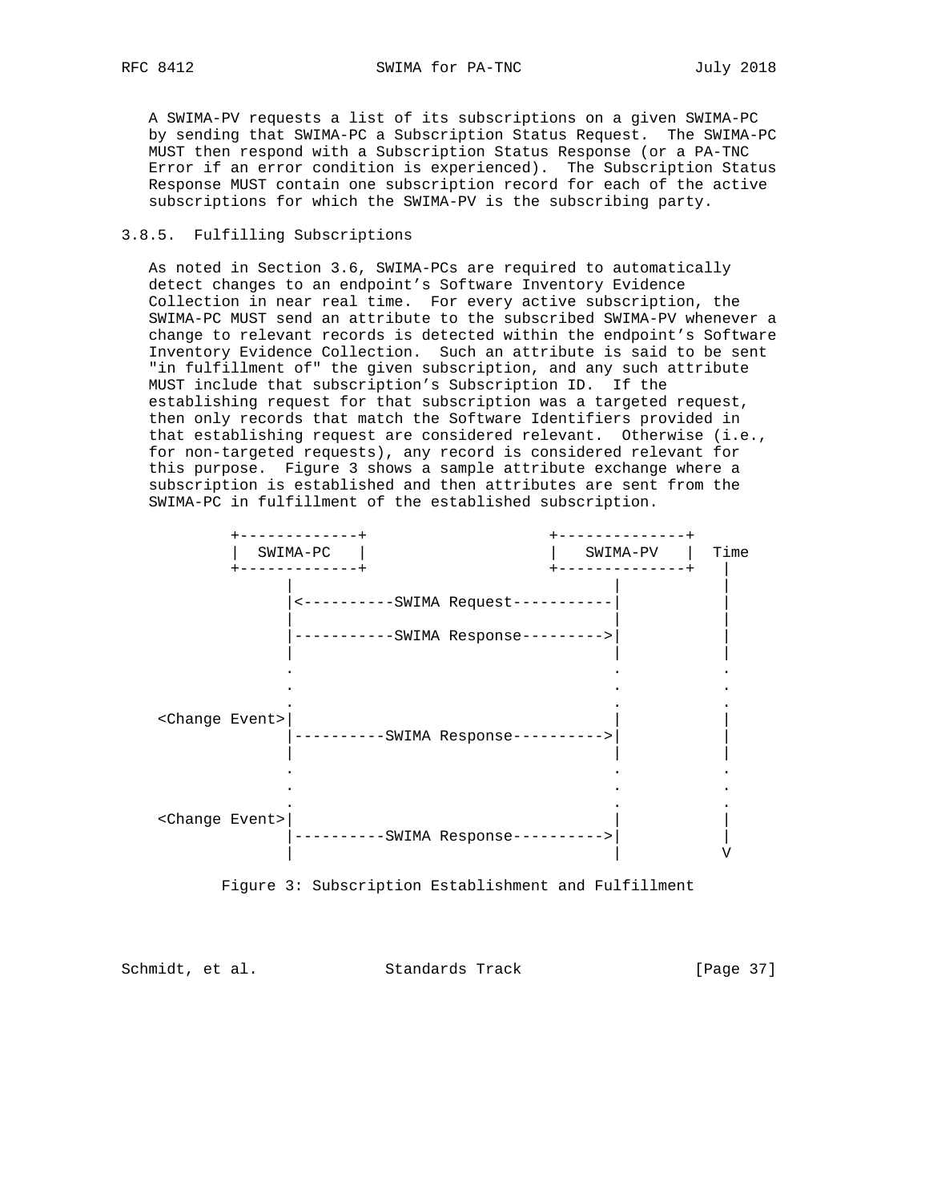A SWIMA-PV requests a list of its subscriptions on a given SWIMA-PC by sending that SWIMA-PC a Subscription Status Request. The SWIMA-PC MUST then respond with a Subscription Status Response (or a PA-TNC Error if an error condition is experienced). The Subscription Status Response MUST contain one subscription record for each of the active subscriptions for which the SWIMA-PV is the subscribing party.

### 3.8.5. Fulfilling Subscriptions

As noted in Section 3.6, SWIMA-PCs are required to automatically detect changes to an endpoint's Software Inventory Evidence Collection in near real time. For every active subscription, the SWIMA-PC MUST send an attribute to the subscribed SWIMA-PV whenever a change to relevant records is detected within the endpoint's Software Inventory Evidence Collection. Such an attribute is said to be sent "in fulfillment of" the given subscription, and any such attribute MUST include that subscription's Subscription ID. If the establishing request for that subscription was a targeted request, then only records that match the Software Identifiers provided in that establishing request are considered relevant. Otherwise (i.e., for non-targeted requests), any record is considered relevant for this purpose. Figure 3 shows a sample attribute exchange where a subscription is established and then attributes are sent from the SWIMA-PC in fulfillment of the established subscription.

```
          +-------------+                  +--------------+
          |  SWIMA-PC   |                  |   SWIMA-PV   |  Time
          +-------------+                  +--------------+   |
                 |                                |           |
                 |<----------SWIMA Request-----------|           |
                 |                                |           |
                 |-----------SWIMA Response--------->|           |
                 |                                |           |
                 .                                .           .
                 .                                .           .
                 .                                .           .
  <Change Event>|                                |           |
                 |----------SWIMA Response---------->|           |
                 |                                |           |
                 .                                .           .
                 .                                .           .
                 .                                .           .
  <Change Event>|                                |           |
                 |----------SWIMA Response---------->|           |
                 |                                |           V
```

Figure 3: Subscription Establishment and Fulfillment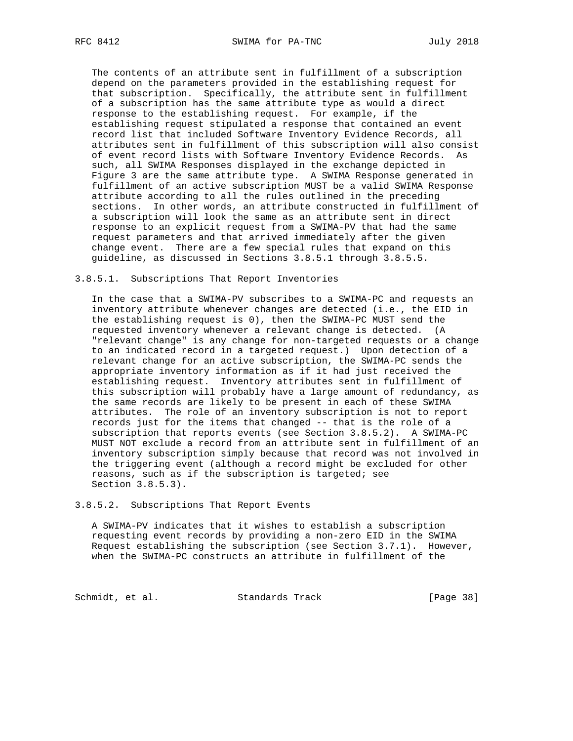The contents of an attribute sent in fulfillment of a subscription depend on the parameters provided in the establishing request for that subscription. Specifically, the attribute sent in fulfillment of a subscription has the same attribute type as would a direct response to the establishing request. For example, if the establishing request stipulated a response that contained an event record list that included Software Inventory Evidence Records, all attributes sent in fulfillment of this subscription will also consist of event record lists with Software Inventory Evidence Records. As such, all SWIMA Responses displayed in the exchange depicted in Figure 3 are the same attribute type. A SWIMA Response generated in fulfillment of an active subscription MUST be a valid SWIMA Response attribute according to all the rules outlined in the preceding sections. In other words, an attribute constructed in fulfillment of a subscription will look the same as an attribute sent in direct response to an explicit request from a SWIMA-PV that had the same request parameters and that arrived immediately after the given change event. There are a few special rules that expand on this guideline, as discussed in Sections 3.8.5.1 through 3.8.5.5.

#### 3.8.5.1. Subscriptions That Report Inventories

In the case that a SWIMA-PV subscribes to a SWIMA-PC and requests an inventory attribute whenever changes are detected (i.e., the EID in the establishing request is 0), then the SWIMA-PC MUST send the requested inventory whenever a relevant change is detected. (A "relevant change" is any change for non-targeted requests or a change to an indicated record in a targeted request.) Upon detection of a relevant change for an active subscription, the SWIMA-PC sends the appropriate inventory information as if it had just received the establishing request. Inventory attributes sent in fulfillment of this subscription will probably have a large amount of redundancy, as the same records are likely to be present in each of these SWIMA attributes. The role of an inventory subscription is not to report records just for the items that changed -- that is the role of a subscription that reports events (see Section 3.8.5.2). A SWIMA-PC MUST NOT exclude a record from an attribute sent in fulfillment of an inventory subscription simply because that record was not involved in the triggering event (although a record might be excluded for other reasons, such as if the subscription is targeted; see Section 3.8.5.3).

#### 3.8.5.2. Subscriptions That Report Events

A SWIMA-PV indicates that it wishes to establish a subscription requesting event records by providing a non-zero EID in the SWIMA Request establishing the subscription (see Section 3.7.1). However, when the SWIMA-PC constructs an attribute in fulfillment of the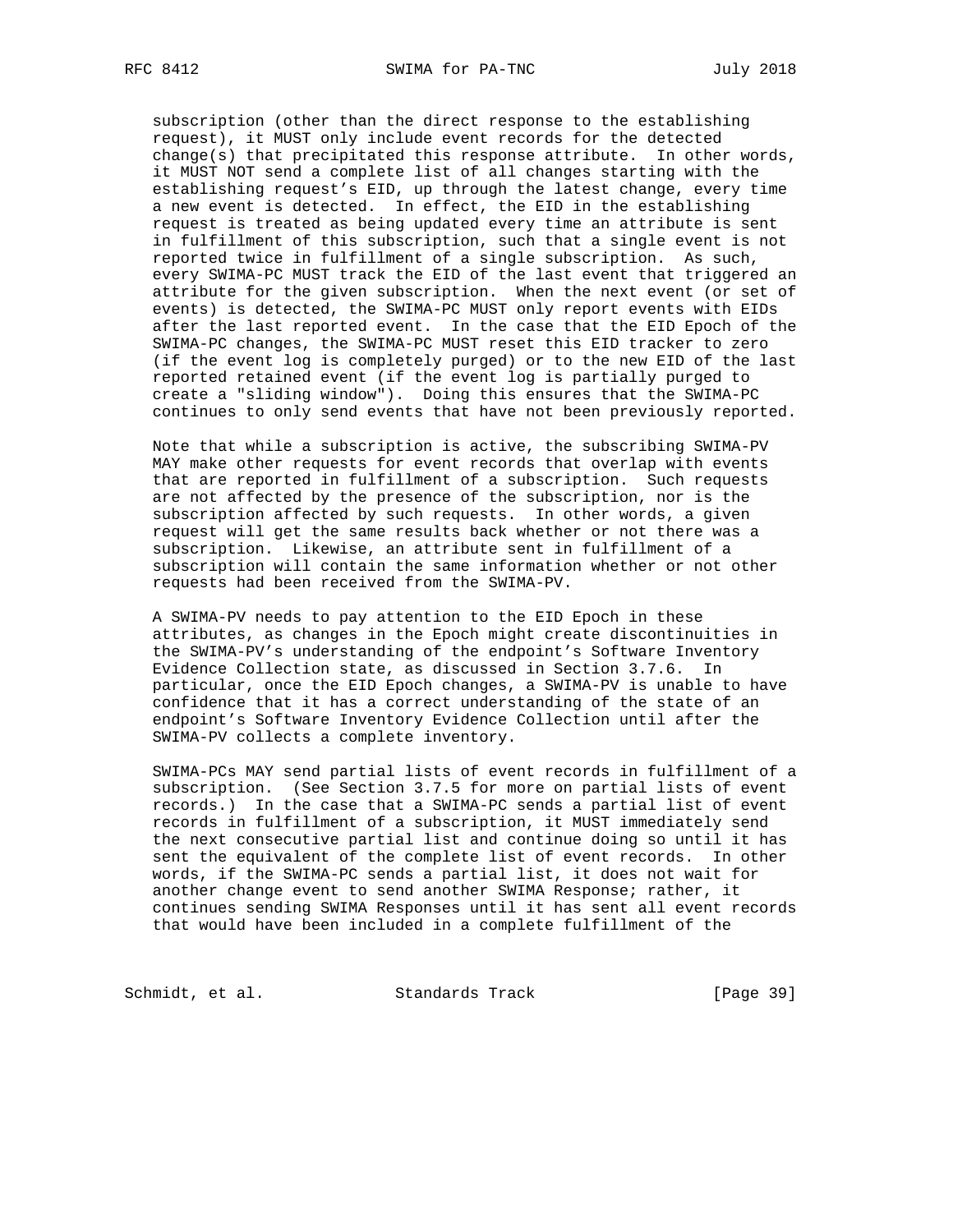subscription (other than the direct response to the establishing request), it MUST only include event records for the detected change(s) that precipitated this response attribute. In other words, it MUST NOT send a complete list of all changes starting with the establishing request's EID, up through the latest change, every time a new event is detected. In effect, the EID in the establishing request is treated as being updated every time an attribute is sent in fulfillment of this subscription, such that a single event is not reported twice in fulfillment of a single subscription. As such, every SWIMA-PC MUST track the EID of the last event that triggered an attribute for the given subscription. When the next event (or set of events) is detected, the SWIMA-PC MUST only report events with EIDs after the last reported event. In the case that the EID Epoch of the SWIMA-PC changes, the SWIMA-PC MUST reset this EID tracker to zero (if the event log is completely purged) or to the new EID of the last reported retained event (if the event log is partially purged to create a "sliding window"). Doing this ensures that the SWIMA-PC continues to only send events that have not been previously reported.

Note that while a subscription is active, the subscribing SWIMA-PV MAY make other requests for event records that overlap with events that are reported in fulfillment of a subscription. Such requests are not affected by the presence of the subscription, nor is the subscription affected by such requests. In other words, a given request will get the same results back whether or not there was a subscription. Likewise, an attribute sent in fulfillment of a subscription will contain the same information whether or not other requests had been received from the SWIMA-PV.

A SWIMA-PV needs to pay attention to the EID Epoch in these attributes, as changes in the Epoch might create discontinuities in the SWIMA-PV's understanding of the endpoint's Software Inventory Evidence Collection state, as discussed in Section 3.7.6. In particular, once the EID Epoch changes, a SWIMA-PV is unable to have confidence that it has a correct understanding of the state of an endpoint's Software Inventory Evidence Collection until after the SWIMA-PV collects a complete inventory.

SWIMA-PCs MAY send partial lists of event records in fulfillment of a subscription. (See Section 3.7.5 for more on partial lists of event records.) In the case that a SWIMA-PC sends a partial list of event records in fulfillment of a subscription, it MUST immediately send the next consecutive partial list and continue doing so until it has sent the equivalent of the complete list of event records. In other words, if the SWIMA-PC sends a partial list, it does not wait for another change event to send another SWIMA Response; rather, it continues sending SWIMA Responses until it has sent all event records that would have been included in a complete fulfillment of the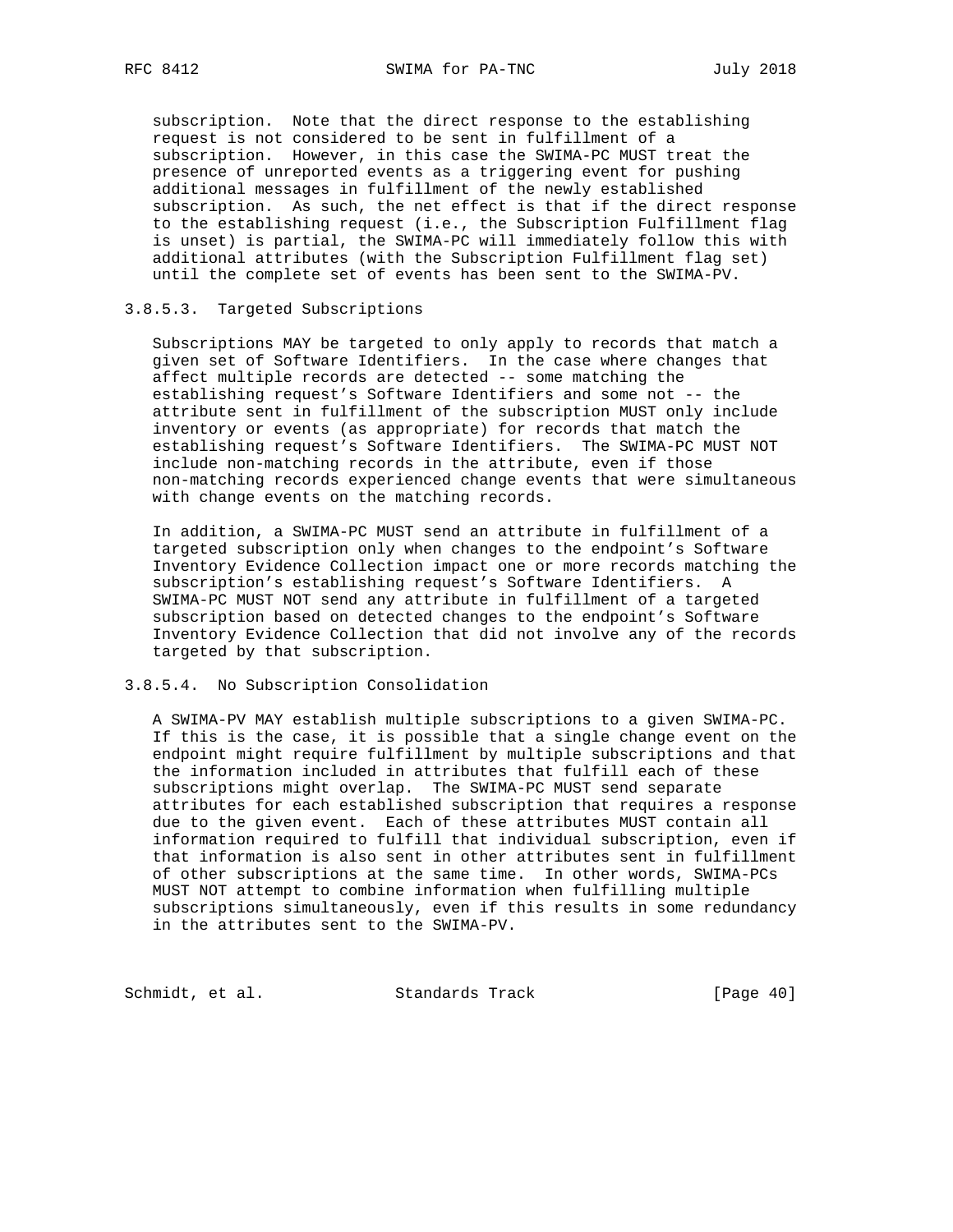subscription. Note that the direct response to the establishing request is not considered to be sent in fulfillment of a subscription. However, in this case the SWIMA-PC MUST treat the presence of unreported events as a triggering event for pushing additional messages in fulfillment of the newly established subscription. As such, the net effect is that if the direct response to the establishing request (i.e., the Subscription Fulfillment flag is unset) is partial, the SWIMA-PC will immediately follow this with additional attributes (with the Subscription Fulfillment flag set) until the complete set of events has been sent to the SWIMA-PV.

### 3.8.5.3. Targeted Subscriptions

Subscriptions MAY be targeted to only apply to records that match a given set of Software Identifiers. In the case where changes that affect multiple records are detected -- some matching the establishing request's Software Identifiers and some not -- the attribute sent in fulfillment of the subscription MUST only include inventory or events (as appropriate) for records that match the establishing request's Software Identifiers. The SWIMA-PC MUST NOT include non-matching records in the attribute, even if those non-matching records experienced change events that were simultaneous with change events on the matching records.

In addition, a SWIMA-PC MUST send an attribute in fulfillment of a targeted subscription only when changes to the endpoint's Software Inventory Evidence Collection impact one or more records matching the subscription's establishing request's Software Identifiers. A SWIMA-PC MUST NOT send any attribute in fulfillment of a targeted subscription based on detected changes to the endpoint's Software Inventory Evidence Collection that did not involve any of the records targeted by that subscription.

### 3.8.5.4. No Subscription Consolidation

A SWIMA-PV MAY establish multiple subscriptions to a given SWIMA-PC. If this is the case, it is possible that a single change event on the endpoint might require fulfillment by multiple subscriptions and that the information included in attributes that fulfill each of these subscriptions might overlap. The SWIMA-PC MUST send separate attributes for each established subscription that requires a response due to the given event. Each of these attributes MUST contain all information required to fulfill that individual subscription, even if that information is also sent in other attributes sent in fulfillment of other subscriptions at the same time. In other words, SWIMA-PCs MUST NOT attempt to combine information when fulfilling multiple subscriptions simultaneously, even if this results in some redundancy in the attributes sent to the SWIMA-PV.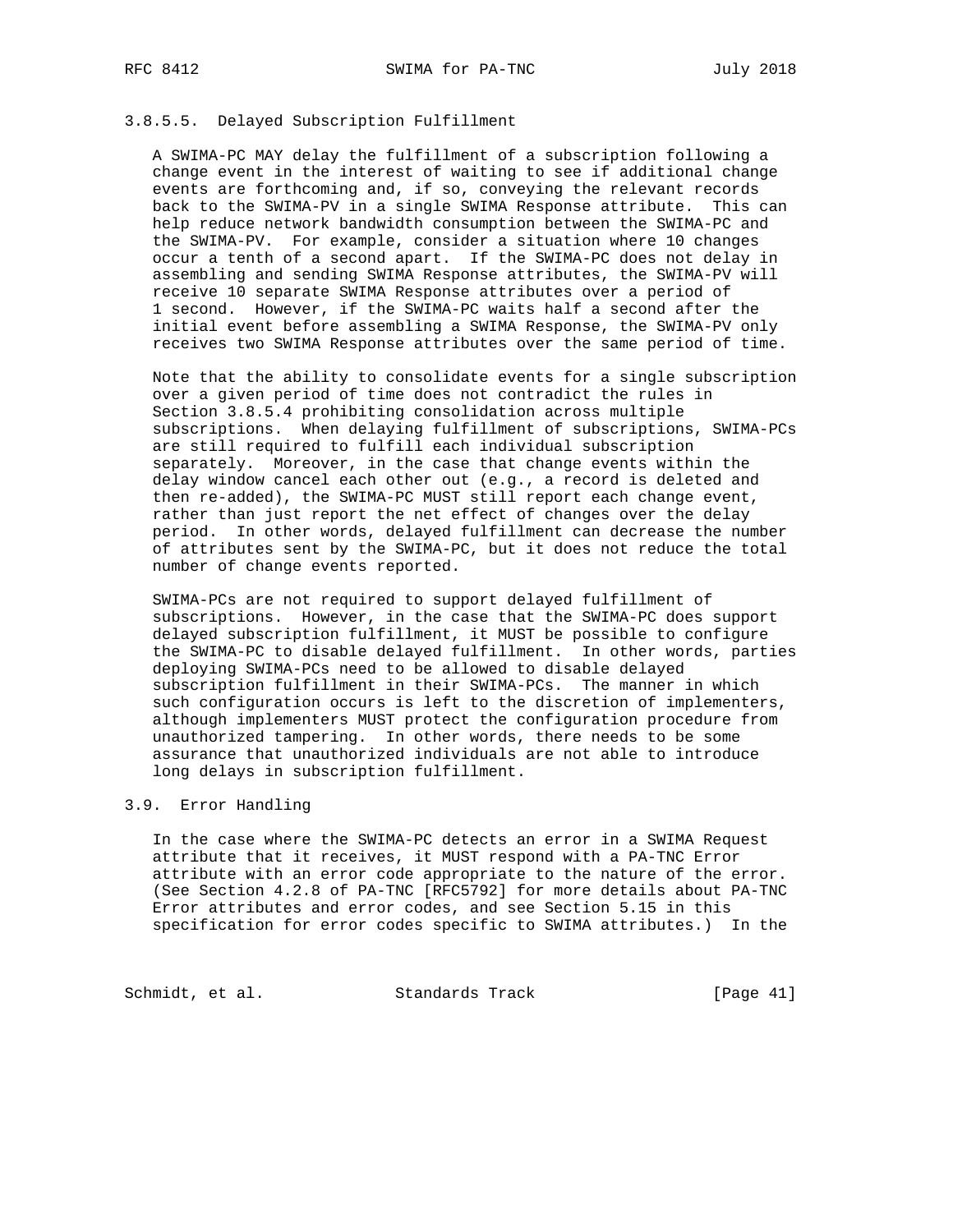#### 3.8.5.5. Delayed Subscription Fulfillment

A SWIMA-PC MAY delay the fulfillment of a subscription following a change event in the interest of waiting to see if additional change events are forthcoming and, if so, conveying the relevant records back to the SWIMA-PV in a single SWIMA Response attribute. This can help reduce network bandwidth consumption between the SWIMA-PC and the SWIMA-PV. For example, consider a situation where 10 changes occur a tenth of a second apart. If the SWIMA-PC does not delay in assembling and sending SWIMA Response attributes, the SWIMA-PV will receive 10 separate SWIMA Response attributes over a period of 1 second. However, if the SWIMA-PC waits half a second after the initial event before assembling a SWIMA Response, the SWIMA-PV only receives two SWIMA Response attributes over the same period of time.

Note that the ability to consolidate events for a single subscription over a given period of time does not contradict the rules in Section 3.8.5.4 prohibiting consolidation across multiple subscriptions. When delaying fulfillment of subscriptions, SWIMA-PCs are still required to fulfill each individual subscription separately. Moreover, in the case that change events within the delay window cancel each other out (e.g., a record is deleted and then re-added), the SWIMA-PC MUST still report each change event, rather than just report the net effect of changes over the delay period. In other words, delayed fulfillment can decrease the number of attributes sent by the SWIMA-PC, but it does not reduce the total number of change events reported.

SWIMA-PCs are not required to support delayed fulfillment of subscriptions. However, in the case that the SWIMA-PC does support delayed subscription fulfillment, it MUST be possible to configure the SWIMA-PC to disable delayed fulfillment. In other words, parties deploying SWIMA-PCs need to be allowed to disable delayed subscription fulfillment in their SWIMA-PCs. The manner in which such configuration occurs is left to the discretion of implementers, although implementers MUST protect the configuration procedure from unauthorized tampering. In other words, there needs to be some assurance that unauthorized individuals are not able to introduce long delays in subscription fulfillment.

### 3.9. Error Handling

In the case where the SWIMA-PC detects an error in a SWIMA Request attribute that it receives, it MUST respond with a PA-TNC Error attribute with an error code appropriate to the nature of the error. (See Section 4.2.8 of PA-TNC [RFC5792] for more details about PA-TNC Error attributes and error codes, and see Section 5.15 in this specification for error codes specific to SWIMA attributes.) In the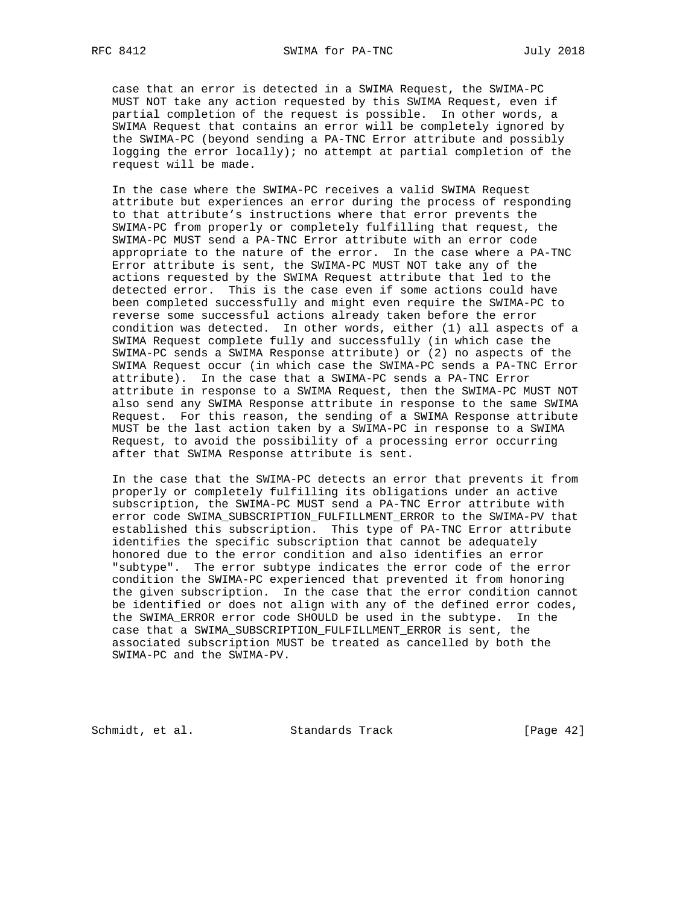case that an error is detected in a SWIMA Request, the SWIMA-PC MUST NOT take any action requested by this SWIMA Request, even if partial completion of the request is possible. In other words, a SWIMA Request that contains an error will be completely ignored by the SWIMA-PC (beyond sending a PA-TNC Error attribute and possibly logging the error locally); no attempt at partial completion of the request will be made.

In the case where the SWIMA-PC receives a valid SWIMA Request attribute but experiences an error during the process of responding to that attribute's instructions where that error prevents the SWIMA-PC from properly or completely fulfilling that request, the SWIMA-PC MUST send a PA-TNC Error attribute with an error code appropriate to the nature of the error. In the case where a PA-TNC Error attribute is sent, the SWIMA-PC MUST NOT take any of the actions requested by the SWIMA Request attribute that led to the detected error. This is the case even if some actions could have been completed successfully and might even require the SWIMA-PC to reverse some successful actions already taken before the error condition was detected. In other words, either (1) all aspects of a SWIMA Request complete fully and successfully (in which case the SWIMA-PC sends a SWIMA Response attribute) or (2) no aspects of the SWIMA Request occur (in which case the SWIMA-PC sends a PA-TNC Error attribute). In the case that a SWIMA-PC sends a PA-TNC Error attribute in response to a SWIMA Request, then the SWIMA-PC MUST NOT also send any SWIMA Response attribute in response to the same SWIMA Request. For this reason, the sending of a SWIMA Response attribute MUST be the last action taken by a SWIMA-PC in response to a SWIMA Request, to avoid the possibility of a processing error occurring after that SWIMA Response attribute is sent.

In the case that the SWIMA-PC detects an error that prevents it from properly or completely fulfilling its obligations under an active subscription, the SWIMA-PC MUST send a PA-TNC Error attribute with error code SWIMA_SUBSCRIPTION_FULFILLMENT_ERROR to the SWIMA-PV that established this subscription. This type of PA-TNC Error attribute identifies the specific subscription that cannot be adequately honored due to the error condition and also identifies an error "subtype". The error subtype indicates the error code of the error condition the SWIMA-PC experienced that prevented it from honoring the given subscription. In the case that the error condition cannot be identified or does not align with any of the defined error codes, the SWIMA_ERROR error code SHOULD be used in the subtype. In the case that a SWIMA_SUBSCRIPTION_FULFILLMENT_ERROR is sent, the associated subscription MUST be treated as cancelled by both the SWIMA-PC and the SWIMA-PV.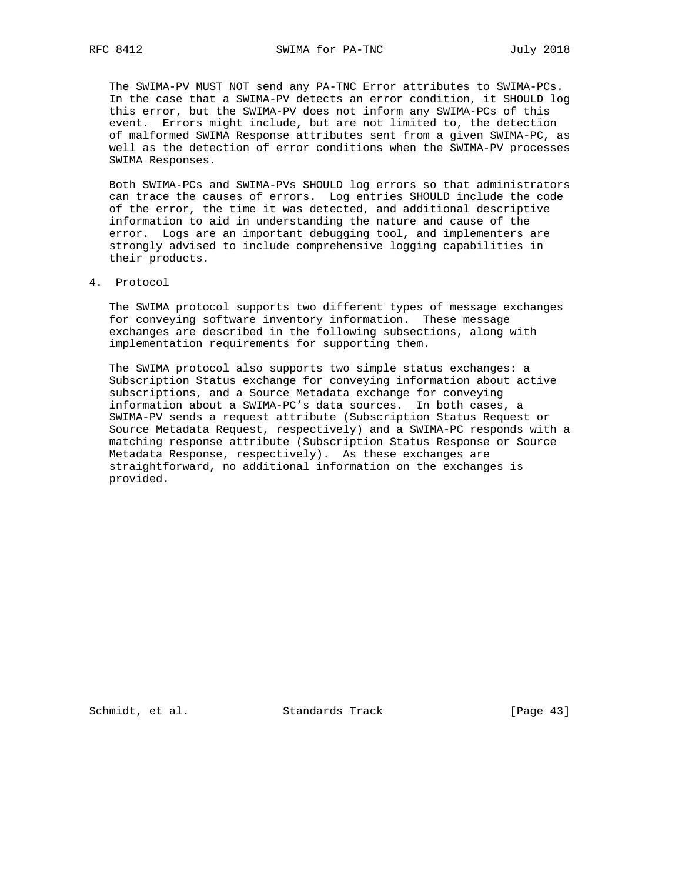The SWIMA-PV MUST NOT send any PA-TNC Error attributes to SWIMA-PCs. In the case that a SWIMA-PV detects an error condition, it SHOULD log this error, but the SWIMA-PV does not inform any SWIMA-PCs of this event. Errors might include, but are not limited to, the detection of malformed SWIMA Response attributes sent from a given SWIMA-PC, as well as the detection of error conditions when the SWIMA-PV processes SWIMA Responses.

Both SWIMA-PCs and SWIMA-PVs SHOULD log errors so that administrators can trace the causes of errors. Log entries SHOULD include the code of the error, the time it was detected, and additional descriptive information to aid in understanding the nature and cause of the error. Logs are an important debugging tool, and implementers are strongly advised to include comprehensive logging capabilities in their products.

# 4. Protocol

The SWIMA protocol supports two different types of message exchanges for conveying software inventory information. These message exchanges are described in the following subsections, along with implementation requirements for supporting them.

The SWIMA protocol also supports two simple status exchanges: a Subscription Status exchange for conveying information about active subscriptions, and a Source Metadata exchange for conveying information about a SWIMA-PC's data sources. In both cases, a SWIMA-PV sends a request attribute (Subscription Status Request or Source Metadata Request, respectively) and a SWIMA-PC responds with a matching response attribute (Subscription Status Response or Source Metadata Response, respectively). As these exchanges are straightforward, no additional information on the exchanges is provided.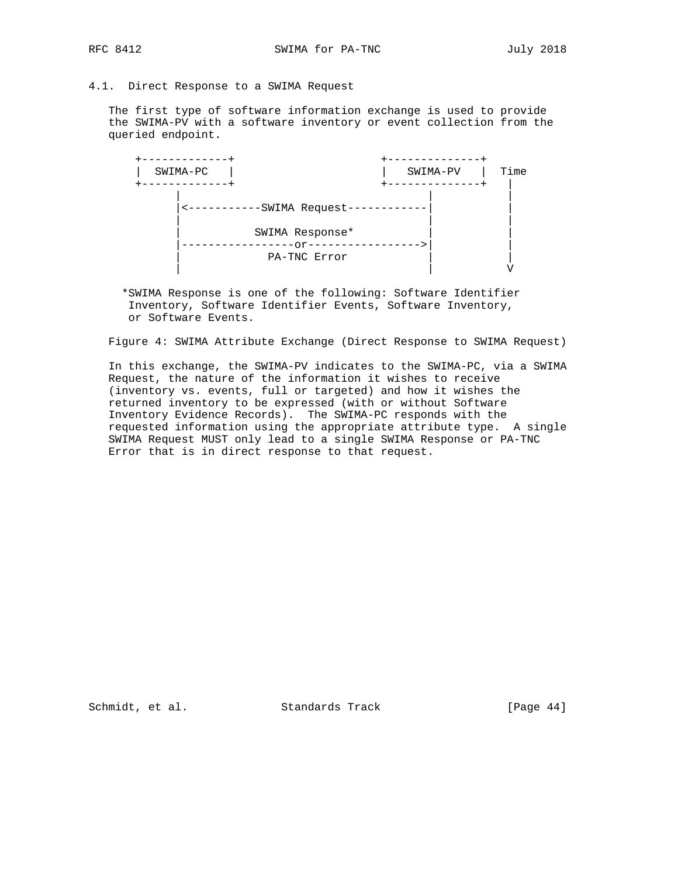### 4.1. Direct Response to a SWIMA Request

The first type of software information exchange is used to provide the SWIMA-PV with a software inventory or event collection from the queried endpoint.

```
  +-------------+                     +--------------+
  |  SWIMA-PC   |                     |   SWIMA-PV   |  Time
  +-------------+                     +--------------+   |
        |                                    |           |
        |<-----------SWIMA Request------------|           |
        |                                    |           |
        |           SWIMA Response*          |           |
        |-----------------or----------------->|           |
        |             PA-TNC Error           |           |
        |                                    |           V

   *SWIMA Response is one of the following: Software Identifier
    Inventory, Software Identifier Events, Software Inventory,
    or Software Events.
```

Figure 4: SWIMA Attribute Exchange (Direct Response to SWIMA Request)

In this exchange, the SWIMA-PV indicates to the SWIMA-PC, via a SWIMA Request, the nature of the information it wishes to receive (inventory vs. events, full or targeted) and how it wishes the returned inventory to be expressed (with or without Software Inventory Evidence Records). The SWIMA-PC responds with the requested information using the appropriate attribute type. A single SWIMA Request MUST only lead to a single SWIMA Response or PA-TNC Error that is in direct response to that request.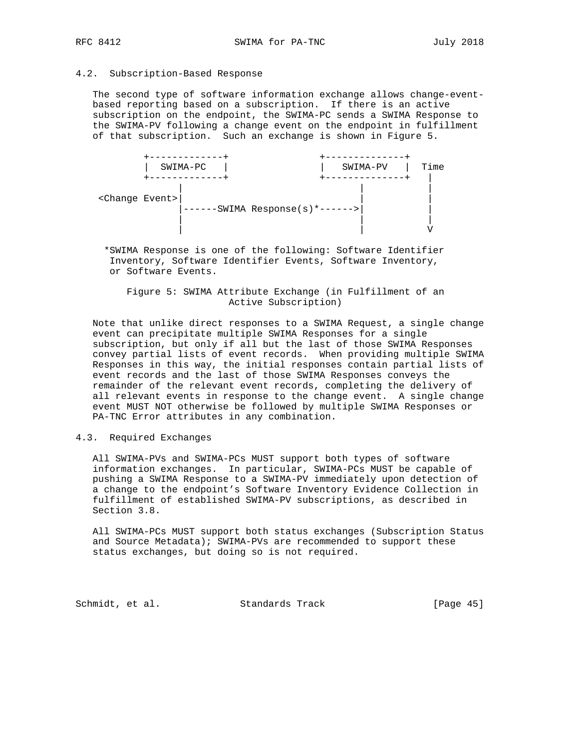## 4.2. Subscription-Based Response

The second type of software information exchange allows change-event-based reporting based on a subscription. If there is an active subscription on the endpoint, the SWIMA-PC sends a SWIMA Response to the SWIMA-PV following a change event on the endpoint in fulfillment of that subscription. Such an exchange is shown in Figure 5.

```
         +-------------+                +--------------+
         |  SWIMA-PC   |                |   SWIMA-PV   |  Time
         +-------------+                +--------------+   |
                |                              |           |
 <Change Event>|                               |           |
                |------SWIMA Response(s)*------>|           |
                |                              |           |
                |                              |           V

      *SWIMA Response is one of the following: Software Identifier
       Inventory, Software Identifier Events, Software Inventory,
       or Software Events.
```

Figure 5: SWIMA Attribute Exchange (in Fulfillment of an Active Subscription)

Note that unlike direct responses to a SWIMA Request, a single change event can precipitate multiple SWIMA Responses for a single subscription, but only if all but the last of those SWIMA Responses convey partial lists of event records. When providing multiple SWIMA Responses in this way, the initial responses contain partial lists of event records and the last of those SWIMA Responses conveys the remainder of the relevant event records, completing the delivery of all relevant events in response to the change event. A single change event MUST NOT otherwise be followed by multiple SWIMA Responses or PA-TNC Error attributes in any combination.

## 4.3. Required Exchanges

All SWIMA-PVs and SWIMA-PCs MUST support both types of software information exchanges. In particular, SWIMA-PCs MUST be capable of pushing a SWIMA Response to a SWIMA-PV immediately upon detection of a change to the endpoint's Software Inventory Evidence Collection in fulfillment of established SWIMA-PV subscriptions, as described in Section 3.8.

All SWIMA-PCs MUST support both status exchanges (Subscription Status and Source Metadata); SWIMA-PVs are recommended to support these status exchanges, but doing so is not required.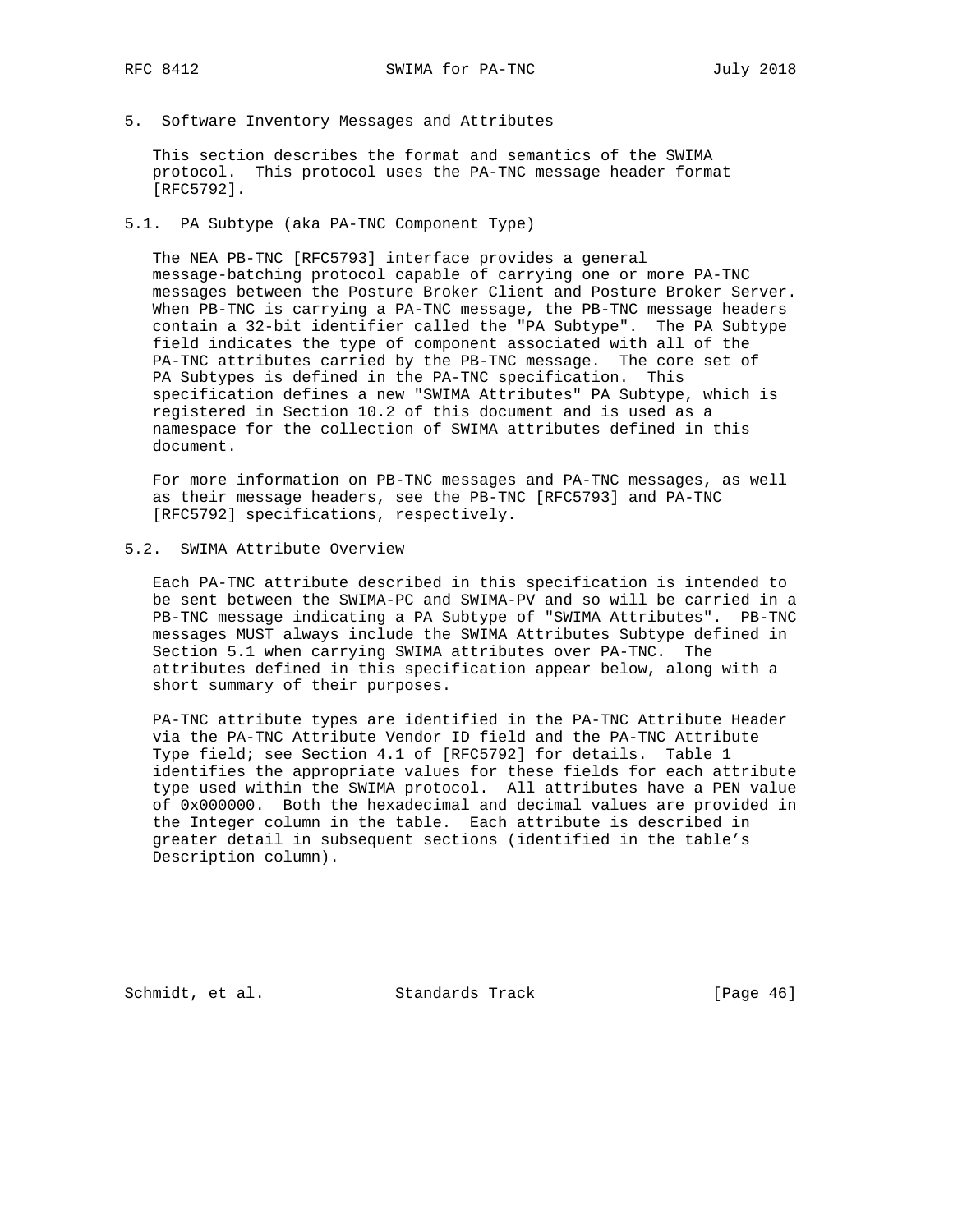## 5. Software Inventory Messages and Attributes

This section describes the format and semantics of the SWIMA protocol. This protocol uses the PA-TNC message header format [RFC5792].

### 5.1. PA Subtype (aka PA-TNC Component Type)

The NEA PB-TNC [RFC5793] interface provides a general message-batching protocol capable of carrying one or more PA-TNC messages between the Posture Broker Client and Posture Broker Server. When PB-TNC is carrying a PA-TNC message, the PB-TNC message headers contain a 32-bit identifier called the "PA Subtype". The PA Subtype field indicates the type of component associated with all of the PA-TNC attributes carried by the PB-TNC message. The core set of PA Subtypes is defined in the PA-TNC specification. This specification defines a new "SWIMA Attributes" PA Subtype, which is registered in Section 10.2 of this document and is used as a namespace for the collection of SWIMA attributes defined in this document.

For more information on PB-TNC messages and PA-TNC messages, as well as their message headers, see the PB-TNC [RFC5793] and PA-TNC [RFC5792] specifications, respectively.

### 5.2. SWIMA Attribute Overview

Each PA-TNC attribute described in this specification is intended to be sent between the SWIMA-PC and SWIMA-PV and so will be carried in a PB-TNC message indicating a PA Subtype of "SWIMA Attributes". PB-TNC messages MUST always include the SWIMA Attributes Subtype defined in Section 5.1 when carrying SWIMA attributes over PA-TNC. The attributes defined in this specification appear below, along with a short summary of their purposes.

PA-TNC attribute types are identified in the PA-TNC Attribute Header via the PA-TNC Attribute Vendor ID field and the PA-TNC Attribute Type field; see Section 4.1 of [RFC5792] for details. Table 1 identifies the appropriate values for these fields for each attribute type used within the SWIMA protocol. All attributes have a PEN value of 0x000000. Both the hexadecimal and decimal values are provided in the Integer column in the table. Each attribute is described in greater detail in subsequent sections (identified in the table's Description column).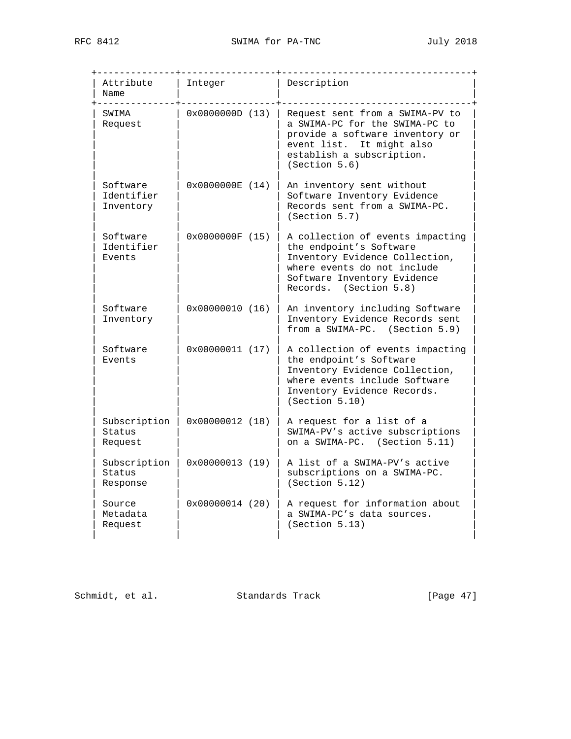| Attribute Name | Integer | Description |
|---|---|---|
| SWIMA Request | 0x0000000D (13) | Request sent from a SWIMA-PV to a SWIMA-PC for the SWIMA-PC to provide a software inventory or event list. It might also establish a subscription. (Section 5.6) |
| Software Identifier Inventory | 0x0000000E (14) | An inventory sent without Software Inventory Evidence Records sent from a SWIMA-PC. (Section 5.7) |
| Software Identifier Events | 0x0000000F (15) | A collection of events impacting the endpoint's Software Inventory Evidence Collection, where events do not include Software Inventory Evidence Records. (Section 5.8) |
| Software Inventory | 0x00000010 (16) | An inventory including Software Inventory Evidence Records sent from a SWIMA-PC. (Section 5.9) |
| Software Events | 0x00000011 (17) | A collection of events impacting the endpoint's Software Inventory Evidence Collection, where events include Software Inventory Evidence Records. (Section 5.10) |
| Subscription Status Request | 0x00000012 (18) | A request for a list of a SWIMA-PV's active subscriptions on a SWIMA-PC. (Section 5.11) |
| Subscription Status Response | 0x00000013 (19) | A list of a SWIMA-PV's active subscriptions on a SWIMA-PC. (Section 5.12) |
| Source Metadata Request | 0x00000014 (20) | A request for information about a SWIMA-PC's data sources. (Section 5.13) |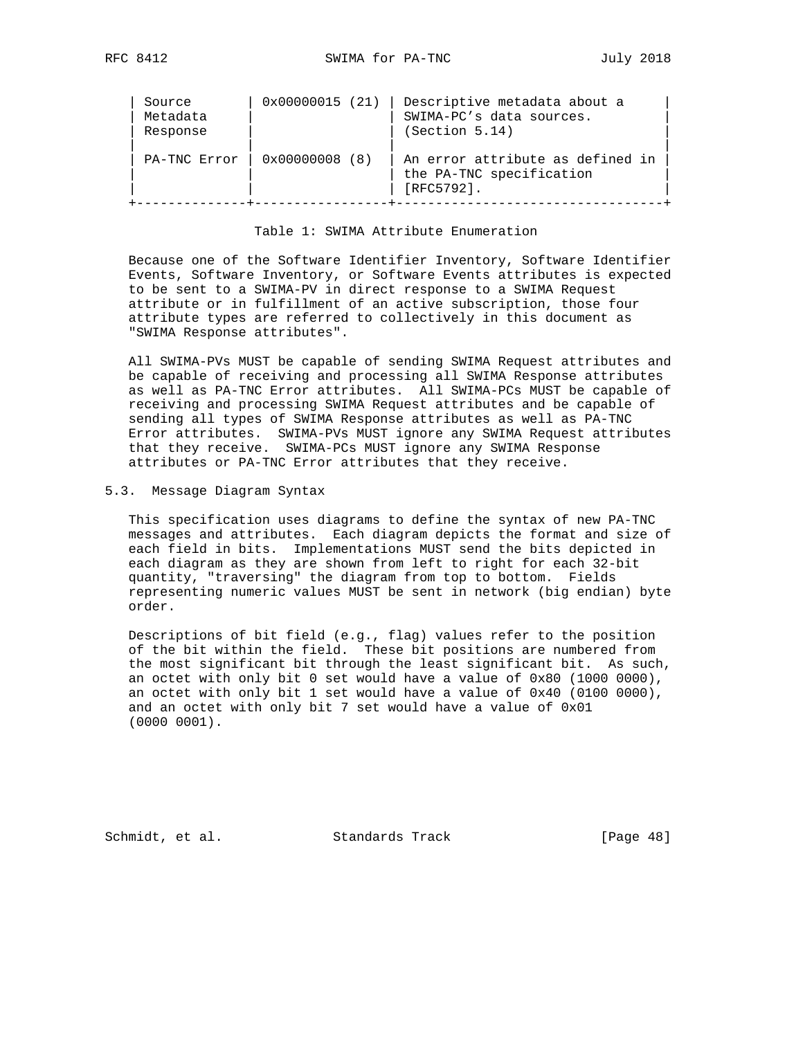| | | |
|---|---|---|
| Source Metadata Response | 0x00000015 (21) | Descriptive metadata about a SWIMA-PC's data sources. (Section 5.14) |
| PA-TNC Error | 0x00000008 (8) | An error attribute as defined in the PA-TNC specification [RFC5792]. |

Table 1: SWIMA Attribute Enumeration

Because one of the Software Identifier Inventory, Software Identifier Events, Software Inventory, or Software Events attributes is expected to be sent to a SWIMA-PV in direct response to a SWIMA Request attribute or in fulfillment of an active subscription, those four attribute types are referred to collectively in this document as "SWIMA Response attributes".

All SWIMA-PVs MUST be capable of sending SWIMA Request attributes and be capable of receiving and processing all SWIMA Response attributes as well as PA-TNC Error attributes. All SWIMA-PCs MUST be capable of receiving and processing SWIMA Request attributes and be capable of sending all types of SWIMA Response attributes as well as PA-TNC Error attributes. SWIMA-PVs MUST ignore any SWIMA Request attributes that they receive. SWIMA-PCs MUST ignore any SWIMA Response attributes or PA-TNC Error attributes that they receive.

## 5.3. Message Diagram Syntax

This specification uses diagrams to define the syntax of new PA-TNC messages and attributes. Each diagram depicts the format and size of each field in bits. Implementations MUST send the bits depicted in each diagram as they are shown from left to right for each 32-bit quantity, "traversing" the diagram from top to bottom. Fields representing numeric values MUST be sent in network (big endian) byte order.

Descriptions of bit field (e.g., flag) values refer to the position of the bit within the field. These bit positions are numbered from the most significant bit through the least significant bit. As such, an octet with only bit 0 set would have a value of 0x80 (1000 0000), an octet with only bit 1 set would have a value of 0x40 (0100 0000), and an octet with only bit 7 set would have a value of 0x01 (0000 0001).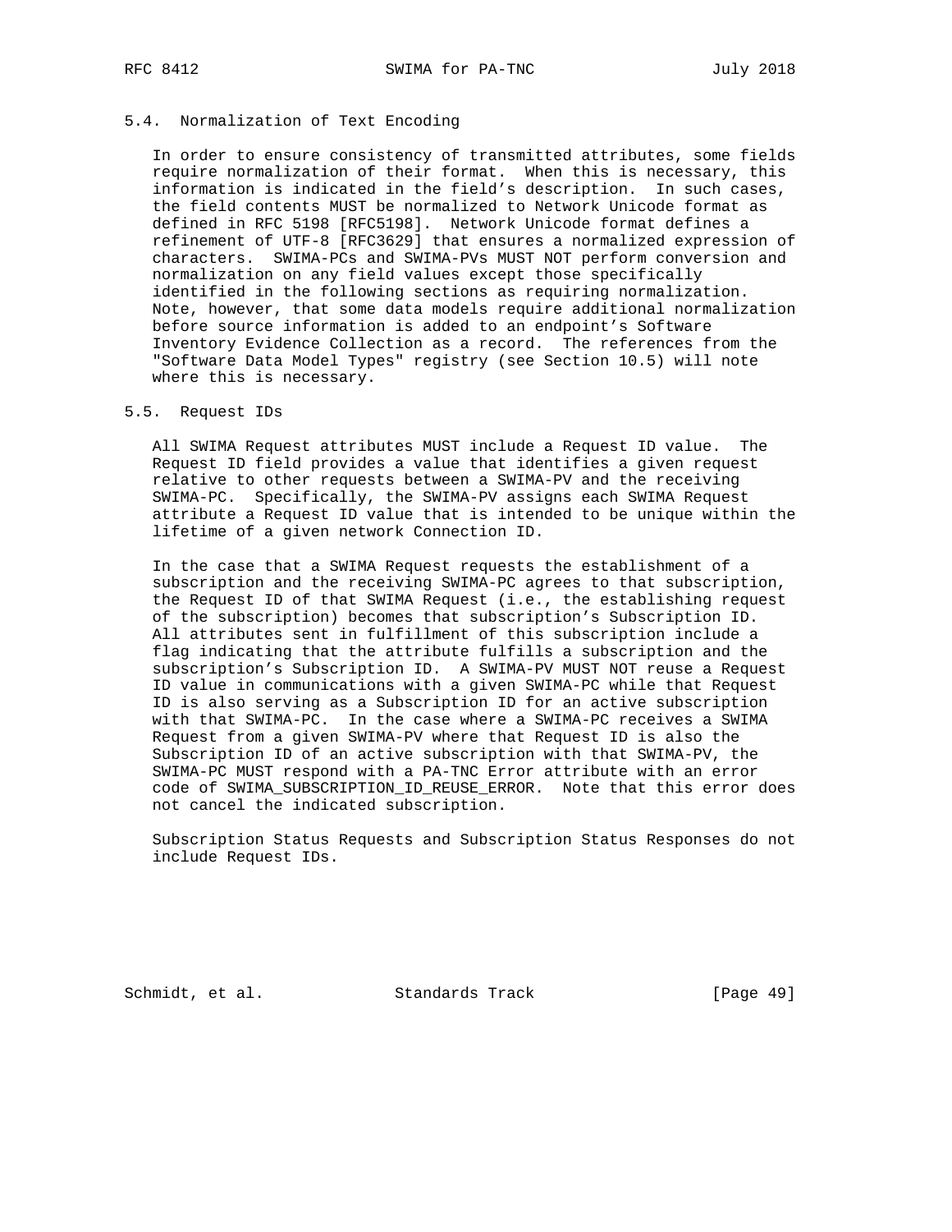## 5.4. Normalization of Text Encoding

In order to ensure consistency of transmitted attributes, some fields require normalization of their format. When this is necessary, this information is indicated in the field's description. In such cases, the field contents MUST be normalized to Network Unicode format as defined in RFC 5198 [RFC5198]. Network Unicode format defines a refinement of UTF-8 [RFC3629] that ensures a normalized expression of characters. SWIMA-PCs and SWIMA-PVs MUST NOT perform conversion and normalization on any field values except those specifically identified in the following sections as requiring normalization. Note, however, that some data models require additional normalization before source information is added to an endpoint's Software Inventory Evidence Collection as a record. The references from the "Software Data Model Types" registry (see Section 10.5) will note where this is necessary.

## 5.5. Request IDs

All SWIMA Request attributes MUST include a Request ID value. The Request ID field provides a value that identifies a given request relative to other requests between a SWIMA-PV and the receiving SWIMA-PC. Specifically, the SWIMA-PV assigns each SWIMA Request attribute a Request ID value that is intended to be unique within the lifetime of a given network Connection ID.

In the case that a SWIMA Request requests the establishment of a subscription and the receiving SWIMA-PC agrees to that subscription, the Request ID of that SWIMA Request (i.e., the establishing request of the subscription) becomes that subscription's Subscription ID. All attributes sent in fulfillment of this subscription include a flag indicating that the attribute fulfills a subscription and the subscription's Subscription ID. A SWIMA-PV MUST NOT reuse a Request ID value in communications with a given SWIMA-PC while that Request ID is also serving as a Subscription ID for an active subscription with that SWIMA-PC. In the case where a SWIMA-PC receives a SWIMA Request from a given SWIMA-PV where that Request ID is also the Subscription ID of an active subscription with that SWIMA-PV, the SWIMA-PC MUST respond with a PA-TNC Error attribute with an error code of SWIMA_SUBSCRIPTION_ID_REUSE_ERROR. Note that this error does not cancel the indicated subscription.

Subscription Status Requests and Subscription Status Responses do not include Request IDs.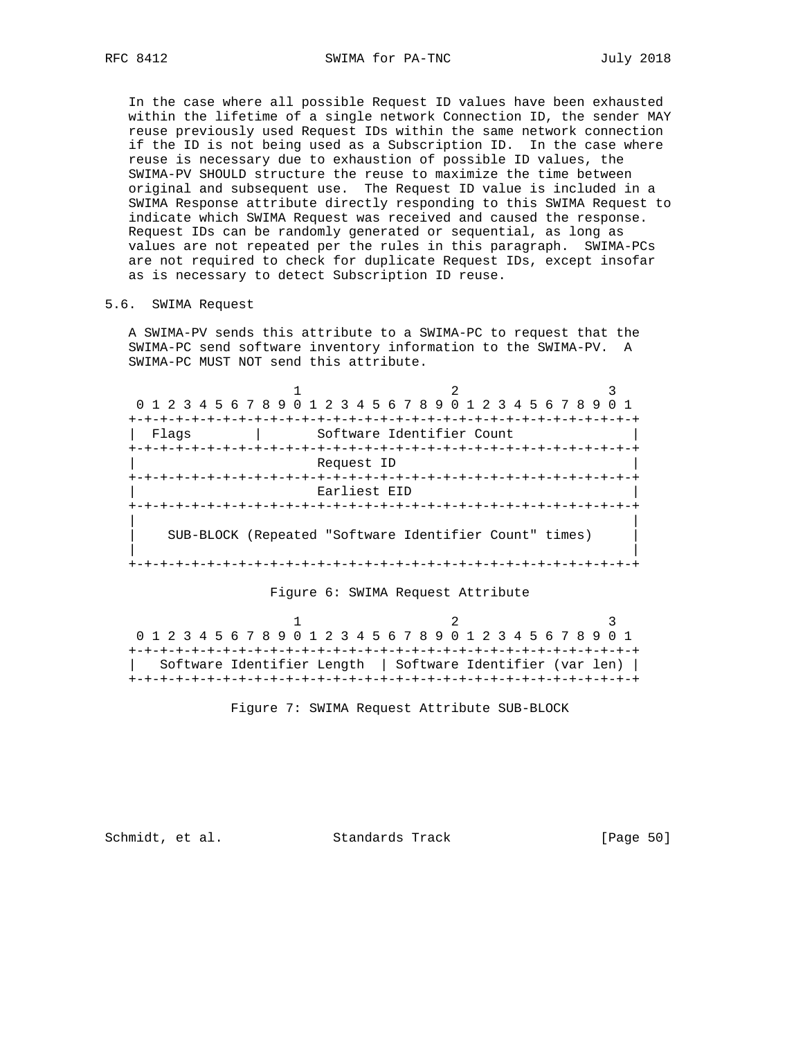In the case where all possible Request ID values have been exhausted within the lifetime of a single network Connection ID, the sender MAY reuse previously used Request IDs within the same network connection if the ID is not being used as a Subscription ID. In the case where reuse is necessary due to exhaustion of possible ID values, the SWIMA-PV SHOULD structure the reuse to maximize the time between original and subsequent use. The Request ID value is included in a SWIMA Response attribute directly responding to this SWIMA Request to indicate which SWIMA Request was received and caused the response. Request IDs can be randomly generated or sequential, as long as values are not repeated per the rules in this paragraph. SWIMA-PCs are not required to check for duplicate Request IDs, except insofar as is necessary to detect Subscription ID reuse.

## 5.6. SWIMA Request

A SWIMA-PV sends this attribute to a SWIMA-PC to request that the SWIMA-PC send software inventory information to the SWIMA-PV. A SWIMA-PC MUST NOT send this attribute.

```
                     1                   2                   3
 0 1 2 3 4 5 6 7 8 9 0 1 2 3 4 5 6 7 8 9 0 1 2 3 4 5 6 7 8 9 0 1
+-+-+-+-+-+-+-+-+-+-+-+-+-+-+-+-+-+-+-+-+-+-+-+-+-+-+-+-+-+-+-+-+
| Flags         |       Software Identifier Count               |
+-+-+-+-+-+-+-+-+-+-+-+-+-+-+-+-+-+-+-+-+-+-+-+-+-+-+-+-+-+-+-+-+
|                       Request ID                              |
+-+-+-+-+-+-+-+-+-+-+-+-+-+-+-+-+-+-+-+-+-+-+-+-+-+-+-+-+-+-+-+-+
|                       Earliest EID                            |
+-+-+-+-+-+-+-+-+-+-+-+-+-+-+-+-+-+-+-+-+-+-+-+-+-+-+-+-+-+-+-+-+
|                                                               |
|    SUB-BLOCK (Repeated "Software Identifier Count" times)     |
|                                                               |
+-+-+-+-+-+-+-+-+-+-+-+-+-+-+-+-+-+-+-+-+-+-+-+-+-+-+-+-+-+-+-+-+
```

Figure 6: SWIMA Request Attribute

```
                     1                   2                   3
 0 1 2 3 4 5 6 7 8 9 0 1 2 3 4 5 6 7 8 9 0 1 2 3 4 5 6 7 8 9 0 1
+-+-+-+-+-+-+-+-+-+-+-+-+-+-+-+-+-+-+-+-+-+-+-+-+-+-+-+-+-+-+-+-+
|   Software Identifier Length  | Software Identifier (var len) |
+-+-+-+-+-+-+-+-+-+-+-+-+-+-+-+-+-+-+-+-+-+-+-+-+-+-+-+-+-+-+-+-+
```

Figure 7: SWIMA Request Attribute SUB-BLOCK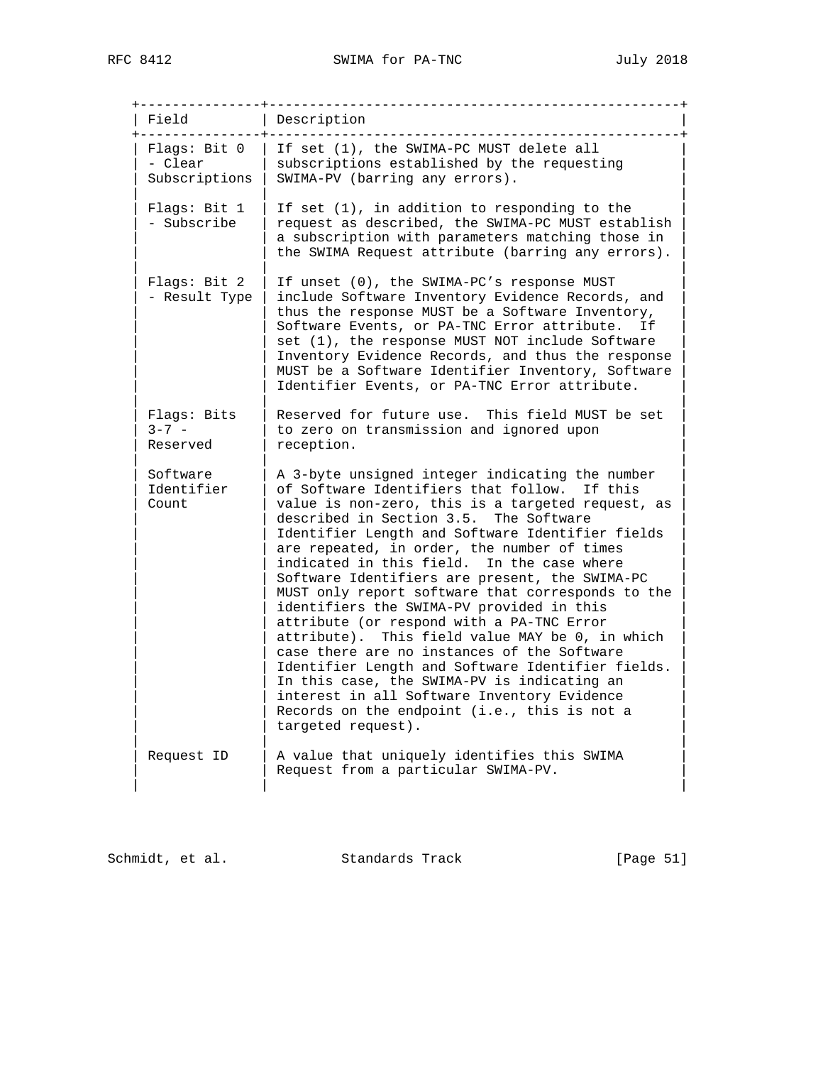| Field | Description |
|---|---|
| Flags: Bit 0 - Clear Subscriptions | If set (1), the SWIMA-PC MUST delete all subscriptions established by the requesting SWIMA-PV (barring any errors). |
| Flags: Bit 1 - Subscribe | If set (1), in addition to responding to the request as described, the SWIMA-PC MUST establish a subscription with parameters matching those in the SWIMA Request attribute (barring any errors). |
| Flags: Bit 2 - Result Type | If unset (0), the SWIMA-PC's response MUST include Software Inventory Evidence Records, and thus the response MUST be a Software Inventory, Software Events, or PA-TNC Error attribute. If set (1), the response MUST NOT include Software Inventory Evidence Records, and thus the response MUST be a Software Identifier Inventory, Software Identifier Events, or PA-TNC Error attribute. |
| Flags: Bits 3-7 - Reserved | Reserved for future use. This field MUST be set to zero on transmission and ignored upon reception. |
| Software Identifier Count | A 3-byte unsigned integer indicating the number of Software Identifiers that follow. If this value is non-zero, this is a targeted request, as described in Section 3.5. The Software Identifier Length and Software Identifier fields are repeated, in order, the number of times indicated in this field. In the case where Software Identifiers are present, the SWIMA-PC MUST only report software that corresponds to the identifiers the SWIMA-PV provided in this attribute (or respond with a PA-TNC Error attribute). This field value MAY be 0, in which case there are no instances of the Software Identifier Length and Software Identifier fields. In this case, the SWIMA-PV is indicating an interest in all Software Inventory Evidence Records on the endpoint (i.e., this is not a targeted request). |
| Request ID | A value that uniquely identifies this SWIMA Request from a particular SWIMA-PV. |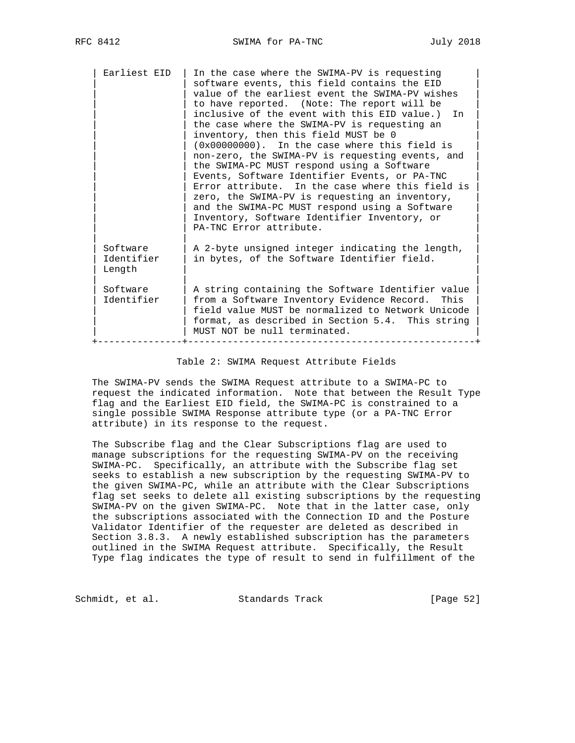| Field | Description |
|---|---|
| Earliest EID | In the case where the SWIMA-PV is requesting software events, this field contains the EID value of the earliest event the SWIMA-PV wishes to have reported. (Note: The report will be inclusive of the event with this EID value.) In the case where the SWIMA-PV is requesting an inventory, then this field MUST be 0 (0x00000000). In the case where this field is non-zero, the SWIMA-PV is requesting events, and the SWIMA-PC MUST respond using a Software Events, Software Identifier Events, or PA-TNC Error attribute. In the case where this field is zero, the SWIMA-PV is requesting an inventory, and the SWIMA-PC MUST respond using a Software Inventory, Software Identifier Inventory, or PA-TNC Error attribute. |
| Software Identifier Length | A 2-byte unsigned integer indicating the length, in bytes, of the Software Identifier field. |
| Software Identifier | A string containing the Software Identifier value from a Software Inventory Evidence Record. This field value MUST be normalized to Network Unicode format, as described in Section 5.4. This string MUST NOT be null terminated. |

Table 2: SWIMA Request Attribute Fields

The SWIMA-PV sends the SWIMA Request attribute to a SWIMA-PC to request the indicated information. Note that between the Result Type flag and the Earliest EID field, the SWIMA-PC is constrained to a single possible SWIMA Response attribute type (or a PA-TNC Error attribute) in its response to the request.

The Subscribe flag and the Clear Subscriptions flag are used to manage subscriptions for the requesting SWIMA-PV on the receiving SWIMA-PC. Specifically, an attribute with the Subscribe flag set seeks to establish a new subscription by the requesting SWIMA-PV to the given SWIMA-PC, while an attribute with the Clear Subscriptions flag set seeks to delete all existing subscriptions by the requesting SWIMA-PV on the given SWIMA-PC. Note that in the latter case, only the subscriptions associated with the Connection ID and the Posture Validator Identifier of the requester are deleted as described in Section 3.8.3. A newly established subscription has the parameters outlined in the SWIMA Request attribute. Specifically, the Result Type flag indicates the type of result to send in fulfillment of the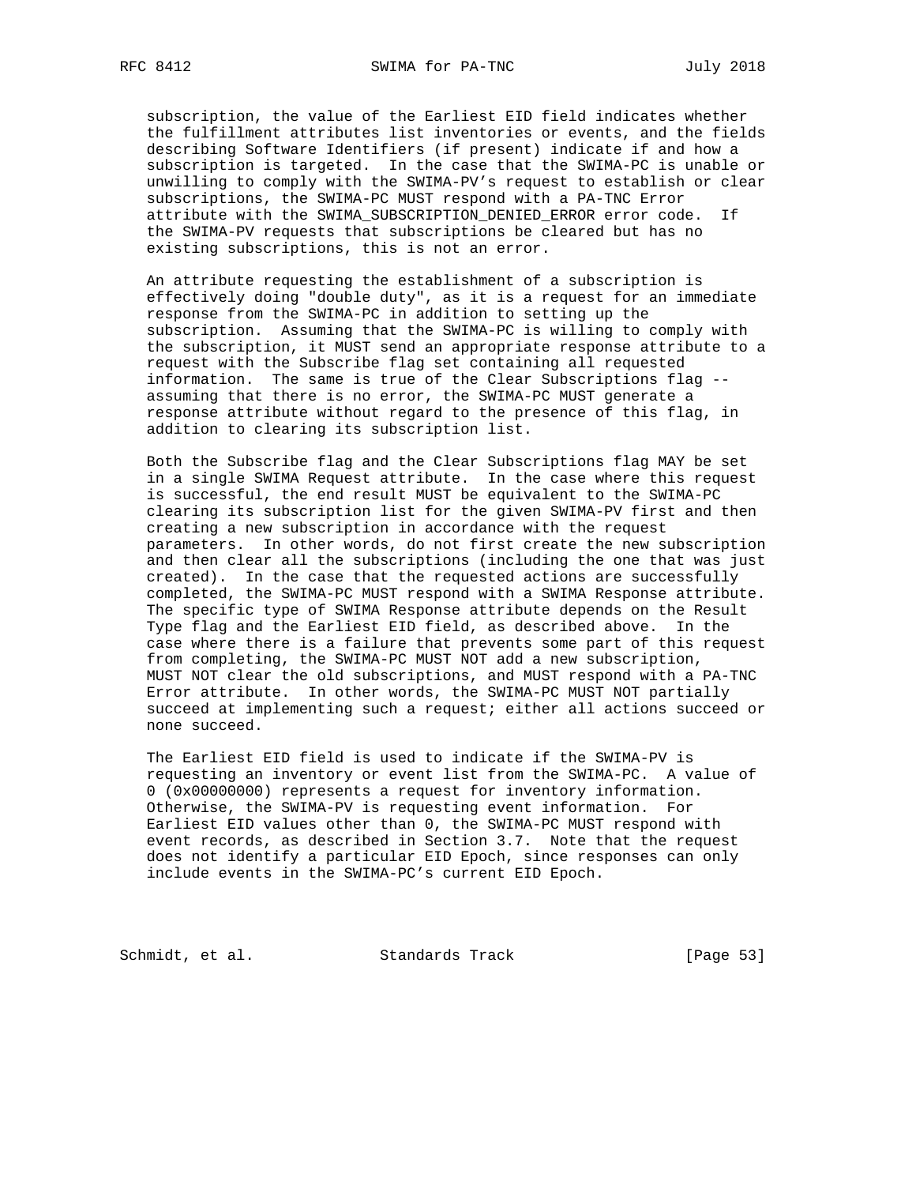subscription, the value of the Earliest EID field indicates whether the fulfillment attributes list inventories or events, and the fields describing Software Identifiers (if present) indicate if and how a subscription is targeted. In the case that the SWIMA-PC is unable or unwilling to comply with the SWIMA-PV's request to establish or clear subscriptions, the SWIMA-PC MUST respond with a PA-TNC Error attribute with the SWIMA_SUBSCRIPTION_DENIED_ERROR error code. If the SWIMA-PV requests that subscriptions be cleared but has no existing subscriptions, this is not an error.

An attribute requesting the establishment of a subscription is effectively doing "double duty", as it is a request for an immediate response from the SWIMA-PC in addition to setting up the subscription. Assuming that the SWIMA-PC is willing to comply with the subscription, it MUST send an appropriate response attribute to a request with the Subscribe flag set containing all requested information. The same is true of the Clear Subscriptions flag -- assuming that there is no error, the SWIMA-PC MUST generate a response attribute without regard to the presence of this flag, in addition to clearing its subscription list.

Both the Subscribe flag and the Clear Subscriptions flag MAY be set in a single SWIMA Request attribute. In the case where this request is successful, the end result MUST be equivalent to the SWIMA-PC clearing its subscription list for the given SWIMA-PV first and then creating a new subscription in accordance with the request parameters. In other words, do not first create the new subscription and then clear all the subscriptions (including the one that was just created). In the case that the requested actions are successfully completed, the SWIMA-PC MUST respond with a SWIMA Response attribute. The specific type of SWIMA Response attribute depends on the Result Type flag and the Earliest EID field, as described above. In the case where there is a failure that prevents some part of this request from completing, the SWIMA-PC MUST NOT add a new subscription, MUST NOT clear the old subscriptions, and MUST respond with a PA-TNC Error attribute. In other words, the SWIMA-PC MUST NOT partially succeed at implementing such a request; either all actions succeed or none succeed.

The Earliest EID field is used to indicate if the SWIMA-PV is requesting an inventory or event list from the SWIMA-PC. A value of 0 (0x00000000) represents a request for inventory information. Otherwise, the SWIMA-PV is requesting event information. For Earliest EID values other than 0, the SWIMA-PC MUST respond with event records, as described in Section 3.7. Note that the request does not identify a particular EID Epoch, since responses can only include events in the SWIMA-PC's current EID Epoch.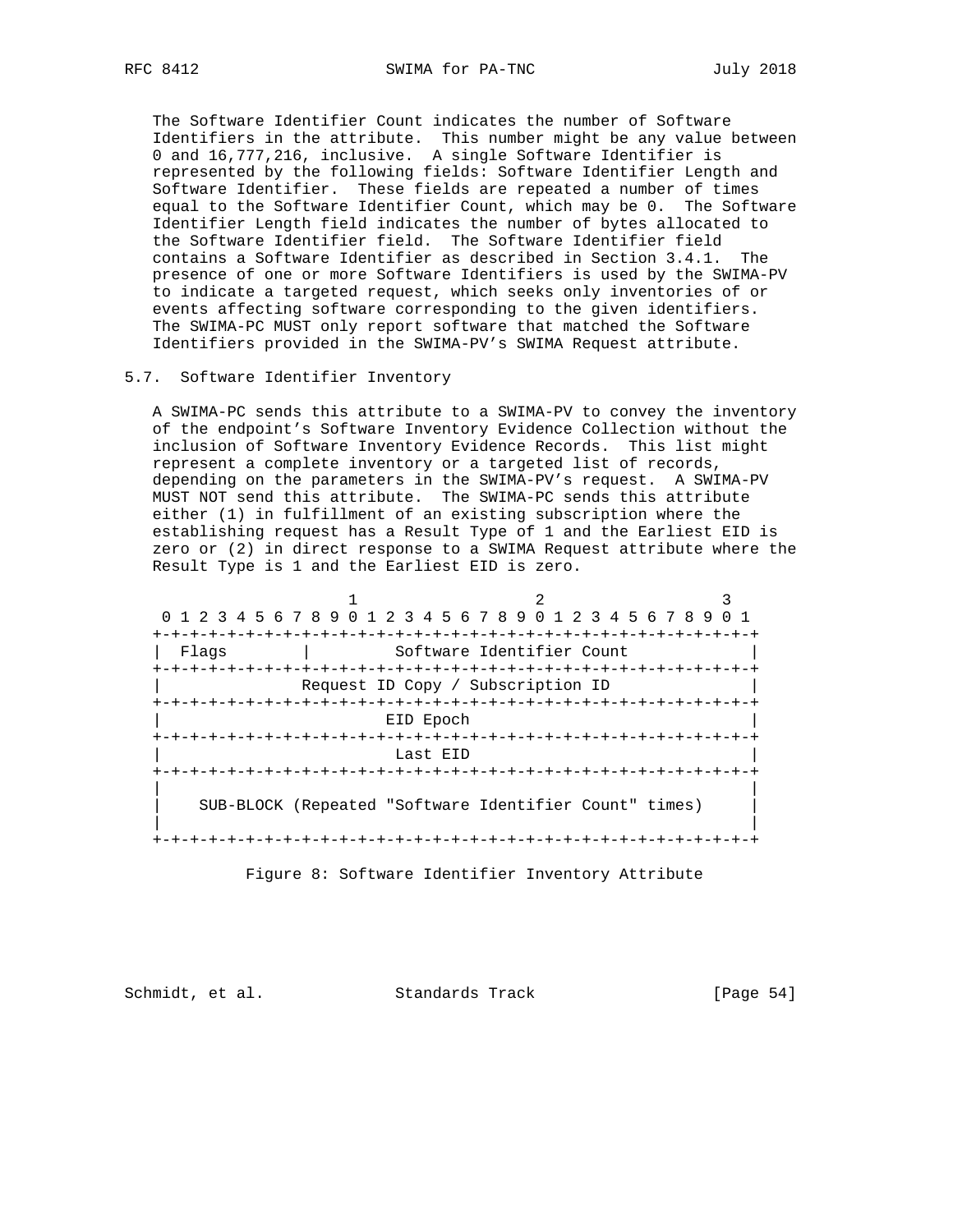The Software Identifier Count indicates the number of Software Identifiers in the attribute. This number might be any value between 0 and 16,777,216, inclusive. A single Software Identifier is represented by the following fields: Software Identifier Length and Software Identifier. These fields are repeated a number of times equal to the Software Identifier Count, which may be 0. The Software Identifier Length field indicates the number of bytes allocated to the Software Identifier field. The Software Identifier field contains a Software Identifier as described in Section 3.4.1. The presence of one or more Software Identifiers is used by the SWIMA-PV to indicate a targeted request, which seeks only inventories of or events affecting software corresponding to the given identifiers. The SWIMA-PC MUST only report software that matched the Software Identifiers provided in the SWIMA-PV's SWIMA Request attribute.

## 5.7. Software Identifier Inventory

A SWIMA-PC sends this attribute to a SWIMA-PV to convey the inventory of the endpoint's Software Inventory Evidence Collection without the inclusion of Software Inventory Evidence Records. This list might represent a complete inventory or a targeted list of records, depending on the parameters in the SWIMA-PV's request. A SWIMA-PV MUST NOT send this attribute. The SWIMA-PC sends this attribute either (1) in fulfillment of an existing subscription where the establishing request has a Result Type of 1 and the Earliest EID is zero or (2) in direct response to a SWIMA Request attribute where the Result Type is 1 and the Earliest EID is zero.

```
                     1                   2                   3
 0 1 2 3 4 5 6 7 8 9 0 1 2 3 4 5 6 7 8 9 0 1 2 3 4 5 6 7 8 9 0 1
+-+-+-+-+-+-+-+-+-+-+-+-+-+-+-+-+-+-+-+-+-+-+-+-+-+-+-+-+-+-+-+-+
| Flags         |         Software Identifier Count             |
+-+-+-+-+-+-+-+-+-+-+-+-+-+-+-+-+-+-+-+-+-+-+-+-+-+-+-+-+-+-+-+-+
|              Request ID Copy / Subscription ID                |
+-+-+-+-+-+-+-+-+-+-+-+-+-+-+-+-+-+-+-+-+-+-+-+-+-+-+-+-+-+-+-+-+
|                       EID Epoch                               |
+-+-+-+-+-+-+-+-+-+-+-+-+-+-+-+-+-+-+-+-+-+-+-+-+-+-+-+-+-+-+-+-+
|                        Last EID                               |
+-+-+-+-+-+-+-+-+-+-+-+-+-+-+-+-+-+-+-+-+-+-+-+-+-+-+-+-+-+-+-+-+
|                                                               |
|    SUB-BLOCK (Repeated "Software Identifier Count" times)     |
|                                                               |
+-+-+-+-+-+-+-+-+-+-+-+-+-+-+-+-+-+-+-+-+-+-+-+-+-+-+-+-+-+-+-+-+
```

Figure 8: Software Identifier Inventory Attribute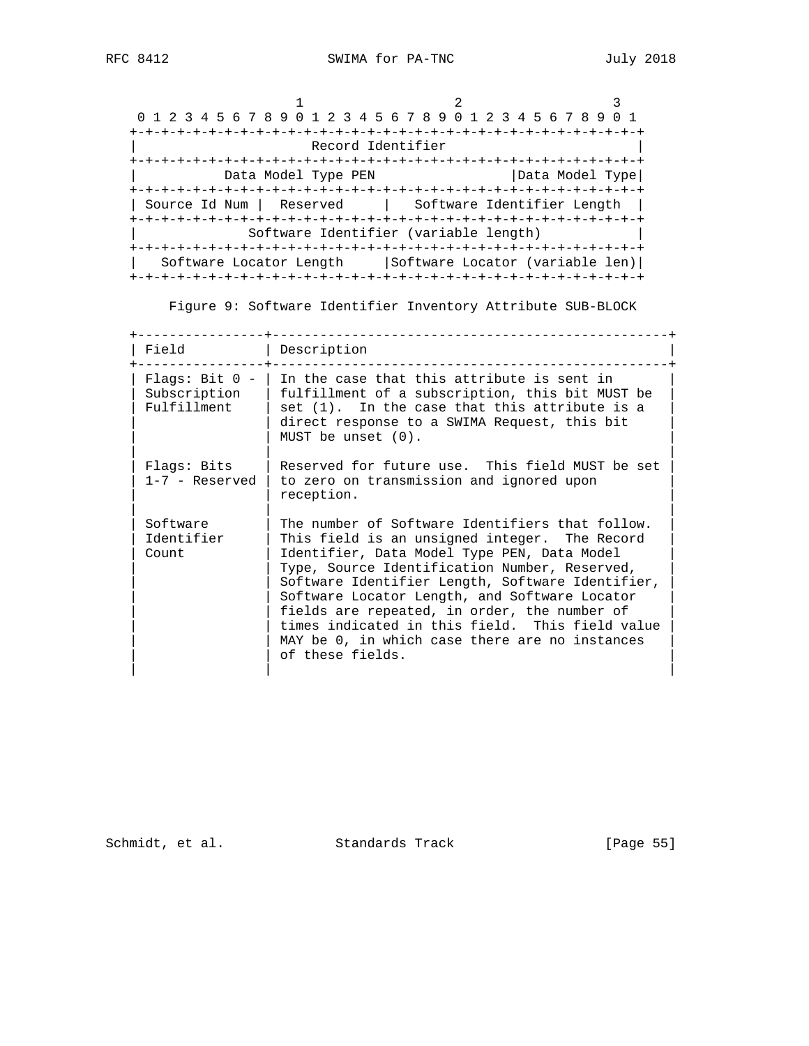```
                     1                   2                   3
 0 1 2 3 4 5 6 7 8 9 0 1 2 3 4 5 6 7 8 9 0 1 2 3 4 5 6 7 8 9 0 1
+-+-+-+-+-+-+-+-+-+-+-+-+-+-+-+-+-+-+-+-+-+-+-+-+-+-+-+-+-+-+-+-+
|                       Record Identifier                         |
+-+-+-+-+-+-+-+-+-+-+-+-+-+-+-+-+-+-+-+-+-+-+-+-+-+-+-+-+-+-+-+-+
|          Data Model Type PEN                  |Data Model Type|
+-+-+-+-+-+-+-+-+-+-+-+-+-+-+-+-+-+-+-+-+-+-+-+-+-+-+-+-+-+-+-+-+
| Source Id Num |  Reserved     |   Software Identifier Length  |
+-+-+-+-+-+-+-+-+-+-+-+-+-+-+-+-+-+-+-+-+-+-+-+-+-+-+-+-+-+-+-+-+
|             Software Identifier (variable length)               |
+-+-+-+-+-+-+-+-+-+-+-+-+-+-+-+-+-+-+-+-+-+-+-+-+-+-+-+-+-+-+-+-+
|   Software Locator Length     |Software Locator (variable len)|
+-+-+-+-+-+-+-+-+-+-+-+-+-+-+-+-+-+-+-+-+-+-+-+-+-+-+-+-+-+-+-+-+
```

Figure 9: Software Identifier Inventory Attribute SUB-BLOCK

| Field | Description |
|---|---|
| Flags: Bit 0 - Subscription Fulfillment | In the case that this attribute is sent in fulfillment of a subscription, this bit MUST be set (1). In the case that this attribute is a direct response to a SWIMA Request, this bit MUST be unset (0). |
| Flags: Bits 1-7 - Reserved | Reserved for future use. This field MUST be set to zero on transmission and ignored upon reception. |
| Software Identifier Count | The number of Software Identifiers that follow. This field is an unsigned integer. The Record Identifier, Data Model Type PEN, Data Model Type, Source Identification Number, Reserved, Software Identifier Length, Software Identifier, Software Locator Length, and Software Locator fields are repeated, in order, the number of times indicated in this field. This field value MAY be 0, in which case there are no instances of these fields. |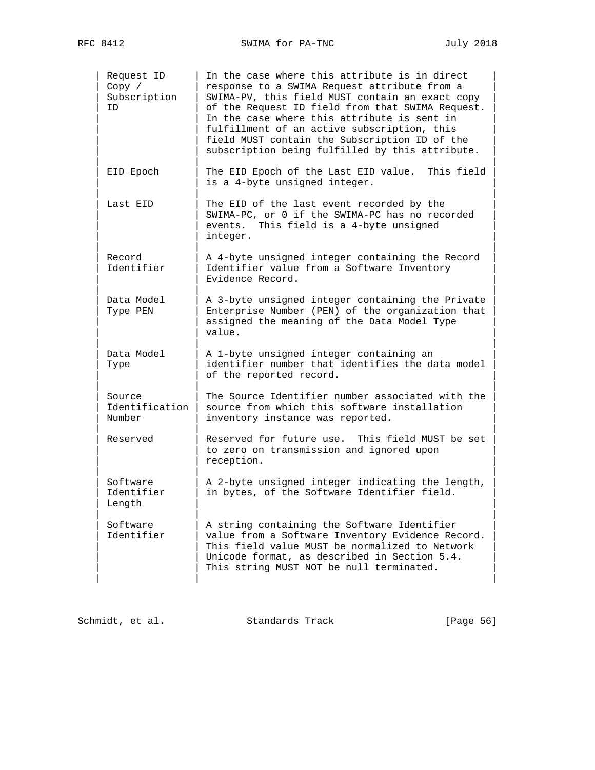| Field | Description |
| --- | --- |
| Request ID Copy / Subscription ID | In the case where this attribute is in direct response to a SWIMA Request attribute from a SWIMA-PV, this field MUST contain an exact copy of the Request ID field from that SWIMA Request. In the case where this attribute is sent in fulfillment of an active subscription, this field MUST contain the Subscription ID of the subscription being fulfilled by this attribute. |
| EID Epoch | The EID Epoch of the Last EID value. This field is a 4-byte unsigned integer. |
| Last EID | The EID of the last event recorded by the SWIMA-PC, or 0 if the SWIMA-PC has no recorded events. This field is a 4-byte unsigned integer. |
| Record Identifier | A 4-byte unsigned integer containing the Record Identifier value from a Software Inventory Evidence Record. |
| Data Model Type PEN | A 3-byte unsigned integer containing the Private Enterprise Number (PEN) of the organization that assigned the meaning of the Data Model Type value. |
| Data Model Type | A 1-byte unsigned integer containing an identifier number that identifies the data model of the reported record. |
| Source Identification Number | The Source Identifier number associated with the source from which this software installation inventory instance was reported. |
| Reserved | Reserved for future use. This field MUST be set to zero on transmission and ignored upon reception. |
| Software Identifier Length | A 2-byte unsigned integer indicating the length, in bytes, of the Software Identifier field. |
| Software Identifier | A string containing the Software Identifier value from a Software Inventory Evidence Record. This field value MUST be normalized to Network Unicode format, as described in Section 5.4. This string MUST NOT be null terminated. |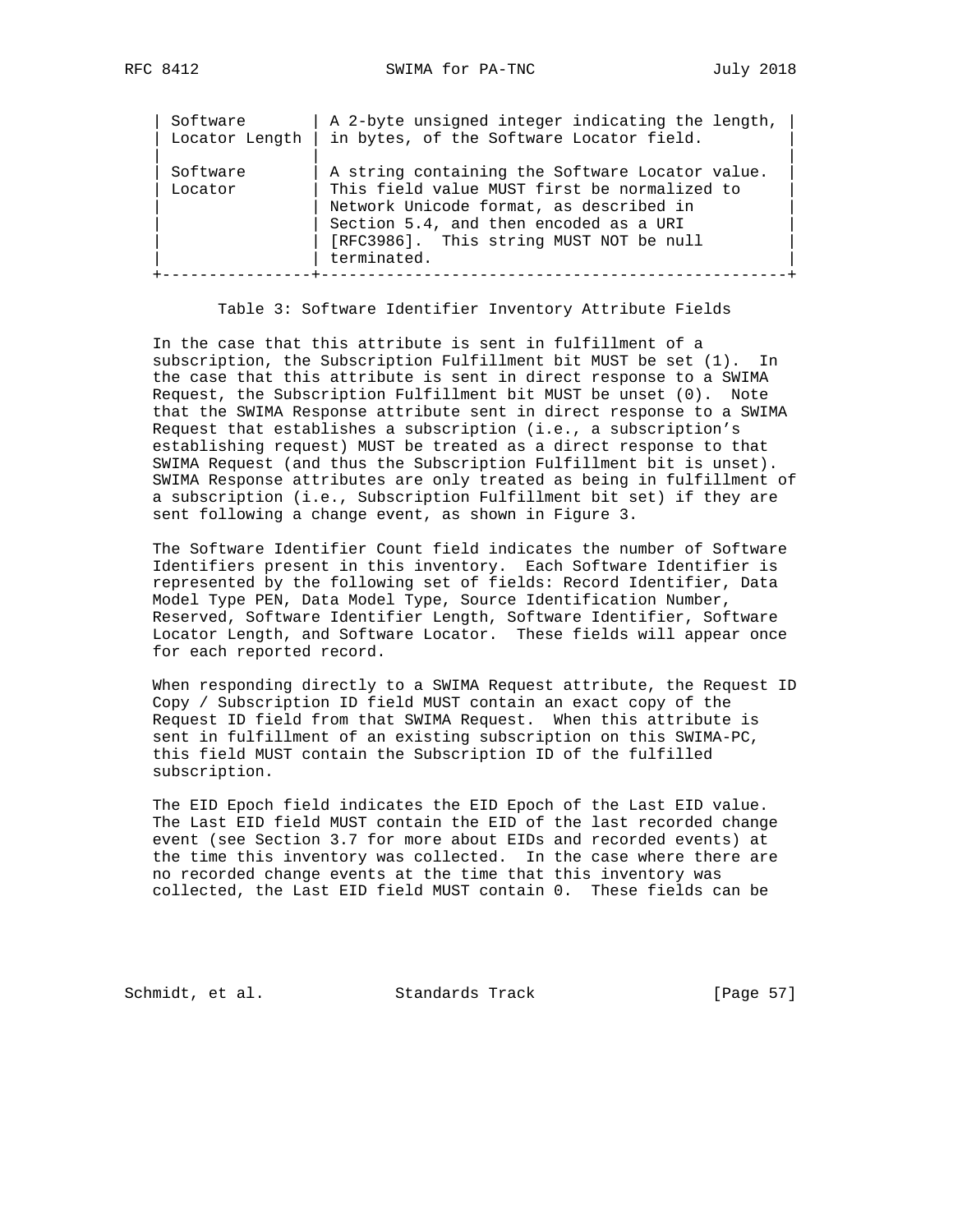| Field | Description |
|---|---|
| Software Locator Length | A 2-byte unsigned integer indicating the length, in bytes, of the Software Locator field. |
| Software Locator | A string containing the Software Locator value. This field value MUST first be normalized to Network Unicode format, as described in Section 5.4, and then encoded as a URI [RFC3986]. This string MUST NOT be null terminated. |

Table 3: Software Identifier Inventory Attribute Fields

In the case that this attribute is sent in fulfillment of a subscription, the Subscription Fulfillment bit MUST be set (1). In the case that this attribute is sent in direct response to a SWIMA Request, the Subscription Fulfillment bit MUST be unset (0). Note that the SWIMA Response attribute sent in direct response to a SWIMA Request that establishes a subscription (i.e., a subscription's establishing request) MUST be treated as a direct response to that SWIMA Request (and thus the Subscription Fulfillment bit is unset). SWIMA Response attributes are only treated as being in fulfillment of a subscription (i.e., Subscription Fulfillment bit set) if they are sent following a change event, as shown in Figure 3.

The Software Identifier Count field indicates the number of Software Identifiers present in this inventory. Each Software Identifier is represented by the following set of fields: Record Identifier, Data Model Type PEN, Data Model Type, Source Identification Number, Reserved, Software Identifier Length, Software Identifier, Software Locator Length, and Software Locator. These fields will appear once for each reported record.

When responding directly to a SWIMA Request attribute, the Request ID Copy / Subscription ID field MUST contain an exact copy of the Request ID field from that SWIMA Request. When this attribute is sent in fulfillment of an existing subscription on this SWIMA-PC, this field MUST contain the Subscription ID of the fulfilled subscription.

The EID Epoch field indicates the EID Epoch of the Last EID value. The Last EID field MUST contain the EID of the last recorded change event (see Section 3.7 for more about EIDs and recorded events) at the time this inventory was collected. In the case where there are no recorded change events at the time that this inventory was collected, the Last EID field MUST contain 0. These fields can be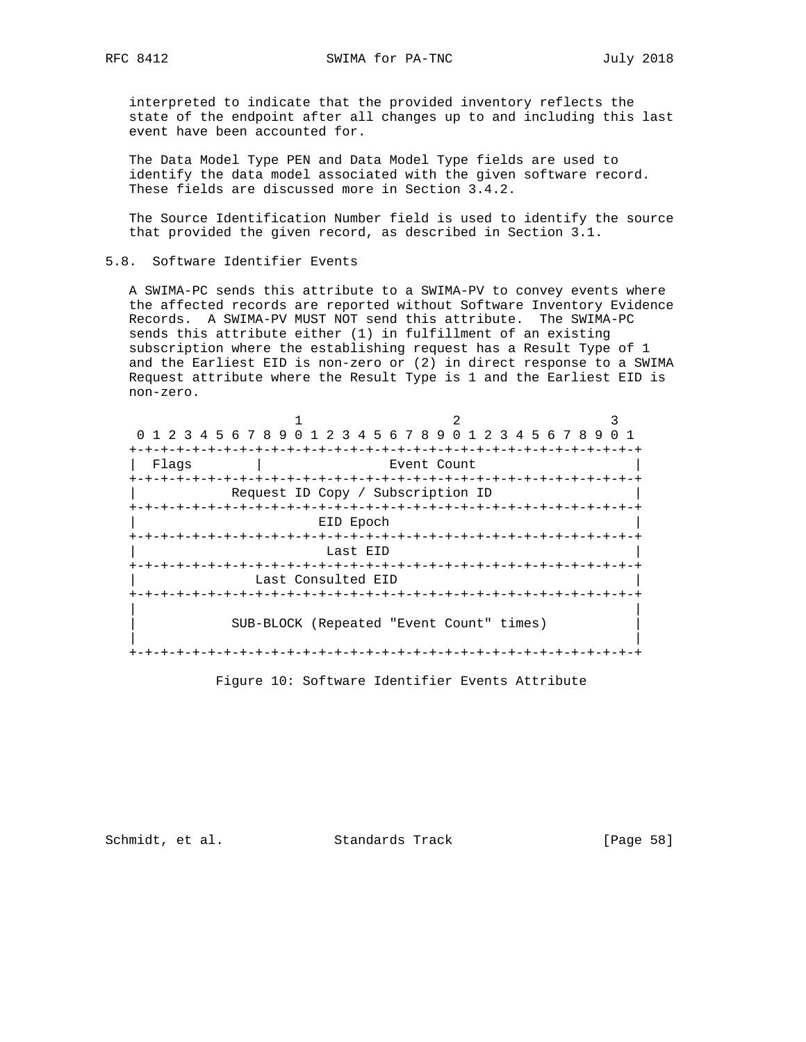interpreted to indicate that the provided inventory reflects the state of the endpoint after all changes up to and including this last event have been accounted for.

The Data Model Type PEN and Data Model Type fields are used to identify the data model associated with the given software record. These fields are discussed more in Section 3.4.2.

The Source Identification Number field is used to identify the source that provided the given record, as described in Section 3.1.

## 5.8. Software Identifier Events

A SWIMA-PC sends this attribute to a SWIMA-PV to convey events where the affected records are reported without Software Inventory Evidence Records. A SWIMA-PV MUST NOT send this attribute. The SWIMA-PC sends this attribute either (1) in fulfillment of an existing subscription where the establishing request has a Result Type of 1 and the Earliest EID is non-zero or (2) in direct response to a SWIMA Request attribute where the Result Type is 1 and the Earliest EID is non-zero.

```
                     1                   2                   3
 0 1 2 3 4 5 6 7 8 9 0 1 2 3 4 5 6 7 8 9 0 1 2 3 4 5 6 7 8 9 0 1
+-+-+-+-+-+-+-+-+-+-+-+-+-+-+-+-+-+-+-+-+-+-+-+-+-+-+-+-+-+-+-+-+
|  Flags        |                 Event Count                   |
+-+-+-+-+-+-+-+-+-+-+-+-+-+-+-+-+-+-+-+-+-+-+-+-+-+-+-+-+-+-+-+-+
|            Request ID Copy / Subscription ID                  |
+-+-+-+-+-+-+-+-+-+-+-+-+-+-+-+-+-+-+-+-+-+-+-+-+-+-+-+-+-+-+-+-+
|                          EID Epoch                            |
+-+-+-+-+-+-+-+-+-+-+-+-+-+-+-+-+-+-+-+-+-+-+-+-+-+-+-+-+-+-+-+-+
|                           Last EID                            |
+-+-+-+-+-+-+-+-+-+-+-+-+-+-+-+-+-+-+-+-+-+-+-+-+-+-+-+-+-+-+-+-+
|               Last Consulted EID                              |
+-+-+-+-+-+-+-+-+-+-+-+-+-+-+-+-+-+-+-+-+-+-+-+-+-+-+-+-+-+-+-+-+
|                                                               |
|            SUB-BLOCK (Repeated "Event Count" times)           |
|                                                               |
+-+-+-+-+-+-+-+-+-+-+-+-+-+-+-+-+-+-+-+-+-+-+-+-+-+-+-+-+-+-+-+-+
```

Figure 10: Software Identifier Events Attribute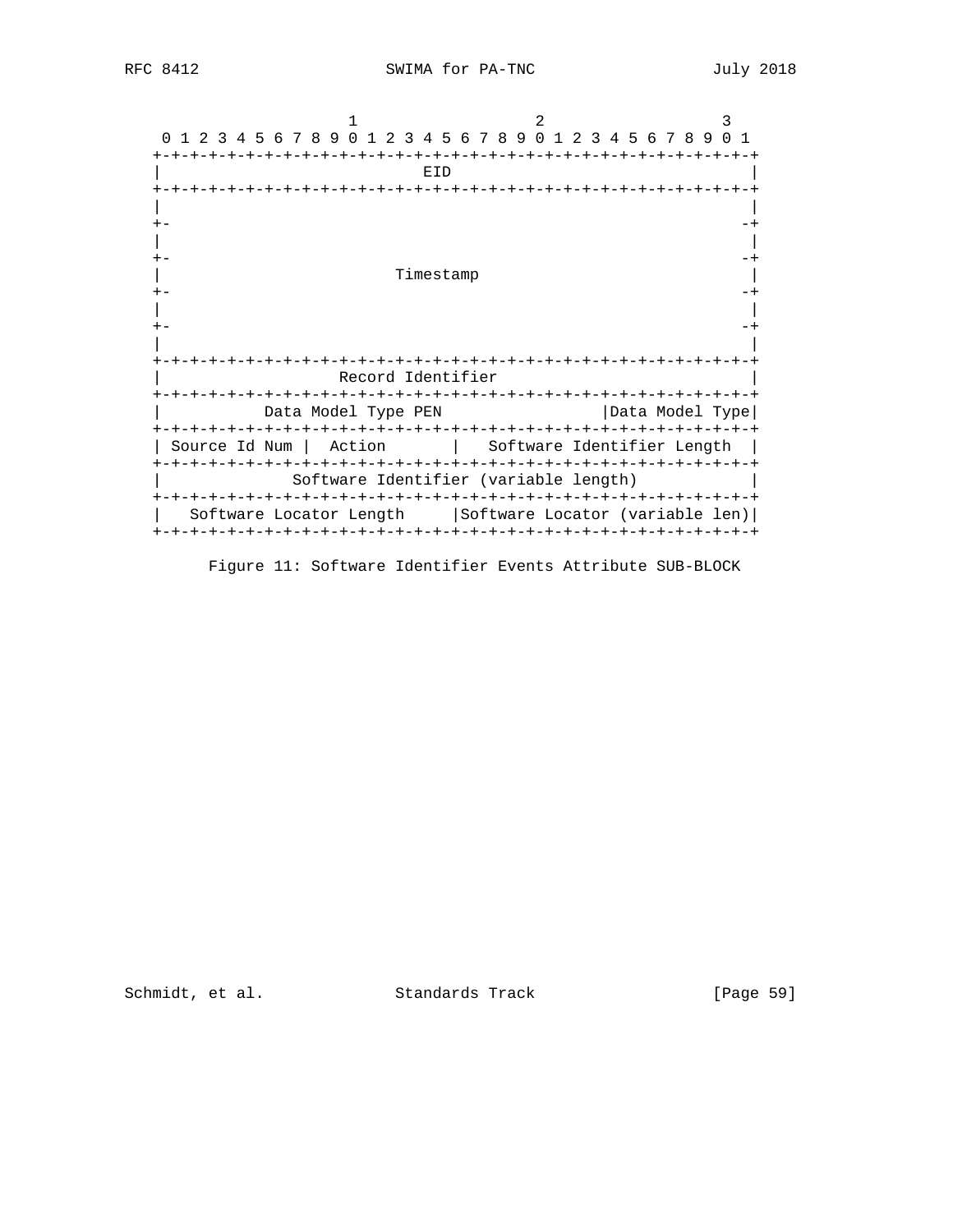```
                     1                   2                   3
 0 1 2 3 4 5 6 7 8 9 0 1 2 3 4 5 6 7 8 9 0 1 2 3 4 5 6 7 8 9 0 1
+-+-+-+-+-+-+-+-+-+-+-+-+-+-+-+-+-+-+-+-+-+-+-+-+-+-+-+-+-+-+-+-+
|                              EID                              |
+-+-+-+-+-+-+-+-+-+-+-+-+-+-+-+-+-+-+-+-+-+-+-+-+-+-+-+-+-+-+-+-+
|                                                               |
+-                                                             -+
|                                                               |
+-                                                             -+
|                           Timestamp                           |
+-                                                             -+
|                                                               |
+-                                                             -+
|                                                               |
+-+-+-+-+-+-+-+-+-+-+-+-+-+-+-+-+-+-+-+-+-+-+-+-+-+-+-+-+-+-+-+-+
|                      Record Identifier                        |
+-+-+-+-+-+-+-+-+-+-+-+-+-+-+-+-+-+-+-+-+-+-+-+-+-+-+-+-+-+-+-+-+
|          Data Model Type PEN                  |Data Model Type|
+-+-+-+-+-+-+-+-+-+-+-+-+-+-+-+-+-+-+-+-+-+-+-+-+-+-+-+-+-+-+-+-+
| Source Id Num |  Action       |   Software Identifier Length  |
+-+-+-+-+-+-+-+-+-+-+-+-+-+-+-+-+-+-+-+-+-+-+-+-+-+-+-+-+-+-+-+-+
|             Software Identifier (variable length)             |
+-+-+-+-+-+-+-+-+-+-+-+-+-+-+-+-+-+-+-+-+-+-+-+-+-+-+-+-+-+-+-+-+
|   Software Locator Length     |Software Locator (variable len)|
+-+-+-+-+-+-+-+-+-+-+-+-+-+-+-+-+-+-+-+-+-+-+-+-+-+-+-+-+-+-+-+-+
```

Figure 11: Software Identifier Events Attribute SUB-BLOCK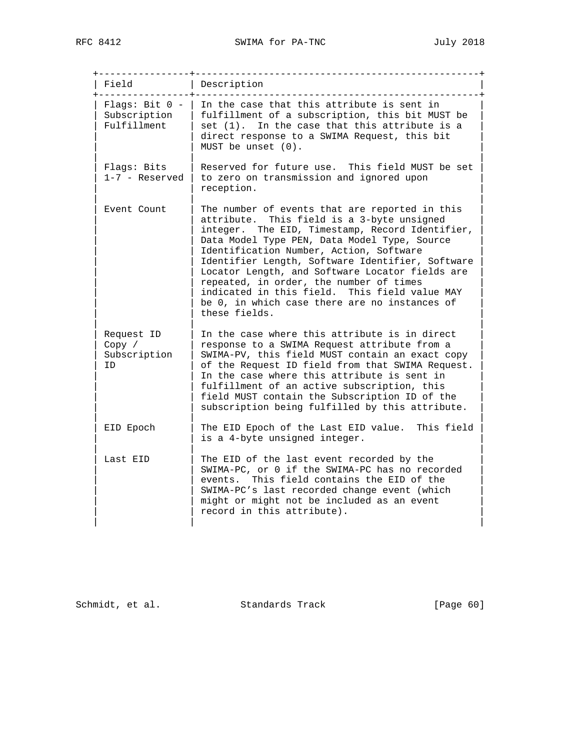| Field | Description |
| --- | --- |
| Flags: Bit 0 - Subscription Fulfillment | In the case that this attribute is sent in fulfillment of a subscription, this bit MUST be set (1). In the case that this attribute is a direct response to a SWIMA Request, this bit MUST be unset (0). |
| Flags: Bits 1-7 - Reserved | Reserved for future use. This field MUST be set to zero on transmission and ignored upon reception. |
| Event Count | The number of events that are reported in this attribute. This field is a 3-byte unsigned integer. The EID, Timestamp, Record Identifier, Data Model Type PEN, Data Model Type, Source Identification Number, Action, Software Identifier Length, Software Identifier, Software Locator Length, and Software Locator fields are repeated, in order, the number of times indicated in this field. This field value MAY be 0, in which case there are no instances of these fields. |
| Request ID Copy / Subscription ID | In the case where this attribute is in direct response to a SWIMA Request attribute from a SWIMA-PV, this field MUST contain an exact copy of the Request ID field from that SWIMA Request. In the case where this attribute is sent in fulfillment of an active subscription, this field MUST contain the Subscription ID of the subscription being fulfilled by this attribute. |
| EID Epoch | The EID Epoch of the Last EID value. This field is a 4-byte unsigned integer. |
| Last EID | The EID of the last event recorded by the SWIMA-PC, or 0 if the SWIMA-PC has no recorded events. This field contains the EID of the SWIMA-PC's last recorded change event (which might or might not be included as an event record in this attribute). |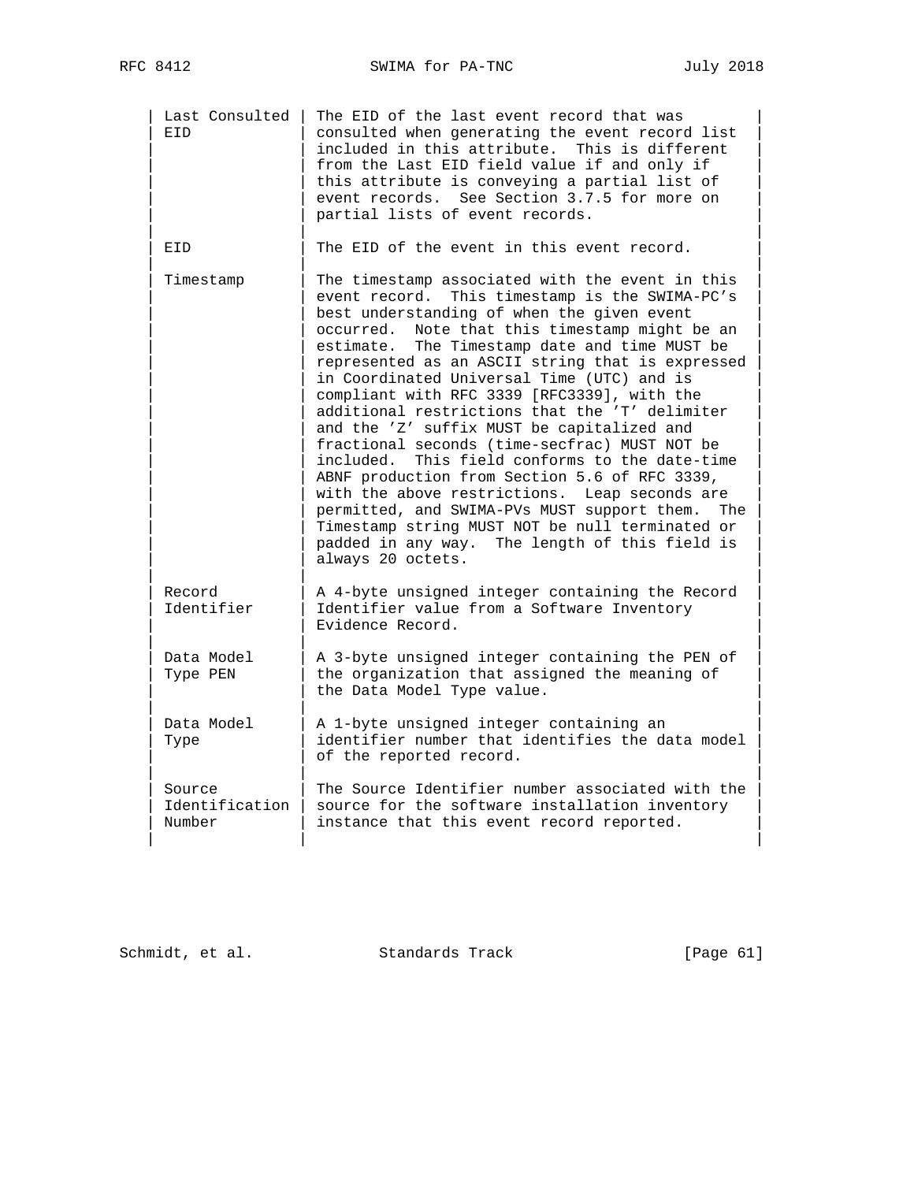| | |
|---|---|
| Last Consulted EID | The EID of the last event record that was consulted when generating the event record list included in this attribute. This is different from the Last EID field value if and only if this attribute is conveying a partial list of event records. See Section 3.7.5 for more on partial lists of event records. |
| EID | The EID of the event in this event record. |
| Timestamp | The timestamp associated with the event in this event record. This timestamp is the SWIMA-PC's best understanding of when the given event occurred. Note that this timestamp might be an estimate. The Timestamp date and time MUST be represented as an ASCII string that is expressed in Coordinated Universal Time (UTC) and is compliant with RFC 3339 [RFC3339], with the additional restrictions that the 'T' delimiter and the 'Z' suffix MUST be capitalized and fractional seconds (time-secfrac) MUST NOT be included. This field conforms to the date-time ABNF production from Section 5.6 of RFC 3339, with the above restrictions. Leap seconds are permitted, and SWIMA-PVs MUST support them. The Timestamp string MUST NOT be null terminated or padded in any way. The length of this field is always 20 octets. |
| Record Identifier | A 4-byte unsigned integer containing the Record Identifier value from a Software Inventory Evidence Record. |
| Data Model Type PEN | A 3-byte unsigned integer containing the PEN of the organization that assigned the meaning of the Data Model Type value. |
| Data Model Type | A 1-byte unsigned integer containing an identifier number that identifies the data model of the reported record. |
| Source Identification Number | The Source Identifier number associated with the source for the software installation inventory instance that this event record reported. |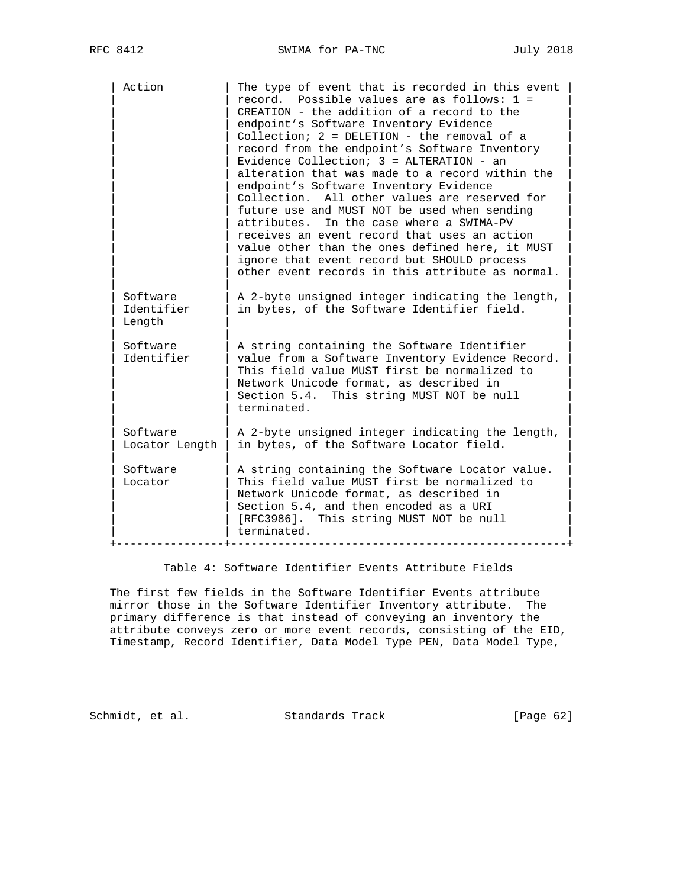| Field | Description |
|---|---|
| Action | The type of event that is recorded in this event record. Possible values are as follows: 1 = CREATION - the addition of a record to the endpoint's Software Inventory Evidence Collection; 2 = DELETION - the removal of a record from the endpoint's Software Inventory Evidence Collection; 3 = ALTERATION - an alteration that was made to a record within the endpoint's Software Inventory Evidence Collection. All other values are reserved for future use and MUST NOT be used when sending attributes. In the case where a SWIMA-PV receives an event record that uses an action value other than the ones defined here, it MUST ignore that event record but SHOULD process other event records in this attribute as normal. |
| Software Identifier Length | A 2-byte unsigned integer indicating the length, in bytes, of the Software Identifier field. |
| Software Identifier | A string containing the Software Identifier value from a Software Inventory Evidence Record. This field value MUST first be normalized to Network Unicode format, as described in Section 5.4. This string MUST NOT be null terminated. |
| Software Locator Length | A 2-byte unsigned integer indicating the length, in bytes, of the Software Locator field. |
| Software Locator | A string containing the Software Locator value. This field value MUST first be normalized to Network Unicode format, as described in Section 5.4, and then encoded as a URI [RFC3986]. This string MUST NOT be null terminated. |

Table 4: Software Identifier Events Attribute Fields

The first few fields in the Software Identifier Events attribute mirror those in the Software Identifier Inventory attribute. The primary difference is that instead of conveying an inventory the attribute conveys zero or more event records, consisting of the EID, Timestamp, Record Identifier, Data Model Type PEN, Data Model Type,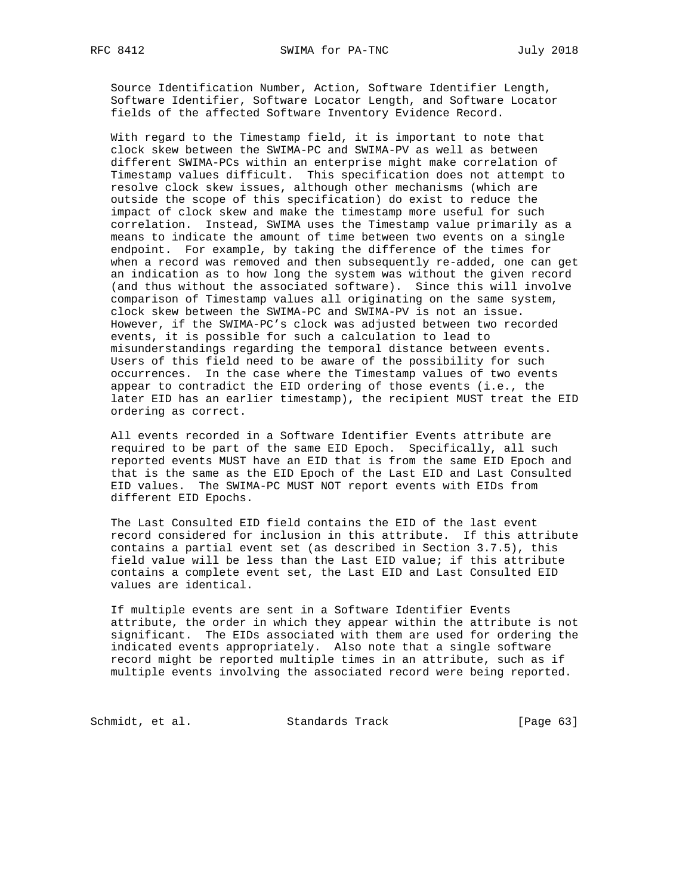Source Identification Number, Action, Software Identifier Length, Software Identifier, Software Locator Length, and Software Locator fields of the affected Software Inventory Evidence Record.

With regard to the Timestamp field, it is important to note that clock skew between the SWIMA-PC and SWIMA-PV as well as between different SWIMA-PCs within an enterprise might make correlation of Timestamp values difficult. This specification does not attempt to resolve clock skew issues, although other mechanisms (which are outside the scope of this specification) do exist to reduce the impact of clock skew and make the timestamp more useful for such correlation. Instead, SWIMA uses the Timestamp value primarily as a means to indicate the amount of time between two events on a single endpoint. For example, by taking the difference of the times for when a record was removed and then subsequently re-added, one can get an indication as to how long the system was without the given record (and thus without the associated software). Since this will involve comparison of Timestamp values all originating on the same system, clock skew between the SWIMA-PC and SWIMA-PV is not an issue. However, if the SWIMA-PC's clock was adjusted between two recorded events, it is possible for such a calculation to lead to misunderstandings regarding the temporal distance between events. Users of this field need to be aware of the possibility for such occurrences. In the case where the Timestamp values of two events appear to contradict the EID ordering of those events (i.e., the later EID has an earlier timestamp), the recipient MUST treat the EID ordering as correct.

All events recorded in a Software Identifier Events attribute are required to be part of the same EID Epoch. Specifically, all such reported events MUST have an EID that is from the same EID Epoch and that is the same as the EID Epoch of the Last EID and Last Consulted EID values. The SWIMA-PC MUST NOT report events with EIDs from different EID Epochs.

The Last Consulted EID field contains the EID of the last event record considered for inclusion in this attribute. If this attribute contains a partial event set (as described in Section 3.7.5), this field value will be less than the Last EID value; if this attribute contains a complete event set, the Last EID and Last Consulted EID values are identical.

If multiple events are sent in a Software Identifier Events attribute, the order in which they appear within the attribute is not significant. The EIDs associated with them are used for ordering the indicated events appropriately. Also note that a single software record might be reported multiple times in an attribute, such as if multiple events involving the associated record were being reported.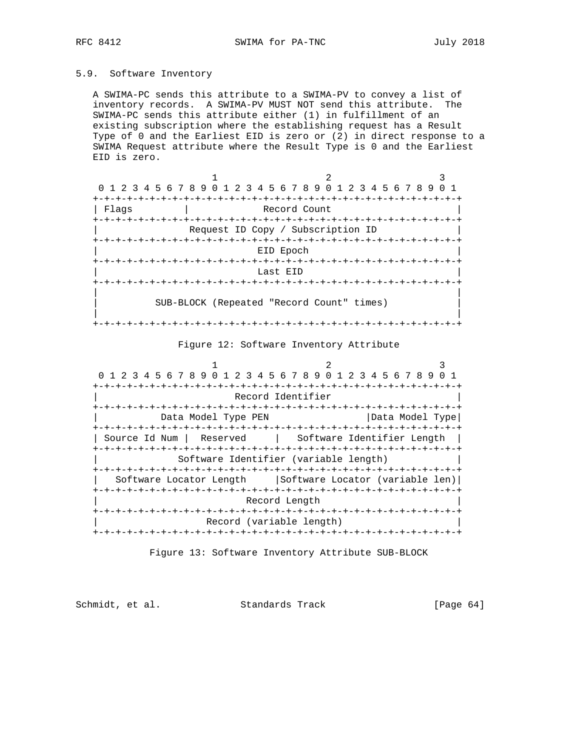## 5.9. Software Inventory

A SWIMA-PC sends this attribute to a SWIMA-PV to convey a list of inventory records. A SWIMA-PV MUST NOT send this attribute. The SWIMA-PC sends this attribute either (1) in fulfillment of an existing subscription where the establishing request has a Result Type of 0 and the Earliest EID is zero or (2) in direct response to a SWIMA Request attribute where the Result Type is 0 and the Earliest EID is zero.

```
                     1                   2                   3
 0 1 2 3 4 5 6 7 8 9 0 1 2 3 4 5 6 7 8 9 0 1 2 3 4 5 6 7 8 9 0 1
+-+-+-+-+-+-+-+-+-+-+-+-+-+-+-+-+-+-+-+-+-+-+-+-+-+-+-+-+-+-+-+-+
| Flags         |             Record Count                      |
+-+-+-+-+-+-+-+-+-+-+-+-+-+-+-+-+-+-+-+-+-+-+-+-+-+-+-+-+-+-+-+-+
|               Request ID Copy / Subscription ID               |
+-+-+-+-+-+-+-+-+-+-+-+-+-+-+-+-+-+-+-+-+-+-+-+-+-+-+-+-+-+-+-+-+
|                            EID Epoch                          |
+-+-+-+-+-+-+-+-+-+-+-+-+-+-+-+-+-+-+-+-+-+-+-+-+-+-+-+-+-+-+-+-+
|                            Last EID                           |
+-+-+-+-+-+-+-+-+-+-+-+-+-+-+-+-+-+-+-+-+-+-+-+-+-+-+-+-+-+-+-+-+
|                                                               |
|          SUB-BLOCK (Repeated "Record Count" times)            |
|                                                               |
+-+-+-+-+-+-+-+-+-+-+-+-+-+-+-+-+-+-+-+-+-+-+-+-+-+-+-+-+-+-+-+-+
```

Figure 12: Software Inventory Attribute

```
                     1                   2                   3
 0 1 2 3 4 5 6 7 8 9 0 1 2 3 4 5 6 7 8 9 0 1 2 3 4 5 6 7 8 9 0 1
+-+-+-+-+-+-+-+-+-+-+-+-+-+-+-+-+-+-+-+-+-+-+-+-+-+-+-+-+-+-+-+-+
|                       Record Identifier                       |
+-+-+-+-+-+-+-+-+-+-+-+-+-+-+-+-+-+-+-+-+-+-+-+-+-+-+-+-+-+-+-+-+
|           Data Model Type PEN                 |Data Model Type|
+-+-+-+-+-+-+-+-+-+-+-+-+-+-+-+-+-+-+-+-+-+-+-+-+-+-+-+-+-+-+-+-+
| Source Id Num |  Reserved     |   Software Identifier Length  |
+-+-+-+-+-+-+-+-+-+-+-+-+-+-+-+-+-+-+-+-+-+-+-+-+-+-+-+-+-+-+-+-+
|              Software Identifier (variable length)            |
+-+-+-+-+-+-+-+-+-+-+-+-+-+-+-+-+-+-+-+-+-+-+-+-+-+-+-+-+-+-+-+-+
|   Software Locator Length     |Software Locator (variable len)|
+-+-+-+-+-+-+-+-+-+-+-+-+-+-+-+-+-+-+-+-+-+-+-+-+-+-+-+-+-+-+-+-+
|                          Record Length                        |
+-+-+-+-+-+-+-+-+-+-+-+-+-+-+-+-+-+-+-+-+-+-+-+-+-+-+-+-+-+-+-+-+
|                   Record (variable length)                    |
+-+-+-+-+-+-+-+-+-+-+-+-+-+-+-+-+-+-+-+-+-+-+-+-+-+-+-+-+-+-+-+-+
```

Figure 13: Software Inventory Attribute SUB-BLOCK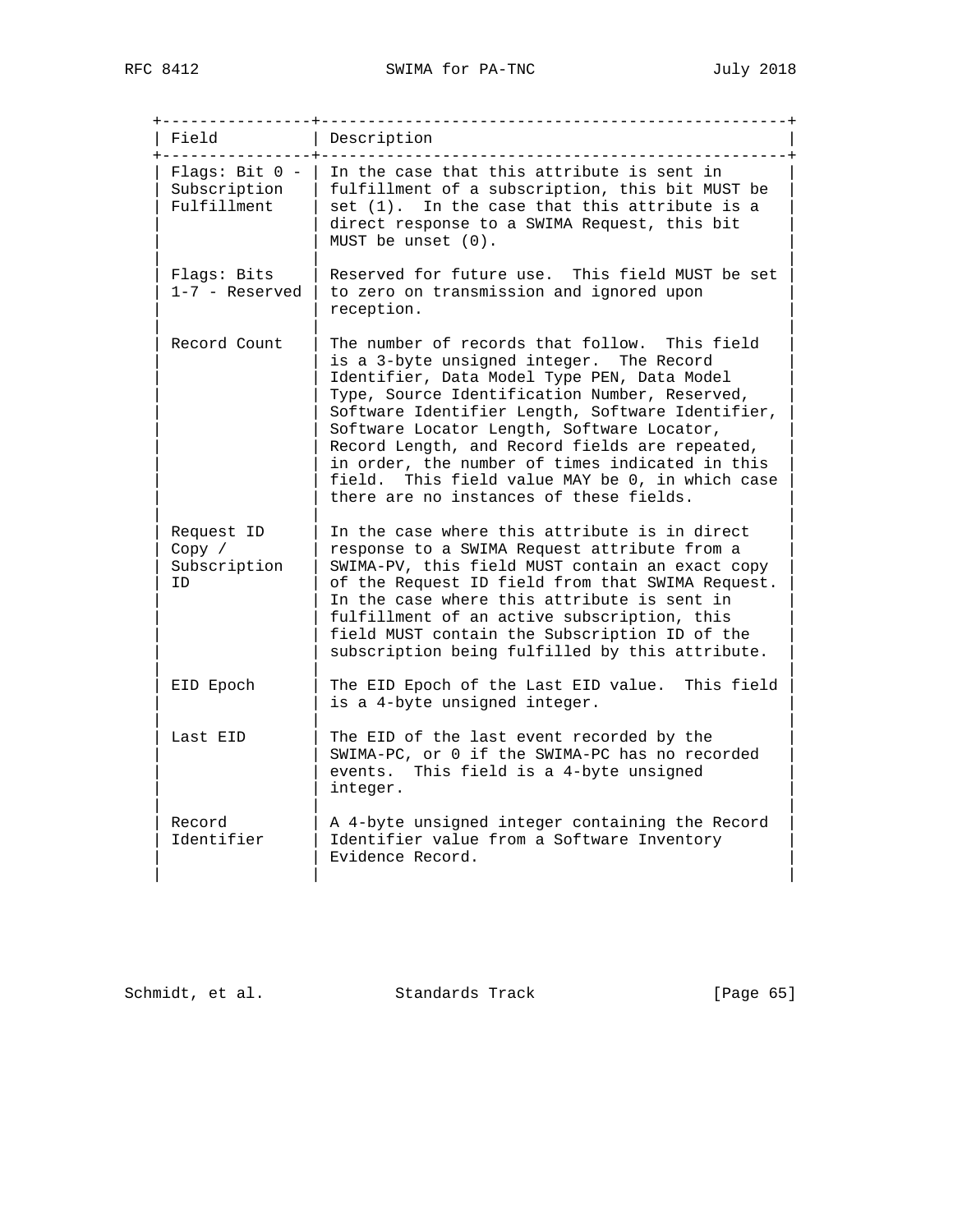| Field | Description |
| --- | --- |
| Flags: Bit 0 - Subscription Fulfillment | In the case that this attribute is sent in fulfillment of a subscription, this bit MUST be set (1). In the case that this attribute is a direct response to a SWIMA Request, this bit MUST be unset (0). |
| Flags: Bits 1-7 - Reserved | Reserved for future use. This field MUST be set to zero on transmission and ignored upon reception. |
| Record Count | The number of records that follow. This field is a 3-byte unsigned integer. The Record Identifier, Data Model Type PEN, Data Model Type, Source Identification Number, Reserved, Software Identifier Length, Software Identifier, Software Locator Length, Software Locator, Record Length, and Record fields are repeated, in order, the number of times indicated in this field. This field value MAY be 0, in which case there are no instances of these fields. |
| Request ID Copy / Subscription ID | In the case where this attribute is in direct response to a SWIMA Request attribute from a SWIMA-PV, this field MUST contain an exact copy of the Request ID field from that SWIMA Request. In the case where this attribute is sent in fulfillment of an active subscription, this field MUST contain the Subscription ID of the subscription being fulfilled by this attribute. |
| EID Epoch | The EID Epoch of the Last EID value. This field is a 4-byte unsigned integer. |
| Last EID | The EID of the last event recorded by the SWIMA-PC, or 0 if the SWIMA-PC has no recorded events. This field is a 4-byte unsigned integer. |
| Record Identifier | A 4-byte unsigned integer containing the Record Identifier value from a Software Inventory Evidence Record. |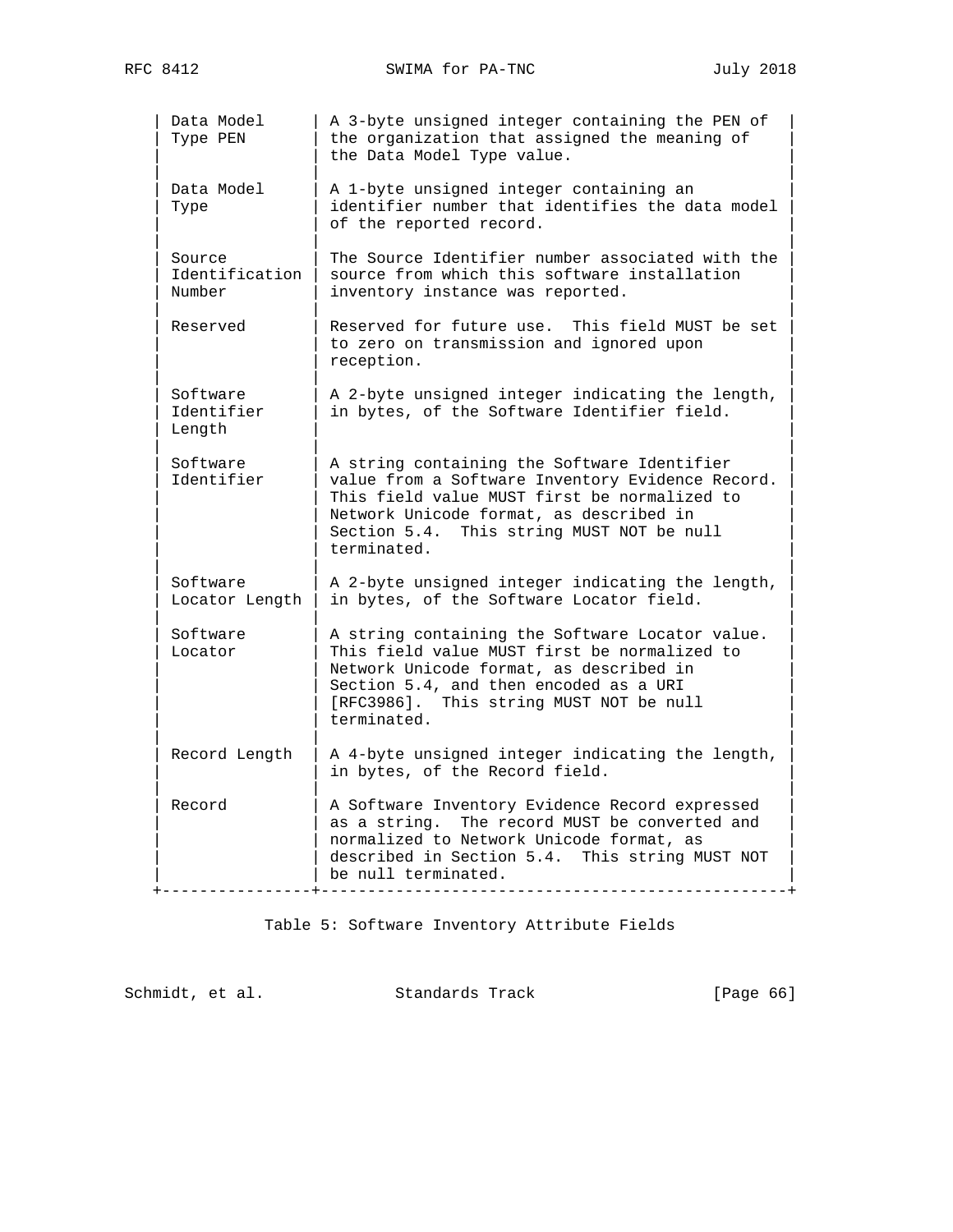| Field | Description |
|---|---|
| Data Model Type PEN | A 3-byte unsigned integer containing the PEN of the organization that assigned the meaning of the Data Model Type value. |
| Data Model Type | A 1-byte unsigned integer containing an identifier number that identifies the data model of the reported record. |
| Source Identification Number | The Source Identifier number associated with the source from which this software installation inventory instance was reported. |
| Reserved | Reserved for future use. This field MUST be set to zero on transmission and ignored upon reception. |
| Software Identifier Length | A 2-byte unsigned integer indicating the length, in bytes, of the Software Identifier field. |
| Software Identifier | A string containing the Software Identifier value from a Software Inventory Evidence Record. This field value MUST first be normalized to Network Unicode format, as described in Section 5.4. This string MUST NOT be null terminated. |
| Software Locator Length | A 2-byte unsigned integer indicating the length, in bytes, of the Software Locator field. |
| Software Locator | A string containing the Software Locator value. This field value MUST first be normalized to Network Unicode format, as described in Section 5.4, and then encoded as a URI [RFC3986]. This string MUST NOT be null terminated. |
| Record Length | A 4-byte unsigned integer indicating the length, in bytes, of the Record field. |
| Record | A Software Inventory Evidence Record expressed as a string. The record MUST be converted and normalized to Network Unicode format, as described in Section 5.4. This string MUST NOT be null terminated. |

Table 5: Software Inventory Attribute Fields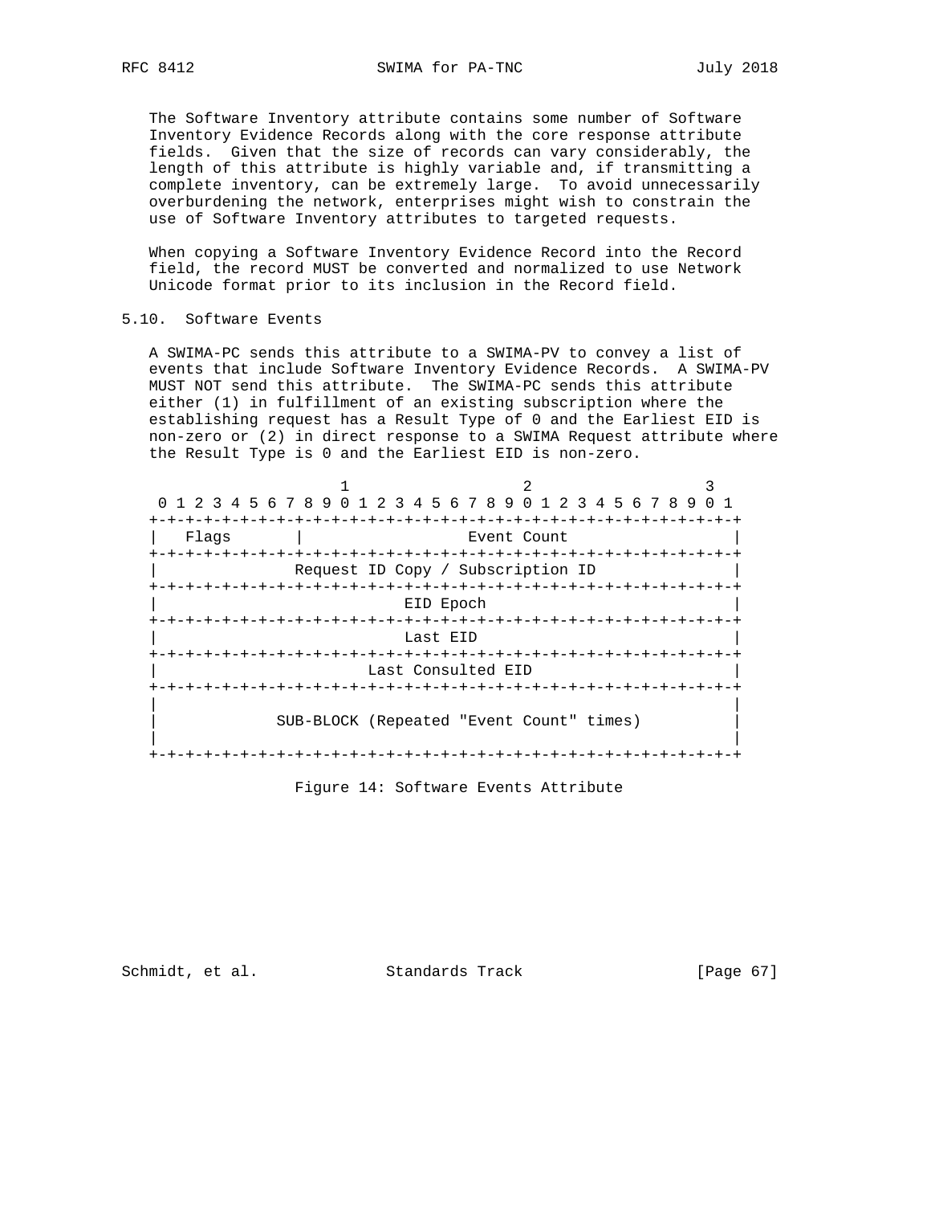The Software Inventory attribute contains some number of Software Inventory Evidence Records along with the core response attribute fields. Given that the size of records can vary considerably, the length of this attribute is highly variable and, if transmitting a complete inventory, can be extremely large. To avoid unnecessarily overburdening the network, enterprises might wish to constrain the use of Software Inventory attributes to targeted requests.

When copying a Software Inventory Evidence Record into the Record field, the record MUST be converted and normalized to use Network Unicode format prior to its inclusion in the Record field.

## 5.10. Software Events

A SWIMA-PC sends this attribute to a SWIMA-PV to convey a list of events that include Software Inventory Evidence Records. A SWIMA-PV MUST NOT send this attribute. The SWIMA-PC sends this attribute either (1) in fulfillment of an existing subscription where the establishing request has a Result Type of 0 and the Earliest EID is non-zero or (2) in direct response to a SWIMA Request attribute where the Result Type is 0 and the Earliest EID is non-zero.

```
                     1                   2                   3
 0 1 2 3 4 5 6 7 8 9 0 1 2 3 4 5 6 7 8 9 0 1 2 3 4 5 6 7 8 9 0 1
+-+-+-+-+-+-+-+-+-+-+-+-+-+-+-+-+-+-+-+-+-+-+-+-+-+-+-+-+-+-+-+-+
|   Flags       |                  Event Count                  |
+-+-+-+-+-+-+-+-+-+-+-+-+-+-+-+-+-+-+-+-+-+-+-+-+-+-+-+-+-+-+-+-+
|              Request ID Copy / Subscription ID                |
+-+-+-+-+-+-+-+-+-+-+-+-+-+-+-+-+-+-+-+-+-+-+-+-+-+-+-+-+-+-+-+-+
|                            EID Epoch                          |
+-+-+-+-+-+-+-+-+-+-+-+-+-+-+-+-+-+-+-+-+-+-+-+-+-+-+-+-+-+-+-+-+
|                            Last EID                           |
+-+-+-+-+-+-+-+-+-+-+-+-+-+-+-+-+-+-+-+-+-+-+-+-+-+-+-+-+-+-+-+-+
|                        Last Consulted EID                     |
+-+-+-+-+-+-+-+-+-+-+-+-+-+-+-+-+-+-+-+-+-+-+-+-+-+-+-+-+-+-+-+-+
|                                                               |
|            SUB-BLOCK (Repeated "Event Count" times)           |
|                                                               |
+-+-+-+-+-+-+-+-+-+-+-+-+-+-+-+-+-+-+-+-+-+-+-+-+-+-+-+-+-+-+-+-+
```

Figure 14: Software Events Attribute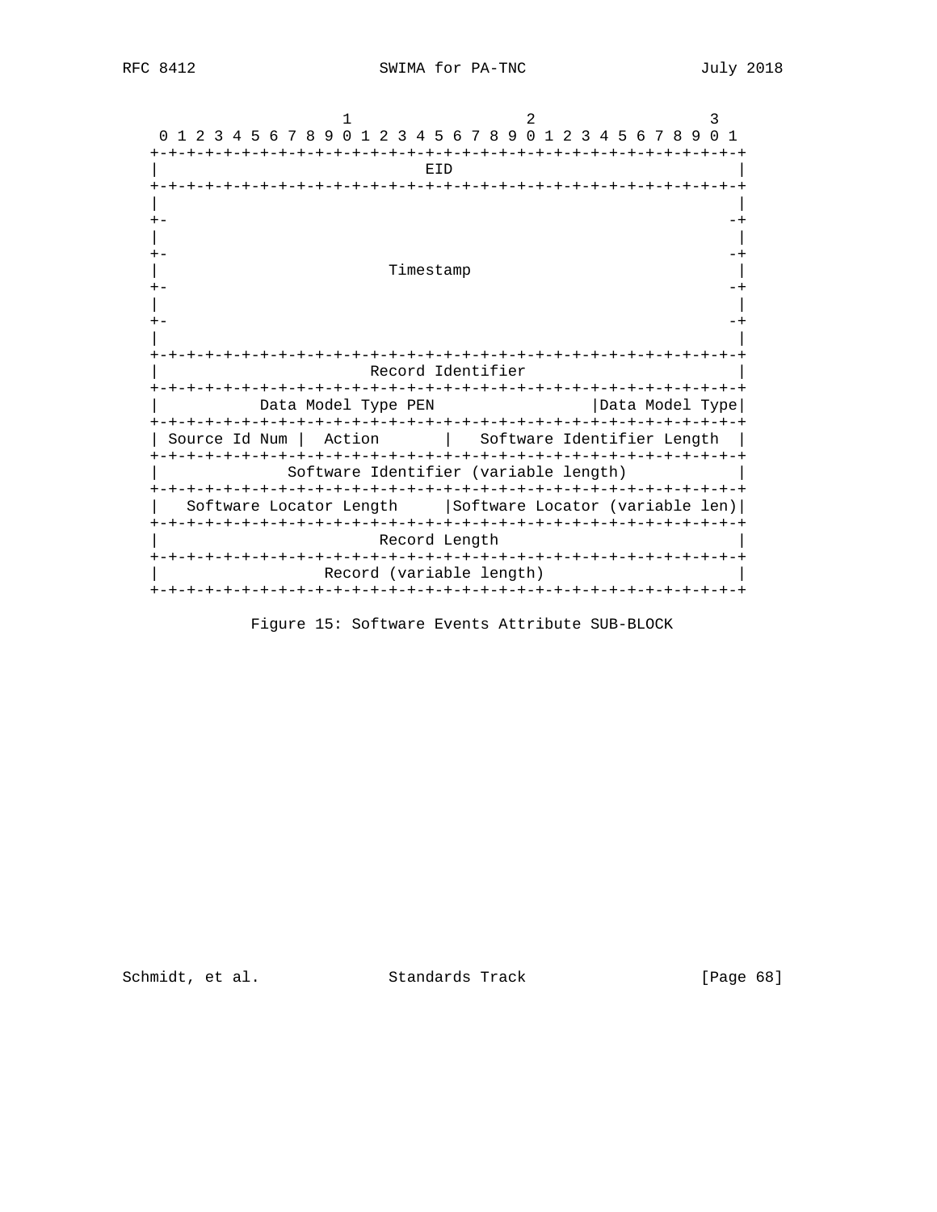```
                     1                   2                   3
 0 1 2 3 4 5 6 7 8 9 0 1 2 3 4 5 6 7 8 9 0 1 2 3 4 5 6 7 8 9 0 1
+-+-+-+-+-+-+-+-+-+-+-+-+-+-+-+-+-+-+-+-+-+-+-+-+-+-+-+-+-+-+-+-+
|                              EID                              |
+-+-+-+-+-+-+-+-+-+-+-+-+-+-+-+-+-+-+-+-+-+-+-+-+-+-+-+-+-+-+-+-+
|                                                               |
+-                                                             -+
|                                                               |
+-                                                             -+
|                          Timestamp                            |
+-                                                             -+
|                                                               |
+-                                                             -+
|                                                               |
+-+-+-+-+-+-+-+-+-+-+-+-+-+-+-+-+-+-+-+-+-+-+-+-+-+-+-+-+-+-+-+-+
|                       Record Identifier                       |
+-+-+-+-+-+-+-+-+-+-+-+-+-+-+-+-+-+-+-+-+-+-+-+-+-+-+-+-+-+-+-+-+
|           Data Model Type PEN                 |Data Model Type|
+-+-+-+-+-+-+-+-+-+-+-+-+-+-+-+-+-+-+-+-+-+-+-+-+-+-+-+-+-+-+-+-+
| Source Id Num |  Action       |   Software Identifier Length  |
+-+-+-+-+-+-+-+-+-+-+-+-+-+-+-+-+-+-+-+-+-+-+-+-+-+-+-+-+-+-+-+-+
|              Software Identifier (variable length)            |
+-+-+-+-+-+-+-+-+-+-+-+-+-+-+-+-+-+-+-+-+-+-+-+-+-+-+-+-+-+-+-+-+
|   Software Locator Length     |Software Locator (variable len)|
+-+-+-+-+-+-+-+-+-+-+-+-+-+-+-+-+-+-+-+-+-+-+-+-+-+-+-+-+-+-+-+-+
|                         Record Length                         |
+-+-+-+-+-+-+-+-+-+-+-+-+-+-+-+-+-+-+-+-+-+-+-+-+-+-+-+-+-+-+-+-+
|                   Record (variable length)                    |
+-+-+-+-+-+-+-+-+-+-+-+-+-+-+-+-+-+-+-+-+-+-+-+-+-+-+-+-+-+-+-+-+
```

Figure 15: Software Events Attribute SUB-BLOCK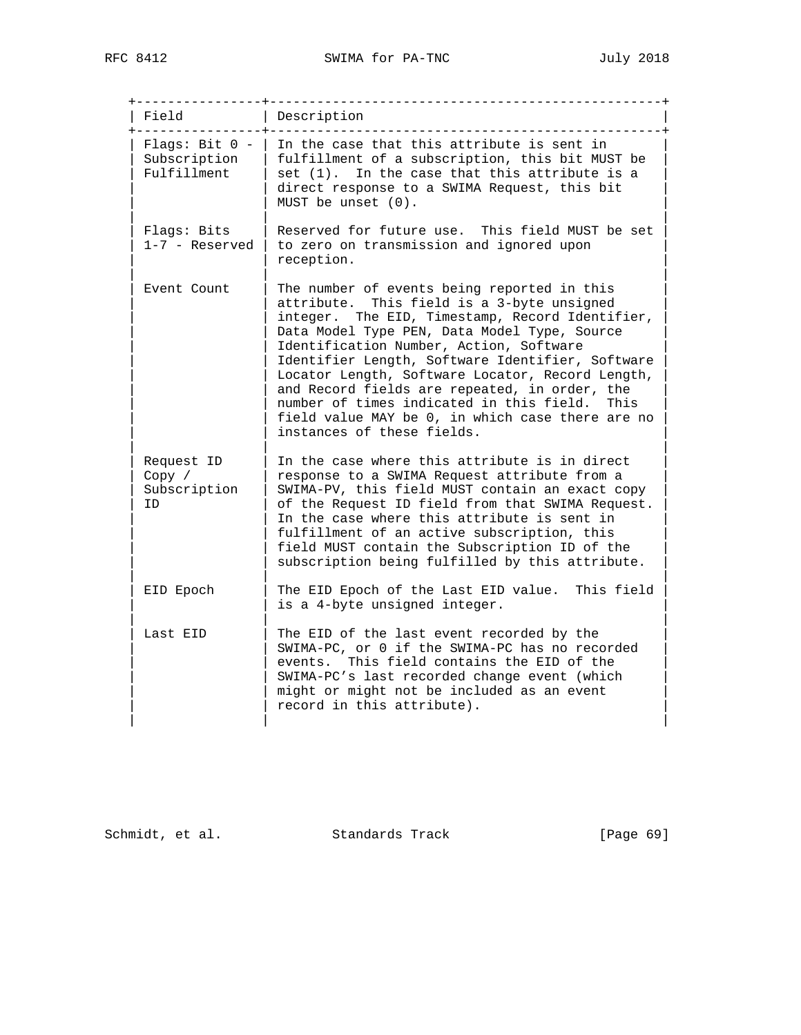| Field | Description |
| --- | --- |
| Flags: Bit 0 - Subscription Fulfillment | In the case that this attribute is sent in fulfillment of a subscription, this bit MUST be set (1). In the case that this attribute is a direct response to a SWIMA Request, this bit MUST be unset (0). |
| Flags: Bits 1-7 - Reserved | Reserved for future use. This field MUST be set to zero on transmission and ignored upon reception. |
| Event Count | The number of events being reported in this attribute. This field is a 3-byte unsigned integer. The EID, Timestamp, Record Identifier, Data Model Type PEN, Data Model Type, Source Identification Number, Action, Software Identifier Length, Software Identifier, Software Locator Length, Software Locator, Record Length, and Record fields are repeated, in order, the number of times indicated in this field. This field value MAY be 0, in which case there are no instances of these fields. |
| Request ID Copy / Subscription ID | In the case where this attribute is in direct response to a SWIMA Request attribute from a SWIMA-PV, this field MUST contain an exact copy of the Request ID field from that SWIMA Request. In the case where this attribute is sent in fulfillment of an active subscription, this field MUST contain the Subscription ID of the subscription being fulfilled by this attribute. |
| EID Epoch | The EID Epoch of the Last EID value. This field is a 4-byte unsigned integer. |
| Last EID | The EID of the last event recorded by the SWIMA-PC, or 0 if the SWIMA-PC has no recorded events. This field contains the EID of the SWIMA-PC's last recorded change event (which might or might not be included as an event record in this attribute). |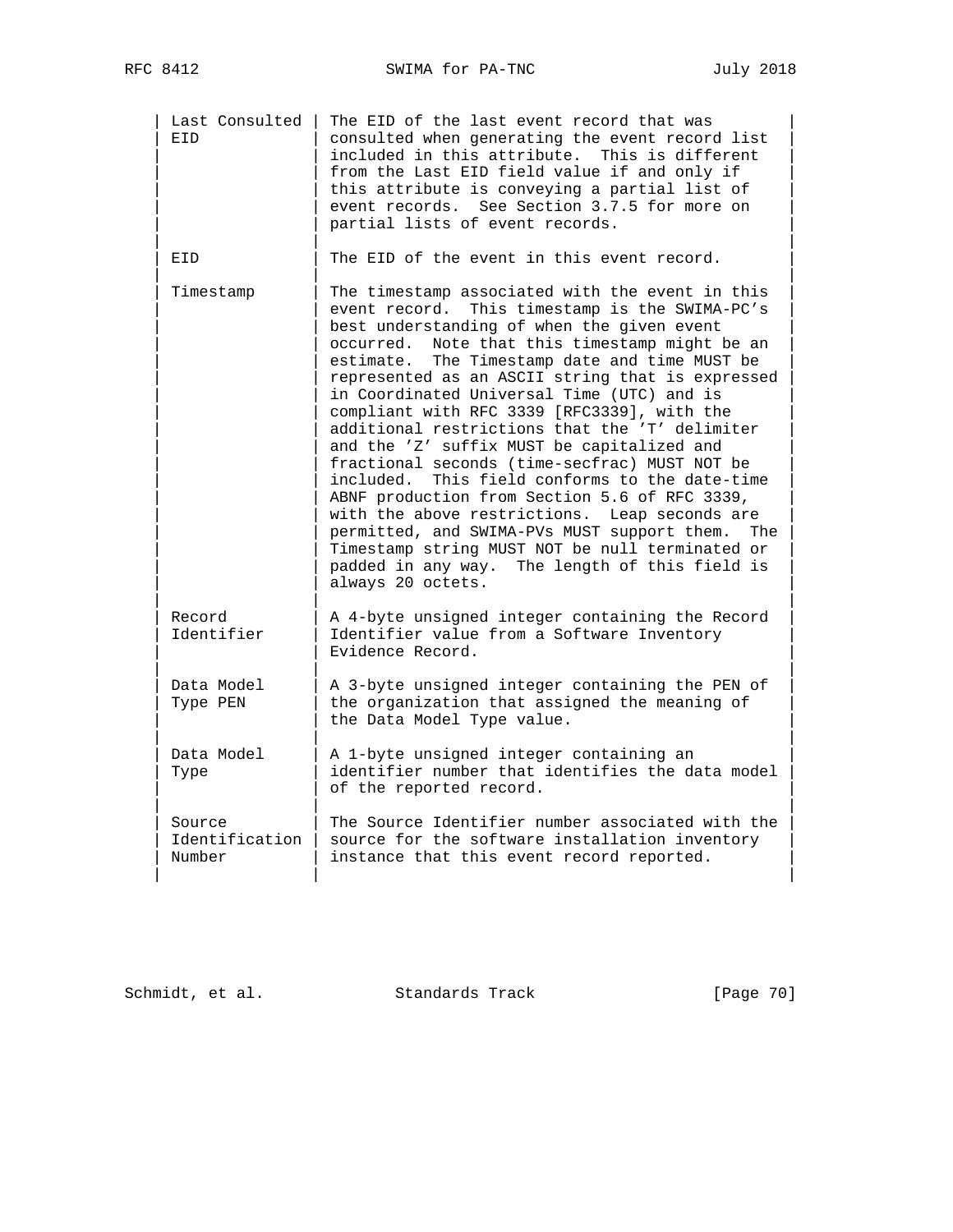| Field | Description |
|---|---|
| Last Consulted EID | The EID of the last event record that was consulted when generating the event record list included in this attribute. This is different from the Last EID field value if and only if this attribute is conveying a partial list of event records. See Section 3.7.5 for more on partial lists of event records. |
| EID | The EID of the event in this event record. |
| Timestamp | The timestamp associated with the event in this event record. This timestamp is the SWIMA-PC's best understanding of when the given event occurred. Note that this timestamp might be an estimate. The Timestamp date and time MUST be represented as an ASCII string that is expressed in Coordinated Universal Time (UTC) and is compliant with RFC 3339 [RFC3339], with the additional restrictions that the 'T' delimiter and the 'Z' suffix MUST be capitalized and fractional seconds (time-secfrac) MUST NOT be included. This field conforms to the date-time ABNF production from Section 5.6 of RFC 3339, with the above restrictions. Leap seconds are permitted, and SWIMA-PVs MUST support them. The Timestamp string MUST NOT be null terminated or padded in any way. The length of this field is always 20 octets. |
| Record Identifier | A 4-byte unsigned integer containing the Record Identifier value from a Software Inventory Evidence Record. |
| Data Model Type PEN | A 3-byte unsigned integer containing the PEN of the organization that assigned the meaning of the Data Model Type value. |
| Data Model Type | A 1-byte unsigned integer containing an identifier number that identifies the data model of the reported record. |
| Source Identification Number | The Source Identifier number associated with the source for the software installation inventory instance that this event record reported. |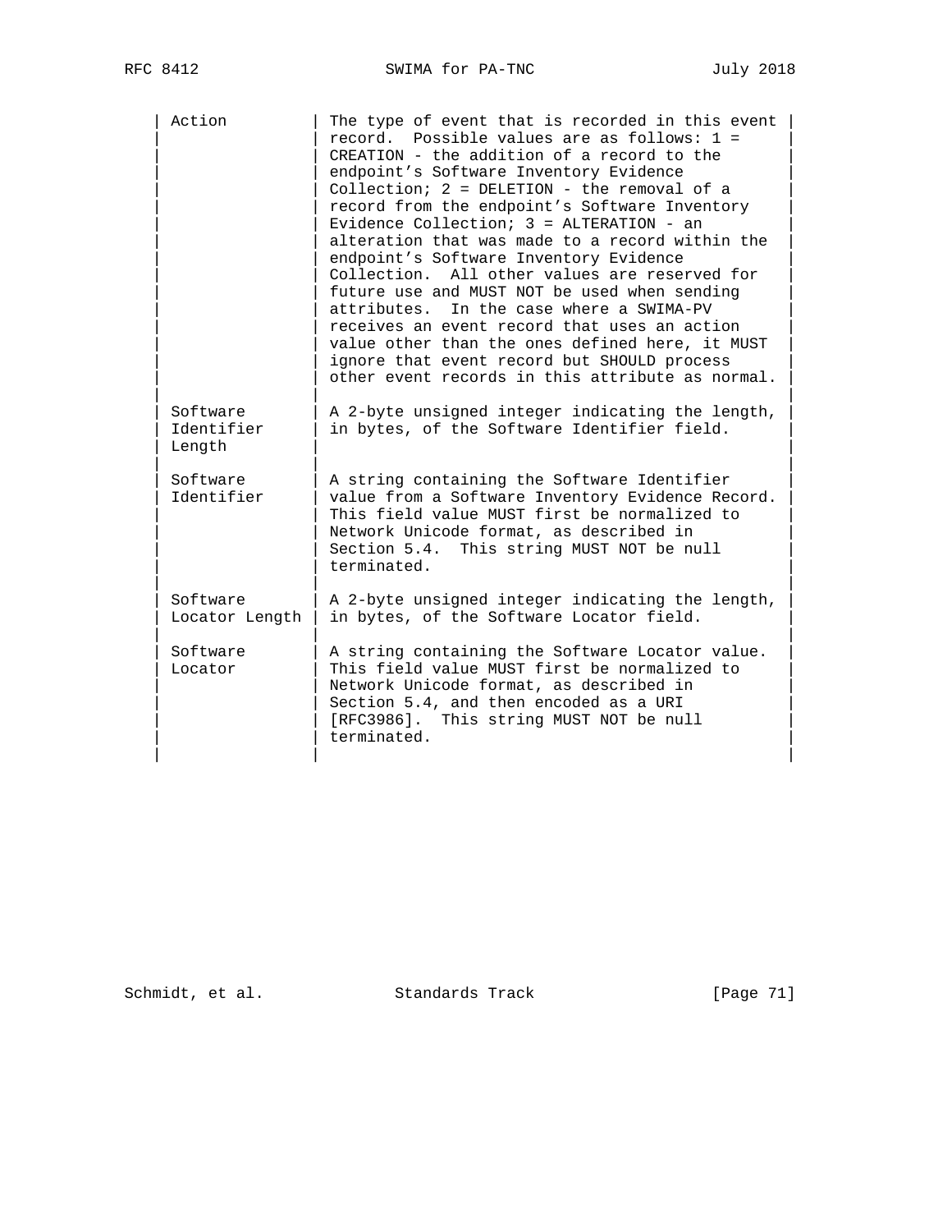| Field | Description |
|---|---|
| Action | The type of event that is recorded in this event record. Possible values are as follows: 1 = CREATION - the addition of a record to the endpoint's Software Inventory Evidence Collection; 2 = DELETION - the removal of a record from the endpoint's Software Inventory Evidence Collection; 3 = ALTERATION - an alteration that was made to a record within the endpoint's Software Inventory Evidence Collection. All other values are reserved for future use and MUST NOT be used when sending attributes. In the case where a SWIMA-PV receives an event record that uses an action value other than the ones defined here, it MUST ignore that event record but SHOULD process other event records in this attribute as normal. |
| Software Identifier Length | A 2-byte unsigned integer indicating the length, in bytes, of the Software Identifier field. |
| Software Identifier | A string containing the Software Identifier value from a Software Inventory Evidence Record. This field value MUST first be normalized to Network Unicode format, as described in Section 5.4. This string MUST NOT be null terminated. |
| Software Locator Length | A 2-byte unsigned integer indicating the length, in bytes, of the Software Locator field. |
| Software Locator | A string containing the Software Locator value. This field value MUST first be normalized to Network Unicode format, as described in Section 5.4, and then encoded as a URI [RFC3986]. This string MUST NOT be null terminated. |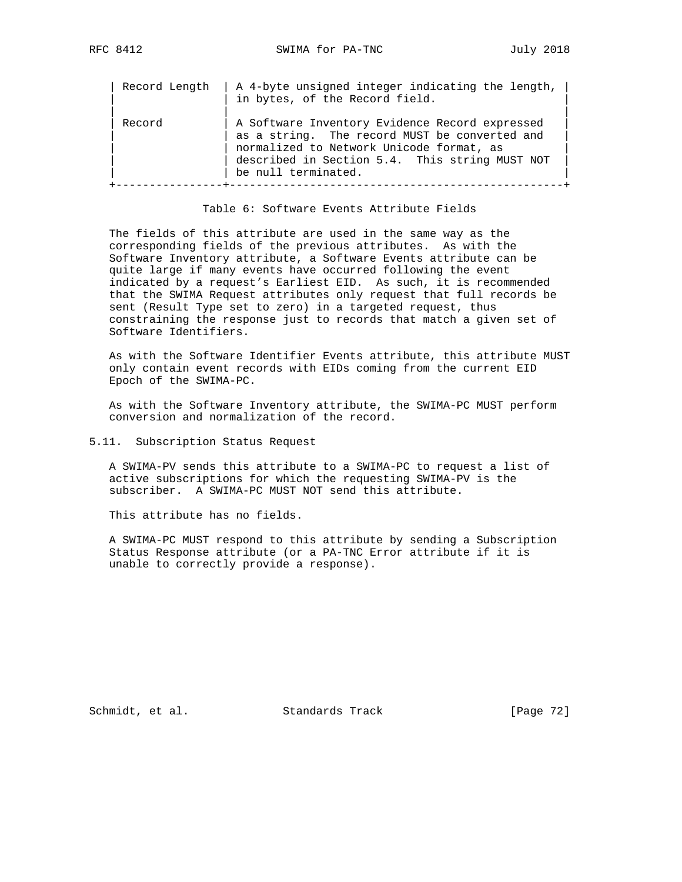| Field | Description |
|---|---|
| Record Length | A 4-byte unsigned integer indicating the length, in bytes, of the Record field. |
| Record | A Software Inventory Evidence Record expressed as a string. The record MUST be converted and normalized to Network Unicode format, as described in Section 5.4. This string MUST NOT be null terminated. |

Table 6: Software Events Attribute Fields

The fields of this attribute are used in the same way as the corresponding fields of the previous attributes. As with the Software Inventory attribute, a Software Events attribute can be quite large if many events have occurred following the event indicated by a request's Earliest EID. As such, it is recommended that the SWIMA Request attributes only request that full records be sent (Result Type set to zero) in a targeted request, thus constraining the response just to records that match a given set of Software Identifiers.

As with the Software Identifier Events attribute, this attribute MUST only contain event records with EIDs coming from the current EID Epoch of the SWIMA-PC.

As with the Software Inventory attribute, the SWIMA-PC MUST perform conversion and normalization of the record.

## 5.11. Subscription Status Request

A SWIMA-PV sends this attribute to a SWIMA-PC to request a list of active subscriptions for which the requesting SWIMA-PV is the subscriber. A SWIMA-PC MUST NOT send this attribute.

This attribute has no fields.

A SWIMA-PC MUST respond to this attribute by sending a Subscription Status Response attribute (or a PA-TNC Error attribute if it is unable to correctly provide a response).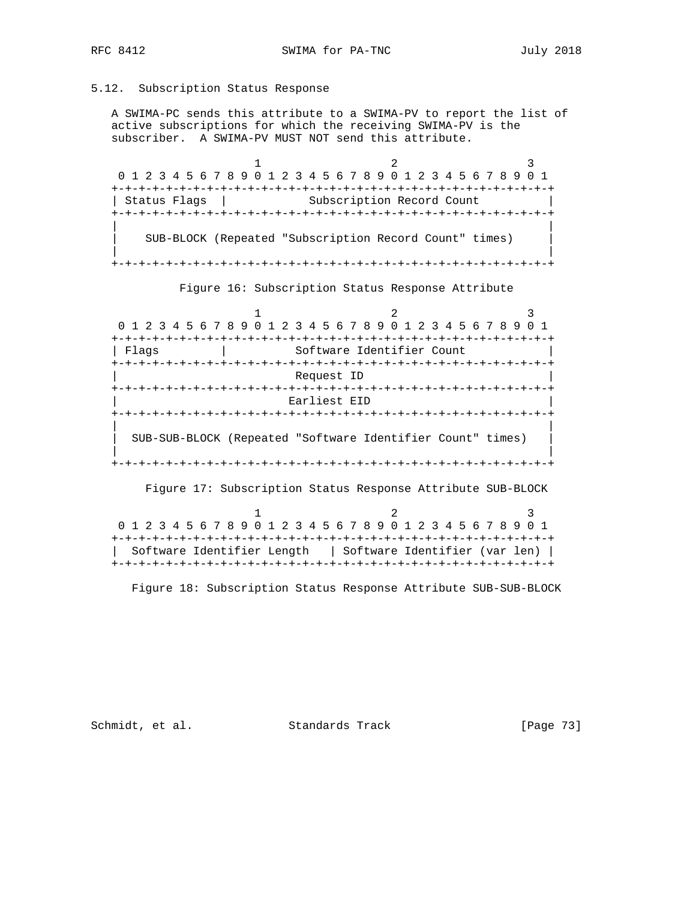## 5.12. Subscription Status Response

A SWIMA-PC sends this attribute to a SWIMA-PV to report the list of active subscriptions for which the receiving SWIMA-PV is the subscriber. A SWIMA-PV MUST NOT send this attribute.

```
                     1                   2                   3
 0 1 2 3 4 5 6 7 8 9 0 1 2 3 4 5 6 7 8 9 0 1 2 3 4 5 6 7 8 9 0 1
+-+-+-+-+-+-+-+-+-+-+-+-+-+-+-+-+-+-+-+-+-+-+-+-+-+-+-+-+-+-+-+-+
| Status Flags  |           Subscription Record Count           |
+-+-+-+-+-+-+-+-+-+-+-+-+-+-+-+-+-+-+-+-+-+-+-+-+-+-+-+-+-+-+-+-+
|                                                               |
|    SUB-BLOCK (Repeated "Subscription Record Count" times)     |
|                                                               |
+-+-+-+-+-+-+-+-+-+-+-+-+-+-+-+-+-+-+-+-+-+-+-+-+-+-+-+-+-+-+-+-+
```

Figure 16: Subscription Status Response Attribute

```
                     1                   2                   3
 0 1 2 3 4 5 6 7 8 9 0 1 2 3 4 5 6 7 8 9 0 1 2 3 4 5 6 7 8 9 0 1
+-+-+-+-+-+-+-+-+-+-+-+-+-+-+-+-+-+-+-+-+-+-+-+-+-+-+-+-+-+-+-+-+
| Flags         |          Software Identifier Count            |
+-+-+-+-+-+-+-+-+-+-+-+-+-+-+-+-+-+-+-+-+-+-+-+-+-+-+-+-+-+-+-+-+
|                          Request ID                           |
+-+-+-+-+-+-+-+-+-+-+-+-+-+-+-+-+-+-+-+-+-+-+-+-+-+-+-+-+-+-+-+-+
|                         Earliest EID                          |
+-+-+-+-+-+-+-+-+-+-+-+-+-+-+-+-+-+-+-+-+-+-+-+-+-+-+-+-+-+-+-+-+
|                                                               |
|  SUB-SUB-BLOCK (Repeated "Software Identifier Count" times)   |
|                                                               |
+-+-+-+-+-+-+-+-+-+-+-+-+-+-+-+-+-+-+-+-+-+-+-+-+-+-+-+-+-+-+-+-+
```

Figure 17: Subscription Status Response Attribute SUB-BLOCK

```
                     1                   2                   3
 0 1 2 3 4 5 6 7 8 9 0 1 2 3 4 5 6 7 8 9 0 1 2 3 4 5 6 7 8 9 0 1
+-+-+-+-+-+-+-+-+-+-+-+-+-+-+-+-+-+-+-+-+-+-+-+-+-+-+-+-+-+-+-+-+
|  Software Identifier Length   | Software Identifier (var len) |
+-+-+-+-+-+-+-+-+-+-+-+-+-+-+-+-+-+-+-+-+-+-+-+-+-+-+-+-+-+-+-+-+
```

Figure 18: Subscription Status Response Attribute SUB-SUB-BLOCK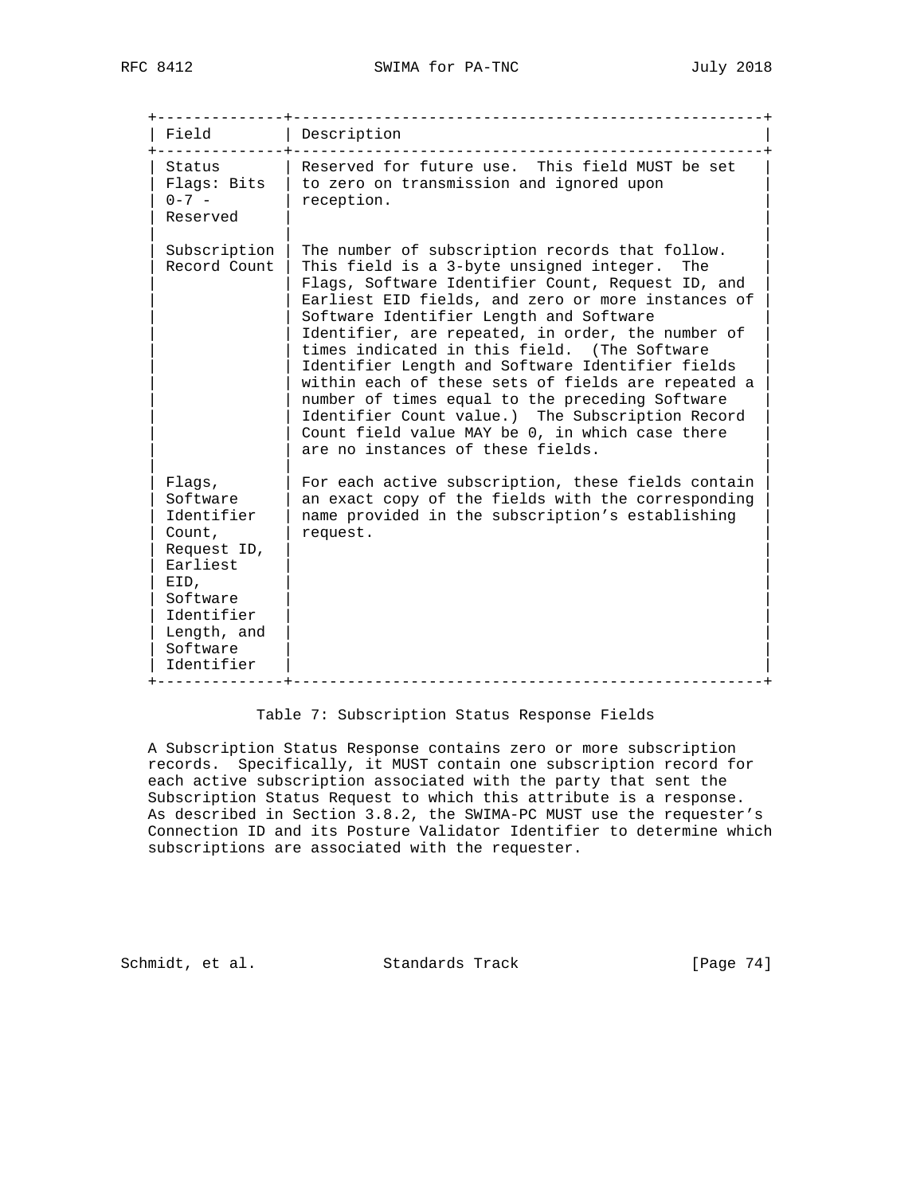| Field | Description |
| --- | --- |
| Status Flags: Bits 0-7 - Reserved | Reserved for future use. This field MUST be set to zero on transmission and ignored upon reception. |
| Subscription Record Count | The number of subscription records that follow. This field is a 3-byte unsigned integer. The Flags, Software Identifier Count, Request ID, and Earliest EID fields, and zero or more instances of Software Identifier Length and Software Identifier, are repeated, in order, the number of times indicated in this field. (The Software Identifier Length and Software Identifier fields within each of these sets of fields are repeated a number of times equal to the preceding Software Identifier Count value.) The Subscription Record Count field value MAY be 0, in which case there are no instances of these fields. |
| Flags, Software Identifier Count, Request ID, Earliest EID, Software Identifier Length, and Software Identifier | For each active subscription, these fields contain an exact copy of the fields with the corresponding name provided in the subscription's establishing request. |

Table 7: Subscription Status Response Fields

A Subscription Status Response contains zero or more subscription records. Specifically, it MUST contain one subscription record for each active subscription associated with the party that sent the Subscription Status Request to which this attribute is a response. As described in Section 3.8.2, the SWIMA-PC MUST use the requester's Connection ID and its Posture Validator Identifier to determine which subscriptions are associated with the requester.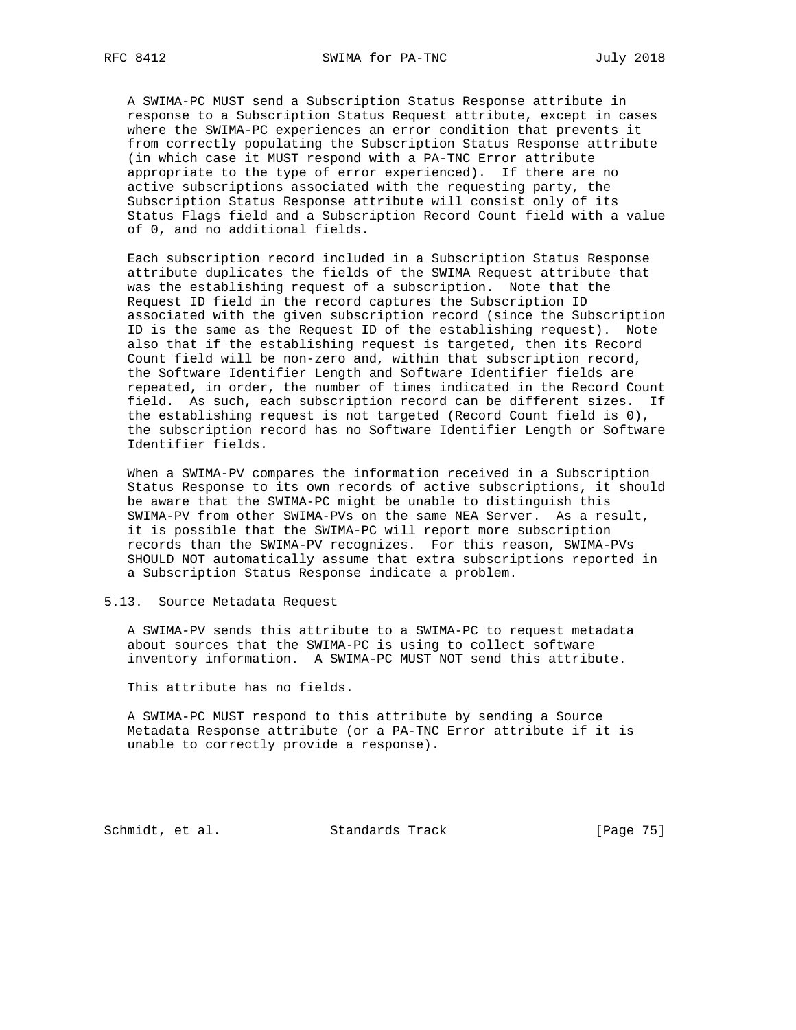A SWIMA-PC MUST send a Subscription Status Response attribute in response to a Subscription Status Request attribute, except in cases where the SWIMA-PC experiences an error condition that prevents it from correctly populating the Subscription Status Response attribute (in which case it MUST respond with a PA-TNC Error attribute appropriate to the type of error experienced). If there are no active subscriptions associated with the requesting party, the Subscription Status Response attribute will consist only of its Status Flags field and a Subscription Record Count field with a value of 0, and no additional fields.

Each subscription record included in a Subscription Status Response attribute duplicates the fields of the SWIMA Request attribute that was the establishing request of a subscription. Note that the Request ID field in the record captures the Subscription ID associated with the given subscription record (since the Subscription ID is the same as the Request ID of the establishing request). Note also that if the establishing request is targeted, then its Record Count field will be non-zero and, within that subscription record, the Software Identifier Length and Software Identifier fields are repeated, in order, the number of times indicated in the Record Count field. As such, each subscription record can be different sizes. If the establishing request is not targeted (Record Count field is 0), the subscription record has no Software Identifier Length or Software Identifier fields.

When a SWIMA-PV compares the information received in a Subscription Status Response to its own records of active subscriptions, it should be aware that the SWIMA-PC might be unable to distinguish this SWIMA-PV from other SWIMA-PVs on the same NEA Server. As a result, it is possible that the SWIMA-PC will report more subscription records than the SWIMA-PV recognizes. For this reason, SWIMA-PVs SHOULD NOT automatically assume that extra subscriptions reported in a Subscription Status Response indicate a problem.

## 5.13. Source Metadata Request

A SWIMA-PV sends this attribute to a SWIMA-PC to request metadata about sources that the SWIMA-PC is using to collect software inventory information. A SWIMA-PC MUST NOT send this attribute.

This attribute has no fields.

A SWIMA-PC MUST respond to this attribute by sending a Source Metadata Response attribute (or a PA-TNC Error attribute if it is unable to correctly provide a response).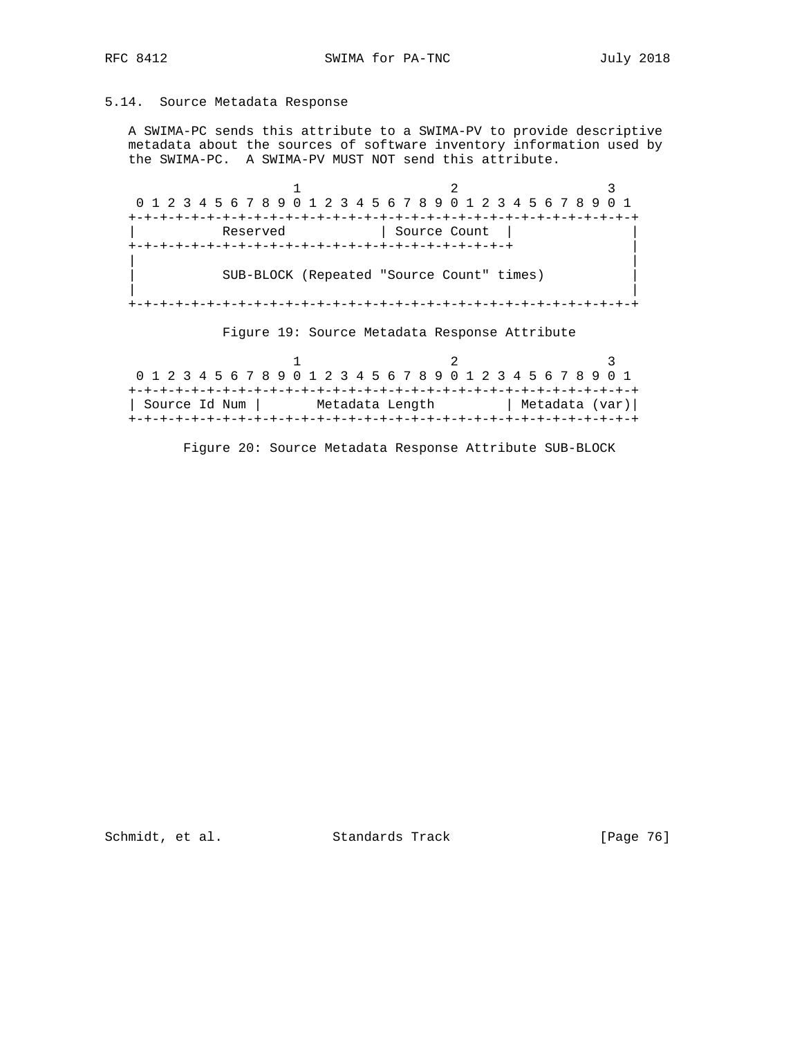## 5.14. Source Metadata Response

A SWIMA-PC sends this attribute to a SWIMA-PV to provide descriptive metadata about the sources of software inventory information used by the SWIMA-PC. A SWIMA-PV MUST NOT send this attribute.

```
                     1                   2                   3
 0 1 2 3 4 5 6 7 8 9 0 1 2 3 4 5 6 7 8 9 0 1 2 3 4 5 6 7 8 9 0 1
+-+-+-+-+-+-+-+-+-+-+-+-+-+-+-+-+-+-+-+-+-+-+-+-+-+-+-+-+-+-+-+-+
|          Reserved            | Source Count  |                |
+-+-+-+-+-+-+-+-+-+-+-+-+-+-+-+-+-+-+-+-+-+-+-+-+                |
|                                                               |
|          SUB-BLOCK (Repeated "Source Count" times)            |
|                                                               |
+-+-+-+-+-+-+-+-+-+-+-+-+-+-+-+-+-+-+-+-+-+-+-+-+-+-+-+-+-+-+-+-+
```

Figure 19: Source Metadata Response Attribute

```
                     1                   2                   3
 0 1 2 3 4 5 6 7 8 9 0 1 2 3 4 5 6 7 8 9 0 1 2 3 4 5 6 7 8 9 0 1
+-+-+-+-+-+-+-+-+-+-+-+-+-+-+-+-+-+-+-+-+-+-+-+-+-+-+-+-+-+-+-+-+
| Source Id Num |       Metadata Length         | Metadata (var)|
+-+-+-+-+-+-+-+-+-+-+-+-+-+-+-+-+-+-+-+-+-+-+-+-+-+-+-+-+-+-+-+-+
```

Figure 20: Source Metadata Response Attribute SUB-BLOCK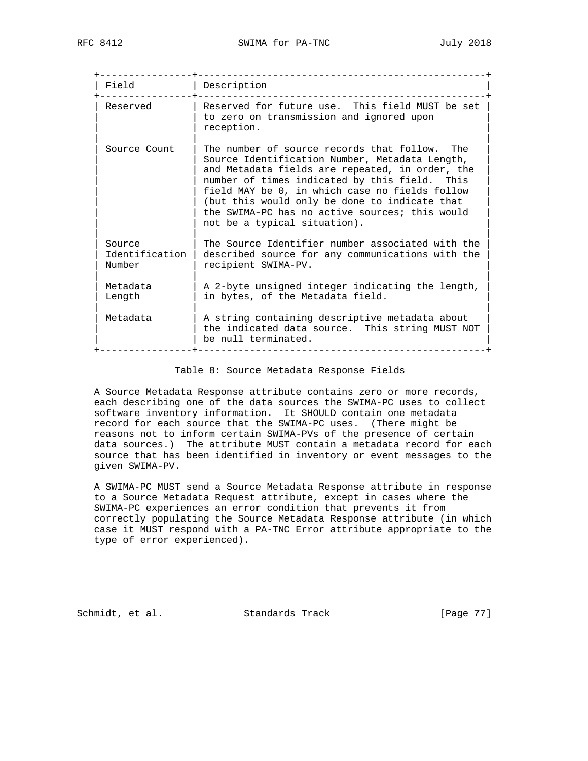| Field | Description |
|---|---|
| Reserved | Reserved for future use. This field MUST be set to zero on transmission and ignored upon reception. |
| Source Count | The number of source records that follow. The Source Identification Number, Metadata Length, and Metadata fields are repeated, in order, the number of times indicated by this field. This field MAY be 0, in which case no fields follow (but this would only be done to indicate that the SWIMA-PC has no active sources; this would not be a typical situation). |
| Source Identification Number | The Source Identifier number associated with the described source for any communications with the recipient SWIMA-PV. |
| Metadata Length | A 2-byte unsigned integer indicating the length, in bytes, of the Metadata field. |
| Metadata | A string containing descriptive metadata about the indicated data source. This string MUST NOT be null terminated. |

Table 8: Source Metadata Response Fields

A Source Metadata Response attribute contains zero or more records, each describing one of the data sources the SWIMA-PC uses to collect software inventory information. It SHOULD contain one metadata record for each source that the SWIMA-PC uses. (There might be reasons not to inform certain SWIMA-PVs of the presence of certain data sources.) The attribute MUST contain a metadata record for each source that has been identified in inventory or event messages to the given SWIMA-PV.

A SWIMA-PC MUST send a Source Metadata Response attribute in response to a Source Metadata Request attribute, except in cases where the SWIMA-PC experiences an error condition that prevents it from correctly populating the Source Metadata Response attribute (in which case it MUST respond with a PA-TNC Error attribute appropriate to the type of error experienced).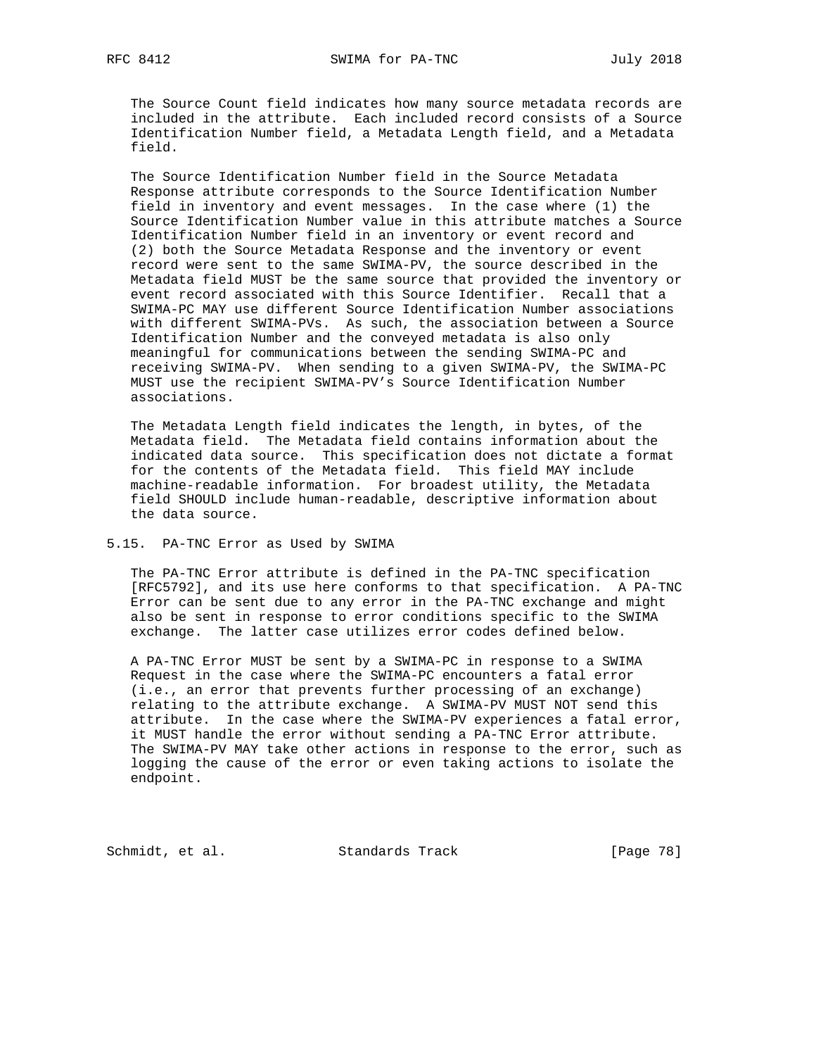The Source Count field indicates how many source metadata records are included in the attribute. Each included record consists of a Source Identification Number field, a Metadata Length field, and a Metadata field.

The Source Identification Number field in the Source Metadata Response attribute corresponds to the Source Identification Number field in inventory and event messages. In the case where (1) the Source Identification Number value in this attribute matches a Source Identification Number field in an inventory or event record and (2) both the Source Metadata Response and the inventory or event record were sent to the same SWIMA-PV, the source described in the Metadata field MUST be the same source that provided the inventory or event record associated with this Source Identifier. Recall that a SWIMA-PC MAY use different Source Identification Number associations with different SWIMA-PVs. As such, the association between a Source Identification Number and the conveyed metadata is also only meaningful for communications between the sending SWIMA-PC and receiving SWIMA-PV. When sending to a given SWIMA-PV, the SWIMA-PC MUST use the recipient SWIMA-PV's Source Identification Number associations.

The Metadata Length field indicates the length, in bytes, of the Metadata field. The Metadata field contains information about the indicated data source. This specification does not dictate a format for the contents of the Metadata field. This field MAY include machine-readable information. For broadest utility, the Metadata field SHOULD include human-readable, descriptive information about the data source.

## 5.15. PA-TNC Error as Used by SWIMA

The PA-TNC Error attribute is defined in the PA-TNC specification [RFC5792], and its use here conforms to that specification. A PA-TNC Error can be sent due to any error in the PA-TNC exchange and might also be sent in response to error conditions specific to the SWIMA exchange. The latter case utilizes error codes defined below.

A PA-TNC Error MUST be sent by a SWIMA-PC in response to a SWIMA Request in the case where the SWIMA-PC encounters a fatal error (i.e., an error that prevents further processing of an exchange) relating to the attribute exchange. A SWIMA-PV MUST NOT send this attribute. In the case where the SWIMA-PV experiences a fatal error, it MUST handle the error without sending a PA-TNC Error attribute. The SWIMA-PV MAY take other actions in response to the error, such as logging the cause of the error or even taking actions to isolate the endpoint.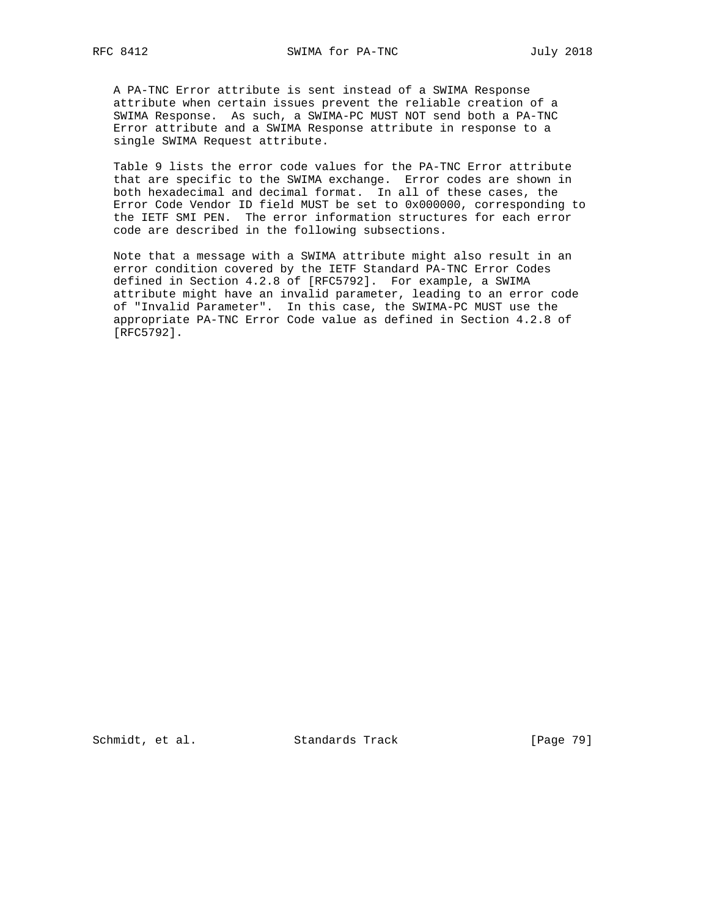A PA-TNC Error attribute is sent instead of a SWIMA Response attribute when certain issues prevent the reliable creation of a SWIMA Response. As such, a SWIMA-PC MUST NOT send both a PA-TNC Error attribute and a SWIMA Response attribute in response to a single SWIMA Request attribute.

Table 9 lists the error code values for the PA-TNC Error attribute that are specific to the SWIMA exchange. Error codes are shown in both hexadecimal and decimal format. In all of these cases, the Error Code Vendor ID field MUST be set to 0x000000, corresponding to the IETF SMI PEN. The error information structures for each error code are described in the following subsections.

Note that a message with a SWIMA attribute might also result in an error condition covered by the IETF Standard PA-TNC Error Codes defined in Section 4.2.8 of [RFC5792]. For example, a SWIMA attribute might have an invalid parameter, leading to an error code of "Invalid Parameter". In this case, the SWIMA-PC MUST use the appropriate PA-TNC Error Code value as defined in Section 4.2.8 of [RFC5792].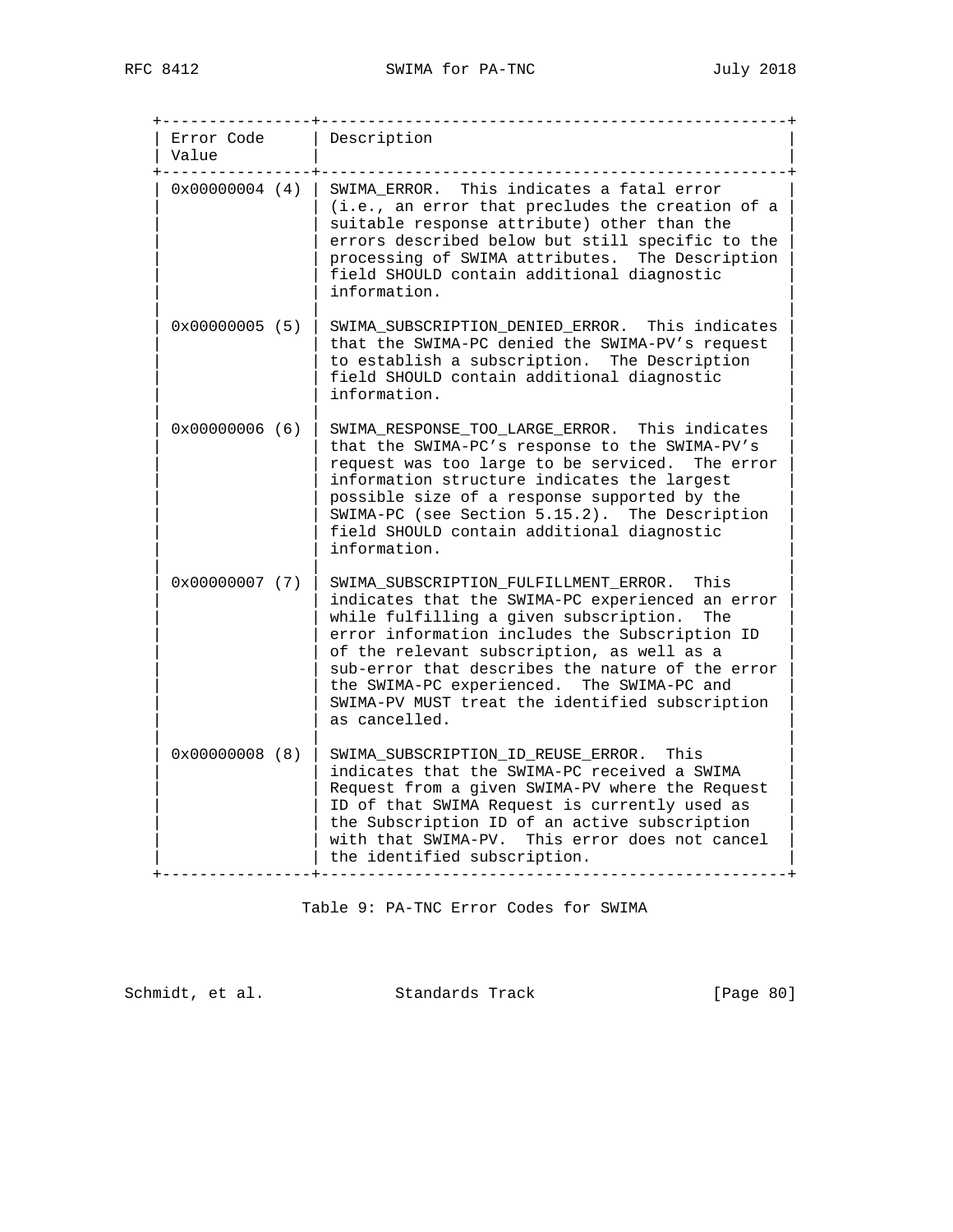| Error Code Value | Description |
|---|---|
| 0x00000004 (4) | SWIMA_ERROR. This indicates a fatal error (i.e., an error that precludes the creation of a suitable response attribute) other than the errors described below but still specific to the processing of SWIMA attributes. The Description field SHOULD contain additional diagnostic information. |
| 0x00000005 (5) | SWIMA_SUBSCRIPTION_DENIED_ERROR. This indicates that the SWIMA-PC denied the SWIMA-PV's request to establish a subscription. The Description field SHOULD contain additional diagnostic information. |
| 0x00000006 (6) | SWIMA_RESPONSE_TOO_LARGE_ERROR. This indicates that the SWIMA-PC's response to the SWIMA-PV's request was too large to be serviced. The error information structure indicates the largest possible size of a response supported by the SWIMA-PC (see Section 5.15.2). The Description field SHOULD contain additional diagnostic information. |
| 0x00000007 (7) | SWIMA_SUBSCRIPTION_FULFILLMENT_ERROR. This indicates that the SWIMA-PC experienced an error while fulfilling a given subscription. The error information includes the Subscription ID of the relevant subscription, as well as a sub-error that describes the nature of the error the SWIMA-PC experienced. The SWIMA-PC and SWIMA-PV MUST treat the identified subscription as cancelled. |
| 0x00000008 (8) | SWIMA_SUBSCRIPTION_ID_REUSE_ERROR. This indicates that the SWIMA-PC received a SWIMA Request from a given SWIMA-PV where the Request ID of that SWIMA Request is currently used as the Subscription ID of an active subscription with that SWIMA-PV. This error does not cancel the identified subscription. |

Table 9: PA-TNC Error Codes for SWIMA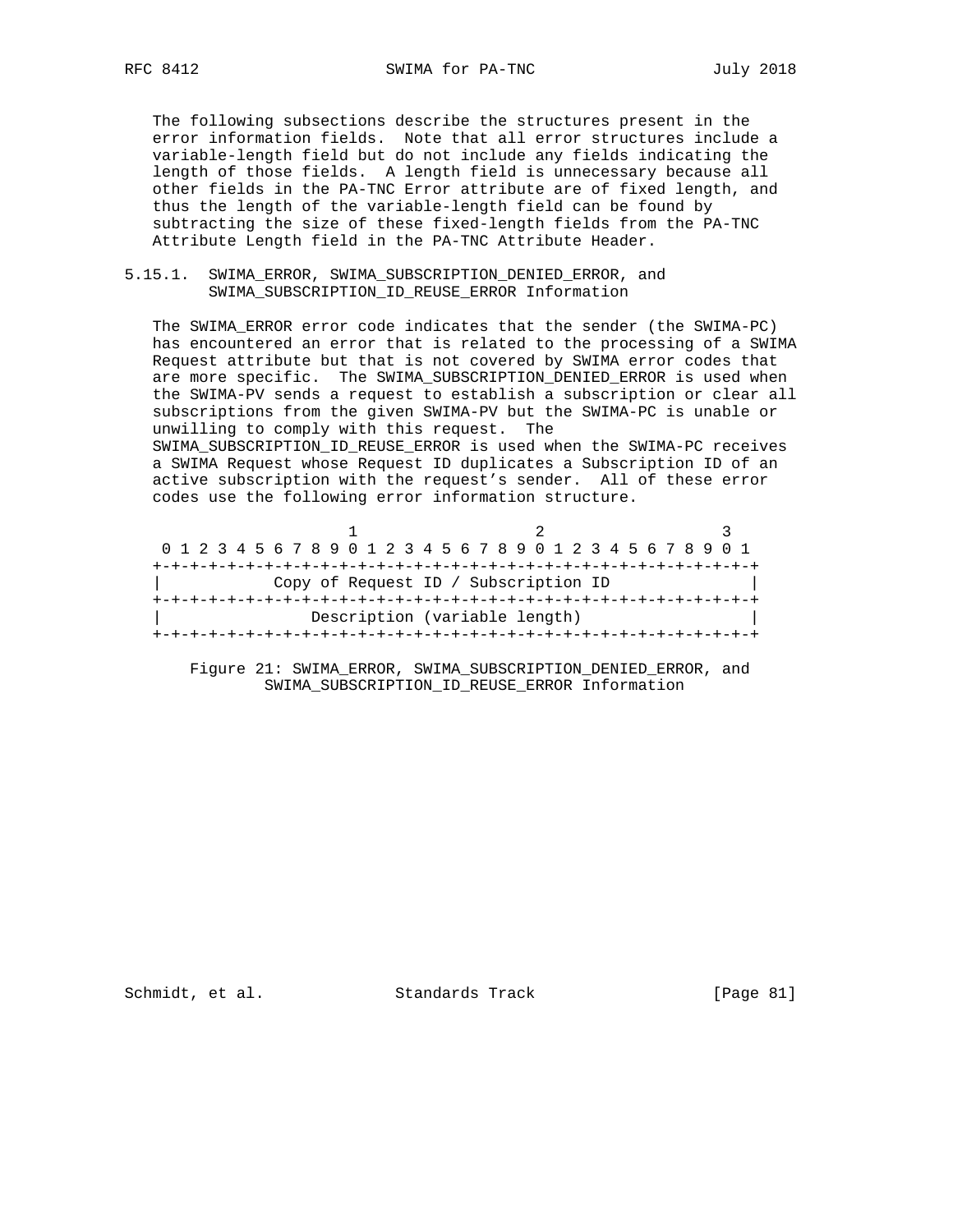The following subsections describe the structures present in the error information fields. Note that all error structures include a variable-length field but do not include any fields indicating the length of those fields. A length field is unnecessary because all other fields in the PA-TNC Error attribute are of fixed length, and thus the length of the variable-length field can be found by subtracting the size of these fixed-length fields from the PA-TNC Attribute Length field in the PA-TNC Attribute Header.

### 5.15.1. SWIMA_ERROR, SWIMA_SUBSCRIPTION_DENIED_ERROR, and SWIMA_SUBSCRIPTION_ID_REUSE_ERROR Information

The SWIMA_ERROR error code indicates that the sender (the SWIMA-PC) has encountered an error that is related to the processing of a SWIMA Request attribute but that is not covered by SWIMA error codes that are more specific. The SWIMA_SUBSCRIPTION_DENIED_ERROR is used when the SWIMA-PV sends a request to establish a subscription or clear all subscriptions from the given SWIMA-PV but the SWIMA-PC is unable or unwilling to comply with this request. The SWIMA_SUBSCRIPTION_ID_REUSE_ERROR is used when the SWIMA-PC receives a SWIMA Request whose Request ID duplicates a Subscription ID of an active subscription with the request's sender. All of these error codes use the following error information structure.

```
                     1                   2                   3
 0 1 2 3 4 5 6 7 8 9 0 1 2 3 4 5 6 7 8 9 0 1 2 3 4 5 6 7 8 9 0 1
+-+-+-+-+-+-+-+-+-+-+-+-+-+-+-+-+-+-+-+-+-+-+-+-+-+-+-+-+-+-+-+-+
|           Copy of Request ID / Subscription ID                |
+-+-+-+-+-+-+-+-+-+-+-+-+-+-+-+-+-+-+-+-+-+-+-+-+-+-+-+-+-+-+-+-+
|               Description (variable length)                   |
+-+-+-+-+-+-+-+-+-+-+-+-+-+-+-+-+-+-+-+-+-+-+-+-+-+-+-+-+-+-+-+-+
```

Figure 21: SWIMA_ERROR, SWIMA_SUBSCRIPTION_DENIED_ERROR, and SWIMA_SUBSCRIPTION_ID_REUSE_ERROR Information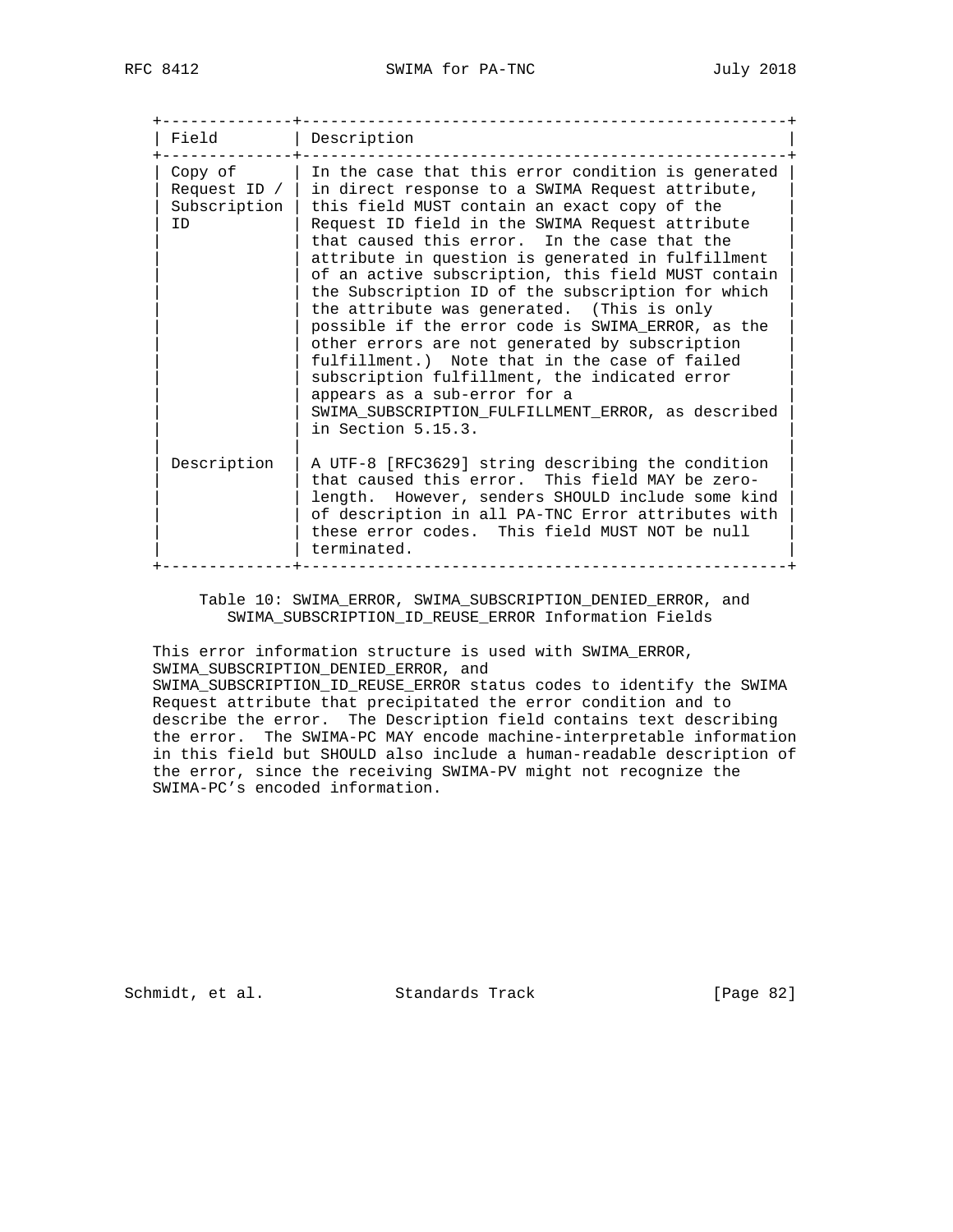| Field | Description |
|---|---|
| Copy of Request ID / Subscription ID | In the case that this error condition is generated in direct response to a SWIMA Request attribute, this field MUST contain an exact copy of the Request ID field in the SWIMA Request attribute that caused this error. In the case that the attribute in question is generated in fulfillment of an active subscription, this field MUST contain the Subscription ID of the subscription for which the attribute was generated. (This is only possible if the error code is SWIMA_ERROR, as the other errors are not generated by subscription fulfillment.) Note that in the case of failed subscription fulfillment, the indicated error appears as a sub-error for a SWIMA_SUBSCRIPTION_FULFILLMENT_ERROR, as described in Section 5.15.3. |
| Description | A UTF-8 [RFC3629] string describing the condition that caused this error. This field MAY be zero-length. However, senders SHOULD include some kind of description in all PA-TNC Error attributes with these error codes. This field MUST NOT be null terminated. |

Table 10: SWIMA_ERROR, SWIMA_SUBSCRIPTION_DENIED_ERROR, and SWIMA_SUBSCRIPTION_ID_REUSE_ERROR Information Fields

This error information structure is used with SWIMA_ERROR, SWIMA_SUBSCRIPTION_DENIED_ERROR, and SWIMA_SUBSCRIPTION_ID_REUSE_ERROR status codes to identify the SWIMA Request attribute that precipitated the error condition and to describe the error. The Description field contains text describing the error. The SWIMA-PC MAY encode machine-interpretable information in this field but SHOULD also include a human-readable description of the error, since the receiving SWIMA-PV might not recognize the SWIMA-PC's encoded information.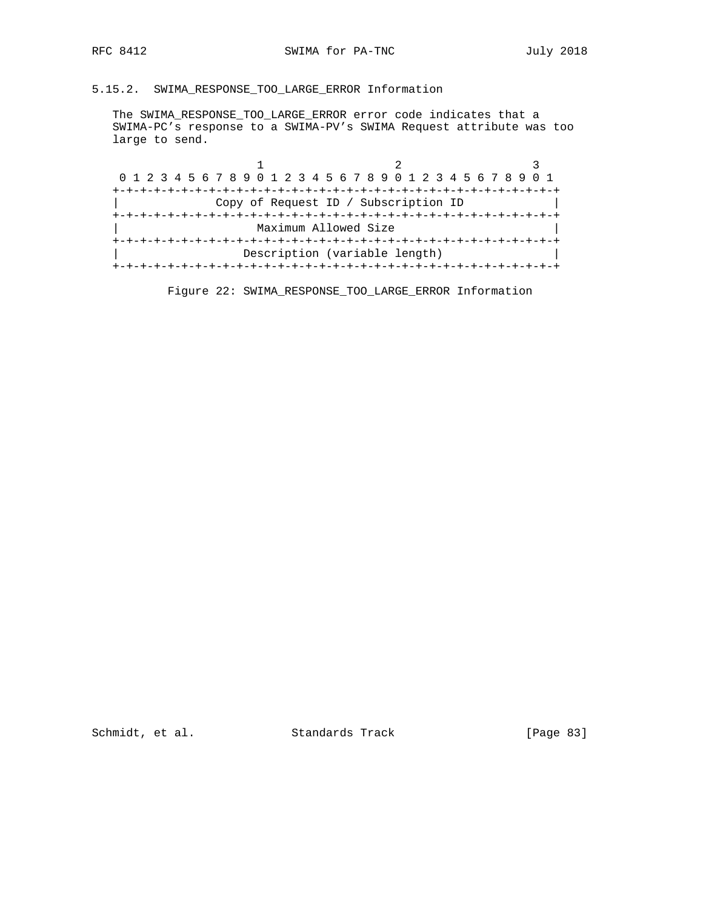### 5.15.2. SWIMA_RESPONSE_TOO_LARGE_ERROR Information

The SWIMA_RESPONSE_TOO_LARGE_ERROR error code indicates that a SWIMA-PC's response to a SWIMA-PV's SWIMA Request attribute was too large to send.

```
                     1                   2                   3
 0 1 2 3 4 5 6 7 8 9 0 1 2 3 4 5 6 7 8 9 0 1 2 3 4 5 6 7 8 9 0 1
+-+-+-+-+-+-+-+-+-+-+-+-+-+-+-+-+-+-+-+-+-+-+-+-+-+-+-+-+-+-+-+-+
|             Copy of Request ID / Subscription ID              |
+-+-+-+-+-+-+-+-+-+-+-+-+-+-+-+-+-+-+-+-+-+-+-+-+-+-+-+-+-+-+-+-+
|                     Maximum Allowed Size                      |
+-+-+-+-+-+-+-+-+-+-+-+-+-+-+-+-+-+-+-+-+-+-+-+-+-+-+-+-+-+-+-+-+
|                 Description (variable length)                 |
+-+-+-+-+-+-+-+-+-+-+-+-+-+-+-+-+-+-+-+-+-+-+-+-+-+-+-+-+-+-+-+-+
```

Figure 22: SWIMA_RESPONSE_TOO_LARGE_ERROR Information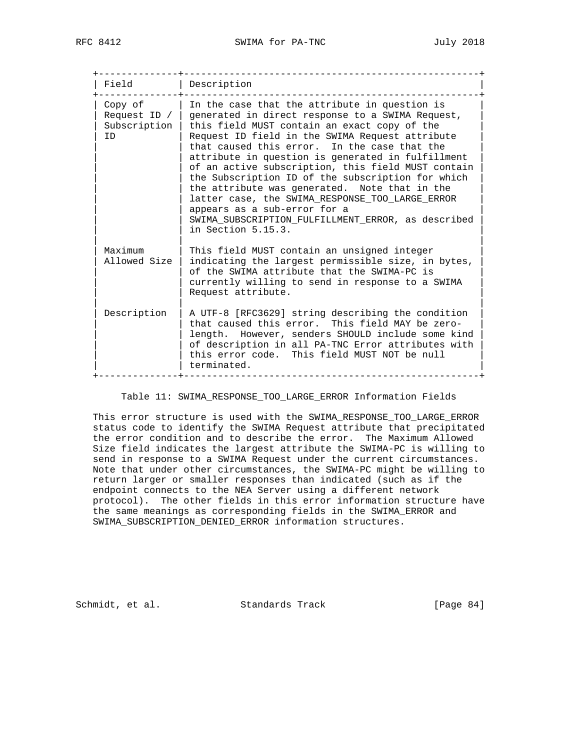| Field | Description |
| --- | --- |
| Copy of Request ID / Subscription ID | In the case that the attribute in question is generated in direct response to a SWIMA Request, this field MUST contain an exact copy of the Request ID field in the SWIMA Request attribute that caused this error. In the case that the attribute in question is generated in fulfillment of an active subscription, this field MUST contain the Subscription ID of the subscription for which the attribute was generated. Note that in the latter case, the SWIMA_RESPONSE_TOO_LARGE_ERROR appears as a sub-error for a SWIMA_SUBSCRIPTION_FULFILLMENT_ERROR, as described in Section 5.15.3. |
| Maximum Allowed Size | This field MUST contain an unsigned integer indicating the largest permissible size, in bytes, of the SWIMA attribute that the SWIMA-PC is currently willing to send in response to a SWIMA Request attribute. |
| Description | A UTF-8 [RFC3629] string describing the condition that caused this error. This field MAY be zero-length. However, senders SHOULD include some kind of description in all PA-TNC Error attributes with this error code. This field MUST NOT be null terminated. |

Table 11: SWIMA_RESPONSE_TOO_LARGE_ERROR Information Fields

This error structure is used with the SWIMA_RESPONSE_TOO_LARGE_ERROR status code to identify the SWIMA Request attribute that precipitated the error condition and to describe the error. The Maximum Allowed Size field indicates the largest attribute the SWIMA-PC is willing to send in response to a SWIMA Request under the current circumstances. Note that under other circumstances, the SWIMA-PC might be willing to return larger or smaller responses than indicated (such as if the endpoint connects to the NEA Server using a different network protocol). The other fields in this error information structure have the same meanings as corresponding fields in the SWIMA_ERROR and SWIMA_SUBSCRIPTION_DENIED_ERROR information structures.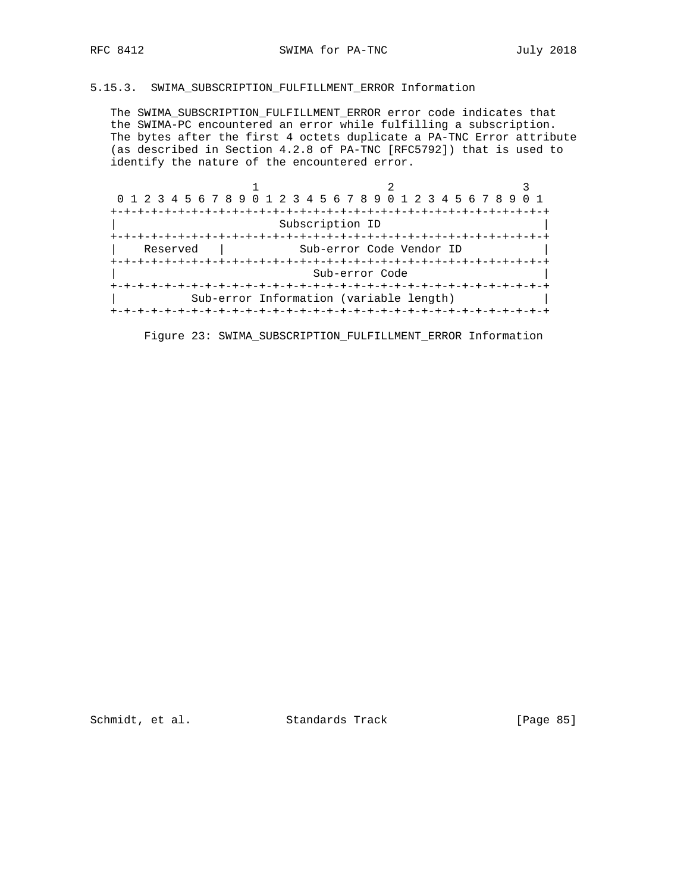### 5.15.3. SWIMA_SUBSCRIPTION_FULFILLMENT_ERROR Information

The SWIMA_SUBSCRIPTION_FULFILLMENT_ERROR error code indicates that the SWIMA-PC encountered an error while fulfilling a subscription. The bytes after the first 4 octets duplicate a PA-TNC Error attribute (as described in Section 4.2.8 of PA-TNC [RFC5792]) that is used to identify the nature of the encountered error.

```
                     1                   2                   3
 0 1 2 3 4 5 6 7 8 9 0 1 2 3 4 5 6 7 8 9 0 1 2 3 4 5 6 7 8 9 0 1
+-+-+-+-+-+-+-+-+-+-+-+-+-+-+-+-+-+-+-+-+-+-+-+-+-+-+-+-+-+-+-+-+
|                         Subscription ID                       |
+-+-+-+-+-+-+-+-+-+-+-+-+-+-+-+-+-+-+-+-+-+-+-+-+-+-+-+-+-+-+-+-+
|    Reserved   |           Sub-error Code Vendor ID            |
+-+-+-+-+-+-+-+-+-+-+-+-+-+-+-+-+-+-+-+-+-+-+-+-+-+-+-+-+-+-+-+-+
|                           Sub-error Code                      |
+-+-+-+-+-+-+-+-+-+-+-+-+-+-+-+-+-+-+-+-+-+-+-+-+-+-+-+-+-+-+-+-+
|           Sub-error Information (variable length)             |
+-+-+-+-+-+-+-+-+-+-+-+-+-+-+-+-+-+-+-+-+-+-+-+-+-+-+-+-+-+-+-+-+
```

Figure 23: SWIMA_SUBSCRIPTION_FULFILLMENT_ERROR Information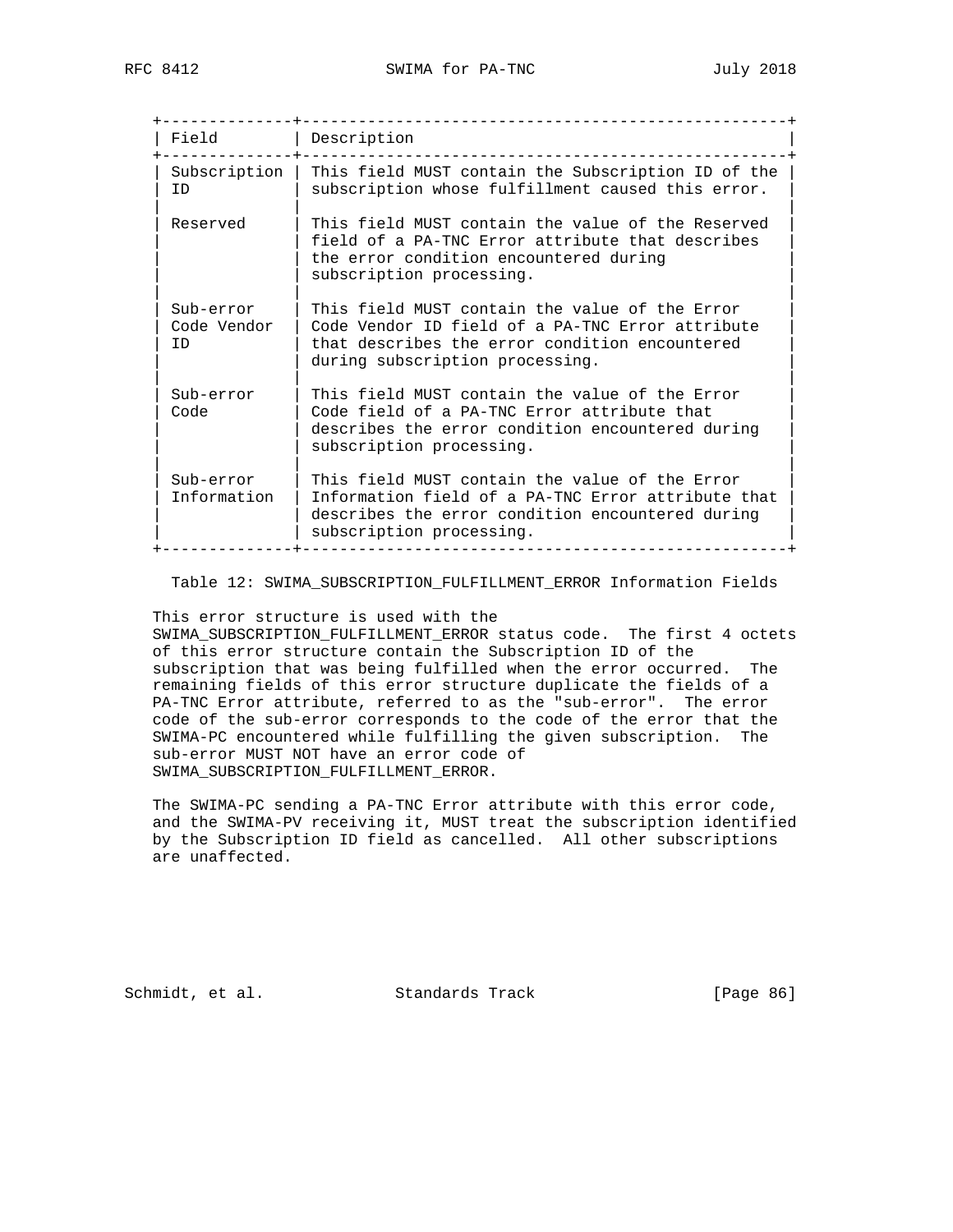| Field | Description |
|---|---|
| Subscription ID | This field MUST contain the Subscription ID of the subscription whose fulfillment caused this error. |
| Reserved | This field MUST contain the value of the Reserved field of a PA-TNC Error attribute that describes the error condition encountered during subscription processing. |
| Sub-error Code Vendor ID | This field MUST contain the value of the Error Code Vendor ID field of a PA-TNC Error attribute that describes the error condition encountered during subscription processing. |
| Sub-error Code | This field MUST contain the value of the Error Code field of a PA-TNC Error attribute that describes the error condition encountered during subscription processing. |
| Sub-error Information | This field MUST contain the value of the Error Information field of a PA-TNC Error attribute that describes the error condition encountered during subscription processing. |

Table 12: SWIMA_SUBSCRIPTION_FULFILLMENT_ERROR Information Fields

This error structure is used with the SWIMA_SUBSCRIPTION_FULFILLMENT_ERROR status code. The first 4 octets of this error structure contain the Subscription ID of the subscription that was being fulfilled when the error occurred. The remaining fields of this error structure duplicate the fields of a PA-TNC Error attribute, referred to as the "sub-error". The error code of the sub-error corresponds to the code of the error that the SWIMA-PC encountered while fulfilling the given subscription. The sub-error MUST NOT have an error code of SWIMA_SUBSCRIPTION_FULFILLMENT_ERROR.

The SWIMA-PC sending a PA-TNC Error attribute with this error code, and the SWIMA-PV receiving it, MUST treat the subscription identified by the Subscription ID field as cancelled. All other subscriptions are unaffected.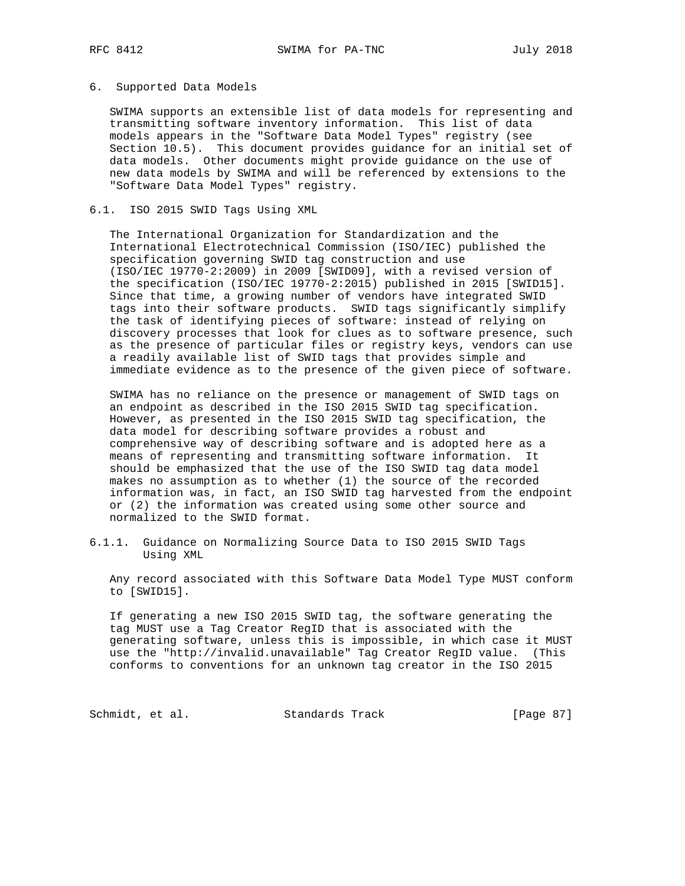## 6. Supported Data Models

SWIMA supports an extensible list of data models for representing and transmitting software inventory information. This list of data models appears in the "Software Data Model Types" registry (see Section 10.5). This document provides guidance for an initial set of data models. Other documents might provide guidance on the use of new data models by SWIMA and will be referenced by extensions to the "Software Data Model Types" registry.

### 6.1. ISO 2015 SWID Tags Using XML

The International Organization for Standardization and the International Electrotechnical Commission (ISO/IEC) published the specification governing SWID tag construction and use (ISO/IEC 19770-2:2009) in 2009 [SWID09], with a revised version of the specification (ISO/IEC 19770-2:2015) published in 2015 [SWID15]. Since that time, a growing number of vendors have integrated SWID tags into their software products. SWID tags significantly simplify the task of identifying pieces of software: instead of relying on discovery processes that look for clues as to software presence, such as the presence of particular files or registry keys, vendors can use a readily available list of SWID tags that provides simple and immediate evidence as to the presence of the given piece of software.

SWIMA has no reliance on the presence or management of SWID tags on an endpoint as described in the ISO 2015 SWID tag specification. However, as presented in the ISO 2015 SWID tag specification, the data model for describing software provides a robust and comprehensive way of describing software and is adopted here as a means of representing and transmitting software information. It should be emphasized that the use of the ISO SWID tag data model makes no assumption as to whether (1) the source of the recorded information was, in fact, an ISO SWID tag harvested from the endpoint or (2) the information was created using some other source and normalized to the SWID format.

#### 6.1.1. Guidance on Normalizing Source Data to ISO 2015 SWID Tags Using XML

Any record associated with this Software Data Model Type MUST conform to [SWID15].

If generating a new ISO 2015 SWID tag, the software generating the tag MUST use a Tag Creator RegID that is associated with the generating software, unless this is impossible, in which case it MUST use the "http://invalid.unavailable" Tag Creator RegID value. (This conforms to conventions for an unknown tag creator in the ISO 2015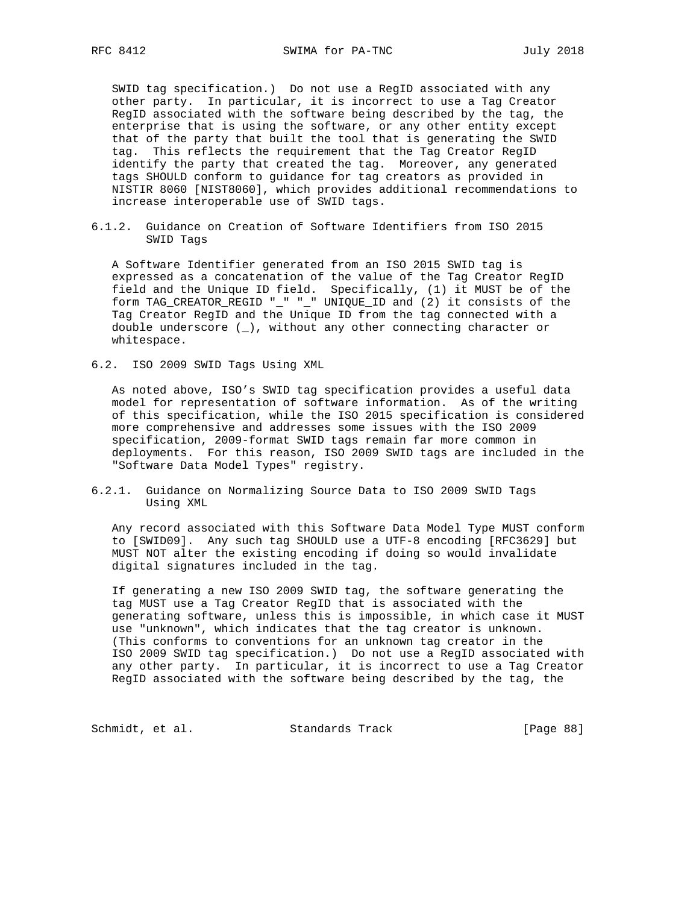SWID tag specification.) Do not use a RegID associated with any other party. In particular, it is incorrect to use a Tag Creator RegID associated with the software being described by the tag, the enterprise that is using the software, or any other entity except that of the party that built the tool that is generating the SWID tag. This reflects the requirement that the Tag Creator RegID identify the party that created the tag. Moreover, any generated tags SHOULD conform to guidance for tag creators as provided in NISTIR 8060 [NIST8060], which provides additional recommendations to increase interoperable use of SWID tags.

### 6.1.2. Guidance on Creation of Software Identifiers from ISO 2015 SWID Tags

A Software Identifier generated from an ISO 2015 SWID tag is expressed as a concatenation of the value of the Tag Creator RegID field and the Unique ID field. Specifically, (1) it MUST be of the form TAG_CREATOR_REGID "_" "_" UNIQUE_ID and (2) it consists of the Tag Creator RegID and the Unique ID from the tag connected with a double underscore (_), without any other connecting character or whitespace.

## 6.2. ISO 2009 SWID Tags Using XML

As noted above, ISO's SWID tag specification provides a useful data model for representation of software information. As of the writing of this specification, while the ISO 2015 specification is considered more comprehensive and addresses some issues with the ISO 2009 specification, 2009-format SWID tags remain far more common in deployments. For this reason, ISO 2009 SWID tags are included in the "Software Data Model Types" registry.

### 6.2.1. Guidance on Normalizing Source Data to ISO 2009 SWID Tags Using XML

Any record associated with this Software Data Model Type MUST conform to [SWID09]. Any such tag SHOULD use a UTF-8 encoding [RFC3629] but MUST NOT alter the existing encoding if doing so would invalidate digital signatures included in the tag.

If generating a new ISO 2009 SWID tag, the software generating the tag MUST use a Tag Creator RegID that is associated with the generating software, unless this is impossible, in which case it MUST use "unknown", which indicates that the tag creator is unknown. (This conforms to conventions for an unknown tag creator in the ISO 2009 SWID tag specification.) Do not use a RegID associated with any other party. In particular, it is incorrect to use a Tag Creator RegID associated with the software being described by the tag, the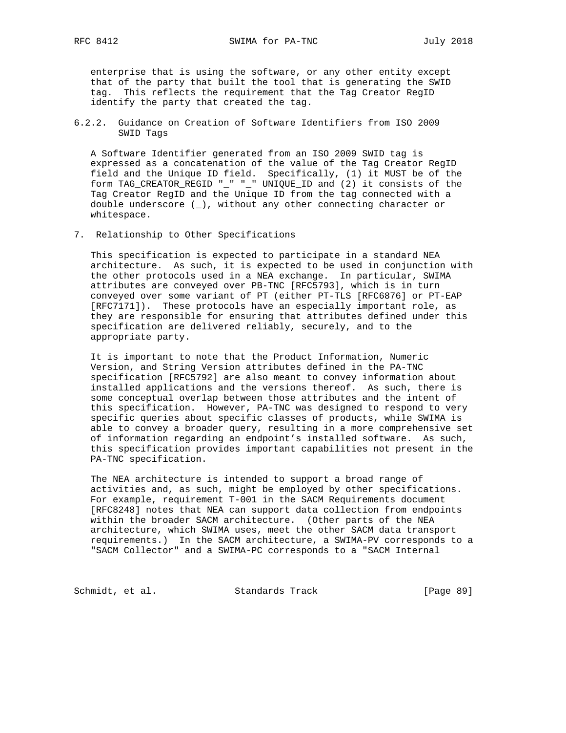enterprise that is using the software, or any other entity except that of the party that built the tool that is generating the SWID tag. This reflects the requirement that the Tag Creator RegID identify the party that created the tag.

### 6.2.2. Guidance on Creation of Software Identifiers from ISO 2009 SWID Tags

A Software Identifier generated from an ISO 2009 SWID tag is expressed as a concatenation of the value of the Tag Creator RegID field and the Unique ID field. Specifically, (1) it MUST be of the form TAG_CREATOR_REGID "_" "_" UNIQUE_ID and (2) it consists of the Tag Creator RegID and the Unique ID from the tag connected with a double underscore (_), without any other connecting character or whitespace.

## 7. Relationship to Other Specifications

This specification is expected to participate in a standard NEA architecture. As such, it is expected to be used in conjunction with the other protocols used in a NEA exchange. In particular, SWIMA attributes are conveyed over PB-TNC [RFC5793], which is in turn conveyed over some variant of PT (either PT-TLS [RFC6876] or PT-EAP [RFC7171]). These protocols have an especially important role, as they are responsible for ensuring that attributes defined under this specification are delivered reliably, securely, and to the appropriate party.

It is important to note that the Product Information, Numeric Version, and String Version attributes defined in the PA-TNC specification [RFC5792] are also meant to convey information about installed applications and the versions thereof. As such, there is some conceptual overlap between those attributes and the intent of this specification. However, PA-TNC was designed to respond to very specific queries about specific classes of products, while SWIMA is able to convey a broader query, resulting in a more comprehensive set of information regarding an endpoint's installed software. As such, this specification provides important capabilities not present in the PA-TNC specification.

The NEA architecture is intended to support a broad range of activities and, as such, might be employed by other specifications. For example, requirement T-001 in the SACM Requirements document [RFC8248] notes that NEA can support data collection from endpoints within the broader SACM architecture. (Other parts of the NEA architecture, which SWIMA uses, meet the other SACM data transport requirements.) In the SACM architecture, a SWIMA-PV corresponds to a "SACM Collector" and a SWIMA-PC corresponds to a "SACM Internal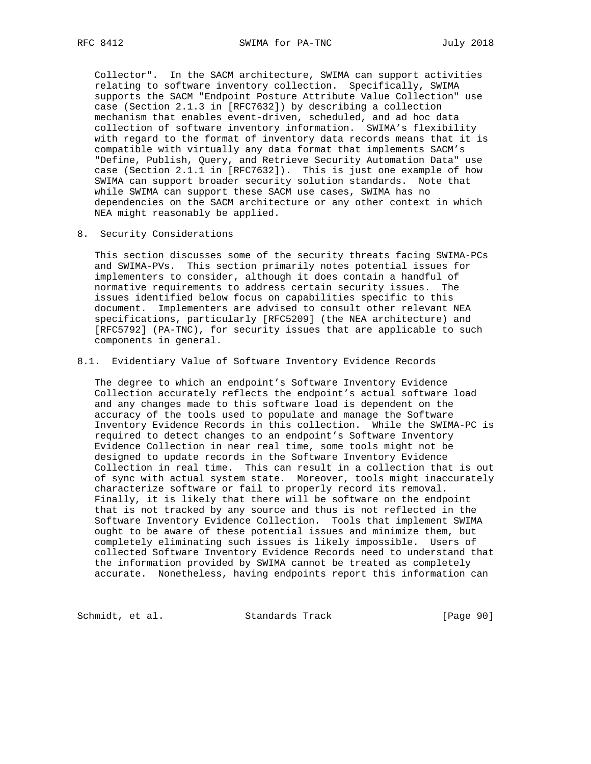Collector". In the SACM architecture, SWIMA can support activities relating to software inventory collection. Specifically, SWIMA supports the SACM "Endpoint Posture Attribute Value Collection" use case (Section 2.1.3 in [RFC7632]) by describing a collection mechanism that enables event-driven, scheduled, and ad hoc data collection of software inventory information. SWIMA's flexibility with regard to the format of inventory data records means that it is compatible with virtually any data format that implements SACM's "Define, Publish, Query, and Retrieve Security Automation Data" use case (Section 2.1.1 in [RFC7632]). This is just one example of how SWIMA can support broader security solution standards. Note that while SWIMA can support these SACM use cases, SWIMA has no dependencies on the SACM architecture or any other context in which NEA might reasonably be applied.

## 8. Security Considerations

This section discusses some of the security threats facing SWIMA-PCs and SWIMA-PVs. This section primarily notes potential issues for implementers to consider, although it does contain a handful of normative requirements to address certain security issues. The issues identified below focus on capabilities specific to this document. Implementers are advised to consult other relevant NEA specifications, particularly [RFC5209] (the NEA architecture) and [RFC5792] (PA-TNC), for security issues that are applicable to such components in general.

### 8.1. Evidentiary Value of Software Inventory Evidence Records

The degree to which an endpoint's Software Inventory Evidence Collection accurately reflects the endpoint's actual software load and any changes made to this software load is dependent on the accuracy of the tools used to populate and manage the Software Inventory Evidence Records in this collection. While the SWIMA-PC is required to detect changes to an endpoint's Software Inventory Evidence Collection in near real time, some tools might not be designed to update records in the Software Inventory Evidence Collection in real time. This can result in a collection that is out of sync with actual system state. Moreover, tools might inaccurately characterize software or fail to properly record its removal. Finally, it is likely that there will be software on the endpoint that is not tracked by any source and thus is not reflected in the Software Inventory Evidence Collection. Tools that implement SWIMA ought to be aware of these potential issues and minimize them, but completely eliminating such issues is likely impossible. Users of collected Software Inventory Evidence Records need to understand that the information provided by SWIMA cannot be treated as completely accurate. Nonetheless, having endpoints report this information can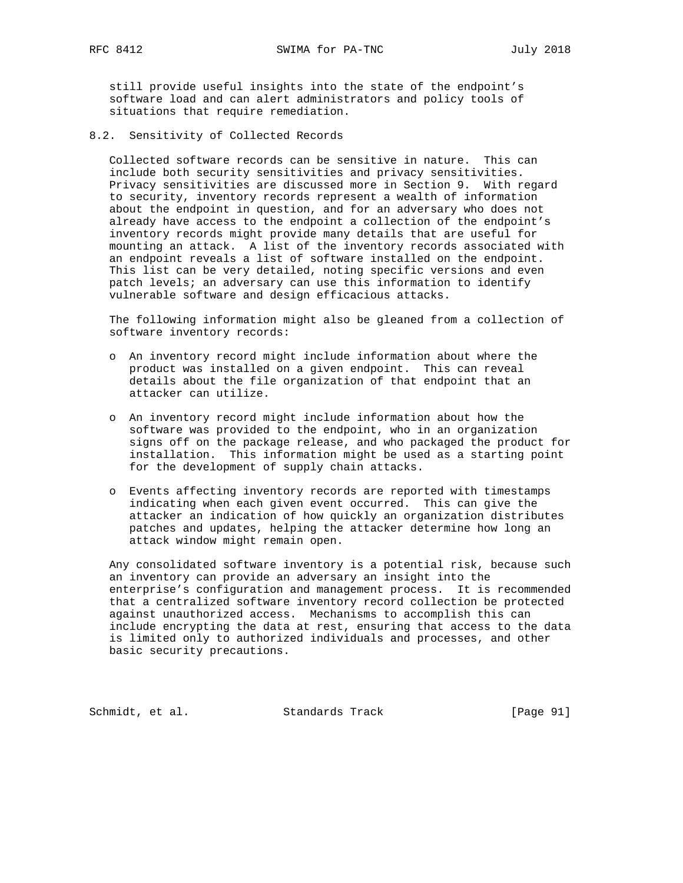still provide useful insights into the state of the endpoint's software load and can alert administrators and policy tools of situations that require remediation.

### 8.2. Sensitivity of Collected Records

Collected software records can be sensitive in nature. This can include both security sensitivities and privacy sensitivities. Privacy sensitivities are discussed more in Section 9. With regard to security, inventory records represent a wealth of information about the endpoint in question, and for an adversary who does not already have access to the endpoint a collection of the endpoint's inventory records might provide many details that are useful for mounting an attack. A list of the inventory records associated with an endpoint reveals a list of software installed on the endpoint. This list can be very detailed, noting specific versions and even patch levels; an adversary can use this information to identify vulnerable software and design efficacious attacks.

The following information might also be gleaned from a collection of software inventory records:

- An inventory record might include information about where the product was installed on a given endpoint. This can reveal details about the file organization of that endpoint that an attacker can utilize.

- An inventory record might include information about how the software was provided to the endpoint, who in an organization signs off on the package release, and who packaged the product for installation. This information might be used as a starting point for the development of supply chain attacks.

- Events affecting inventory records are reported with timestamps indicating when each given event occurred. This can give the attacker an indication of how quickly an organization distributes patches and updates, helping the attacker determine how long an attack window might remain open.

Any consolidated software inventory is a potential risk, because such an inventory can provide an adversary an insight into the enterprise's configuration and management process. It is recommended that a centralized software inventory record collection be protected against unauthorized access. Mechanisms to accomplish this can include encrypting the data at rest, ensuring that access to the data is limited only to authorized individuals and processes, and other basic security precautions.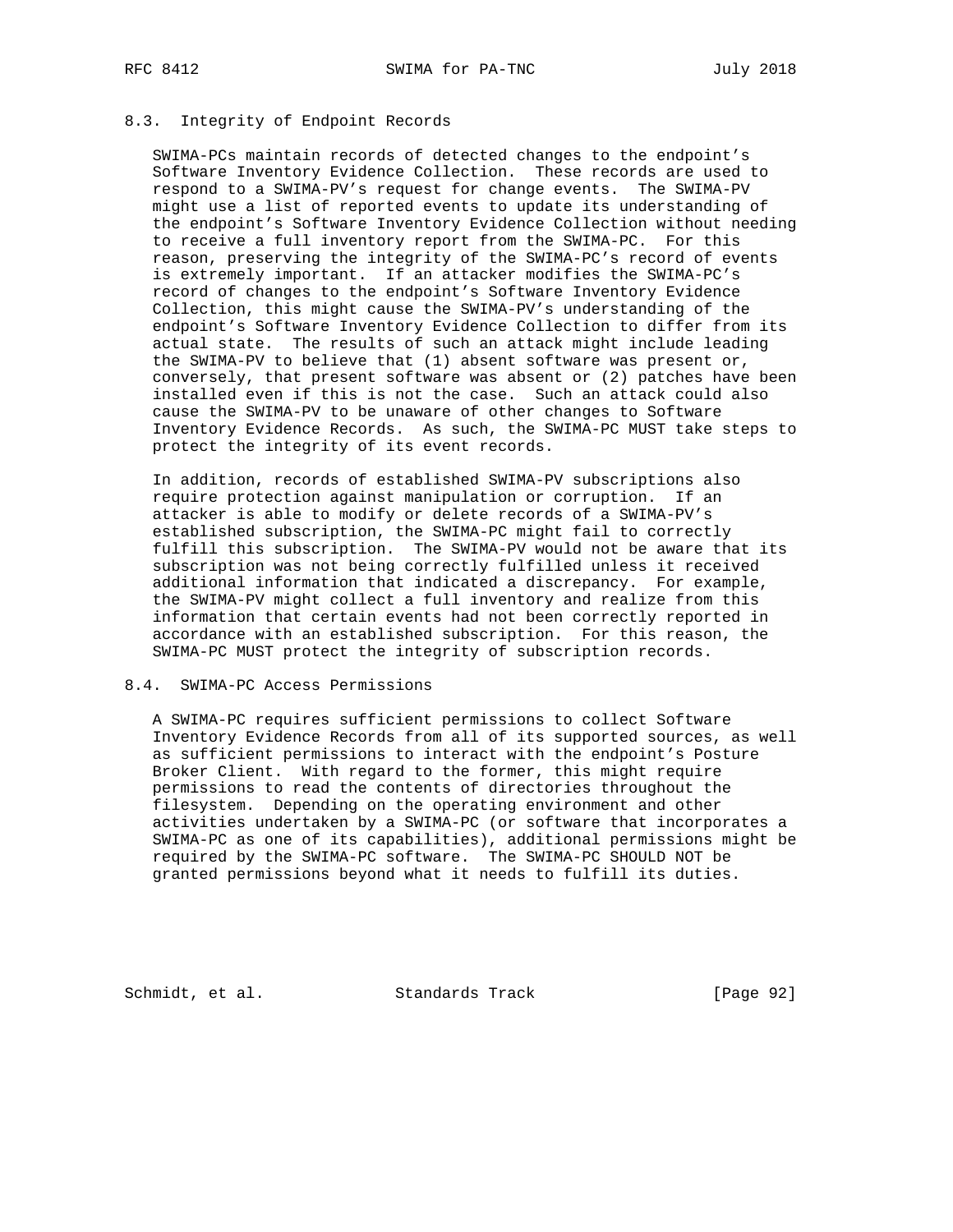### 8.3. Integrity of Endpoint Records

SWIMA-PCs maintain records of detected changes to the endpoint's Software Inventory Evidence Collection. These records are used to respond to a SWIMA-PV's request for change events. The SWIMA-PV might use a list of reported events to update its understanding of the endpoint's Software Inventory Evidence Collection without needing to receive a full inventory report from the SWIMA-PC. For this reason, preserving the integrity of the SWIMA-PC's record of events is extremely important. If an attacker modifies the SWIMA-PC's record of changes to the endpoint's Software Inventory Evidence Collection, this might cause the SWIMA-PV's understanding of the endpoint's Software Inventory Evidence Collection to differ from its actual state. The results of such an attack might include leading the SWIMA-PV to believe that (1) absent software was present or, conversely, that present software was absent or (2) patches have been installed even if this is not the case. Such an attack could also cause the SWIMA-PV to be unaware of other changes to Software Inventory Evidence Records. As such, the SWIMA-PC MUST take steps to protect the integrity of its event records.

In addition, records of established SWIMA-PV subscriptions also require protection against manipulation or corruption. If an attacker is able to modify or delete records of a SWIMA-PV's established subscription, the SWIMA-PC might fail to correctly fulfill this subscription. The SWIMA-PV would not be aware that its subscription was not being correctly fulfilled unless it received additional information that indicated a discrepancy. For example, the SWIMA-PV might collect a full inventory and realize from this information that certain events had not been correctly reported in accordance with an established subscription. For this reason, the SWIMA-PC MUST protect the integrity of subscription records.

### 8.4. SWIMA-PC Access Permissions

A SWIMA-PC requires sufficient permissions to collect Software Inventory Evidence Records from all of its supported sources, as well as sufficient permissions to interact with the endpoint's Posture Broker Client. With regard to the former, this might require permissions to read the contents of directories throughout the filesystem. Depending on the operating environment and other activities undertaken by a SWIMA-PC (or software that incorporates a SWIMA-PC as one of its capabilities), additional permissions might be required by the SWIMA-PC software. The SWIMA-PC SHOULD NOT be granted permissions beyond what it needs to fulfill its duties.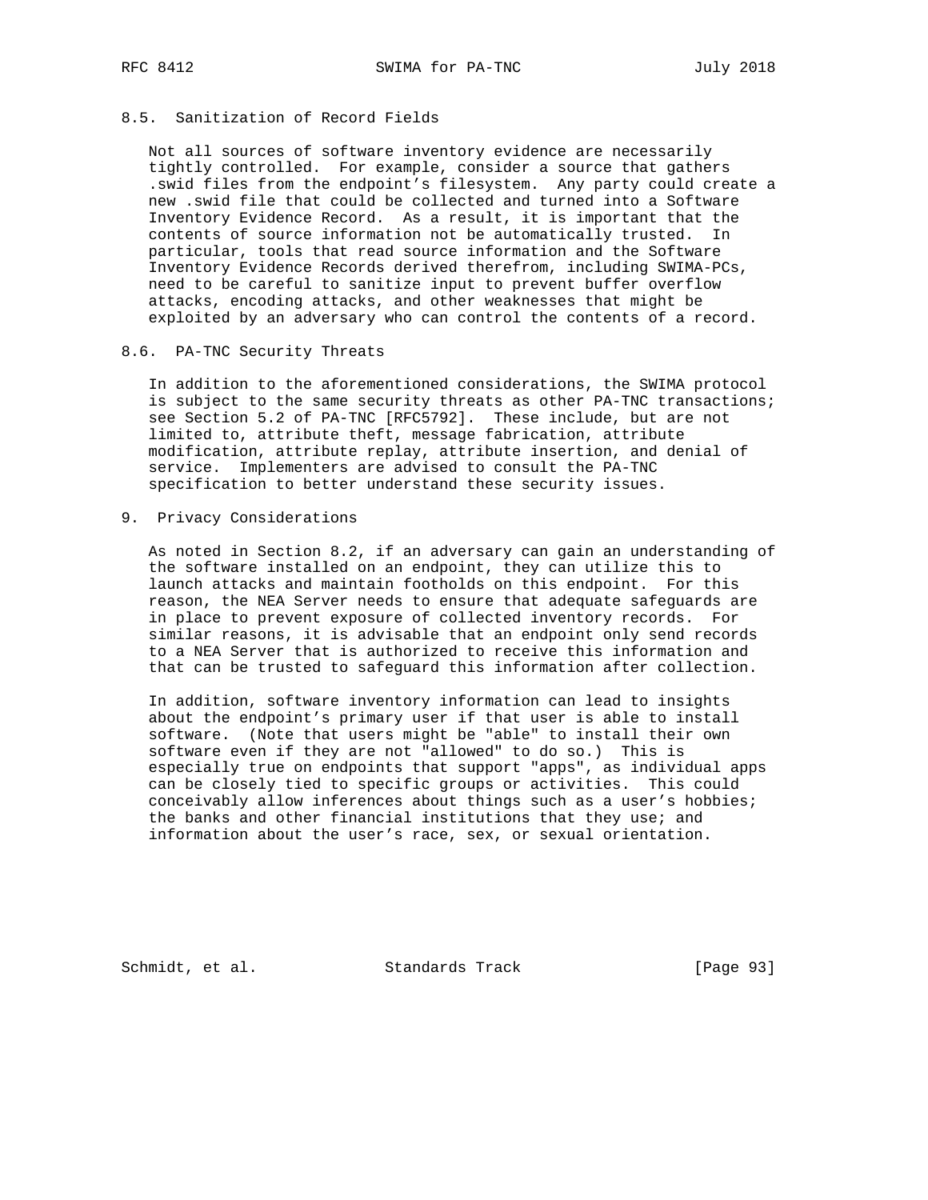### 8.5. Sanitization of Record Fields

Not all sources of software inventory evidence are necessarily tightly controlled. For example, consider a source that gathers .swid files from the endpoint's filesystem. Any party could create a new .swid file that could be collected and turned into a Software Inventory Evidence Record. As a result, it is important that the contents of source information not be automatically trusted. In particular, tools that read source information and the Software Inventory Evidence Records derived therefrom, including SWIMA-PCs, need to be careful to sanitize input to prevent buffer overflow attacks, encoding attacks, and other weaknesses that might be exploited by an adversary who can control the contents of a record.

### 8.6. PA-TNC Security Threats

In addition to the aforementioned considerations, the SWIMA protocol is subject to the same security threats as other PA-TNC transactions; see Section 5.2 of PA-TNC [RFC5792]. These include, but are not limited to, attribute theft, message fabrication, attribute modification, attribute replay, attribute insertion, and denial of service. Implementers are advised to consult the PA-TNC specification to better understand these security issues.

## 9. Privacy Considerations

As noted in Section 8.2, if an adversary can gain an understanding of the software installed on an endpoint, they can utilize this to launch attacks and maintain footholds on this endpoint. For this reason, the NEA Server needs to ensure that adequate safeguards are in place to prevent exposure of collected inventory records. For similar reasons, it is advisable that an endpoint only send records to a NEA Server that is authorized to receive this information and that can be trusted to safeguard this information after collection.

In addition, software inventory information can lead to insights about the endpoint's primary user if that user is able to install software. (Note that users might be "able" to install their own software even if they are not "allowed" to do so.) This is especially true on endpoints that support "apps", as individual apps can be closely tied to specific groups or activities. This could conceivably allow inferences about things such as a user's hobbies; the banks and other financial institutions that they use; and information about the user's race, sex, or sexual orientation.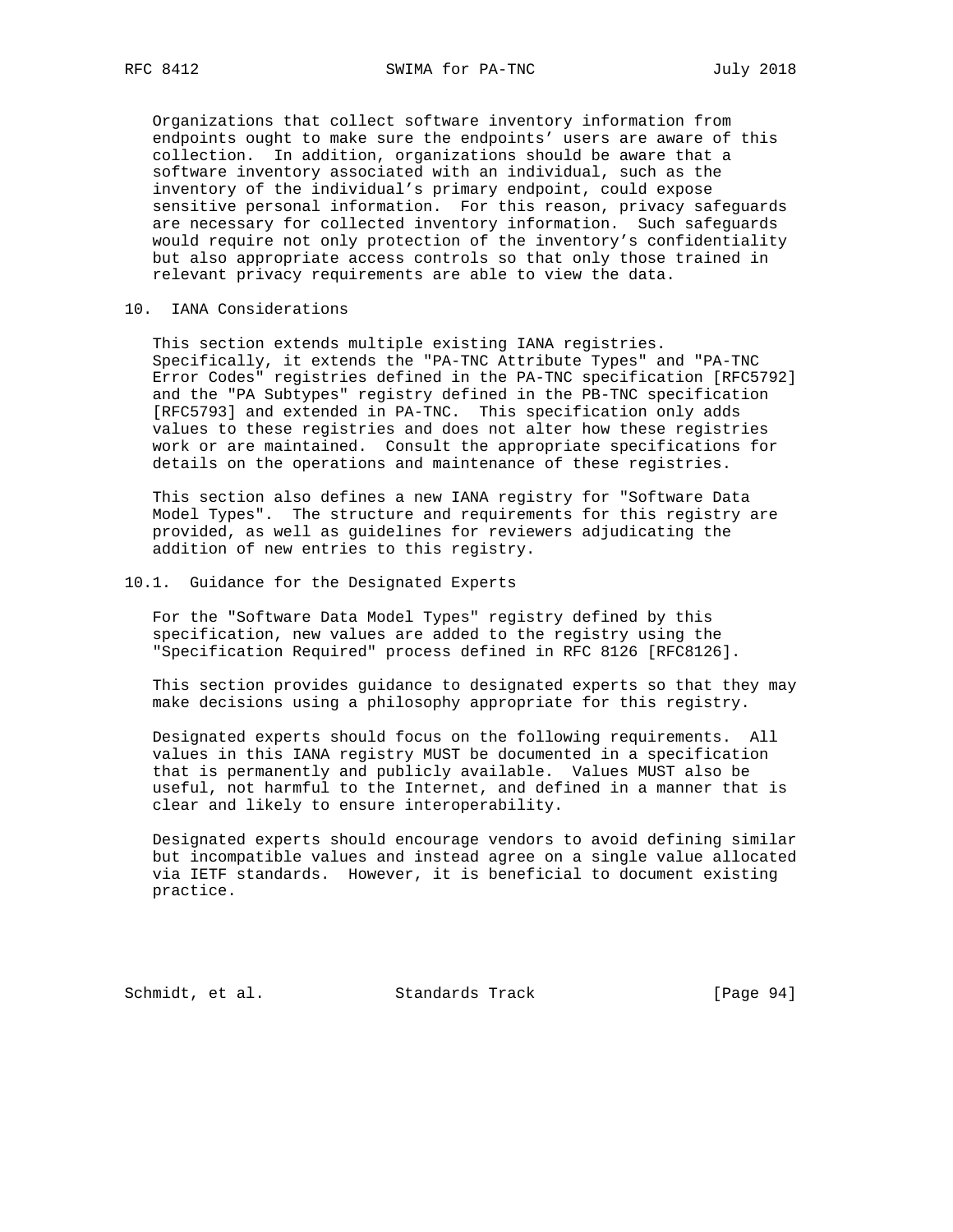Organizations that collect software inventory information from endpoints ought to make sure the endpoints' users are aware of this collection. In addition, organizations should be aware that a software inventory associated with an individual, such as the inventory of the individual's primary endpoint, could expose sensitive personal information. For this reason, privacy safeguards are necessary for collected inventory information. Such safeguards would require not only protection of the inventory's confidentiality but also appropriate access controls so that only those trained in relevant privacy requirements are able to view the data.

## 10. IANA Considerations

This section extends multiple existing IANA registries. Specifically, it extends the "PA-TNC Attribute Types" and "PA-TNC Error Codes" registries defined in the PA-TNC specification [RFC5792] and the "PA Subtypes" registry defined in the PB-TNC specification [RFC5793] and extended in PA-TNC. This specification only adds values to these registries and does not alter how these registries work or are maintained. Consult the appropriate specifications for details on the operations and maintenance of these registries.

This section also defines a new IANA registry for "Software Data Model Types". The structure and requirements for this registry are provided, as well as guidelines for reviewers adjudicating the addition of new entries to this registry.

### 10.1. Guidance for the Designated Experts

For the "Software Data Model Types" registry defined by this specification, new values are added to the registry using the "Specification Required" process defined in RFC 8126 [RFC8126].

This section provides guidance to designated experts so that they may make decisions using a philosophy appropriate for this registry.

Designated experts should focus on the following requirements. All values in this IANA registry MUST be documented in a specification that is permanently and publicly available. Values MUST also be useful, not harmful to the Internet, and defined in a manner that is clear and likely to ensure interoperability.

Designated experts should encourage vendors to avoid defining similar but incompatible values and instead agree on a single value allocated via IETF standards. However, it is beneficial to document existing practice.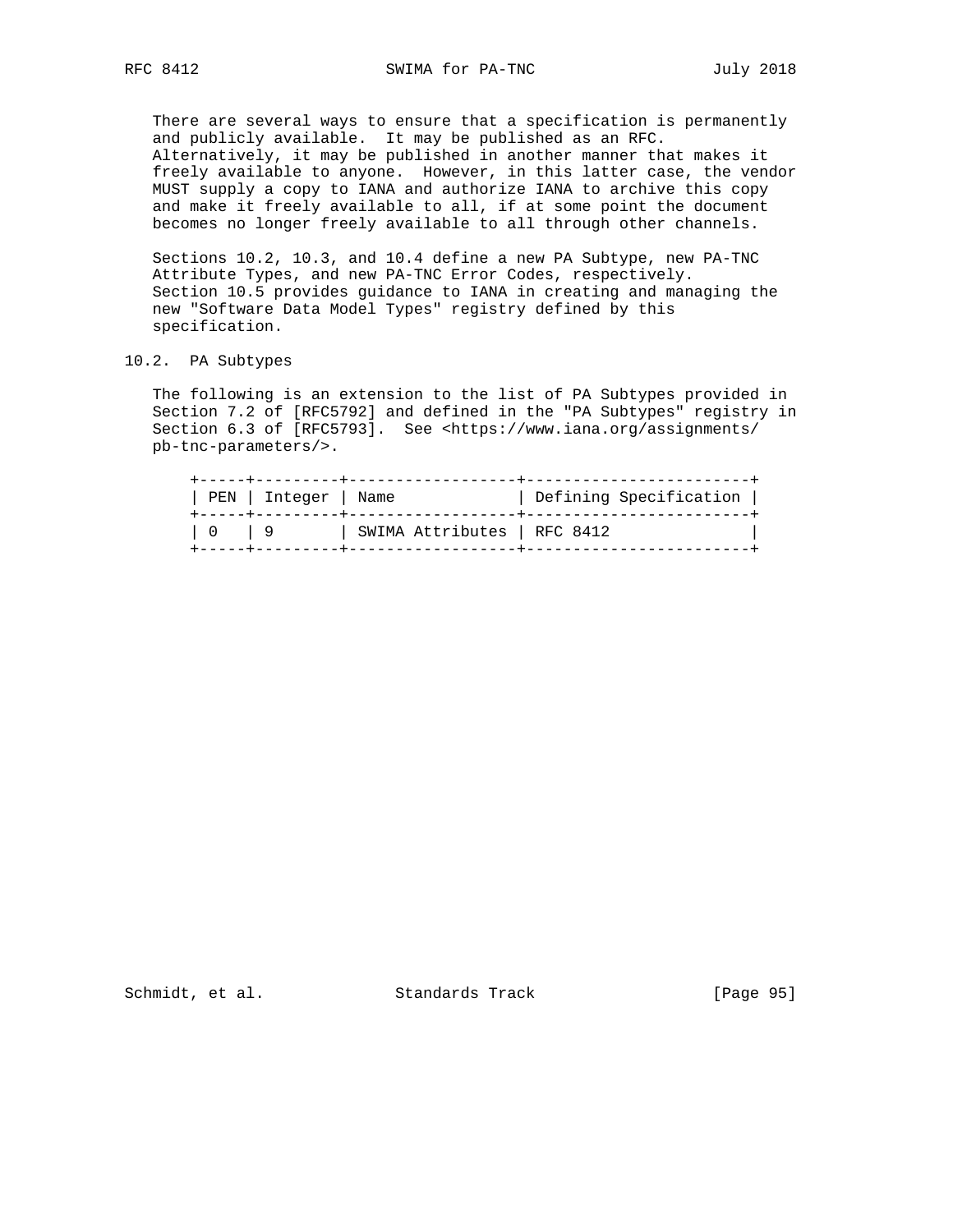There are several ways to ensure that a specification is permanently and publicly available. It may be published as an RFC. Alternatively, it may be published in another manner that makes it freely available to anyone. However, in this latter case, the vendor MUST supply a copy to IANA and authorize IANA to archive this copy and make it freely available to all, if at some point the document becomes no longer freely available to all through other channels.

Sections 10.2, 10.3, and 10.4 define a new PA Subtype, new PA-TNC Attribute Types, and new PA-TNC Error Codes, respectively. Section 10.5 provides guidance to IANA in creating and managing the new "Software Data Model Types" registry defined by this specification.

## 10.2. PA Subtypes

The following is an extension to the list of PA Subtypes provided in Section 7.2 of [RFC5792] and defined in the "PA Subtypes" registry in Section 6.3 of [RFC5793]. See <https://www.iana.org/assignments/pb-tnc-parameters/>.

| PEN | Integer | Name | Defining Specification |
| --- | --- | --- | --- |
| 0 | 9 | SWIMA Attributes | RFC 8412 |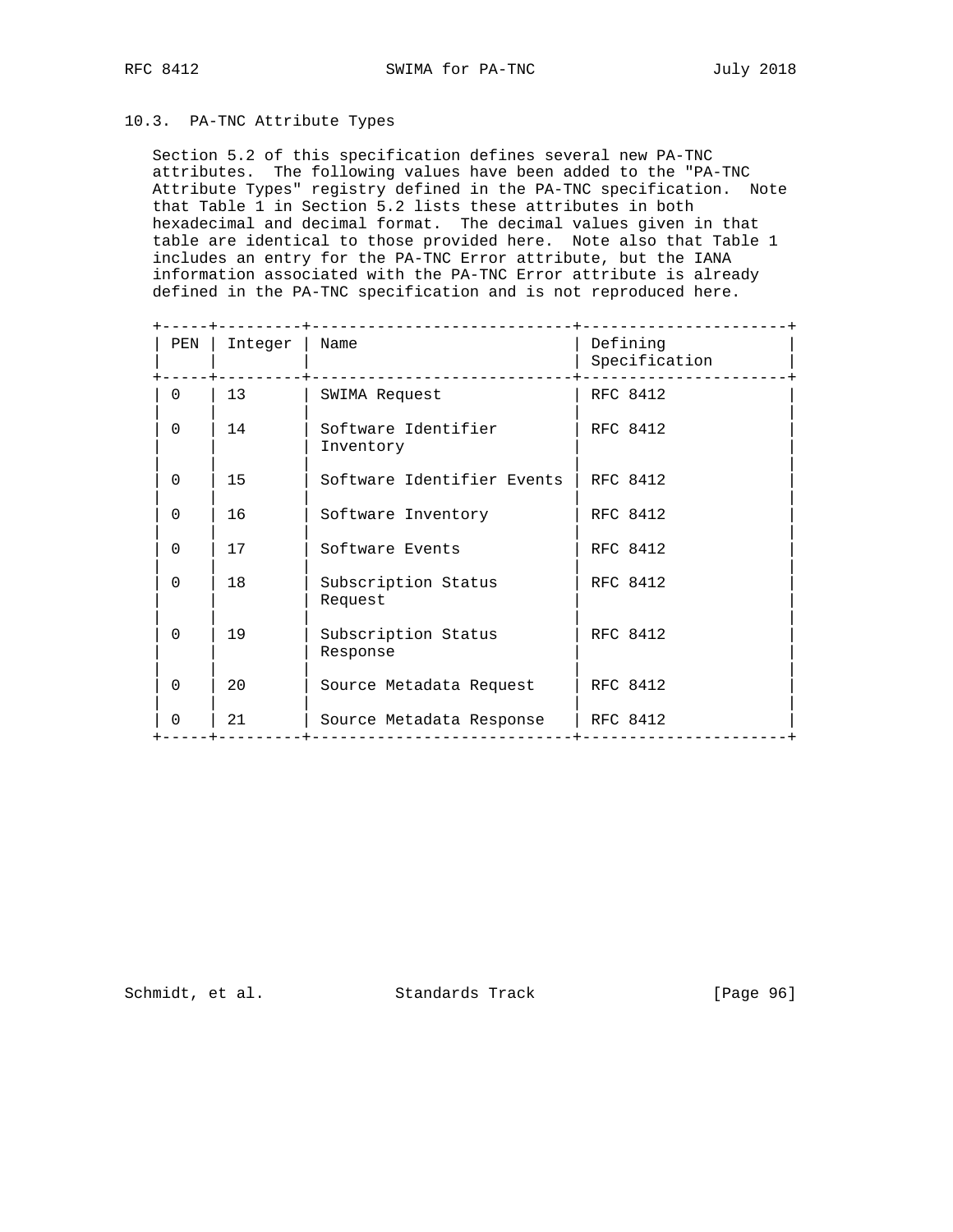### 10.3. PA-TNC Attribute Types

Section 5.2 of this specification defines several new PA-TNC attributes. The following values have been added to the "PA-TNC Attribute Types" registry defined in the PA-TNC specification. Note that Table 1 in Section 5.2 lists these attributes in both hexadecimal and decimal format. The decimal values given in that table are identical to those provided here. Note also that Table 1 includes an entry for the PA-TNC Error attribute, but the IANA information associated with the PA-TNC Error attribute is already defined in the PA-TNC specification and is not reproduced here.

| PEN | Integer | Name | Defining Specification |
|---|---|---|---|
| 0 | 13 | SWIMA Request | RFC 8412 |
| 0 | 14 | Software Identifier Inventory | RFC 8412 |
| 0 | 15 | Software Identifier Events | RFC 8412 |
| 0 | 16 | Software Inventory | RFC 8412 |
| 0 | 17 | Software Events | RFC 8412 |
| 0 | 18 | Subscription Status Request | RFC 8412 |
| 0 | 19 | Subscription Status Response | RFC 8412 |
| 0 | 20 | Source Metadata Request | RFC 8412 |
| 0 | 21 | Source Metadata Response | RFC 8412 |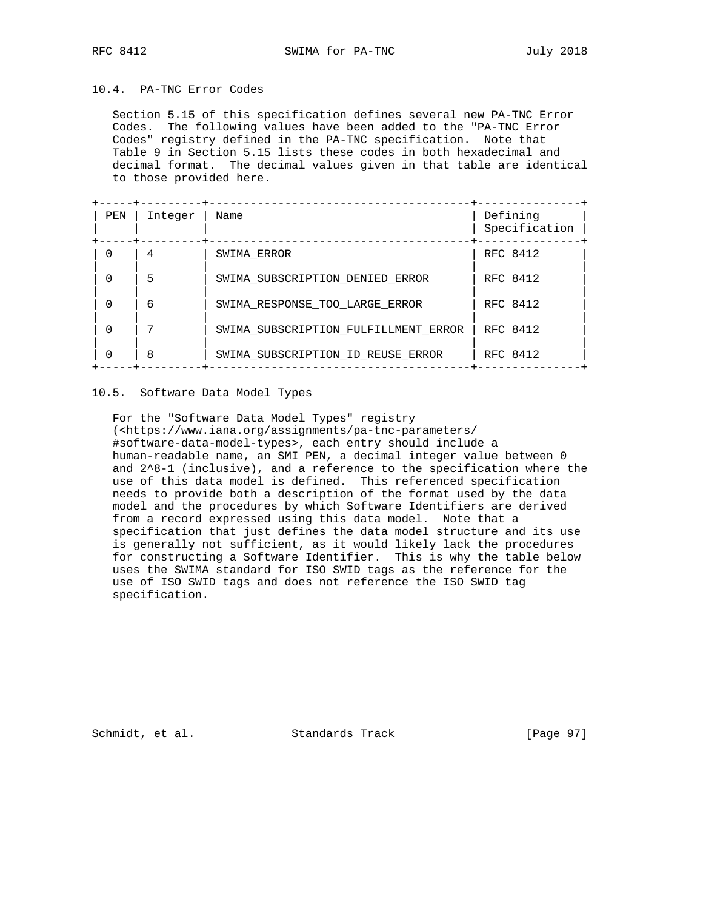### 10.4. PA-TNC Error Codes

Section 5.15 of this specification defines several new PA-TNC Error Codes. The following values have been added to the "PA-TNC Error Codes" registry defined in the PA-TNC specification. Note that Table 9 in Section 5.15 lists these codes in both hexadecimal and decimal format. The decimal values given in that table are identical to those provided here.

| PEN | Integer | Name | Defining Specification |
|---|---|---|---|
| 0 | 4 | SWIMA_ERROR | RFC 8412 |
| 0 | 5 | SWIMA_SUBSCRIPTION_DENIED_ERROR | RFC 8412 |
| 0 | 6 | SWIMA_RESPONSE_TOO_LARGE_ERROR | RFC 8412 |
| 0 | 7 | SWIMA_SUBSCRIPTION_FULFILLMENT_ERROR | RFC 8412 |
| 0 | 8 | SWIMA_SUBSCRIPTION_ID_REUSE_ERROR | RFC 8412 |

### 10.5. Software Data Model Types

For the "Software Data Model Types" registry (<https://www.iana.org/assignments/pa-tnc-parameters/#software-data-model-types>, each entry should include a human-readable name, an SMI PEN, a decimal integer value between 0 and 2^8-1 (inclusive), and a reference to the specification where the use of this data model is defined. This referenced specification needs to provide both a description of the format used by the data model and the procedures by which Software Identifiers are derived from a record expressed using this data model. Note that a specification that just defines the data model structure and its use is generally not sufficient, as it would likely lack the procedures for constructing a Software Identifier. This is why the table below uses the SWIMA standard for ISO SWID tags as the reference for the use of ISO SWID tags and does not reference the ISO SWID tag specification.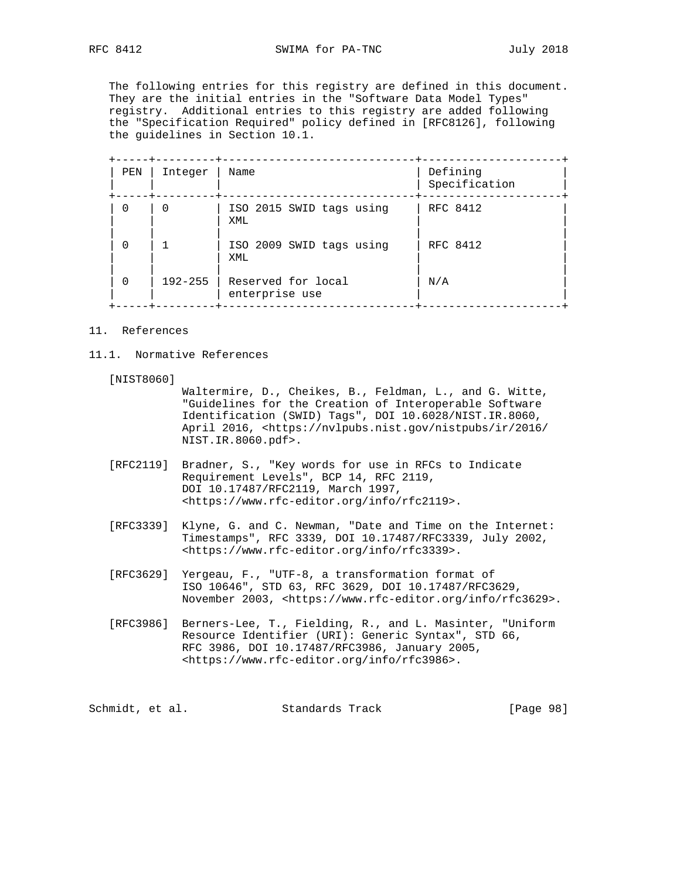The following entries for this registry are defined in this document. They are the initial entries in the "Software Data Model Types" registry. Additional entries to this registry are added following the "Specification Required" policy defined in [RFC8126], following the guidelines in Section 10.1.

| PEN | Integer | Name | Defining Specification |
|---|---|---|---|
| 0 | 0 | ISO 2015 SWID tags using XML | RFC 8412 |
| 0 | 1 | ISO 2009 SWID tags using XML | RFC 8412 |
| 0 | 192-255 | Reserved for local enterprise use | N/A |

## 11. References

### 11.1. Normative References

[NIST8060] Waltermire, D., Cheikes, B., Feldman, L., and G. Witte, "Guidelines for the Creation of Interoperable Software Identification (SWID) Tags", DOI 10.6028/NIST.IR.8060, April 2016, <https://nvlpubs.nist.gov/nistpubs/ir/2016/NIST.IR.8060.pdf>.

[RFC2119] Bradner, S., "Key words for use in RFCs to Indicate Requirement Levels", BCP 14, RFC 2119, DOI 10.17487/RFC2119, March 1997, <https://www.rfc-editor.org/info/rfc2119>.

[RFC3339] Klyne, G. and C. Newman, "Date and Time on the Internet: Timestamps", RFC 3339, DOI 10.17487/RFC3339, July 2002, <https://www.rfc-editor.org/info/rfc3339>.

[RFC3629] Yergeau, F., "UTF-8, a transformation format of ISO 10646", STD 63, RFC 3629, DOI 10.17487/RFC3629, November 2003, <https://www.rfc-editor.org/info/rfc3629>.

[RFC3986] Berners-Lee, T., Fielding, R., and L. Masinter, "Uniform Resource Identifier (URI): Generic Syntax", STD 66, RFC 3986, DOI 10.17487/RFC3986, January 2005, <https://www.rfc-editor.org/info/rfc3986>.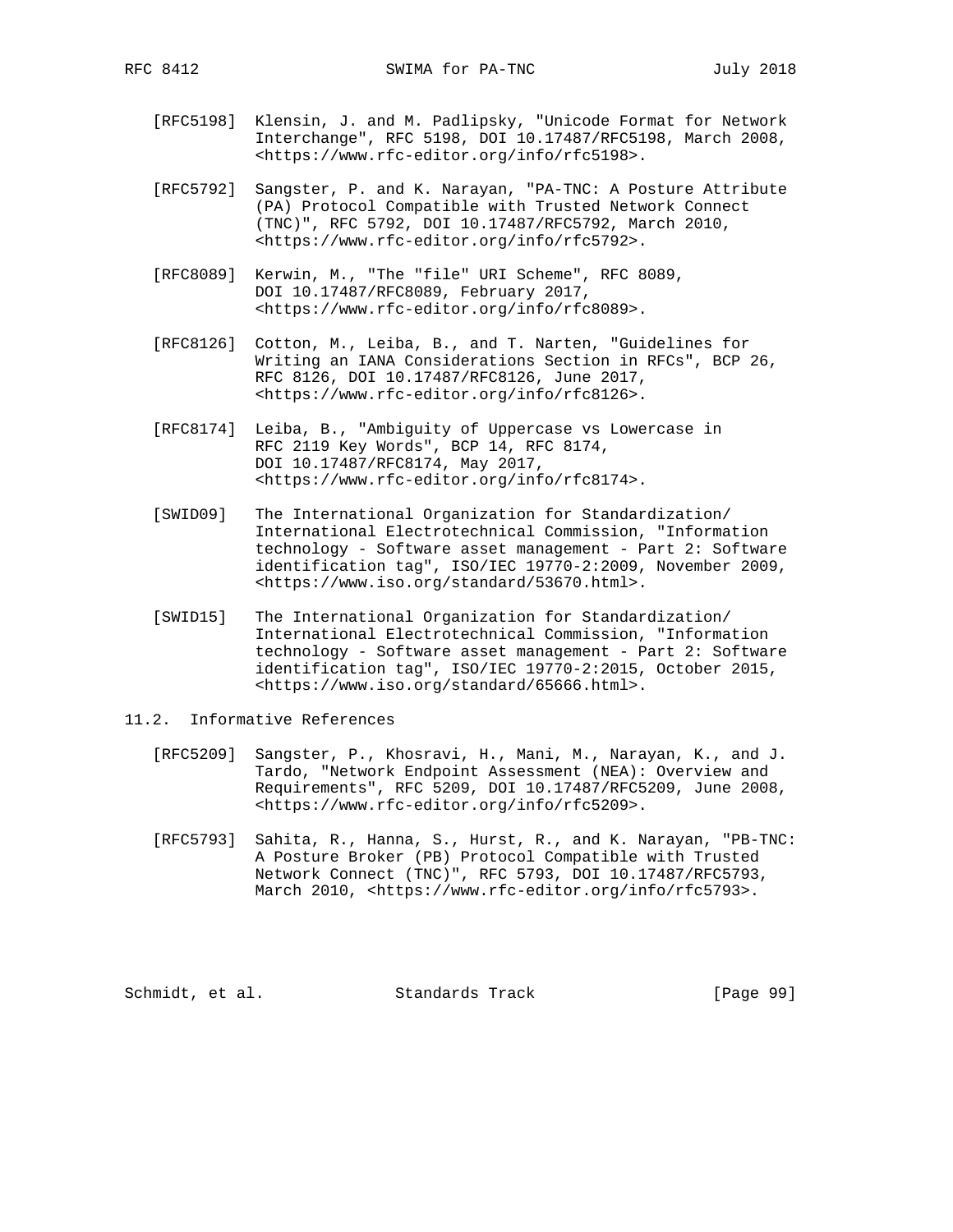[RFC5198] Klensin, J. and M. Padlipsky, "Unicode Format for Network Interchange", RFC 5198, DOI 10.17487/RFC5198, March 2008, <https://www.rfc-editor.org/info/rfc5198>.

[RFC5792] Sangster, P. and K. Narayan, "PA-TNC: A Posture Attribute (PA) Protocol Compatible with Trusted Network Connect (TNC)", RFC 5792, DOI 10.17487/RFC5792, March 2010, <https://www.rfc-editor.org/info/rfc5792>.

[RFC8089] Kerwin, M., "The "file" URI Scheme", RFC 8089, DOI 10.17487/RFC8089, February 2017, <https://www.rfc-editor.org/info/rfc8089>.

[RFC8126] Cotton, M., Leiba, B., and T. Narten, "Guidelines for Writing an IANA Considerations Section in RFCs", BCP 26, RFC 8126, DOI 10.17487/RFC8126, June 2017, <https://www.rfc-editor.org/info/rfc8126>.

[RFC8174] Leiba, B., "Ambiguity of Uppercase vs Lowercase in RFC 2119 Key Words", BCP 14, RFC 8174, DOI 10.17487/RFC8174, May 2017, <https://www.rfc-editor.org/info/rfc8174>.

[SWID09] The International Organization for Standardization/ International Electrotechnical Commission, "Information technology - Software asset management - Part 2: Software identification tag", ISO/IEC 19770-2:2009, November 2009, <https://www.iso.org/standard/53670.html>.

[SWID15] The International Organization for Standardization/ International Electrotechnical Commission, "Information technology - Software asset management - Part 2: Software identification tag", ISO/IEC 19770-2:2015, October 2015, <https://www.iso.org/standard/65666.html>.

## 11.2. Informative References

[RFC5209] Sangster, P., Khosravi, H., Mani, M., Narayan, K., and J. Tardo, "Network Endpoint Assessment (NEA): Overview and Requirements", RFC 5209, DOI 10.17487/RFC5209, June 2008, <https://www.rfc-editor.org/info/rfc5209>.

[RFC5793] Sahita, R., Hanna, S., Hurst, R., and K. Narayan, "PB-TNC: A Posture Broker (PB) Protocol Compatible with Trusted Network Connect (TNC)", RFC 5793, DOI 10.17487/RFC5793, March 2010, <https://www.rfc-editor.org/info/rfc5793>.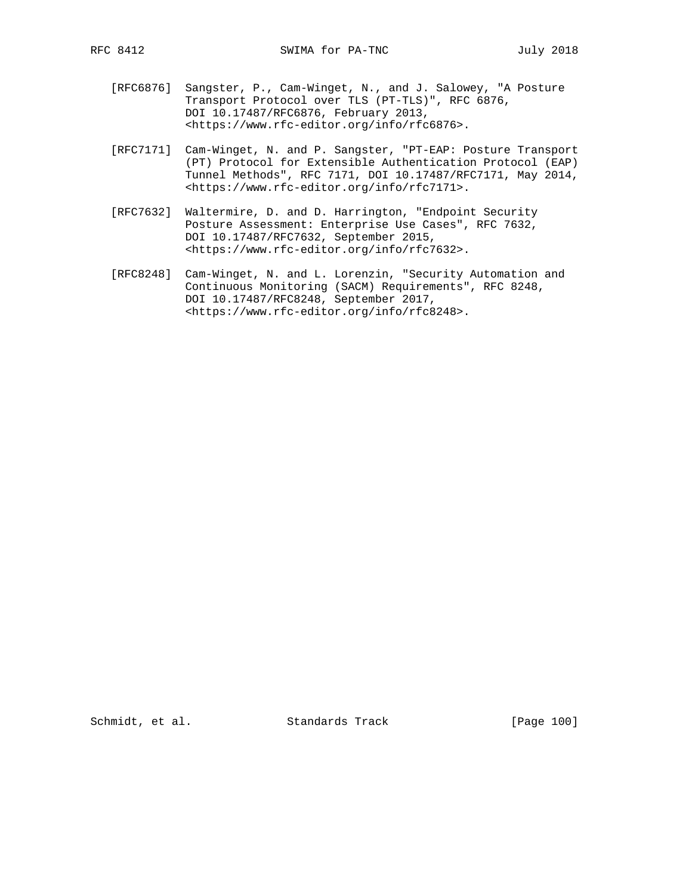[RFC6876] Sangster, P., Cam-Winget, N., and J. Salowey, "A Posture Transport Protocol over TLS (PT-TLS)", RFC 6876, DOI 10.17487/RFC6876, February 2013, <https://www.rfc-editor.org/info/rfc6876>.

[RFC7171] Cam-Winget, N. and P. Sangster, "PT-EAP: Posture Transport (PT) Protocol for Extensible Authentication Protocol (EAP) Tunnel Methods", RFC 7171, DOI 10.17487/RFC7171, May 2014, <https://www.rfc-editor.org/info/rfc7171>.

[RFC7632] Waltermire, D. and D. Harrington, "Endpoint Security Posture Assessment: Enterprise Use Cases", RFC 7632, DOI 10.17487/RFC7632, September 2015, <https://www.rfc-editor.org/info/rfc7632>.

[RFC8248] Cam-Winget, N. and L. Lorenzin, "Security Automation and Continuous Monitoring (SACM) Requirements", RFC 8248, DOI 10.17487/RFC8248, September 2017, <https://www.rfc-editor.org/info/rfc8248>.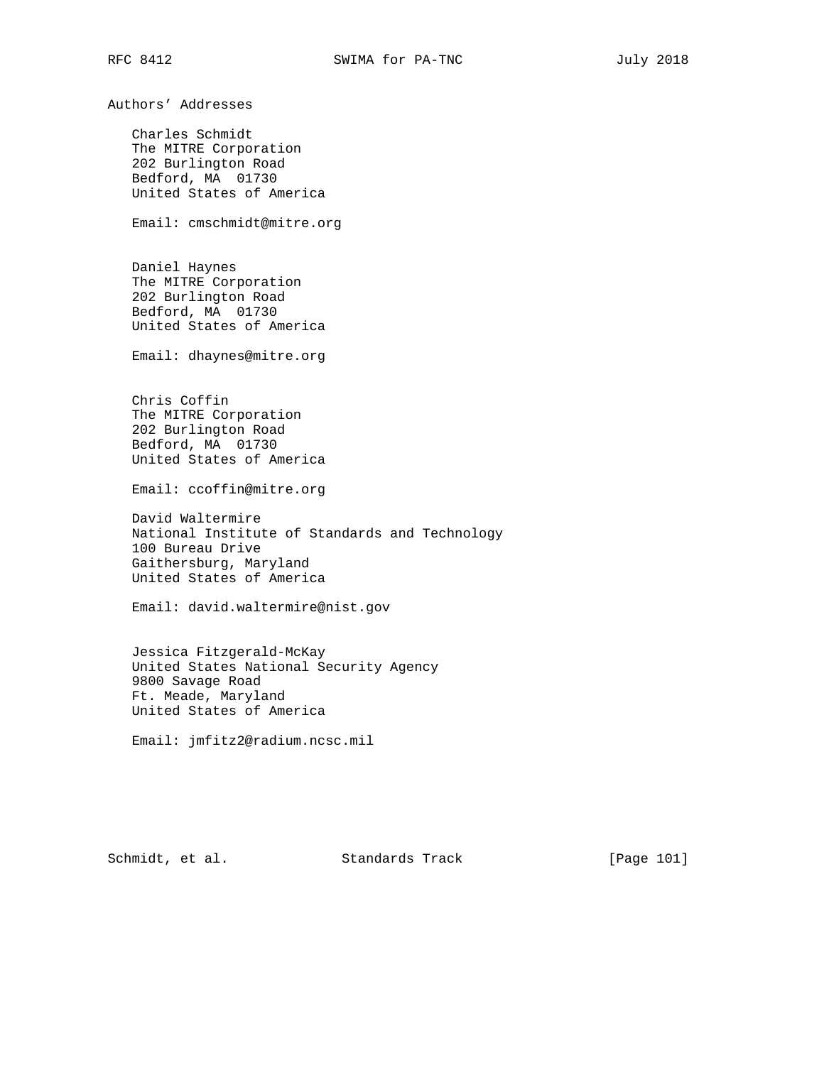# Authors' Addresses

Charles Schmidt
The MITRE Corporation
202 Burlington Road
Bedford, MA 01730
United States of America

Email: cmschmidt@mitre.org

Daniel Haynes
The MITRE Corporation
202 Burlington Road
Bedford, MA 01730
United States of America

Email: dhaynes@mitre.org

Chris Coffin
The MITRE Corporation
202 Burlington Road
Bedford, MA 01730
United States of America

Email: ccoffin@mitre.org

David Waltermire
National Institute of Standards and Technology
100 Bureau Drive
Gaithersburg, Maryland
United States of America

Email: david.waltermire@nist.gov

Jessica Fitzgerald-McKay
United States National Security Agency
9800 Savage Road
Ft. Meade, Maryland
United States of America

Email: jmfitz2@radium.ncsc.mil